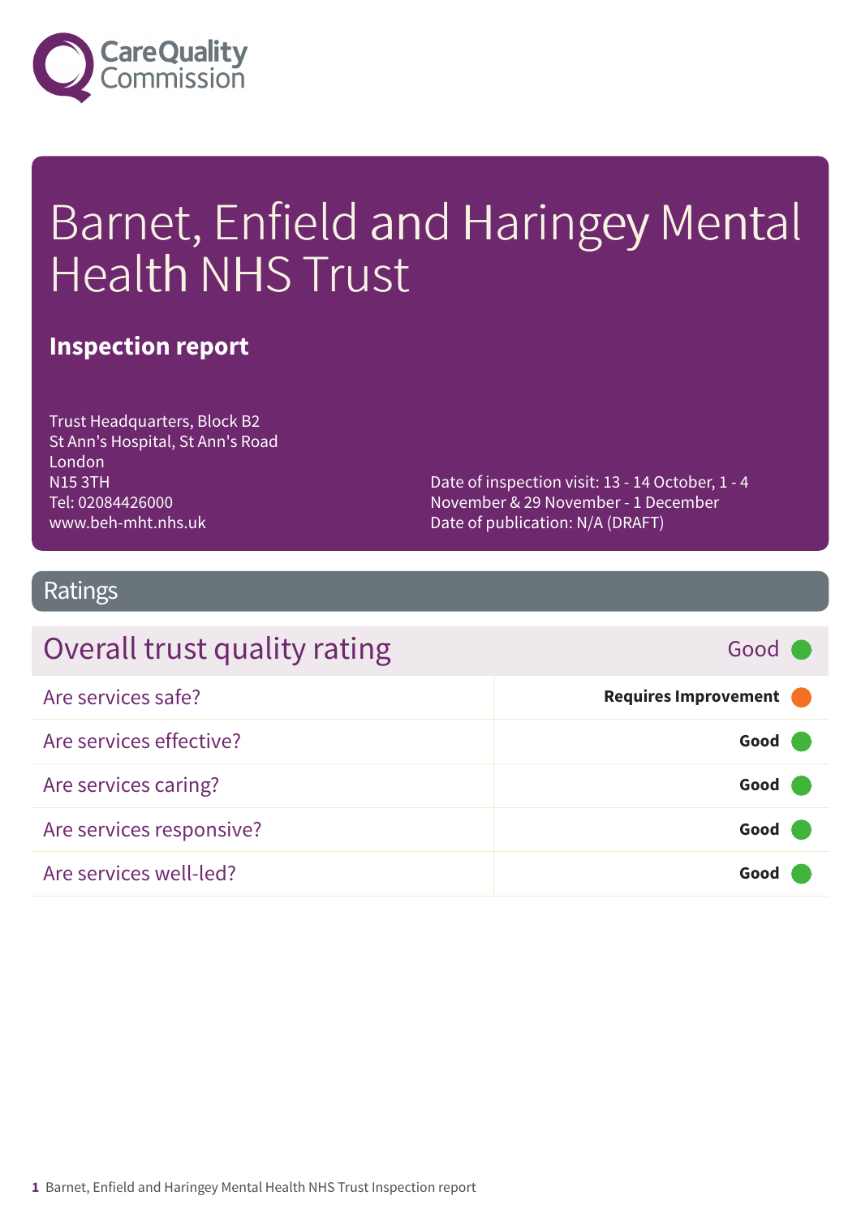# Barnet, Enfield and Haringey Mental Health NHS Trust

## Inspection report

Trust Headquarters, Block B2
St Ann's Hospital, St Ann's Road
London
N15 3TH
Tel: 02084426000
www.beh-mht.nhs.uk

Date of inspection visit: 13 - 14 October, 1 - 4 November & 29 November - 1 December
Date of publication: N/A (DRAFT)

## Ratings

| Overall trust quality rating | Good |
|---|---|
| Are services safe? | **Requires Improvement** |
| Are services effective? | **Good** |
| Are services caring? | **Good** |
| Are services responsive? | **Good** |
| Are services well-led? | **Good** |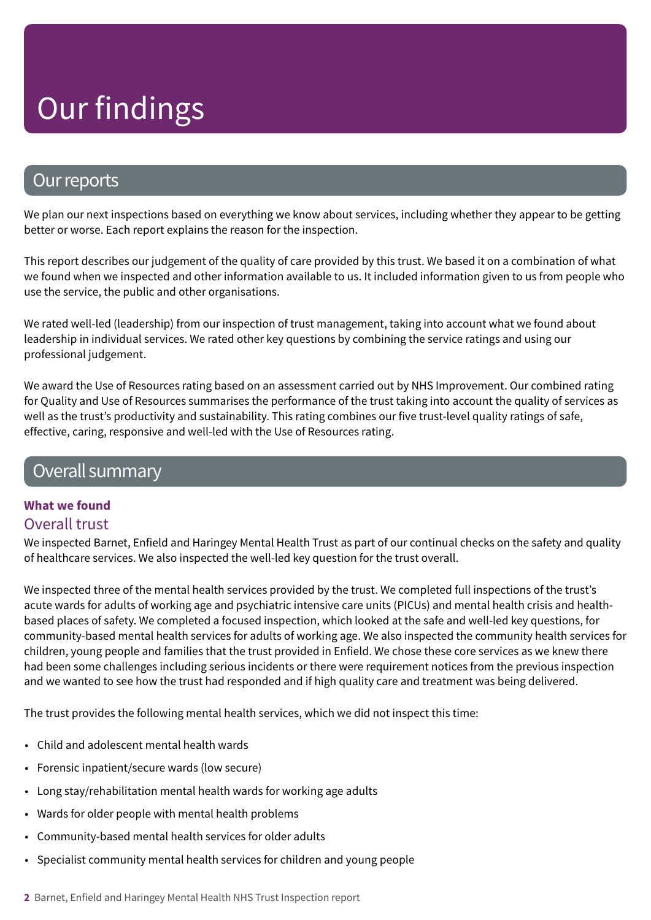# Our findings

## Our reports

We plan our next inspections based on everything we know about services, including whether they appear to be getting better or worse. Each report explains the reason for the inspection.

This report describes our judgement of the quality of care provided by this trust. We based it on a combination of what we found when we inspected and other information available to us. It included information given to us from people who use the service, the public and other organisations.

We rated well-led (leadership) from our inspection of trust management, taking into account what we found about leadership in individual services. We rated other key questions by combining the service ratings and using our professional judgement.

We award the Use of Resources rating based on an assessment carried out by NHS Improvement. Our combined rating for Quality and Use of Resources summarises the performance of the trust taking into account the quality of services as well as the trust's productivity and sustainability. This rating combines our five trust-level quality ratings of safe, effective, caring, responsive and well-led with the Use of Resources rating.

## Overall summary

**What we found**

### Overall trust

We inspected Barnet, Enfield and Haringey Mental Health Trust as part of our continual checks on the safety and quality of healthcare services. We also inspected the well-led key question for the trust overall.

We inspected three of the mental health services provided by the trust. We completed full inspections of the trust's acute wards for adults of working age and psychiatric intensive care units (PICUs) and mental health crisis and health-based places of safety. We completed a focused inspection, which looked at the safe and well-led key questions, for community-based mental health services for adults of working age. We also inspected the community health services for children, young people and families that the trust provided in Enfield. We chose these core services as we knew there had been some challenges including serious incidents or there were requirement notices from the previous inspection and we wanted to see how the trust had responded and if high quality care and treatment was being delivered.

The trust provides the following mental health services, which we did not inspect this time:

- Child and adolescent mental health wards
- Forensic inpatient/secure wards (low secure)
- Long stay/rehabilitation mental health wards for working age adults
- Wards for older people with mental health problems
- Community-based mental health services for older adults
- Specialist community mental health services for children and young people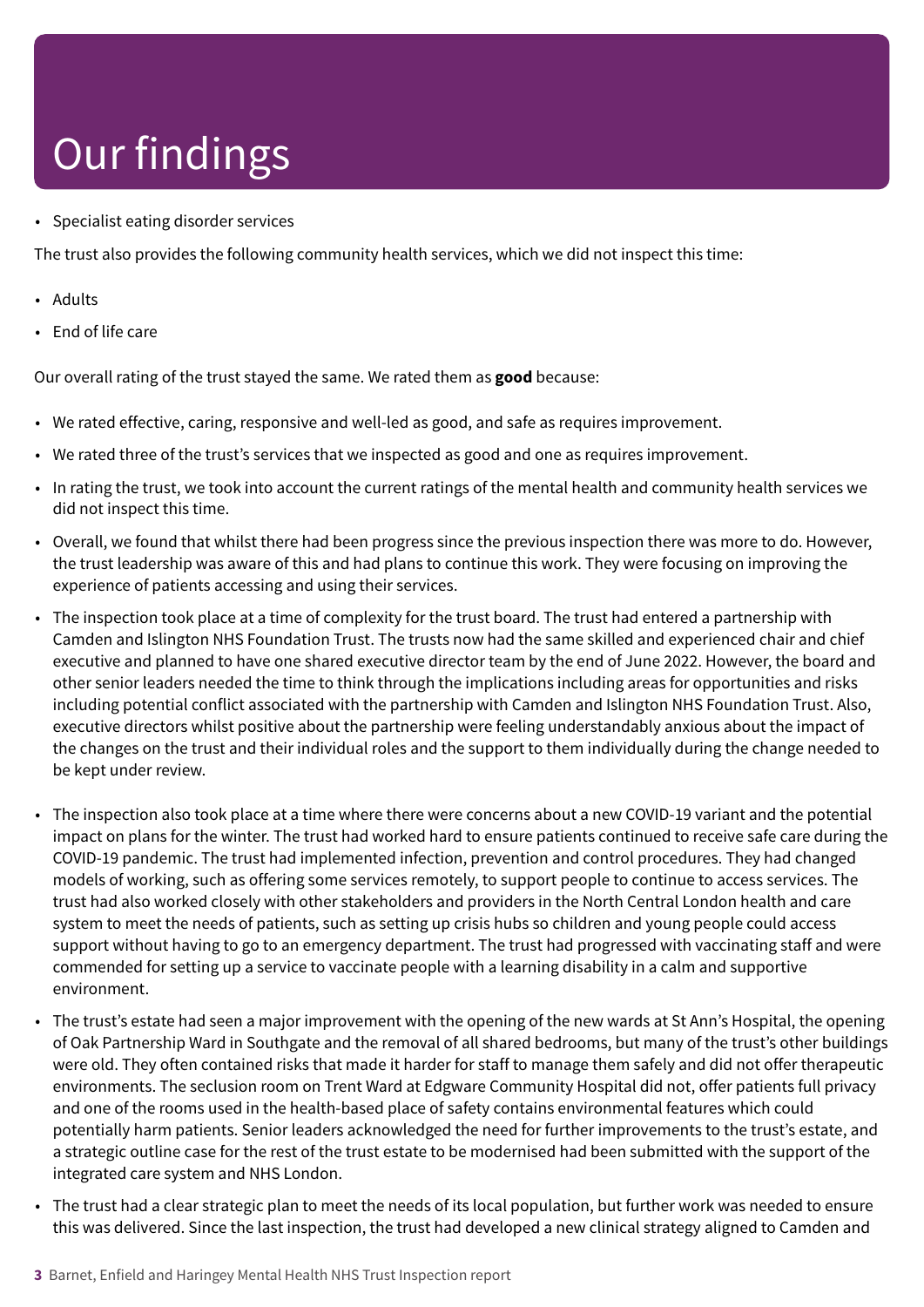# Our findings

- Specialist eating disorder services

The trust also provides the following community health services, which we did not inspect this time:

- Adults
- End of life care

Our overall rating of the trust stayed the same. We rated them as **good** because:

- We rated effective, caring, responsive and well-led as good, and safe as requires improvement.
- We rated three of the trust's services that we inspected as good and one as requires improvement.
- In rating the trust, we took into account the current ratings of the mental health and community health services we did not inspect this time.
- Overall, we found that whilst there had been progress since the previous inspection there was more to do. However, the trust leadership was aware of this and had plans to continue this work. They were focusing on improving the experience of patients accessing and using their services.
- The inspection took place at a time of complexity for the trust board. The trust had entered a partnership with Camden and Islington NHS Foundation Trust. The trusts now had the same skilled and experienced chair and chief executive and planned to have one shared executive director team by the end of June 2022. However, the board and other senior leaders needed the time to think through the implications including areas for opportunities and risks including potential conflict associated with the partnership with Camden and Islington NHS Foundation Trust. Also, executive directors whilst positive about the partnership were feeling understandably anxious about the impact of the changes on the trust and their individual roles and the support to them individually during the change needed to be kept under review.
- The inspection also took place at a time where there were concerns about a new COVID-19 variant and the potential impact on plans for the winter. The trust had worked hard to ensure patients continued to receive safe care during the COVID-19 pandemic. The trust had implemented infection, prevention and control procedures. They had changed models of working, such as offering some services remotely, to support people to continue to access services. The trust had also worked closely with other stakeholders and providers in the North Central London health and care system to meet the needs of patients, such as setting up crisis hubs so children and young people could access support without having to go to an emergency department. The trust had progressed with vaccinating staff and were commended for setting up a service to vaccinate people with a learning disability in a calm and supportive environment.
- The trust's estate had seen a major improvement with the opening of the new wards at St Ann's Hospital, the opening of Oak Partnership Ward in Southgate and the removal of all shared bedrooms, but many of the trust's other buildings were old. They often contained risks that made it harder for staff to manage them safely and did not offer therapeutic environments. The seclusion room on Trent Ward at Edgware Community Hospital did not, offer patients full privacy and one of the rooms used in the health-based place of safety contains environmental features which could potentially harm patients. Senior leaders acknowledged the need for further improvements to the trust's estate, and a strategic outline case for the rest of the trust estate to be modernised had been submitted with the support of the integrated care system and NHS London.
- The trust had a clear strategic plan to meet the needs of its local population, but further work was needed to ensure this was delivered. Since the last inspection, the trust had developed a new clinical strategy aligned to Camden and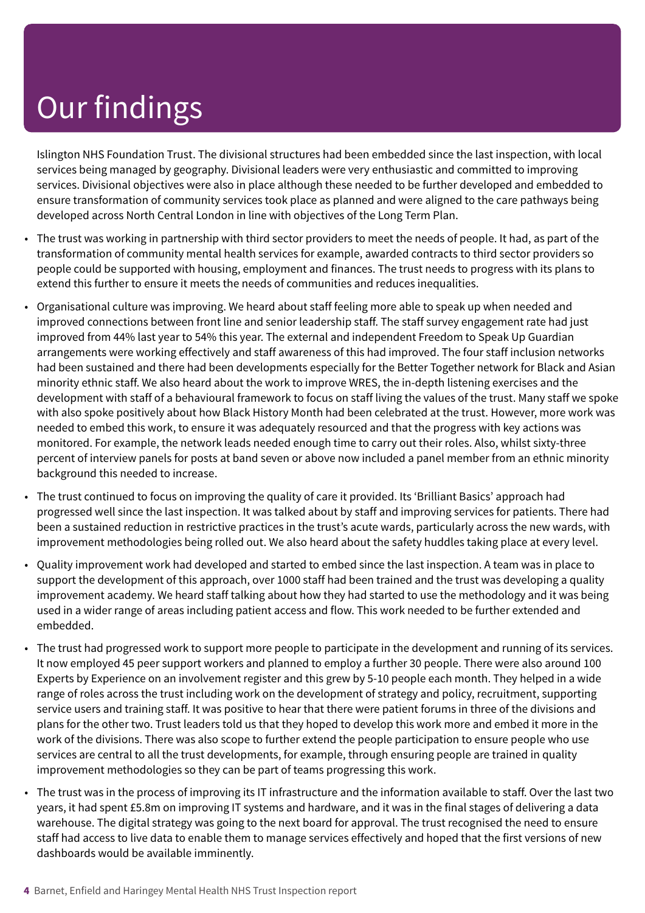# Our findings

Islington NHS Foundation Trust. The divisional structures had been embedded since the last inspection, with local services being managed by geography. Divisional leaders were very enthusiastic and committed to improving services. Divisional objectives were also in place although these needed to be further developed and embedded to ensure transformation of community services took place as planned and were aligned to the care pathways being developed across North Central London in line with objectives of the Long Term Plan.

- The trust was working in partnership with third sector providers to meet the needs of people. It had, as part of the transformation of community mental health services for example, awarded contracts to third sector providers so people could be supported with housing, employment and finances. The trust needs to progress with its plans to extend this further to ensure it meets the needs of communities and reduces inequalities.
- Organisational culture was improving. We heard about staff feeling more able to speak up when needed and improved connections between front line and senior leadership staff. The staff survey engagement rate had just improved from 44% last year to 54% this year. The external and independent Freedom to Speak Up Guardian arrangements were working effectively and staff awareness of this had improved. The four staff inclusion networks had been sustained and there had been developments especially for the Better Together network for Black and Asian minority ethnic staff. We also heard about the work to improve WRES, the in-depth listening exercises and the development with staff of a behavioural framework to focus on staff living the values of the trust. Many staff we spoke with also spoke positively about how Black History Month had been celebrated at the trust. However, more work was needed to embed this work, to ensure it was adequately resourced and that the progress with key actions was monitored. For example, the network leads needed enough time to carry out their roles. Also, whilst sixty-three percent of interview panels for posts at band seven or above now included a panel member from an ethnic minority background this needed to increase.
- The trust continued to focus on improving the quality of care it provided. Its 'Brilliant Basics' approach had progressed well since the last inspection. It was talked about by staff and improving services for patients. There had been a sustained reduction in restrictive practices in the trust's acute wards, particularly across the new wards, with improvement methodologies being rolled out. We also heard about the safety huddles taking place at every level.
- Quality improvement work had developed and started to embed since the last inspection. A team was in place to support the development of this approach, over 1000 staff had been trained and the trust was developing a quality improvement academy. We heard staff talking about how they had started to use the methodology and it was being used in a wider range of areas including patient access and flow. This work needed to be further extended and embedded.
- The trust had progressed work to support more people to participate in the development and running of its services. It now employed 45 peer support workers and planned to employ a further 30 people. There were also around 100 Experts by Experience on an involvement register and this grew by 5-10 people each month. They helped in a wide range of roles across the trust including work on the development of strategy and policy, recruitment, supporting service users and training staff. It was positive to hear that there were patient forums in three of the divisions and plans for the other two. Trust leaders told us that they hoped to develop this work more and embed it more in the work of the divisions. There was also scope to further extend the people participation to ensure people who use services are central to all the trust developments, for example, through ensuring people are trained in quality improvement methodologies so they can be part of teams progressing this work.
- The trust was in the process of improving its IT infrastructure and the information available to staff. Over the last two years, it had spent £5.8m on improving IT systems and hardware, and it was in the final stages of delivering a data warehouse. The digital strategy was going to the next board for approval. The trust recognised the need to ensure staff had access to live data to enable them to manage services effectively and hoped that the first versions of new dashboards would be available imminently.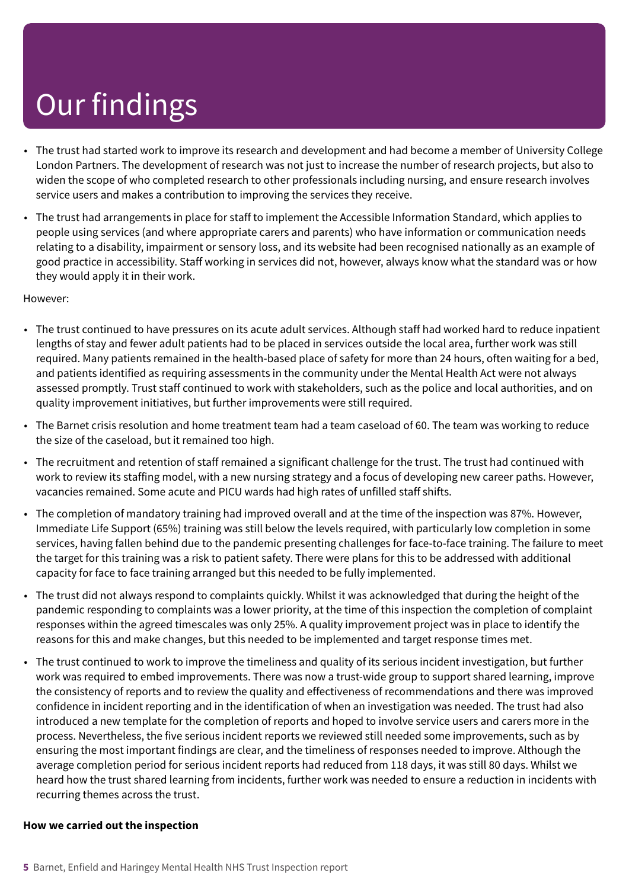# Our findings

- The trust had started work to improve its research and development and had become a member of University College London Partners. The development of research was not just to increase the number of research projects, but also to widen the scope of who completed research to other professionals including nursing, and ensure research involves service users and makes a contribution to improving the services they receive.
- The trust had arrangements in place for staff to implement the Accessible Information Standard, which applies to people using services (and where appropriate carers and parents) who have information or communication needs relating to a disability, impairment or sensory loss, and its website had been recognised nationally as an example of good practice in accessibility. Staff working in services did not, however, always know what the standard was or how they would apply it in their work.

However:

- The trust continued to have pressures on its acute adult services. Although staff had worked hard to reduce inpatient lengths of stay and fewer adult patients had to be placed in services outside the local area, further work was still required. Many patients remained in the health-based place of safety for more than 24 hours, often waiting for a bed, and patients identified as requiring assessments in the community under the Mental Health Act were not always assessed promptly. Trust staff continued to work with stakeholders, such as the police and local authorities, and on quality improvement initiatives, but further improvements were still required.
- The Barnet crisis resolution and home treatment team had a team caseload of 60. The team was working to reduce the size of the caseload, but it remained too high.
- The recruitment and retention of staff remained a significant challenge for the trust. The trust had continued with work to review its staffing model, with a new nursing strategy and a focus of developing new career paths. However, vacancies remained. Some acute and PICU wards had high rates of unfilled staff shifts.
- The completion of mandatory training had improved overall and at the time of the inspection was 87%. However, Immediate Life Support (65%) training was still below the levels required, with particularly low completion in some services, having fallen behind due to the pandemic presenting challenges for face-to-face training. The failure to meet the target for this training was a risk to patient safety. There were plans for this to be addressed with additional capacity for face to face training arranged but this needed to be fully implemented.
- The trust did not always respond to complaints quickly. Whilst it was acknowledged that during the height of the pandemic responding to complaints was a lower priority, at the time of this inspection the completion of complaint responses within the agreed timescales was only 25%. A quality improvement project was in place to identify the reasons for this and make changes, but this needed to be implemented and target response times met.
- The trust continued to work to improve the timeliness and quality of its serious incident investigation, but further work was required to embed improvements. There was now a trust-wide group to support shared learning, improve the consistency of reports and to review the quality and effectiveness of recommendations and there was improved confidence in incident reporting and in the identification of when an investigation was needed. The trust had also introduced a new template for the completion of reports and hoped to involve service users and carers more in the process. Nevertheless, the five serious incident reports we reviewed still needed some improvements, such as by ensuring the most important findings are clear, and the timeliness of responses needed to improve. Although the average completion period for serious incident reports had reduced from 118 days, it was still 80 days. Whilst we heard how the trust shared learning from incidents, further work was needed to ensure a reduction in incidents with recurring themes across the trust.

**How we carried out the inspection**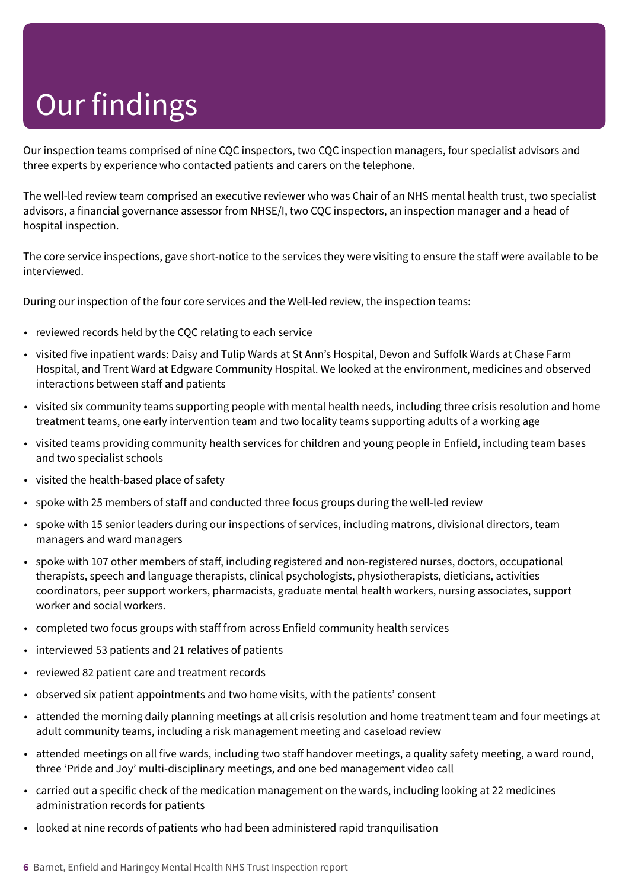# Our findings

Our inspection teams comprised of nine CQC inspectors, two CQC inspection managers, four specialist advisors and three experts by experience who contacted patients and carers on the telephone.

The well-led review team comprised an executive reviewer who was Chair of an NHS mental health trust, two specialist advisors, a financial governance assessor from NHSE/I, two CQC inspectors, an inspection manager and a head of hospital inspection.

The core service inspections, gave short-notice to the services they were visiting to ensure the staff were available to be interviewed.

During our inspection of the four core services and the Well-led review, the inspection teams:

- reviewed records held by the CQC relating to each service
- visited five inpatient wards: Daisy and Tulip Wards at St Ann's Hospital, Devon and Suffolk Wards at Chase Farm Hospital, and Trent Ward at Edgware Community Hospital. We looked at the environment, medicines and observed interactions between staff and patients
- visited six community teams supporting people with mental health needs, including three crisis resolution and home treatment teams, one early intervention team and two locality teams supporting adults of a working age
- visited teams providing community health services for children and young people in Enfield, including team bases and two specialist schools
- visited the health-based place of safety
- spoke with 25 members of staff and conducted three focus groups during the well-led review
- spoke with 15 senior leaders during our inspections of services, including matrons, divisional directors, team managers and ward managers
- spoke with 107 other members of staff, including registered and non-registered nurses, doctors, occupational therapists, speech and language therapists, clinical psychologists, physiotherapists, dieticians, activities coordinators, peer support workers, pharmacists, graduate mental health workers, nursing associates, support worker and social workers.
- completed two focus groups with staff from across Enfield community health services
- interviewed 53 patients and 21 relatives of patients
- reviewed 82 patient care and treatment records
- observed six patient appointments and two home visits, with the patients' consent
- attended the morning daily planning meetings at all crisis resolution and home treatment team and four meetings at adult community teams, including a risk management meeting and caseload review
- attended meetings on all five wards, including two staff handover meetings, a quality safety meeting, a ward round, three 'Pride and Joy' multi-disciplinary meetings, and one bed management video call
- carried out a specific check of the medication management on the wards, including looking at 22 medicines administration records for patients
- looked at nine records of patients who had been administered rapid tranquilisation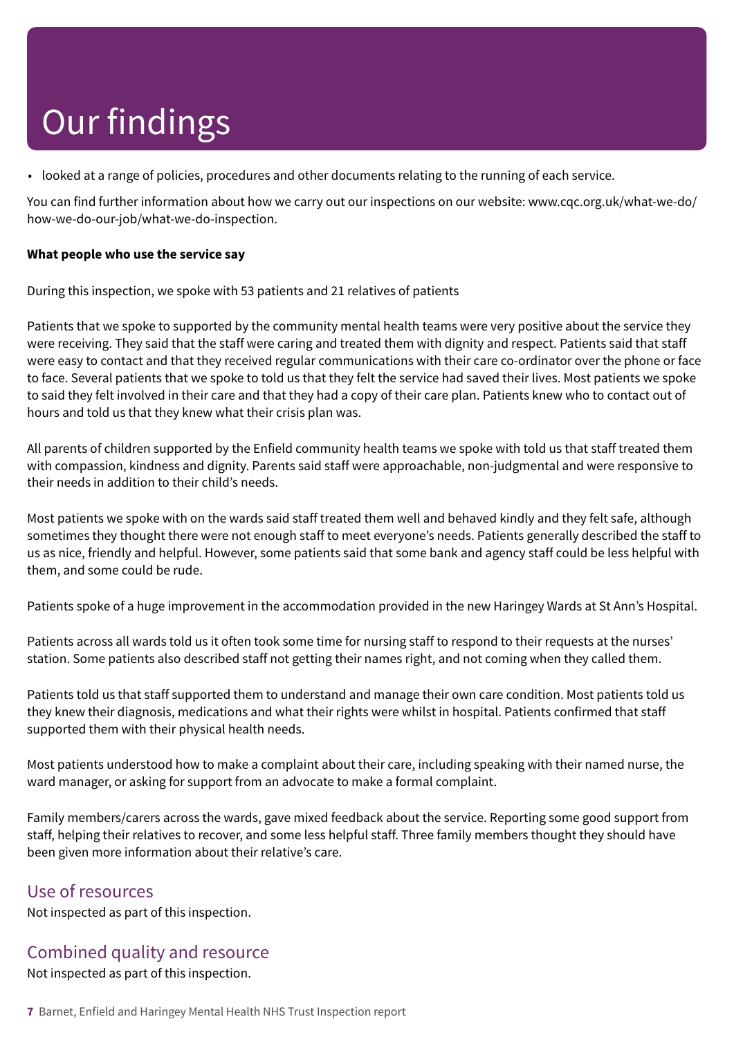# Our findings

- looked at a range of policies, procedures and other documents relating to the running of each service.

You can find further information about how we carry out our inspections on our website: www.cqc.org.uk/what-we-do/how-we-do-our-job/what-we-do-inspection.

**What people who use the service say**

During this inspection, we spoke with 53 patients and 21 relatives of patients

Patients that we spoke to supported by the community mental health teams were very positive about the service they were receiving. They said that the staff were caring and treated them with dignity and respect. Patients said that staff were easy to contact and that they received regular communications with their care co-ordinator over the phone or face to face. Several patients that we spoke to told us that they felt the service had saved their lives. Most patients we spoke to said they felt involved in their care and that they had a copy of their care plan. Patients knew who to contact out of hours and told us that they knew what their crisis plan was.

All parents of children supported by the Enfield community health teams we spoke with told us that staff treated them with compassion, kindness and dignity. Parents said staff were approachable, non-judgmental and were responsive to their needs in addition to their child's needs.

Most patients we spoke with on the wards said staff treated them well and behaved kindly and they felt safe, although sometimes they thought there were not enough staff to meet everyone's needs. Patients generally described the staff to us as nice, friendly and helpful. However, some patients said that some bank and agency staff could be less helpful with them, and some could be rude.

Patients spoke of a huge improvement in the accommodation provided in the new Haringey Wards at St Ann's Hospital.

Patients across all wards told us it often took some time for nursing staff to respond to their requests at the nurses' station. Some patients also described staff not getting their names right, and not coming when they called them.

Patients told us that staff supported them to understand and manage their own care condition. Most patients told us they knew their diagnosis, medications and what their rights were whilst in hospital. Patients confirmed that staff supported them with their physical health needs.

Most patients understood how to make a complaint about their care, including speaking with their named nurse, the ward manager, or asking for support from an advocate to make a formal complaint.

Family members/carers across the wards, gave mixed feedback about the service. Reporting some good support from staff, helping their relatives to recover, and some less helpful staff. Three family members thought they should have been given more information about their relative's care.

## Use of resources

Not inspected as part of this inspection.

## Combined quality and resource

Not inspected as part of this inspection.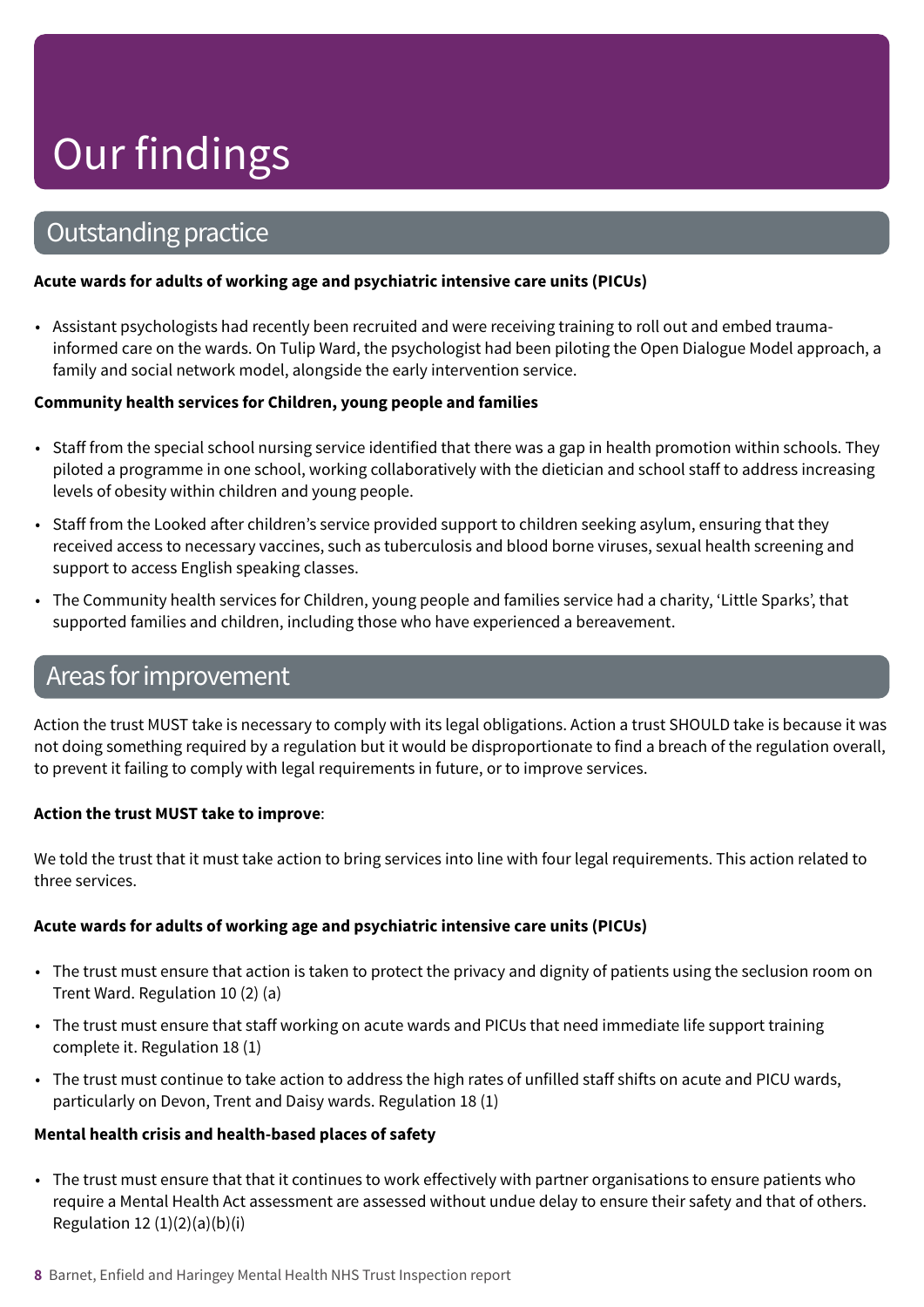# Our findings

## Outstanding practice

**Acute wards for adults of working age and psychiatric intensive care units (PICUs)**

- Assistant psychologists had recently been recruited and were receiving training to roll out and embed trauma-informed care on the wards. On Tulip Ward, the psychologist had been piloting the Open Dialogue Model approach, a family and social network model, alongside the early intervention service.

**Community health services for Children, young people and families**

- Staff from the special school nursing service identified that there was a gap in health promotion within schools. They piloted a programme in one school, working collaboratively with the dietician and school staff to address increasing levels of obesity within children and young people.
- Staff from the Looked after children's service provided support to children seeking asylum, ensuring that they received access to necessary vaccines, such as tuberculosis and blood borne viruses, sexual health screening and support to access English speaking classes.
- The Community health services for Children, young people and families service had a charity, 'Little Sparks', that supported families and children, including those who have experienced a bereavement.

## Areas for improvement

Action the trust MUST take is necessary to comply with its legal obligations. Action a trust SHOULD take is because it was not doing something required by a regulation but it would be disproportionate to find a breach of the regulation overall, to prevent it failing to comply with legal requirements in future, or to improve services.

**Action the trust MUST take to improve**:

We told the trust that it must take action to bring services into line with four legal requirements. This action related to three services.

**Acute wards for adults of working age and psychiatric intensive care units (PICUs)**

- The trust must ensure that action is taken to protect the privacy and dignity of patients using the seclusion room on Trent Ward. Regulation 10 (2) (a)
- The trust must ensure that staff working on acute wards and PICUs that need immediate life support training complete it. Regulation 18 (1)
- The trust must continue to take action to address the high rates of unfilled staff shifts on acute and PICU wards, particularly on Devon, Trent and Daisy wards. Regulation 18 (1)

**Mental health crisis and health-based places of safety**

- The trust must ensure that that it continues to work effectively with partner organisations to ensure patients who require a Mental Health Act assessment are assessed without undue delay to ensure their safety and that of others. Regulation 12 (1)(2)(a)(b)(i)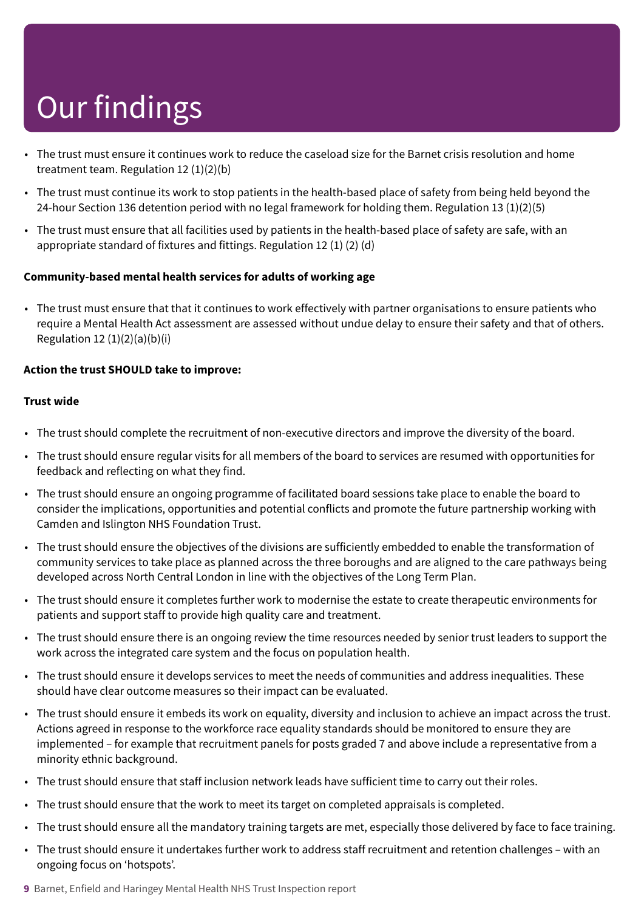# Our findings

- The trust must ensure it continues work to reduce the caseload size for the Barnet crisis resolution and home treatment team. Regulation 12 (1)(2)(b)
- The trust must continue its work to stop patients in the health-based place of safety from being held beyond the 24-hour Section 136 detention period with no legal framework for holding them. Regulation 13 (1)(2)(5)
- The trust must ensure that all facilities used by patients in the health-based place of safety are safe, with an appropriate standard of fixtures and fittings. Regulation 12 (1) (2) (d)

**Community-based mental health services for adults of working age**

- The trust must ensure that that it continues to work effectively with partner organisations to ensure patients who require a Mental Health Act assessment are assessed without undue delay to ensure their safety and that of others. Regulation 12 (1)(2)(a)(b)(i)

**Action the trust SHOULD take to improve:**

**Trust wide**

- The trust should complete the recruitment of non-executive directors and improve the diversity of the board.
- The trust should ensure regular visits for all members of the board to services are resumed with opportunities for feedback and reflecting on what they find.
- The trust should ensure an ongoing programme of facilitated board sessions take place to enable the board to consider the implications, opportunities and potential conflicts and promote the future partnership working with Camden and Islington NHS Foundation Trust.
- The trust should ensure the objectives of the divisions are sufficiently embedded to enable the transformation of community services to take place as planned across the three boroughs and are aligned to the care pathways being developed across North Central London in line with the objectives of the Long Term Plan.
- The trust should ensure it completes further work to modernise the estate to create therapeutic environments for patients and support staff to provide high quality care and treatment.
- The trust should ensure there is an ongoing review the time resources needed by senior trust leaders to support the work across the integrated care system and the focus on population health.
- The trust should ensure it develops services to meet the needs of communities and address inequalities. These should have clear outcome measures so their impact can be evaluated.
- The trust should ensure it embeds its work on equality, diversity and inclusion to achieve an impact across the trust. Actions agreed in response to the workforce race equality standards should be monitored to ensure they are implemented – for example that recruitment panels for posts graded 7 and above include a representative from a minority ethnic background.
- The trust should ensure that staff inclusion network leads have sufficient time to carry out their roles.
- The trust should ensure that the work to meet its target on completed appraisals is completed.
- The trust should ensure all the mandatory training targets are met, especially those delivered by face to face training.
- The trust should ensure it undertakes further work to address staff recruitment and retention challenges – with an ongoing focus on 'hotspots'.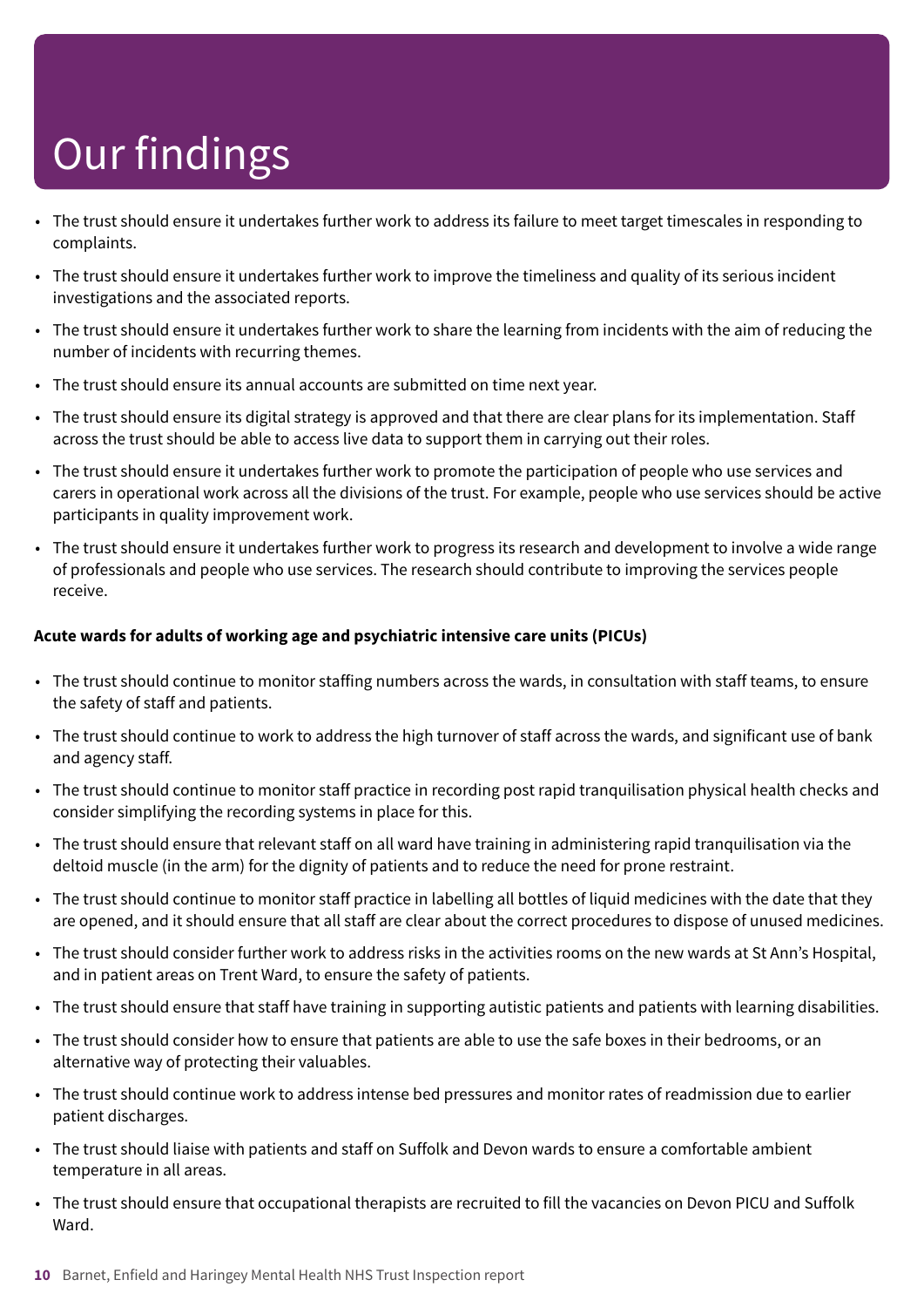# Our findings

- The trust should ensure it undertakes further work to address its failure to meet target timescales in responding to complaints.
- The trust should ensure it undertakes further work to improve the timeliness and quality of its serious incident investigations and the associated reports.
- The trust should ensure it undertakes further work to share the learning from incidents with the aim of reducing the number of incidents with recurring themes.
- The trust should ensure its annual accounts are submitted on time next year.
- The trust should ensure its digital strategy is approved and that there are clear plans for its implementation. Staff across the trust should be able to access live data to support them in carrying out their roles.
- The trust should ensure it undertakes further work to promote the participation of people who use services and carers in operational work across all the divisions of the trust. For example, people who use services should be active participants in quality improvement work.
- The trust should ensure it undertakes further work to progress its research and development to involve a wide range of professionals and people who use services. The research should contribute to improving the services people receive.

**Acute wards for adults of working age and psychiatric intensive care units (PICUs)**

- The trust should continue to monitor staffing numbers across the wards, in consultation with staff teams, to ensure the safety of staff and patients.
- The trust should continue to work to address the high turnover of staff across the wards, and significant use of bank and agency staff.
- The trust should continue to monitor staff practice in recording post rapid tranquilisation physical health checks and consider simplifying the recording systems in place for this.
- The trust should ensure that relevant staff on all ward have training in administering rapid tranquilisation via the deltoid muscle (in the arm) for the dignity of patients and to reduce the need for prone restraint.
- The trust should continue to monitor staff practice in labelling all bottles of liquid medicines with the date that they are opened, and it should ensure that all staff are clear about the correct procedures to dispose of unused medicines.
- The trust should consider further work to address risks in the activities rooms on the new wards at St Ann's Hospital, and in patient areas on Trent Ward, to ensure the safety of patients.
- The trust should ensure that staff have training in supporting autistic patients and patients with learning disabilities.
- The trust should consider how to ensure that patients are able to use the safe boxes in their bedrooms, or an alternative way of protecting their valuables.
- The trust should continue work to address intense bed pressures and monitor rates of readmission due to earlier patient discharges.
- The trust should liaise with patients and staff on Suffolk and Devon wards to ensure a comfortable ambient temperature in all areas.
- The trust should ensure that occupational therapists are recruited to fill the vacancies on Devon PICU and Suffolk Ward.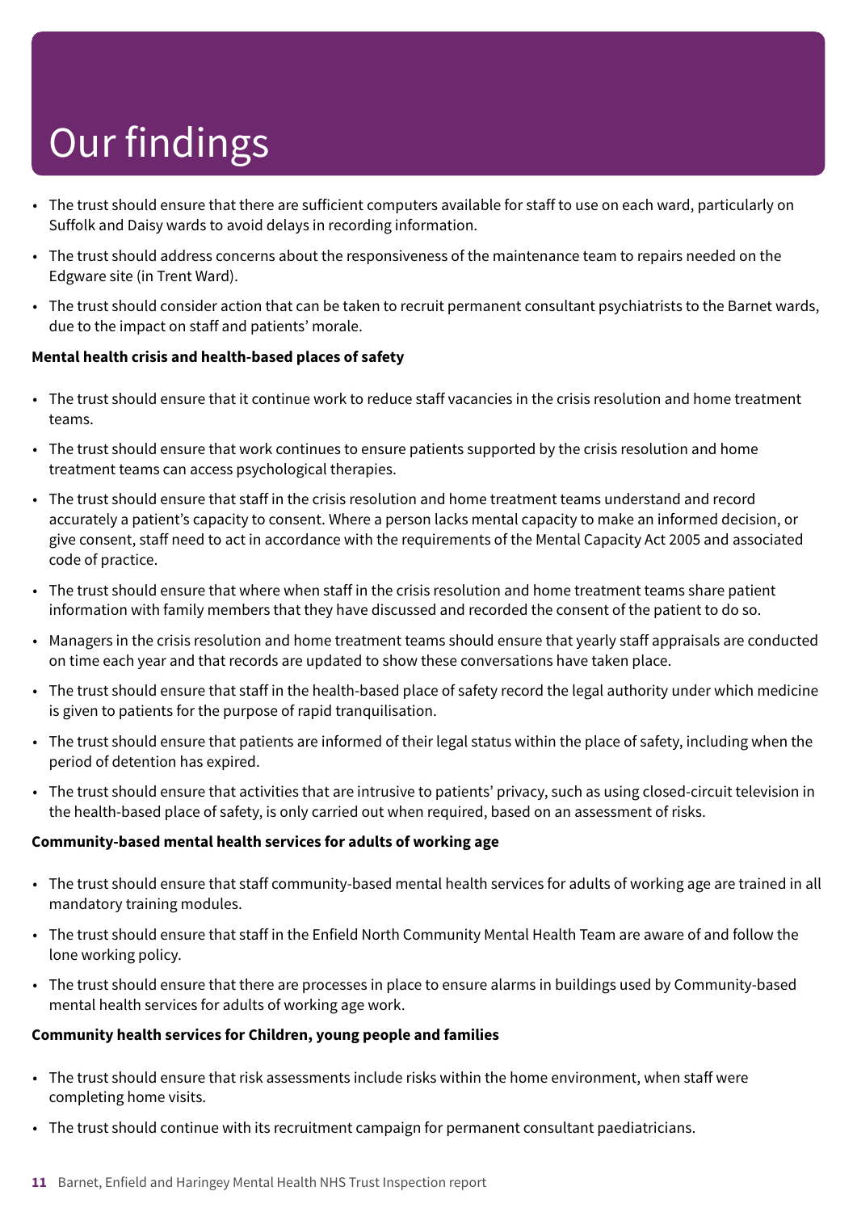# Our findings

- The trust should ensure that there are sufficient computers available for staff to use on each ward, particularly on Suffolk and Daisy wards to avoid delays in recording information.
- The trust should address concerns about the responsiveness of the maintenance team to repairs needed on the Edgware site (in Trent Ward).
- The trust should consider action that can be taken to recruit permanent consultant psychiatrists to the Barnet wards, due to the impact on staff and patients' morale.

**Mental health crisis and health-based places of safety**

- The trust should ensure that it continue work to reduce staff vacancies in the crisis resolution and home treatment teams.
- The trust should ensure that work continues to ensure patients supported by the crisis resolution and home treatment teams can access psychological therapies.
- The trust should ensure that staff in the crisis resolution and home treatment teams understand and record accurately a patient's capacity to consent. Where a person lacks mental capacity to make an informed decision, or give consent, staff need to act in accordance with the requirements of the Mental Capacity Act 2005 and associated code of practice.
- The trust should ensure that where when staff in the crisis resolution and home treatment teams share patient information with family members that they have discussed and recorded the consent of the patient to do so.
- Managers in the crisis resolution and home treatment teams should ensure that yearly staff appraisals are conducted on time each year and that records are updated to show these conversations have taken place.
- The trust should ensure that staff in the health-based place of safety record the legal authority under which medicine is given to patients for the purpose of rapid tranquilisation.
- The trust should ensure that patients are informed of their legal status within the place of safety, including when the period of detention has expired.
- The trust should ensure that activities that are intrusive to patients' privacy, such as using closed-circuit television in the health-based place of safety, is only carried out when required, based on an assessment of risks.

**Community-based mental health services for adults of working age**

- The trust should ensure that staff community-based mental health services for adults of working age are trained in all mandatory training modules.
- The trust should ensure that staff in the Enfield North Community Mental Health Team are aware of and follow the lone working policy.
- The trust should ensure that there are processes in place to ensure alarms in buildings used by Community-based mental health services for adults of working age work.

**Community health services for Children, young people and families**

- The trust should ensure that risk assessments include risks within the home environment, when staff were completing home visits.
- The trust should continue with its recruitment campaign for permanent consultant paediatricians.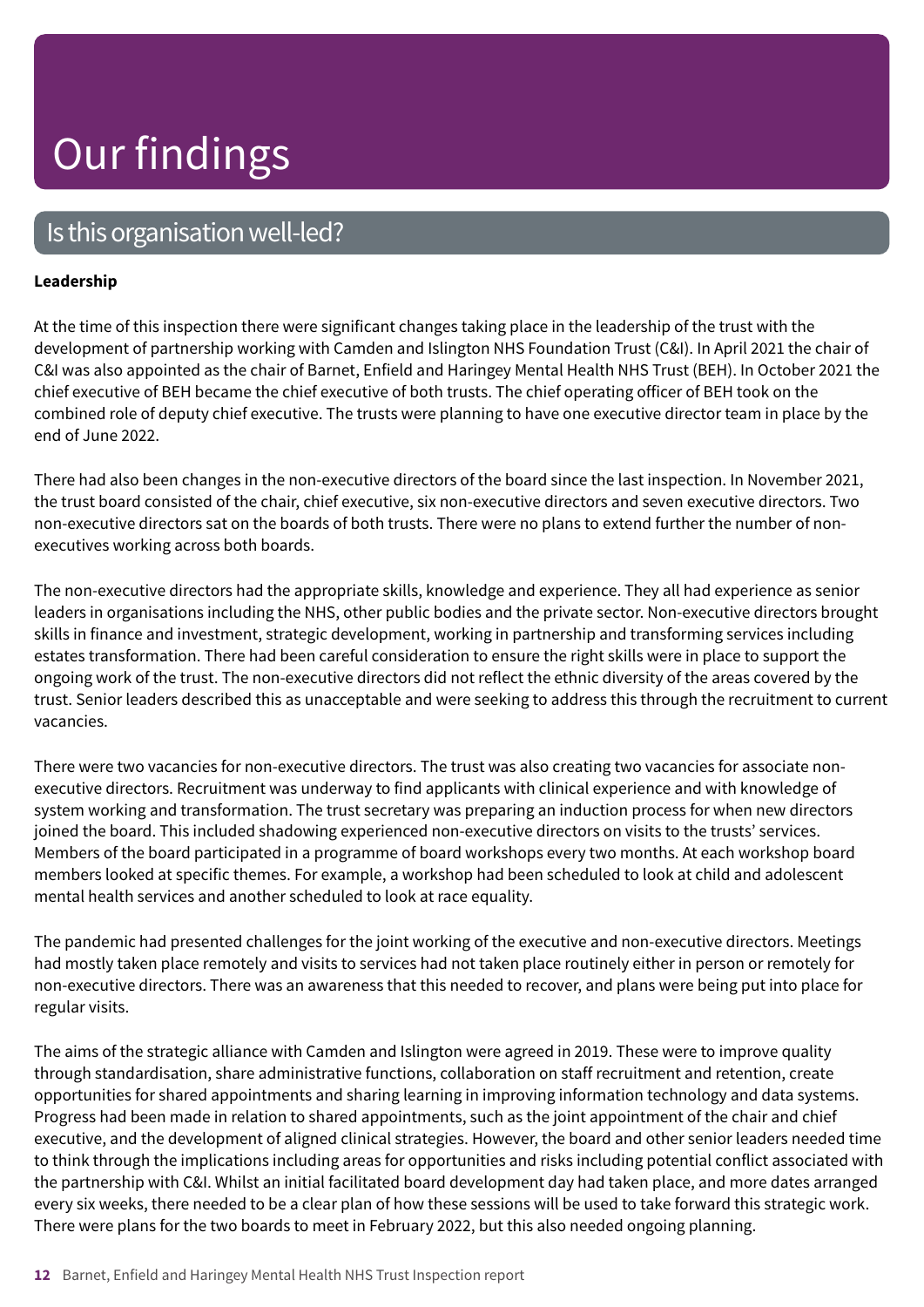# Our findings

## Is this organisation well-led?

**Leadership**

At the time of this inspection there were significant changes taking place in the leadership of the trust with the development of partnership working with Camden and Islington NHS Foundation Trust (C&I). In April 2021 the chair of C&I was also appointed as the chair of Barnet, Enfield and Haringey Mental Health NHS Trust (BEH). In October 2021 the chief executive of BEH became the chief executive of both trusts. The chief operating officer of BEH took on the combined role of deputy chief executive. The trusts were planning to have one executive director team in place by the end of June 2022.

There had also been changes in the non-executive directors of the board since the last inspection. In November 2021, the trust board consisted of the chair, chief executive, six non-executive directors and seven executive directors. Two non-executive directors sat on the boards of both trusts. There were no plans to extend further the number of non-executives working across both boards.

The non-executive directors had the appropriate skills, knowledge and experience. They all had experience as senior leaders in organisations including the NHS, other public bodies and the private sector. Non-executive directors brought skills in finance and investment, strategic development, working in partnership and transforming services including estates transformation. There had been careful consideration to ensure the right skills were in place to support the ongoing work of the trust. The non-executive directors did not reflect the ethnic diversity of the areas covered by the trust. Senior leaders described this as unacceptable and were seeking to address this through the recruitment to current vacancies.

There were two vacancies for non-executive directors. The trust was also creating two vacancies for associate non-executive directors. Recruitment was underway to find applicants with clinical experience and with knowledge of system working and transformation. The trust secretary was preparing an induction process for when new directors joined the board. This included shadowing experienced non-executive directors on visits to the trusts' services. Members of the board participated in a programme of board workshops every two months. At each workshop board members looked at specific themes. For example, a workshop had been scheduled to look at child and adolescent mental health services and another scheduled to look at race equality.

The pandemic had presented challenges for the joint working of the executive and non-executive directors. Meetings had mostly taken place remotely and visits to services had not taken place routinely either in person or remotely for non-executive directors. There was an awareness that this needed to recover, and plans were being put into place for regular visits.

The aims of the strategic alliance with Camden and Islington were agreed in 2019. These were to improve quality through standardisation, share administrative functions, collaboration on staff recruitment and retention, create opportunities for shared appointments and sharing learning in improving information technology and data systems. Progress had been made in relation to shared appointments, such as the joint appointment of the chair and chief executive, and the development of aligned clinical strategies. However, the board and other senior leaders needed time to think through the implications including areas for opportunities and risks including potential conflict associated with the partnership with C&I. Whilst an initial facilitated board development day had taken place, and more dates arranged every six weeks, there needed to be a clear plan of how these sessions will be used to take forward this strategic work. There were plans for the two boards to meet in February 2022, but this also needed ongoing planning.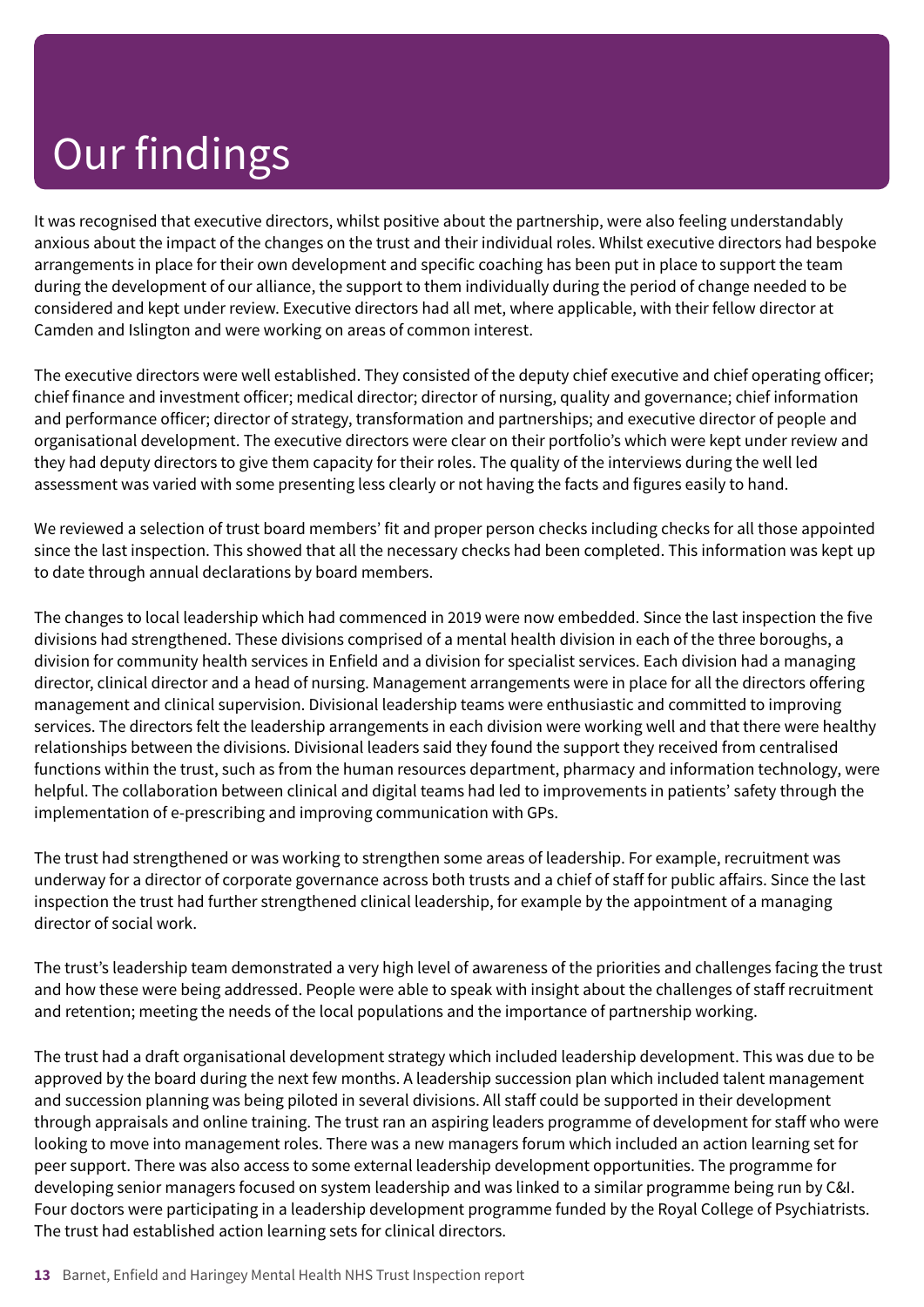# Our findings

It was recognised that executive directors, whilst positive about the partnership, were also feeling understandably anxious about the impact of the changes on the trust and their individual roles. Whilst executive directors had bespoke arrangements in place for their own development and specific coaching has been put in place to support the team during the development of our alliance, the support to them individually during the period of change needed to be considered and kept under review. Executive directors had all met, where applicable, with their fellow director at Camden and Islington and were working on areas of common interest.

The executive directors were well established. They consisted of the deputy chief executive and chief operating officer; chief finance and investment officer; medical director; director of nursing, quality and governance; chief information and performance officer; director of strategy, transformation and partnerships; and executive director of people and organisational development. The executive directors were clear on their portfolio's which were kept under review and they had deputy directors to give them capacity for their roles. The quality of the interviews during the well led assessment was varied with some presenting less clearly or not having the facts and figures easily to hand.

We reviewed a selection of trust board members' fit and proper person checks including checks for all those appointed since the last inspection. This showed that all the necessary checks had been completed. This information was kept up to date through annual declarations by board members.

The changes to local leadership which had commenced in 2019 were now embedded. Since the last inspection the five divisions had strengthened. These divisions comprised of a mental health division in each of the three boroughs, a division for community health services in Enfield and a division for specialist services. Each division had a managing director, clinical director and a head of nursing. Management arrangements were in place for all the directors offering management and clinical supervision. Divisional leadership teams were enthusiastic and committed to improving services. The directors felt the leadership arrangements in each division were working well and that there were healthy relationships between the divisions. Divisional leaders said they found the support they received from centralised functions within the trust, such as from the human resources department, pharmacy and information technology, were helpful. The collaboration between clinical and digital teams had led to improvements in patients' safety through the implementation of e-prescribing and improving communication with GPs.

The trust had strengthened or was working to strengthen some areas of leadership. For example, recruitment was underway for a director of corporate governance across both trusts and a chief of staff for public affairs. Since the last inspection the trust had further strengthened clinical leadership, for example by the appointment of a managing director of social work.

The trust's leadership team demonstrated a very high level of awareness of the priorities and challenges facing the trust and how these were being addressed. People were able to speak with insight about the challenges of staff recruitment and retention; meeting the needs of the local populations and the importance of partnership working.

The trust had a draft organisational development strategy which included leadership development. This was due to be approved by the board during the next few months. A leadership succession plan which included talent management and succession planning was being piloted in several divisions. All staff could be supported in their development through appraisals and online training. The trust ran an aspiring leaders programme of development for staff who were looking to move into management roles. There was a new managers forum which included an action learning set for peer support. There was also access to some external leadership development opportunities. The programme for developing senior managers focused on system leadership and was linked to a similar programme being run by C&I. Four doctors were participating in a leadership development programme funded by the Royal College of Psychiatrists. The trust had established action learning sets for clinical directors.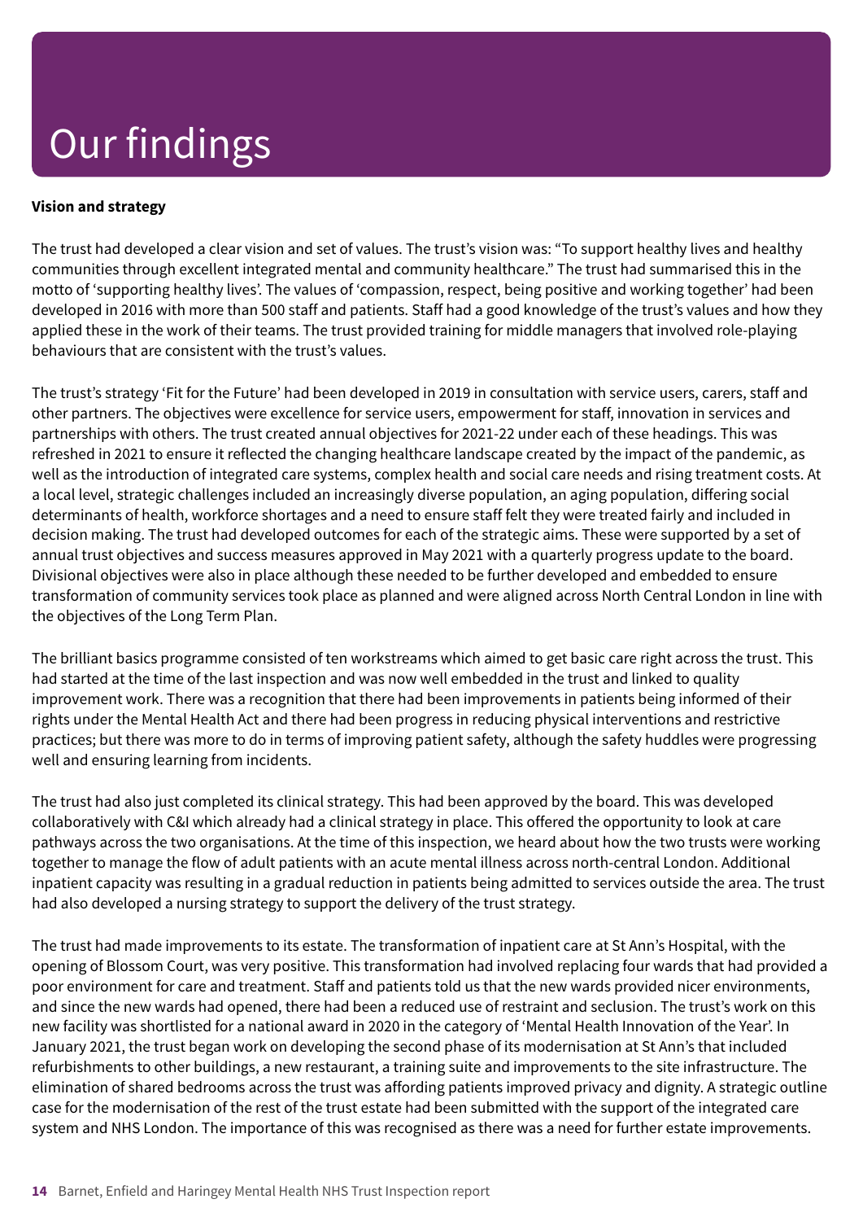# Our findings

**Vision and strategy**

The trust had developed a clear vision and set of values. The trust's vision was: "To support healthy lives and healthy communities through excellent integrated mental and community healthcare." The trust had summarised this in the motto of 'supporting healthy lives'. The values of 'compassion, respect, being positive and working together' had been developed in 2016 with more than 500 staff and patients. Staff had a good knowledge of the trust's values and how they applied these in the work of their teams. The trust provided training for middle managers that involved role-playing behaviours that are consistent with the trust's values.

The trust's strategy 'Fit for the Future' had been developed in 2019 in consultation with service users, carers, staff and other partners. The objectives were excellence for service users, empowerment for staff, innovation in services and partnerships with others. The trust created annual objectives for 2021-22 under each of these headings. This was refreshed in 2021 to ensure it reflected the changing healthcare landscape created by the impact of the pandemic, as well as the introduction of integrated care systems, complex health and social care needs and rising treatment costs. At a local level, strategic challenges included an increasingly diverse population, an aging population, differing social determinants of health, workforce shortages and a need to ensure staff felt they were treated fairly and included in decision making. The trust had developed outcomes for each of the strategic aims. These were supported by a set of annual trust objectives and success measures approved in May 2021 with a quarterly progress update to the board. Divisional objectives were also in place although these needed to be further developed and embedded to ensure transformation of community services took place as planned and were aligned across North Central London in line with the objectives of the Long Term Plan.

The brilliant basics programme consisted of ten workstreams which aimed to get basic care right across the trust. This had started at the time of the last inspection and was now well embedded in the trust and linked to quality improvement work. There was a recognition that there had been improvements in patients being informed of their rights under the Mental Health Act and there had been progress in reducing physical interventions and restrictive practices; but there was more to do in terms of improving patient safety, although the safety huddles were progressing well and ensuring learning from incidents.

The trust had also just completed its clinical strategy. This had been approved by the board. This was developed collaboratively with C&I which already had a clinical strategy in place. This offered the opportunity to look at care pathways across the two organisations. At the time of this inspection, we heard about how the two trusts were working together to manage the flow of adult patients with an acute mental illness across north-central London. Additional inpatient capacity was resulting in a gradual reduction in patients being admitted to services outside the area. The trust had also developed a nursing strategy to support the delivery of the trust strategy.

The trust had made improvements to its estate. The transformation of inpatient care at St Ann's Hospital, with the opening of Blossom Court, was very positive. This transformation had involved replacing four wards that had provided a poor environment for care and treatment. Staff and patients told us that the new wards provided nicer environments, and since the new wards had opened, there had been a reduced use of restraint and seclusion. The trust's work on this new facility was shortlisted for a national award in 2020 in the category of 'Mental Health Innovation of the Year'. In January 2021, the trust began work on developing the second phase of its modernisation at St Ann's that included refurbishments to other buildings, a new restaurant, a training suite and improvements to the site infrastructure. The elimination of shared bedrooms across the trust was affording patients improved privacy and dignity. A strategic outline case for the modernisation of the rest of the trust estate had been submitted with the support of the integrated care system and NHS London. The importance of this was recognised as there was a need for further estate improvements.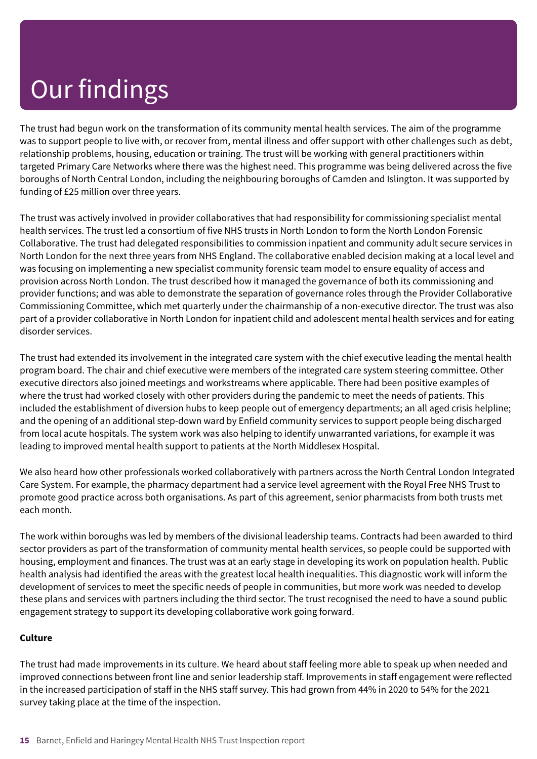# Our findings

The trust had begun work on the transformation of its community mental health services. The aim of the programme was to support people to live with, or recover from, mental illness and offer support with other challenges such as debt, relationship problems, housing, education or training. The trust will be working with general practitioners within targeted Primary Care Networks where there was the highest need. This programme was being delivered across the five boroughs of North Central London, including the neighbouring boroughs of Camden and Islington. It was supported by funding of £25 million over three years.

The trust was actively involved in provider collaboratives that had responsibility for commissioning specialist mental health services. The trust led a consortium of five NHS trusts in North London to form the North London Forensic Collaborative. The trust had delegated responsibilities to commission inpatient and community adult secure services in North London for the next three years from NHS England. The collaborative enabled decision making at a local level and was focusing on implementing a new specialist community forensic team model to ensure equality of access and provision across North London. The trust described how it managed the governance of both its commissioning and provider functions; and was able to demonstrate the separation of governance roles through the Provider Collaborative Commissioning Committee, which met quarterly under the chairmanship of a non-executive director. The trust was also part of a provider collaborative in North London for inpatient child and adolescent mental health services and for eating disorder services.

The trust had extended its involvement in the integrated care system with the chief executive leading the mental health program board. The chair and chief executive were members of the integrated care system steering committee. Other executive directors also joined meetings and workstreams where applicable. There had been positive examples of where the trust had worked closely with other providers during the pandemic to meet the needs of patients. This included the establishment of diversion hubs to keep people out of emergency departments; an all aged crisis helpline; and the opening of an additional step-down ward by Enfield community services to support people being discharged from local acute hospitals. The system work was also helping to identify unwarranted variations, for example it was leading to improved mental health support to patients at the North Middlesex Hospital.

We also heard how other professionals worked collaboratively with partners across the North Central London Integrated Care System. For example, the pharmacy department had a service level agreement with the Royal Free NHS Trust to promote good practice across both organisations. As part of this agreement, senior pharmacists from both trusts met each month.

The work within boroughs was led by members of the divisional leadership teams. Contracts had been awarded to third sector providers as part of the transformation of community mental health services, so people could be supported with housing, employment and finances. The trust was at an early stage in developing its work on population health. Public health analysis had identified the areas with the greatest local health inequalities. This diagnostic work will inform the development of services to meet the specific needs of people in communities, but more work was needed to develop these plans and services with partners including the third sector. The trust recognised the need to have a sound public engagement strategy to support its developing collaborative work going forward.

**Culture**

The trust had made improvements in its culture. We heard about staff feeling more able to speak up when needed and improved connections between front line and senior leadership staff. Improvements in staff engagement were reflected in the increased participation of staff in the NHS staff survey. This had grown from 44% in 2020 to 54% for the 2021 survey taking place at the time of the inspection.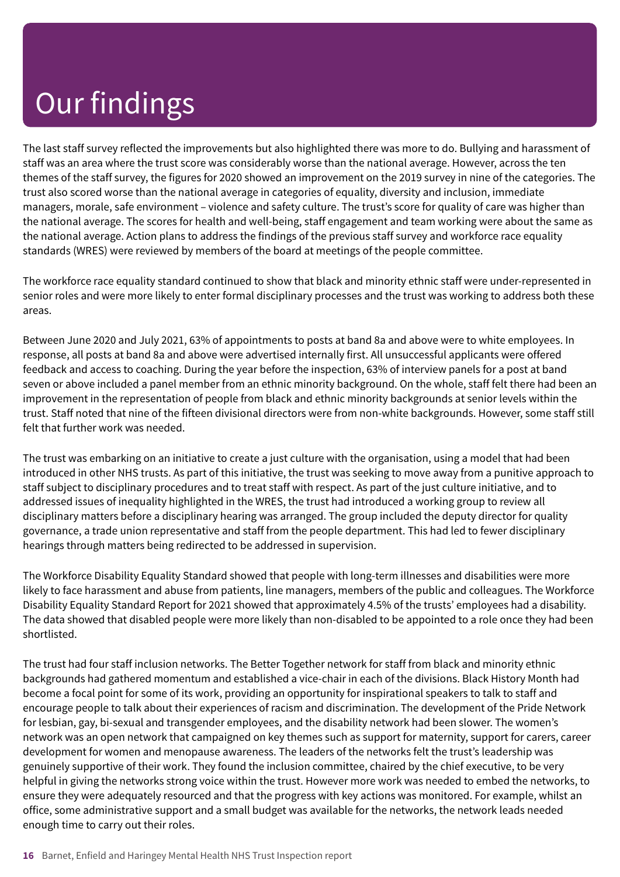# Our findings

The last staff survey reflected the improvements but also highlighted there was more to do. Bullying and harassment of staff was an area where the trust score was considerably worse than the national average. However, across the ten themes of the staff survey, the figures for 2020 showed an improvement on the 2019 survey in nine of the categories. The trust also scored worse than the national average in categories of equality, diversity and inclusion, immediate managers, morale, safe environment – violence and safety culture. The trust's score for quality of care was higher than the national average. The scores for health and well-being, staff engagement and team working were about the same as the national average. Action plans to address the findings of the previous staff survey and workforce race equality standards (WRES) were reviewed by members of the board at meetings of the people committee.

The workforce race equality standard continued to show that black and minority ethnic staff were under-represented in senior roles and were more likely to enter formal disciplinary processes and the trust was working to address both these areas.

Between June 2020 and July 2021, 63% of appointments to posts at band 8a and above were to white employees. In response, all posts at band 8a and above were advertised internally first. All unsuccessful applicants were offered feedback and access to coaching. During the year before the inspection, 63% of interview panels for a post at band seven or above included a panel member from an ethnic minority background. On the whole, staff felt there had been an improvement in the representation of people from black and ethnic minority backgrounds at senior levels within the trust. Staff noted that nine of the fifteen divisional directors were from non-white backgrounds. However, some staff still felt that further work was needed.

The trust was embarking on an initiative to create a just culture with the organisation, using a model that had been introduced in other NHS trusts. As part of this initiative, the trust was seeking to move away from a punitive approach to staff subject to disciplinary procedures and to treat staff with respect. As part of the just culture initiative, and to addressed issues of inequality highlighted in the WRES, the trust had introduced a working group to review all disciplinary matters before a disciplinary hearing was arranged. The group included the deputy director for quality governance, a trade union representative and staff from the people department. This had led to fewer disciplinary hearings through matters being redirected to be addressed in supervision.

The Workforce Disability Equality Standard showed that people with long-term illnesses and disabilities were more likely to face harassment and abuse from patients, line managers, members of the public and colleagues. The Workforce Disability Equality Standard Report for 2021 showed that approximately 4.5% of the trusts' employees had a disability. The data showed that disabled people were more likely than non-disabled to be appointed to a role once they had been shortlisted.

The trust had four staff inclusion networks. The Better Together network for staff from black and minority ethnic backgrounds had gathered momentum and established a vice-chair in each of the divisions. Black History Month had become a focal point for some of its work, providing an opportunity for inspirational speakers to talk to staff and encourage people to talk about their experiences of racism and discrimination. The development of the Pride Network for lesbian, gay, bi-sexual and transgender employees, and the disability network had been slower. The women's network was an open network that campaigned on key themes such as support for maternity, support for carers, career development for women and menopause awareness. The leaders of the networks felt the trust's leadership was genuinely supportive of their work. They found the inclusion committee, chaired by the chief executive, to be very helpful in giving the networks strong voice within the trust. However more work was needed to embed the networks, to ensure they were adequately resourced and that the progress with key actions was monitored. For example, whilst an office, some administrative support and a small budget was available for the networks, the network leads needed enough time to carry out their roles.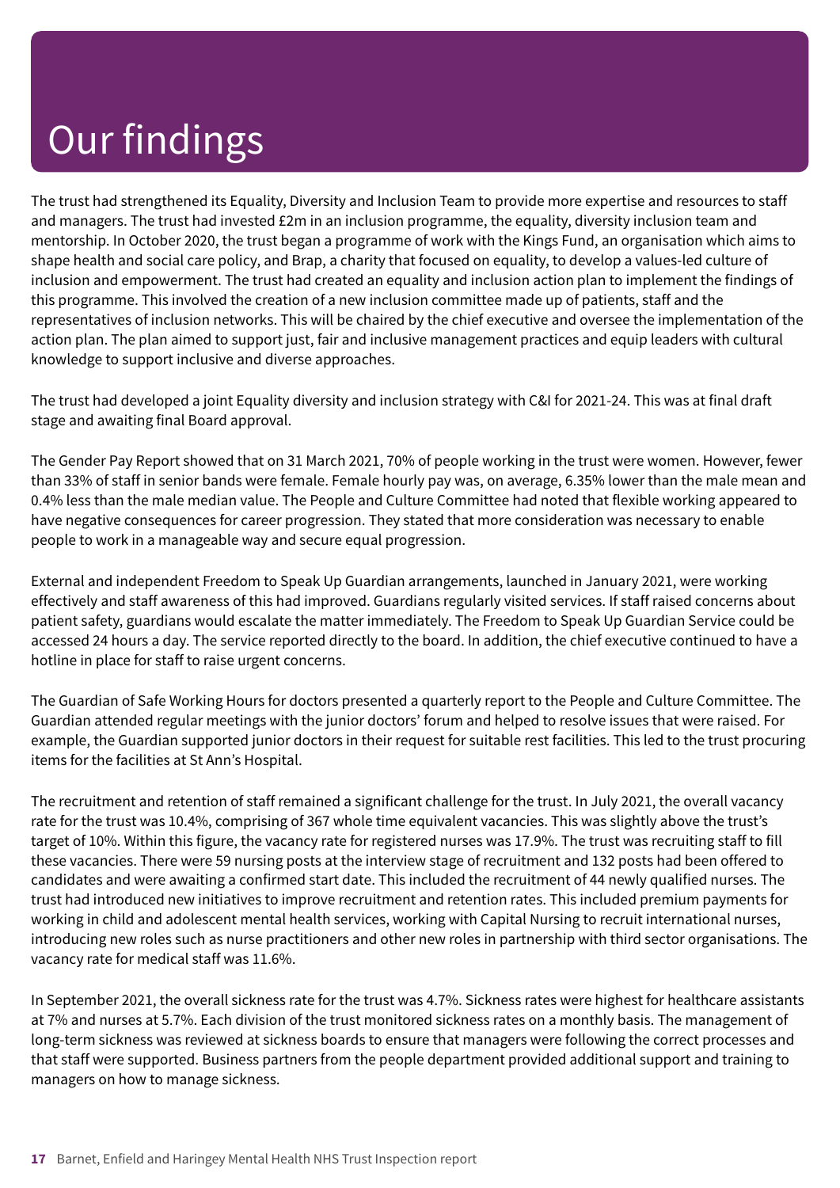# Our findings

The trust had strengthened its Equality, Diversity and Inclusion Team to provide more expertise and resources to staff and managers. The trust had invested £2m in an inclusion programme, the equality, diversity inclusion team and mentorship. In October 2020, the trust began a programme of work with the Kings Fund, an organisation which aims to shape health and social care policy, and Brap, a charity that focused on equality, to develop a values-led culture of inclusion and empowerment. The trust had created an equality and inclusion action plan to implement the findings of this programme. This involved the creation of a new inclusion committee made up of patients, staff and the representatives of inclusion networks. This will be chaired by the chief executive and oversee the implementation of the action plan. The plan aimed to support just, fair and inclusive management practices and equip leaders with cultural knowledge to support inclusive and diverse approaches.

The trust had developed a joint Equality diversity and inclusion strategy with C&I for 2021-24. This was at final draft stage and awaiting final Board approval.

The Gender Pay Report showed that on 31 March 2021, 70% of people working in the trust were women. However, fewer than 33% of staff in senior bands were female. Female hourly pay was, on average, 6.35% lower than the male mean and 0.4% less than the male median value. The People and Culture Committee had noted that flexible working appeared to have negative consequences for career progression. They stated that more consideration was necessary to enable people to work in a manageable way and secure equal progression.

External and independent Freedom to Speak Up Guardian arrangements, launched in January 2021, were working effectively and staff awareness of this had improved. Guardians regularly visited services. If staff raised concerns about patient safety, guardians would escalate the matter immediately. The Freedom to Speak Up Guardian Service could be accessed 24 hours a day. The service reported directly to the board. In addition, the chief executive continued to have a hotline in place for staff to raise urgent concerns.

The Guardian of Safe Working Hours for doctors presented a quarterly report to the People and Culture Committee. The Guardian attended regular meetings with the junior doctors' forum and helped to resolve issues that were raised. For example, the Guardian supported junior doctors in their request for suitable rest facilities. This led to the trust procuring items for the facilities at St Ann's Hospital.

The recruitment and retention of staff remained a significant challenge for the trust. In July 2021, the overall vacancy rate for the trust was 10.4%, comprising of 367 whole time equivalent vacancies. This was slightly above the trust's target of 10%. Within this figure, the vacancy rate for registered nurses was 17.9%. The trust was recruiting staff to fill these vacancies. There were 59 nursing posts at the interview stage of recruitment and 132 posts had been offered to candidates and were awaiting a confirmed start date. This included the recruitment of 44 newly qualified nurses. The trust had introduced new initiatives to improve recruitment and retention rates. This included premium payments for working in child and adolescent mental health services, working with Capital Nursing to recruit international nurses, introducing new roles such as nurse practitioners and other new roles in partnership with third sector organisations. The vacancy rate for medical staff was 11.6%.

In September 2021, the overall sickness rate for the trust was 4.7%. Sickness rates were highest for healthcare assistants at 7% and nurses at 5.7%. Each division of the trust monitored sickness rates on a monthly basis. The management of long-term sickness was reviewed at sickness boards to ensure that managers were following the correct processes and that staff were supported. Business partners from the people department provided additional support and training to managers on how to manage sickness.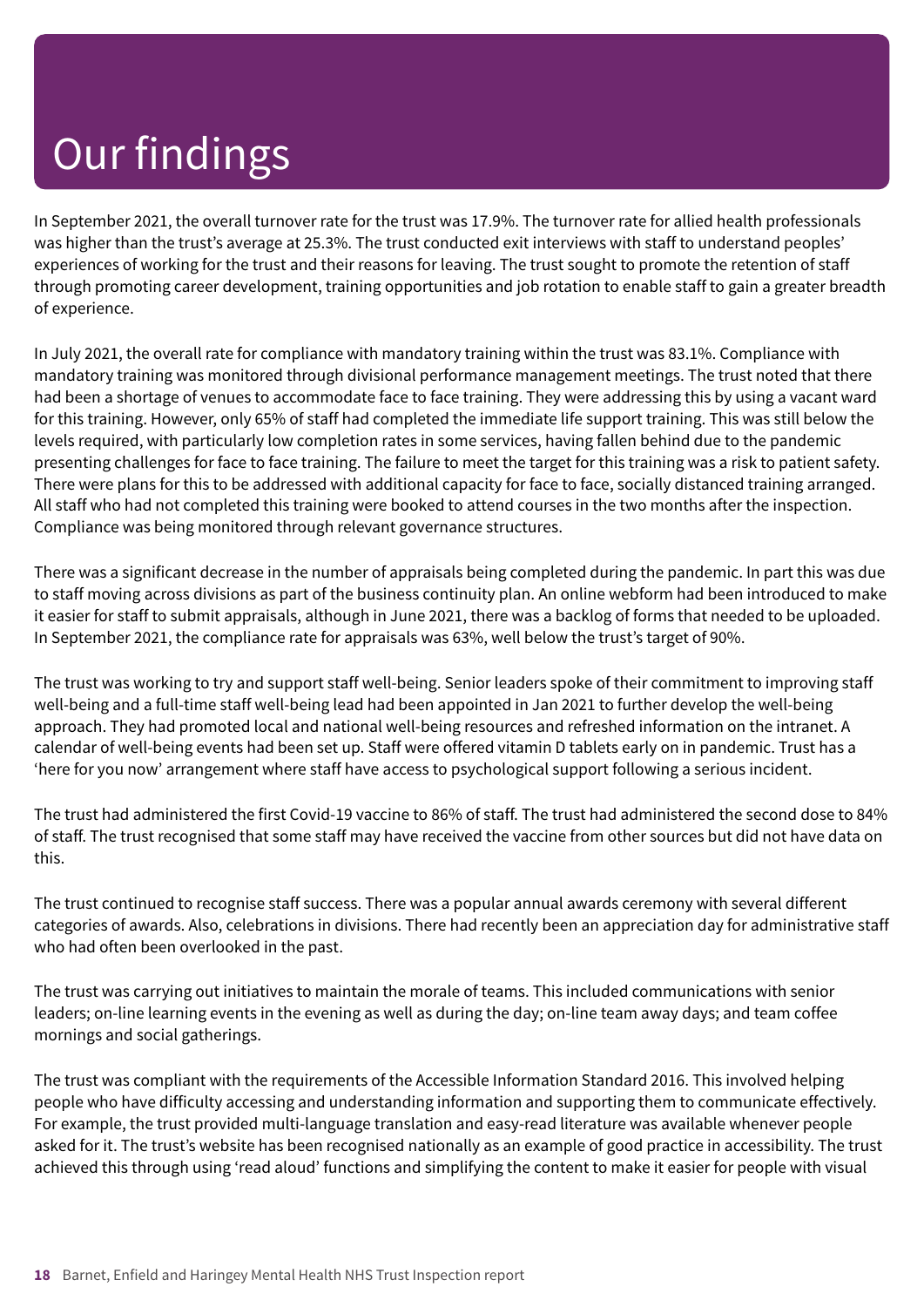# Our findings

In September 2021, the overall turnover rate for the trust was 17.9%. The turnover rate for allied health professionals was higher than the trust's average at 25.3%. The trust conducted exit interviews with staff to understand peoples' experiences of working for the trust and their reasons for leaving. The trust sought to promote the retention of staff through promoting career development, training opportunities and job rotation to enable staff to gain a greater breadth of experience.

In July 2021, the overall rate for compliance with mandatory training within the trust was 83.1%. Compliance with mandatory training was monitored through divisional performance management meetings. The trust noted that there had been a shortage of venues to accommodate face to face training. They were addressing this by using a vacant ward for this training. However, only 65% of staff had completed the immediate life support training. This was still below the levels required, with particularly low completion rates in some services, having fallen behind due to the pandemic presenting challenges for face to face training. The failure to meet the target for this training was a risk to patient safety. There were plans for this to be addressed with additional capacity for face to face, socially distanced training arranged. All staff who had not completed this training were booked to attend courses in the two months after the inspection. Compliance was being monitored through relevant governance structures.

There was a significant decrease in the number of appraisals being completed during the pandemic. In part this was due to staff moving across divisions as part of the business continuity plan. An online webform had been introduced to make it easier for staff to submit appraisals, although in June 2021, there was a backlog of forms that needed to be uploaded. In September 2021, the compliance rate for appraisals was 63%, well below the trust's target of 90%.

The trust was working to try and support staff well-being. Senior leaders spoke of their commitment to improving staff well-being and a full-time staff well-being lead had been appointed in Jan 2021 to further develop the well-being approach. They had promoted local and national well-being resources and refreshed information on the intranet. A calendar of well-being events had been set up. Staff were offered vitamin D tablets early on in pandemic. Trust has a 'here for you now' arrangement where staff have access to psychological support following a serious incident.

The trust had administered the first Covid-19 vaccine to 86% of staff. The trust had administered the second dose to 84% of staff. The trust recognised that some staff may have received the vaccine from other sources but did not have data on this.

The trust continued to recognise staff success. There was a popular annual awards ceremony with several different categories of awards. Also, celebrations in divisions. There had recently been an appreciation day for administrative staff who had often been overlooked in the past.

The trust was carrying out initiatives to maintain the morale of teams. This included communications with senior leaders; on-line learning events in the evening as well as during the day; on-line team away days; and team coffee mornings and social gatherings.

The trust was compliant with the requirements of the Accessible Information Standard 2016. This involved helping people who have difficulty accessing and understanding information and supporting them to communicate effectively. For example, the trust provided multi-language translation and easy-read literature was available whenever people asked for it. The trust's website has been recognised nationally as an example of good practice in accessibility. The trust achieved this through using 'read aloud' functions and simplifying the content to make it easier for people with visual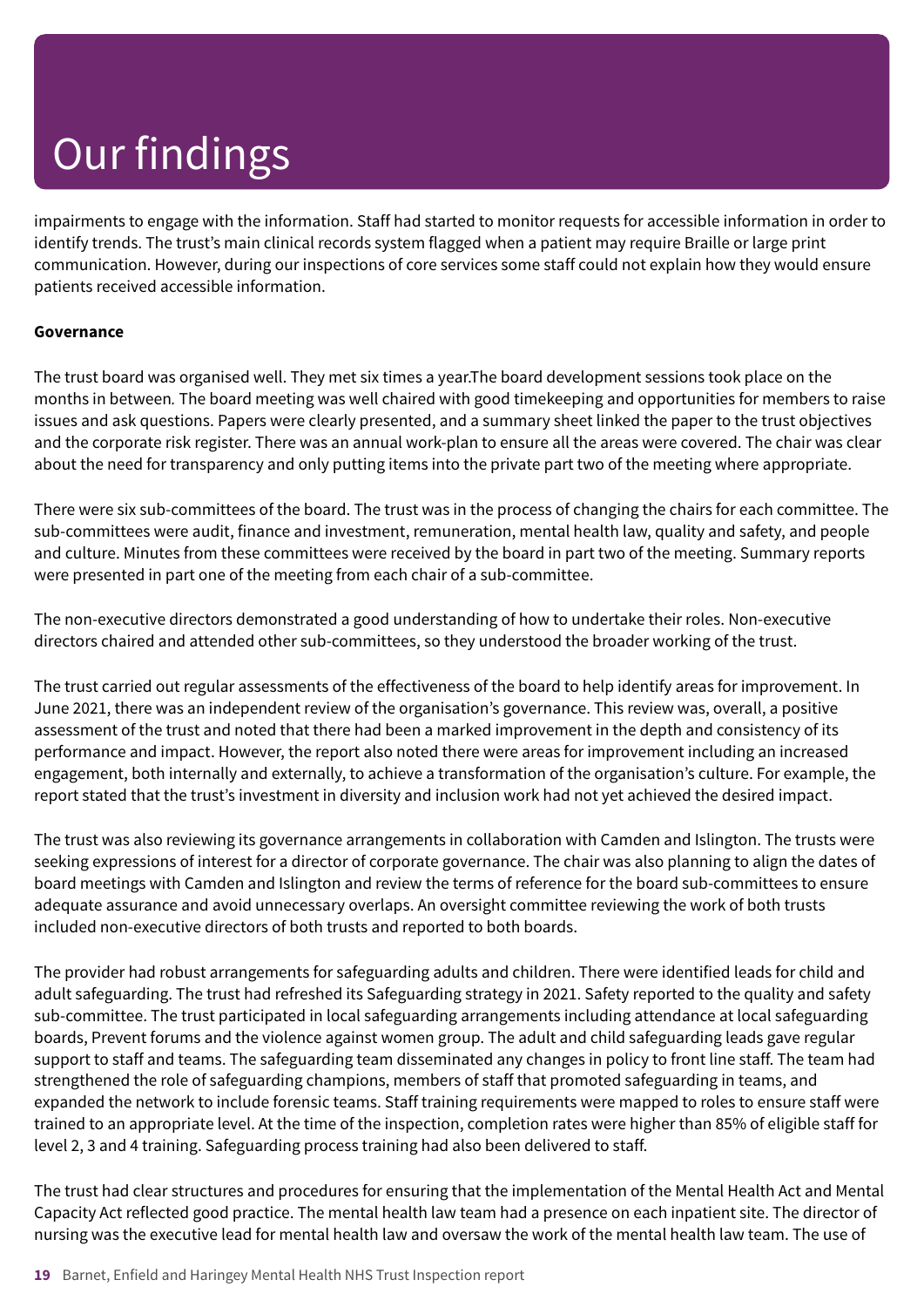impairments to engage with the information. Staff had started to monitor requests for accessible information in order to identify trends. The trust's main clinical records system flagged when a patient may require Braille or large print communication. However, during our inspections of core services some staff could not explain how they would ensure patients received accessible information.

**Governance**

The trust board was organised well. They met six times a year.The board development sessions took place on the months in between. The board meeting was well chaired with good timekeeping and opportunities for members to raise issues and ask questions. Papers were clearly presented, and a summary sheet linked the paper to the trust objectives and the corporate risk register. There was an annual work-plan to ensure all the areas were covered. The chair was clear about the need for transparency and only putting items into the private part two of the meeting where appropriate.

There were six sub-committees of the board. The trust was in the process of changing the chairs for each committee. The sub-committees were audit, finance and investment, remuneration, mental health law, quality and safety, and people and culture. Minutes from these committees were received by the board in part two of the meeting. Summary reports were presented in part one of the meeting from each chair of a sub-committee.

The non-executive directors demonstrated a good understanding of how to undertake their roles. Non-executive directors chaired and attended other sub-committees, so they understood the broader working of the trust.

The trust carried out regular assessments of the effectiveness of the board to help identify areas for improvement. In June 2021, there was an independent review of the organisation's governance. This review was, overall, a positive assessment of the trust and noted that there had been a marked improvement in the depth and consistency of its performance and impact. However, the report also noted there were areas for improvement including an increased engagement, both internally and externally, to achieve a transformation of the organisation's culture. For example, the report stated that the trust's investment in diversity and inclusion work had not yet achieved the desired impact.

The trust was also reviewing its governance arrangements in collaboration with Camden and Islington. The trusts were seeking expressions of interest for a director of corporate governance. The chair was also planning to align the dates of board meetings with Camden and Islington and review the terms of reference for the board sub-committees to ensure adequate assurance and avoid unnecessary overlaps. An oversight committee reviewing the work of both trusts included non-executive directors of both trusts and reported to both boards.

The provider had robust arrangements for safeguarding adults and children. There were identified leads for child and adult safeguarding. The trust had refreshed its Safeguarding strategy in 2021. Safety reported to the quality and safety sub-committee. The trust participated in local safeguarding arrangements including attendance at local safeguarding boards, Prevent forums and the violence against women group. The adult and child safeguarding leads gave regular support to staff and teams. The safeguarding team disseminated any changes in policy to front line staff. The team had strengthened the role of safeguarding champions, members of staff that promoted safeguarding in teams, and expanded the network to include forensic teams. Staff training requirements were mapped to roles to ensure staff were trained to an appropriate level. At the time of the inspection, completion rates were higher than 85% of eligible staff for level 2, 3 and 4 training. Safeguarding process training had also been delivered to staff.

The trust had clear structures and procedures for ensuring that the implementation of the Mental Health Act and Mental Capacity Act reflected good practice. The mental health law team had a presence on each inpatient site. The director of nursing was the executive lead for mental health law and oversaw the work of the mental health law team. The use of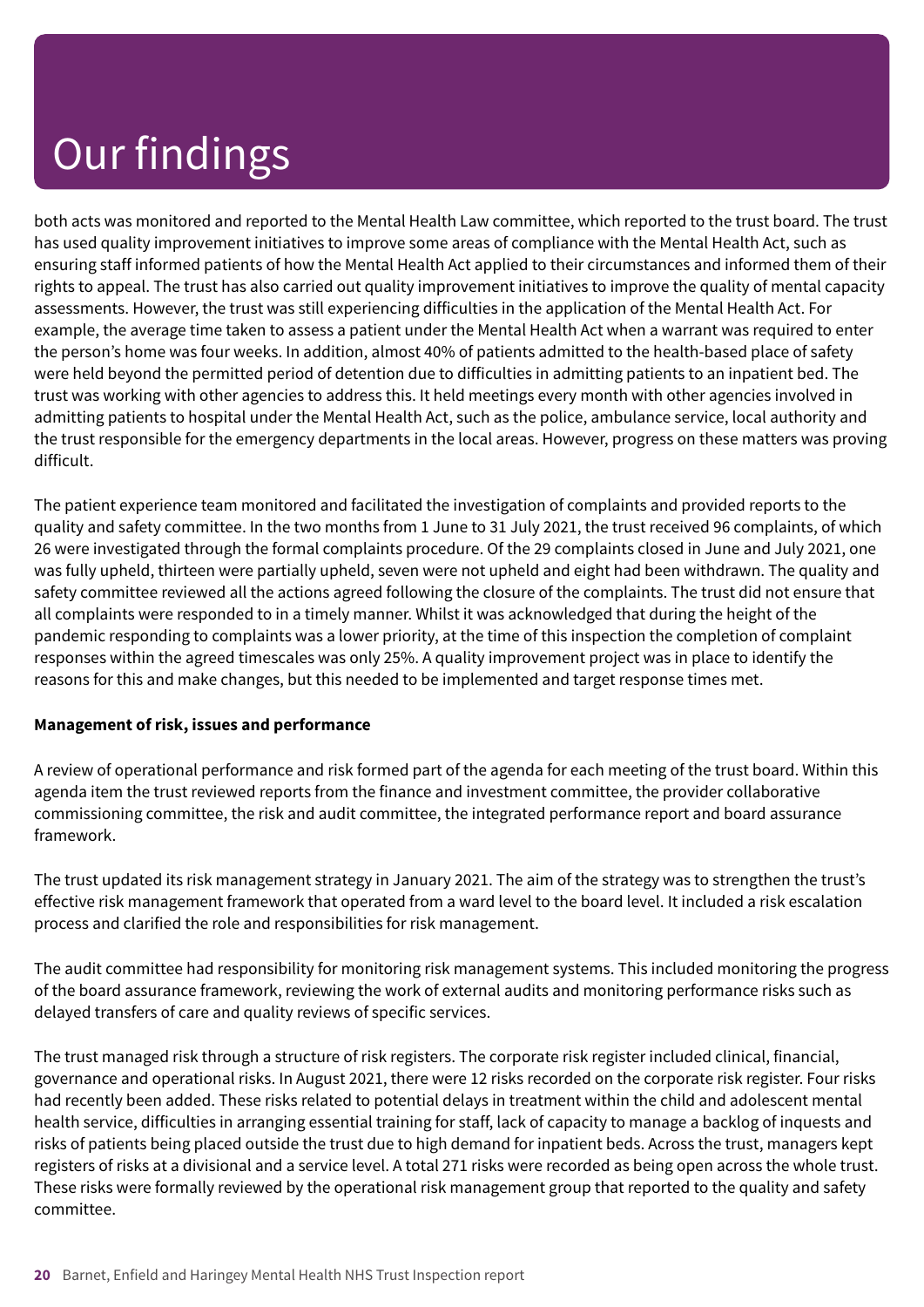# Our findings

both acts was monitored and reported to the Mental Health Law committee, which reported to the trust board. The trust has used quality improvement initiatives to improve some areas of compliance with the Mental Health Act, such as ensuring staff informed patients of how the Mental Health Act applied to their circumstances and informed them of their rights to appeal. The trust has also carried out quality improvement initiatives to improve the quality of mental capacity assessments. However, the trust was still experiencing difficulties in the application of the Mental Health Act. For example, the average time taken to assess a patient under the Mental Health Act when a warrant was required to enter the person's home was four weeks. In addition, almost 40% of patients admitted to the health-based place of safety were held beyond the permitted period of detention due to difficulties in admitting patients to an inpatient bed. The trust was working with other agencies to address this. It held meetings every month with other agencies involved in admitting patients to hospital under the Mental Health Act, such as the police, ambulance service, local authority and the trust responsible for the emergency departments in the local areas. However, progress on these matters was proving difficult.

The patient experience team monitored and facilitated the investigation of complaints and provided reports to the quality and safety committee. In the two months from 1 June to 31 July 2021, the trust received 96 complaints, of which 26 were investigated through the formal complaints procedure. Of the 29 complaints closed in June and July 2021, one was fully upheld, thirteen were partially upheld, seven were not upheld and eight had been withdrawn. The quality and safety committee reviewed all the actions agreed following the closure of the complaints. The trust did not ensure that all complaints were responded to in a timely manner. Whilst it was acknowledged that during the height of the pandemic responding to complaints was a lower priority, at the time of this inspection the completion of complaint responses within the agreed timescales was only 25%. A quality improvement project was in place to identify the reasons for this and make changes, but this needed to be implemented and target response times met.

**Management of risk, issues and performance**

A review of operational performance and risk formed part of the agenda for each meeting of the trust board. Within this agenda item the trust reviewed reports from the finance and investment committee, the provider collaborative commissioning committee, the risk and audit committee, the integrated performance report and board assurance framework.

The trust updated its risk management strategy in January 2021. The aim of the strategy was to strengthen the trust's effective risk management framework that operated from a ward level to the board level. It included a risk escalation process and clarified the role and responsibilities for risk management.

The audit committee had responsibility for monitoring risk management systems. This included monitoring the progress of the board assurance framework, reviewing the work of external audits and monitoring performance risks such as delayed transfers of care and quality reviews of specific services.

The trust managed risk through a structure of risk registers. The corporate risk register included clinical, financial, governance and operational risks. In August 2021, there were 12 risks recorded on the corporate risk register. Four risks had recently been added. These risks related to potential delays in treatment within the child and adolescent mental health service, difficulties in arranging essential training for staff, lack of capacity to manage a backlog of inquests and risks of patients being placed outside the trust due to high demand for inpatient beds. Across the trust, managers kept registers of risks at a divisional and a service level. A total 271 risks were recorded as being open across the whole trust. These risks were formally reviewed by the operational risk management group that reported to the quality and safety committee.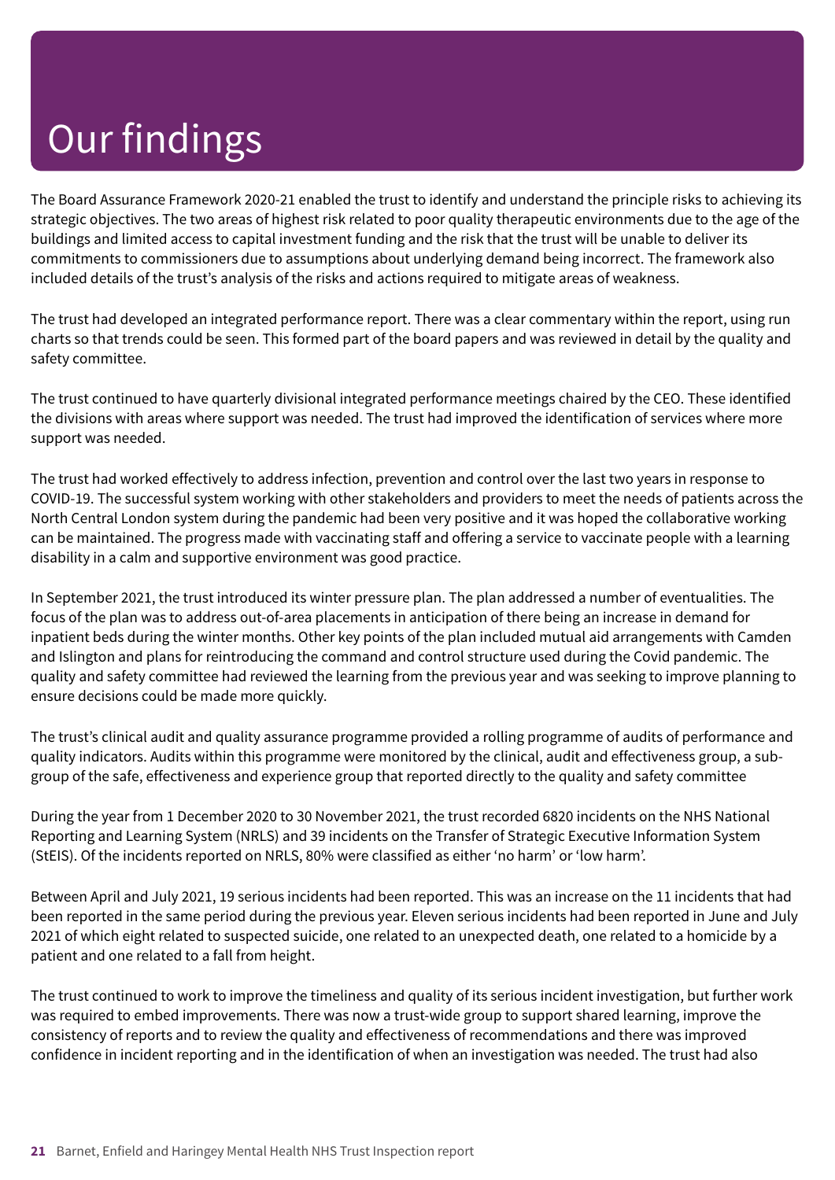# Our findings

The Board Assurance Framework 2020-21 enabled the trust to identify and understand the principle risks to achieving its strategic objectives. The two areas of highest risk related to poor quality therapeutic environments due to the age of the buildings and limited access to capital investment funding and the risk that the trust will be unable to deliver its commitments to commissioners due to assumptions about underlying demand being incorrect. The framework also included details of the trust's analysis of the risks and actions required to mitigate areas of weakness.

The trust had developed an integrated performance report. There was a clear commentary within the report, using run charts so that trends could be seen. This formed part of the board papers and was reviewed in detail by the quality and safety committee.

The trust continued to have quarterly divisional integrated performance meetings chaired by the CEO. These identified the divisions with areas where support was needed. The trust had improved the identification of services where more support was needed.

The trust had worked effectively to address infection, prevention and control over the last two years in response to COVID-19. The successful system working with other stakeholders and providers to meet the needs of patients across the North Central London system during the pandemic had been very positive and it was hoped the collaborative working can be maintained. The progress made with vaccinating staff and offering a service to vaccinate people with a learning disability in a calm and supportive environment was good practice.

In September 2021, the trust introduced its winter pressure plan. The plan addressed a number of eventualities. The focus of the plan was to address out-of-area placements in anticipation of there being an increase in demand for inpatient beds during the winter months. Other key points of the plan included mutual aid arrangements with Camden and Islington and plans for reintroducing the command and control structure used during the Covid pandemic. The quality and safety committee had reviewed the learning from the previous year and was seeking to improve planning to ensure decisions could be made more quickly.

The trust's clinical audit and quality assurance programme provided a rolling programme of audits of performance and quality indicators. Audits within this programme were monitored by the clinical, audit and effectiveness group, a sub-group of the safe, effectiveness and experience group that reported directly to the quality and safety committee

During the year from 1 December 2020 to 30 November 2021, the trust recorded 6820 incidents on the NHS National Reporting and Learning System (NRLS) and 39 incidents on the Transfer of Strategic Executive Information System (StEIS). Of the incidents reported on NRLS, 80% were classified as either 'no harm' or 'low harm'.

Between April and July 2021, 19 serious incidents had been reported. This was an increase on the 11 incidents that had been reported in the same period during the previous year. Eleven serious incidents had been reported in June and July 2021 of which eight related to suspected suicide, one related to an unexpected death, one related to a homicide by a patient and one related to a fall from height.

The trust continued to work to improve the timeliness and quality of its serious incident investigation, but further work was required to embed improvements. There was now a trust-wide group to support shared learning, improve the consistency of reports and to review the quality and effectiveness of recommendations and there was improved confidence in incident reporting and in the identification of when an investigation was needed. The trust had also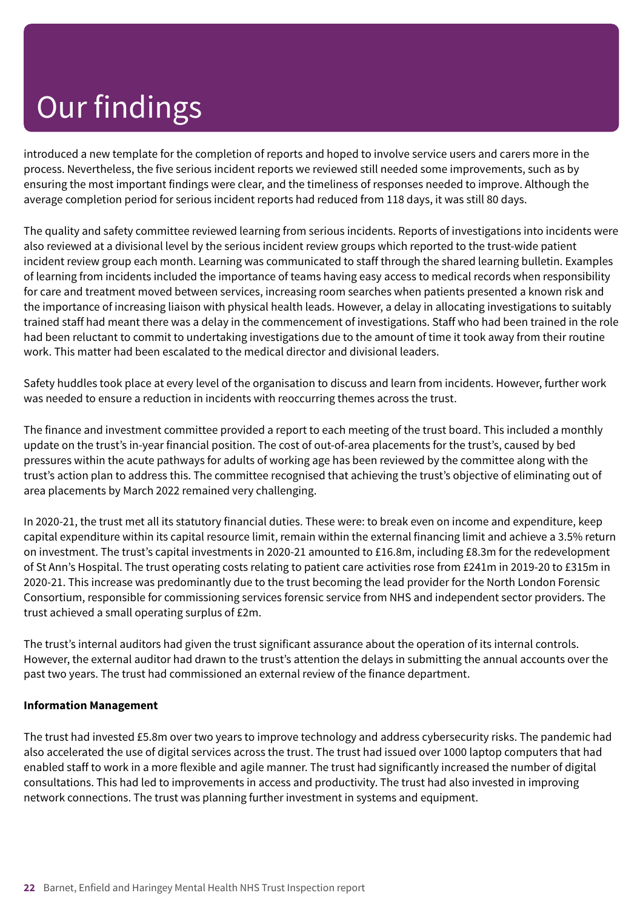# Our findings

introduced a new template for the completion of reports and hoped to involve service users and carers more in the process. Nevertheless, the five serious incident reports we reviewed still needed some improvements, such as by ensuring the most important findings were clear, and the timeliness of responses needed to improve. Although the average completion period for serious incident reports had reduced from 118 days, it was still 80 days.

The quality and safety committee reviewed learning from serious incidents. Reports of investigations into incidents were also reviewed at a divisional level by the serious incident review groups which reported to the trust-wide patient incident review group each month. Learning was communicated to staff through the shared learning bulletin. Examples of learning from incidents included the importance of teams having easy access to medical records when responsibility for care and treatment moved between services, increasing room searches when patients presented a known risk and the importance of increasing liaison with physical health leads. However, a delay in allocating investigations to suitably trained staff had meant there was a delay in the commencement of investigations. Staff who had been trained in the role had been reluctant to commit to undertaking investigations due to the amount of time it took away from their routine work. This matter had been escalated to the medical director and divisional leaders.

Safety huddles took place at every level of the organisation to discuss and learn from incidents. However, further work was needed to ensure a reduction in incidents with reoccurring themes across the trust.

The finance and investment committee provided a report to each meeting of the trust board. This included a monthly update on the trust's in-year financial position. The cost of out-of-area placements for the trust's, caused by bed pressures within the acute pathways for adults of working age has been reviewed by the committee along with the trust's action plan to address this. The committee recognised that achieving the trust's objective of eliminating out of area placements by March 2022 remained very challenging.

In 2020-21, the trust met all its statutory financial duties. These were: to break even on income and expenditure, keep capital expenditure within its capital resource limit, remain within the external financing limit and achieve a 3.5% return on investment. The trust's capital investments in 2020-21 amounted to £16.8m, including £8.3m for the redevelopment of St Ann's Hospital. The trust operating costs relating to patient care activities rose from £241m in 2019-20 to £315m in 2020-21. This increase was predominantly due to the trust becoming the lead provider for the North London Forensic Consortium, responsible for commissioning services forensic service from NHS and independent sector providers. The trust achieved a small operating surplus of £2m.

The trust's internal auditors had given the trust significant assurance about the operation of its internal controls. However, the external auditor had drawn to the trust's attention the delays in submitting the annual accounts over the past two years. The trust had commissioned an external review of the finance department.

**Information Management**

The trust had invested £5.8m over two years to improve technology and address cybersecurity risks. The pandemic had also accelerated the use of digital services across the trust. The trust had issued over 1000 laptop computers that had enabled staff to work in a more flexible and agile manner. The trust had significantly increased the number of digital consultations. This had led to improvements in access and productivity. The trust had also invested in improving network connections. The trust was planning further investment in systems and equipment.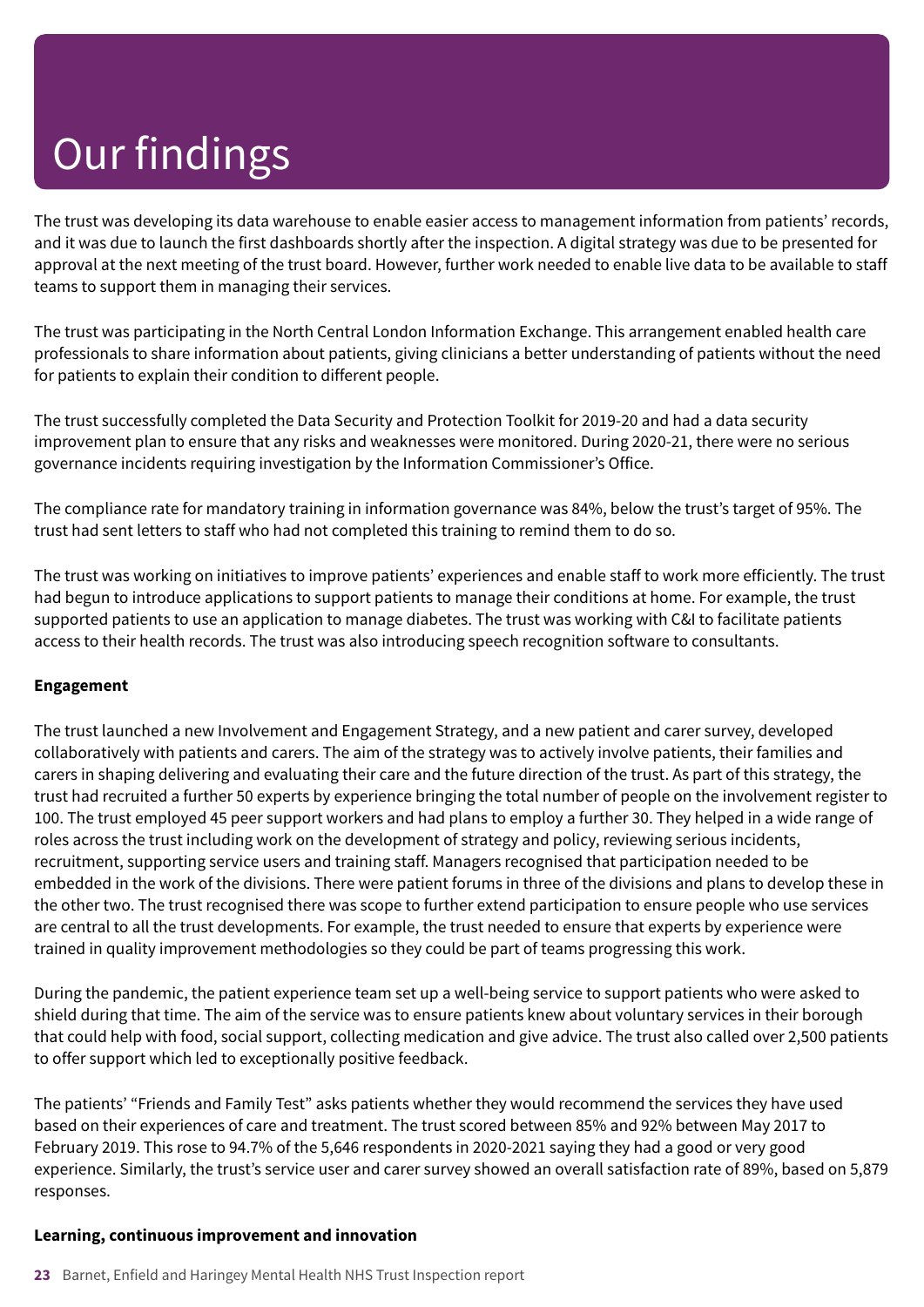# Our findings

The trust was developing its data warehouse to enable easier access to management information from patients' records, and it was due to launch the first dashboards shortly after the inspection. A digital strategy was due to be presented for approval at the next meeting of the trust board. However, further work needed to enable live data to be available to staff teams to support them in managing their services.

The trust was participating in the North Central London Information Exchange. This arrangement enabled health care professionals to share information about patients, giving clinicians a better understanding of patients without the need for patients to explain their condition to different people.

The trust successfully completed the Data Security and Protection Toolkit for 2019-20 and had a data security improvement plan to ensure that any risks and weaknesses were monitored. During 2020-21, there were no serious governance incidents requiring investigation by the Information Commissioner's Office.

The compliance rate for mandatory training in information governance was 84%, below the trust's target of 95%. The trust had sent letters to staff who had not completed this training to remind them to do so.

The trust was working on initiatives to improve patients' experiences and enable staff to work more efficiently. The trust had begun to introduce applications to support patients to manage their conditions at home. For example, the trust supported patients to use an application to manage diabetes. The trust was working with C&I to facilitate patients access to their health records. The trust was also introducing speech recognition software to consultants.

**Engagement**

The trust launched a new Involvement and Engagement Strategy, and a new patient and carer survey, developed collaboratively with patients and carers. The aim of the strategy was to actively involve patients, their families and carers in shaping delivering and evaluating their care and the future direction of the trust. As part of this strategy, the trust had recruited a further 50 experts by experience bringing the total number of people on the involvement register to 100. The trust employed 45 peer support workers and had plans to employ a further 30. They helped in a wide range of roles across the trust including work on the development of strategy and policy, reviewing serious incidents, recruitment, supporting service users and training staff. Managers recognised that participation needed to be embedded in the work of the divisions. There were patient forums in three of the divisions and plans to develop these in the other two. The trust recognised there was scope to further extend participation to ensure people who use services are central to all the trust developments. For example, the trust needed to ensure that experts by experience were trained in quality improvement methodologies so they could be part of teams progressing this work.

During the pandemic, the patient experience team set up a well-being service to support patients who were asked to shield during that time. The aim of the service was to ensure patients knew about voluntary services in their borough that could help with food, social support, collecting medication and give advice. The trust also called over 2,500 patients to offer support which led to exceptionally positive feedback.

The patients' "Friends and Family Test" asks patients whether they would recommend the services they have used based on their experiences of care and treatment. The trust scored between 85% and 92% between May 2017 to February 2019. This rose to 94.7% of the 5,646 respondents in 2020-2021 saying they had a good or very good experience. Similarly, the trust's service user and carer survey showed an overall satisfaction rate of 89%, based on 5,879 responses.

**Learning, continuous improvement and innovation**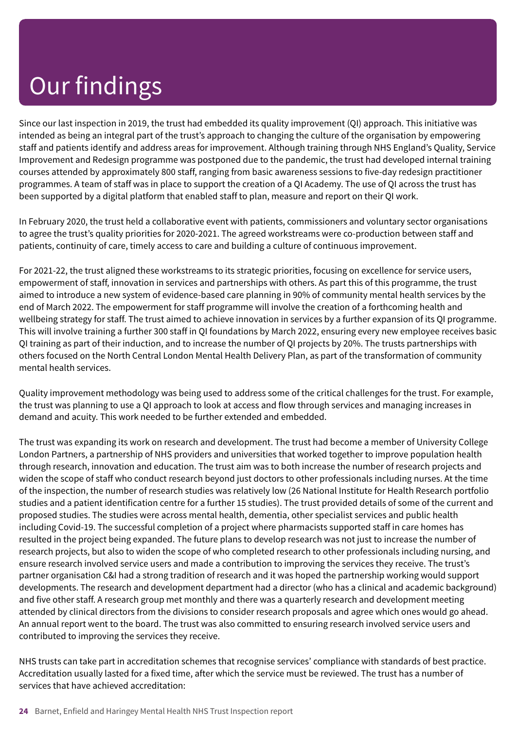# Our findings

Since our last inspection in 2019, the trust had embedded its quality improvement (QI) approach. This initiative was intended as being an integral part of the trust's approach to changing the culture of the organisation by empowering staff and patients identify and address areas for improvement. Although training through NHS England's Quality, Service Improvement and Redesign programme was postponed due to the pandemic, the trust had developed internal training courses attended by approximately 800 staff, ranging from basic awareness sessions to five-day redesign practitioner programmes. A team of staff was in place to support the creation of a QI Academy. The use of QI across the trust has been supported by a digital platform that enabled staff to plan, measure and report on their QI work.

In February 2020, the trust held a collaborative event with patients, commissioners and voluntary sector organisations to agree the trust's quality priorities for 2020-2021. The agreed workstreams were co-production between staff and patients, continuity of care, timely access to care and building a culture of continuous improvement.

For 2021-22, the trust aligned these workstreams to its strategic priorities, focusing on excellence for service users, empowerment of staff, innovation in services and partnerships with others. As part this of this programme, the trust aimed to introduce a new system of evidence-based care planning in 90% of community mental health services by the end of March 2022. The empowerment for staff programme will involve the creation of a forthcoming health and wellbeing strategy for staff. The trust aimed to achieve innovation in services by a further expansion of its QI programme. This will involve training a further 300 staff in QI foundations by March 2022, ensuring every new employee receives basic QI training as part of their induction, and to increase the number of QI projects by 20%. The trusts partnerships with others focused on the North Central London Mental Health Delivery Plan, as part of the transformation of community mental health services.

Quality improvement methodology was being used to address some of the critical challenges for the trust. For example, the trust was planning to use a QI approach to look at access and flow through services and managing increases in demand and acuity. This work needed to be further extended and embedded.

The trust was expanding its work on research and development. The trust had become a member of University College London Partners, a partnership of NHS providers and universities that worked together to improve population health through research, innovation and education. The trust aim was to both increase the number of research projects and widen the scope of staff who conduct research beyond just doctors to other professionals including nurses. At the time of the inspection, the number of research studies was relatively low (26 National Institute for Health Research portfolio studies and a patient identification centre for a further 15 studies). The trust provided details of some of the current and proposed studies. The studies were across mental health, dementia, other specialist services and public health including Covid-19. The successful completion of a project where pharmacists supported staff in care homes has resulted in the project being expanded. The future plans to develop research was not just to increase the number of research projects, but also to widen the scope of who completed research to other professionals including nursing, and ensure research involved service users and made a contribution to improving the services they receive. The trust's partner organisation C&I had a strong tradition of research and it was hoped the partnership working would support developments. The research and development department had a director (who has a clinical and academic background) and five other staff. A research group met monthly and there was a quarterly research and development meeting attended by clinical directors from the divisions to consider research proposals and agree which ones would go ahead. An annual report went to the board. The trust was also committed to ensuring research involved service users and contributed to improving the services they receive.

NHS trusts can take part in accreditation schemes that recognise services' compliance with standards of best practice. Accreditation usually lasted for a fixed time, after which the service must be reviewed. The trust has a number of services that have achieved accreditation: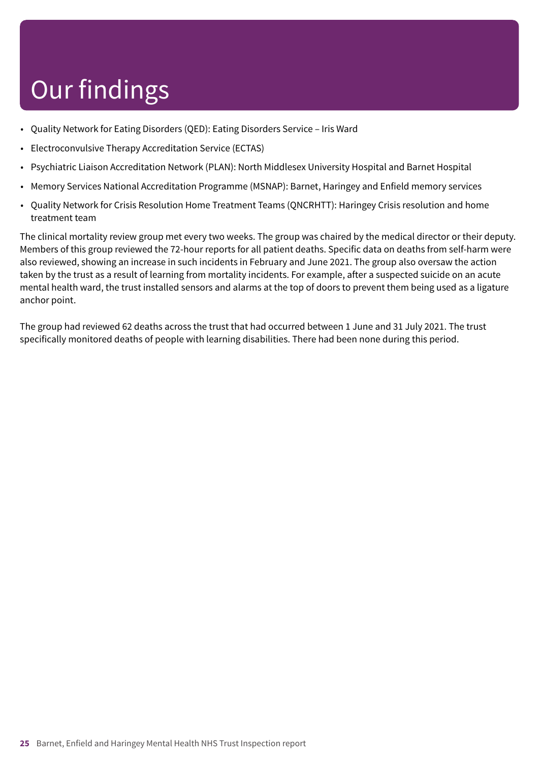# Our findings

- Quality Network for Eating Disorders (QED): Eating Disorders Service – Iris Ward
- Electroconvulsive Therapy Accreditation Service (ECTAS)
- Psychiatric Liaison Accreditation Network (PLAN): North Middlesex University Hospital and Barnet Hospital
- Memory Services National Accreditation Programme (MSNAP): Barnet, Haringey and Enfield memory services
- Quality Network for Crisis Resolution Home Treatment Teams (QNCRHTT): Haringey Crisis resolution and home treatment team

The clinical mortality review group met every two weeks. The group was chaired by the medical director or their deputy. Members of this group reviewed the 72-hour reports for all patient deaths. Specific data on deaths from self-harm were also reviewed, showing an increase in such incidents in February and June 2021. The group also oversaw the action taken by the trust as a result of learning from mortality incidents. For example, after a suspected suicide on an acute mental health ward, the trust installed sensors and alarms at the top of doors to prevent them being used as a ligature anchor point.

The group had reviewed 62 deaths across the trust that had occurred between 1 June and 31 July 2021. The trust specifically monitored deaths of people with learning disabilities. There had been none during this period.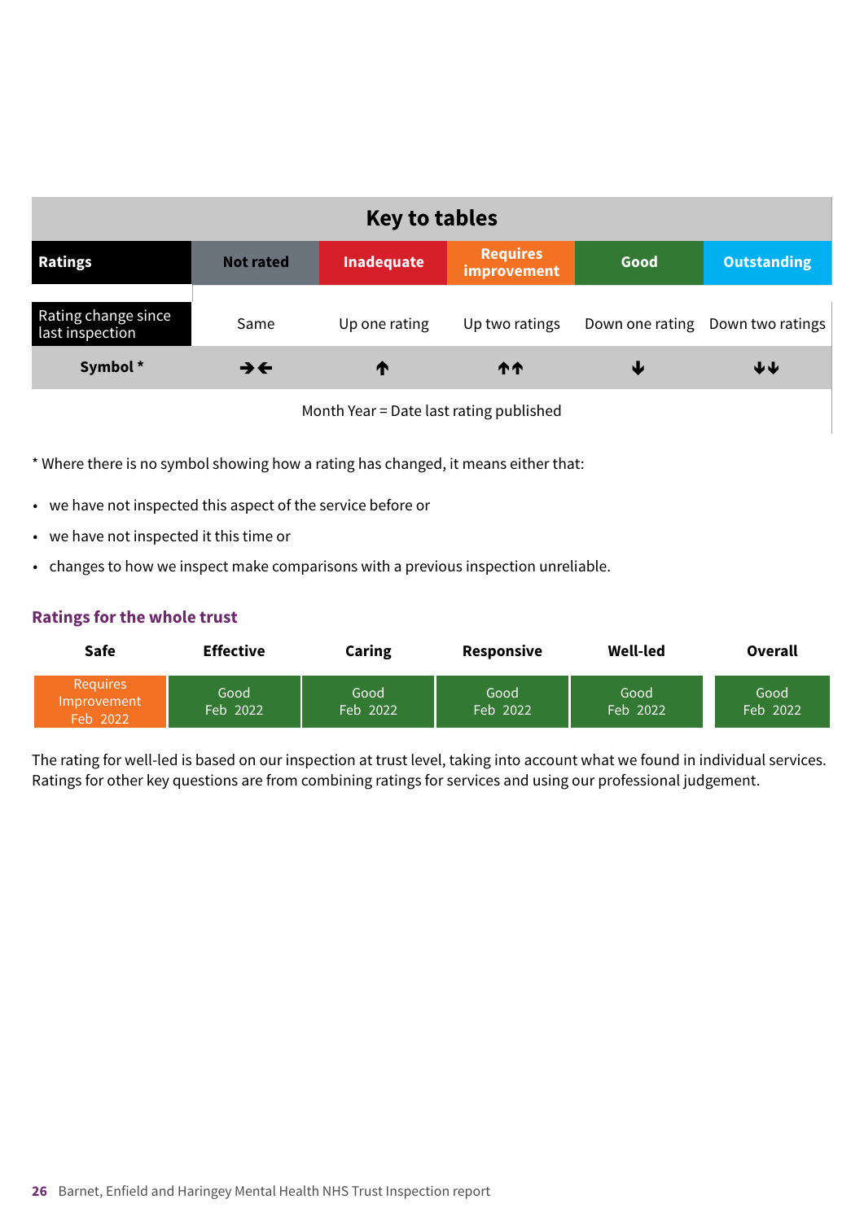## Key to tables

| Ratings | Not rated | Inadequate | Requires improvement | Good | Outstanding |
|---|---|---|---|---|---|
| Rating change since last inspection | Same | Up one rating | Up two ratings | Down one rating | Down two ratings |
| Symbol * | →← | ↑ | ↑↑ | ↓ | ↓↓ |

Month Year = Date last rating published

* Where there is no symbol showing how a rating has changed, it means either that:

- we have not inspected this aspect of the service before or
- we have not inspected it this time or
- changes to how we inspect make comparisons with a previous inspection unreliable.

### Ratings for the whole trust

| Safe | Effective | Caring | Responsive | Well-led | Overall |
|---|---|---|---|---|---|
| Requires Improvement Feb 2022 | Good Feb 2022 | Good Feb 2022 | Good Feb 2022 | Good Feb 2022 | Good Feb 2022 |

The rating for well-led is based on our inspection at trust level, taking into account what we found in individual services. Ratings for other key questions are from combining ratings for services and using our professional judgement.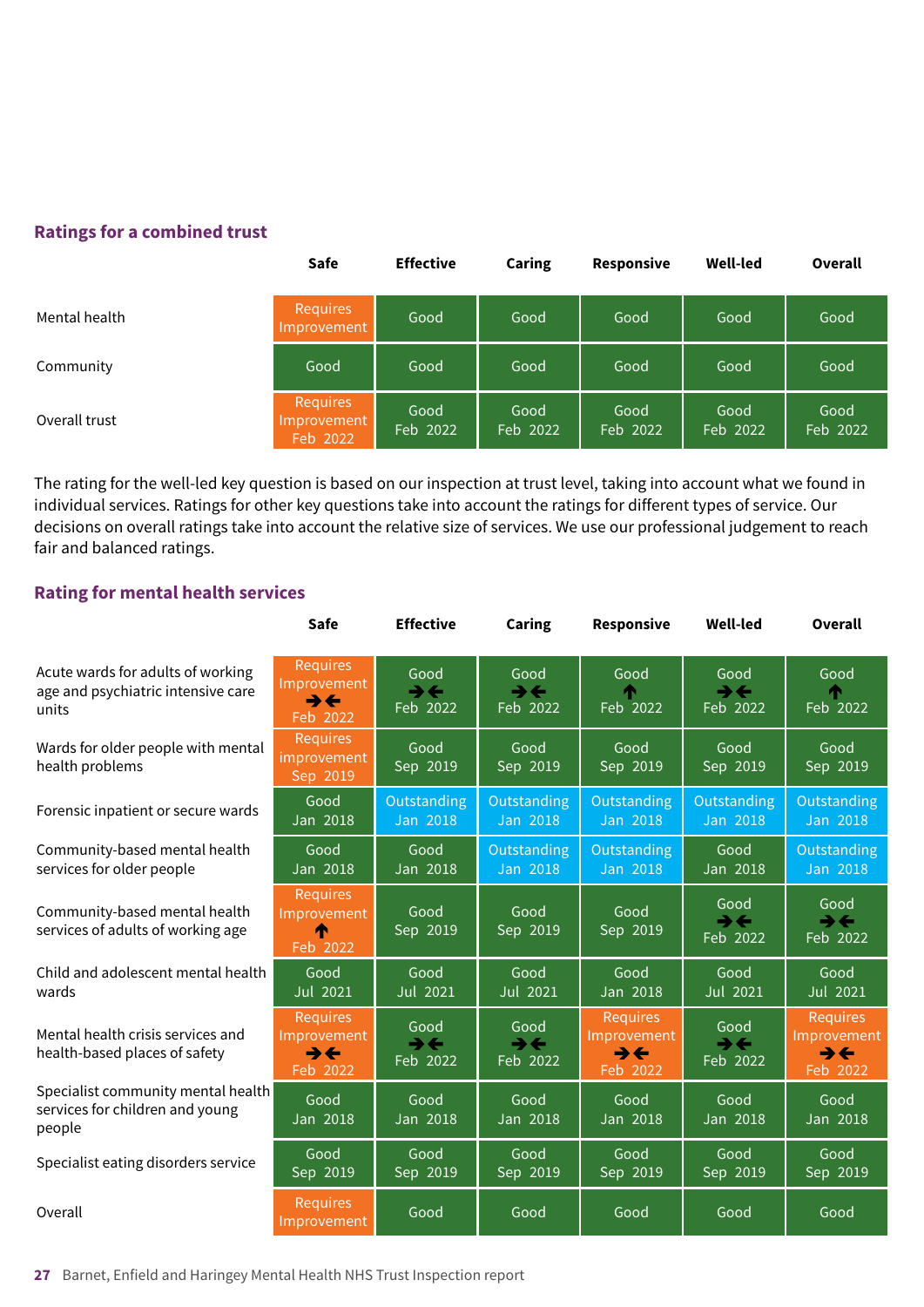## Ratings for a combined trust

| | Safe | Effective | Caring | Responsive | Well-led | Overall |
|---|---|---|---|---|---|---|
| Mental health | Requires Improvement | Good | Good | Good | Good | Good |
| Community | Good | Good | Good | Good | Good | Good |
| Overall trust | Requires Improvement Feb 2022 | Good Feb 2022 | Good Feb 2022 | Good Feb 2022 | Good Feb 2022 | Good Feb 2022 |

The rating for the well-led key question is based on our inspection at trust level, taking into account what we found in individual services. Ratings for other key questions take into account the ratings for different types of service. Our decisions on overall ratings take into account the relative size of services. We use our professional judgement to reach fair and balanced ratings.

## Rating for mental health services

| | Safe | Effective | Caring | Responsive | Well-led | Overall |
|---|---|---|---|---|---|---|
| Acute wards for adults of working age and psychiatric intensive care units | Requires Improvement →← Feb 2022 | Good →← Feb 2022 | Good →← Feb 2022 | Good ↑ Feb 2022 | Good →← Feb 2022 | Good ↑ Feb 2022 |
| Wards for older people with mental health problems | Requires improvement Sep 2019 | Good Sep 2019 | Good Sep 2019 | Good Sep 2019 | Good Sep 2019 | Good Sep 2019 |
| Forensic inpatient or secure wards | Good Jan 2018 | Outstanding Jan 2018 | Outstanding Jan 2018 | Outstanding Jan 2018 | Outstanding Jan 2018 | Outstanding Jan 2018 |
| Community-based mental health services for older people | Good Jan 2018 | Good Jan 2018 | Outstanding Jan 2018 | Outstanding Jan 2018 | Good Jan 2018 | Outstanding Jan 2018 |
| Community-based mental health services of adults of working age | Requires Improvement ↑ Feb 2022 | Good Sep 2019 | Good Sep 2019 | Good Sep 2019 | Good →← Feb 2022 | Good →← Feb 2022 |
| Child and adolescent mental health wards | Good Jul 2021 | Good Jul 2021 | Good Jul 2021 | Good Jan 2018 | Good Jul 2021 | Good Jul 2021 |
| Mental health crisis services and health-based places of safety | Requires Improvement →← Feb 2022 | Good →← Feb 2022 | Good →← Feb 2022 | Requires Improvement →← Feb 2022 | Good →← Feb 2022 | Requires Improvement →← Feb 2022 |
| Specialist community mental health services for children and young people | Good Jan 2018 | Good Jan 2018 | Good Jan 2018 | Good Jan 2018 | Good Jan 2018 | Good Jan 2018 |
| Specialist eating disorders service | Good Sep 2019 | Good Sep 2019 | Good Sep 2019 | Good Sep 2019 | Good Sep 2019 | Good Sep 2019 |
| Overall | Requires Improvement | Good | Good | Good | Good | Good |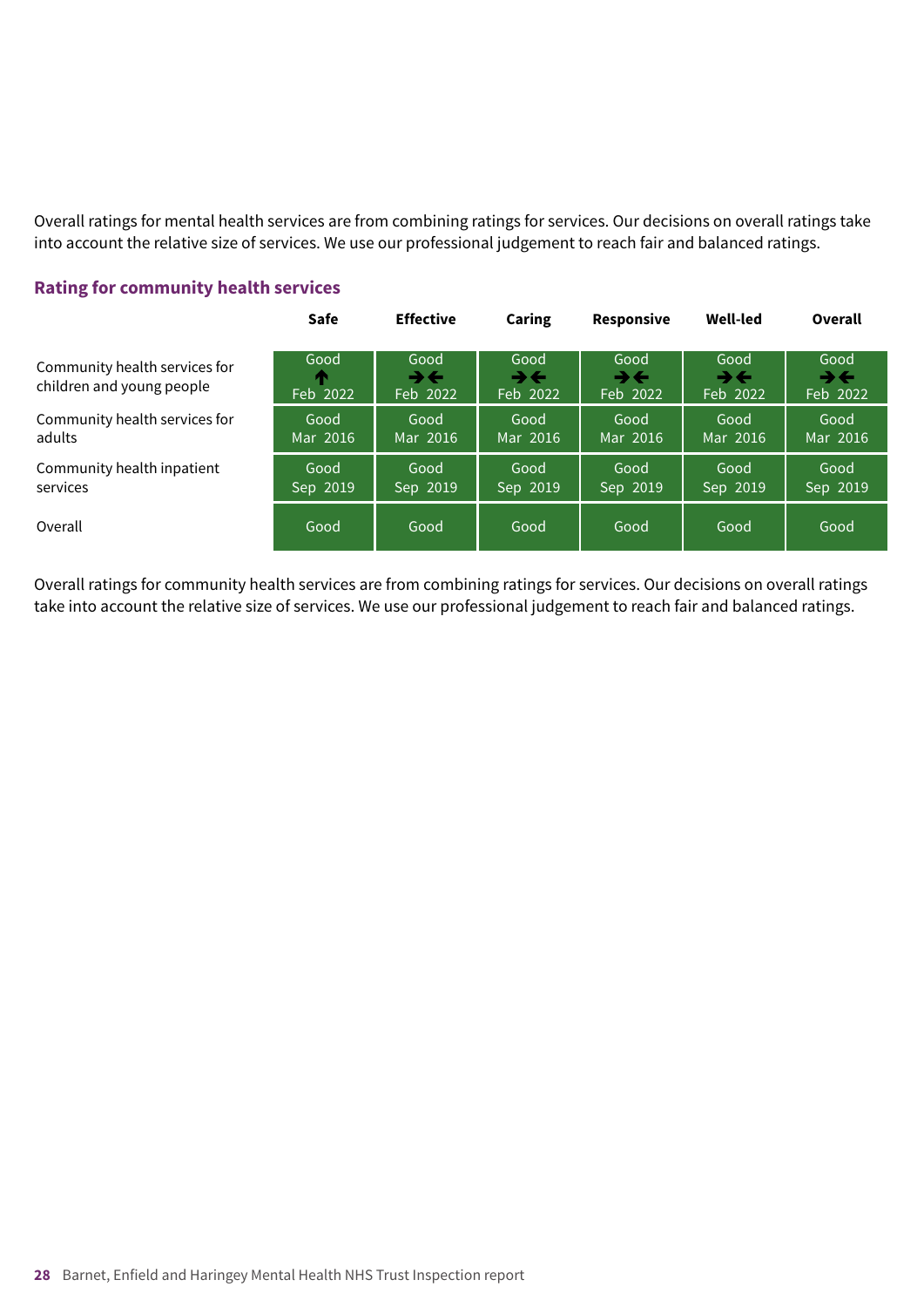Overall ratings for mental health services are from combining ratings for services. Our decisions on overall ratings take into account the relative size of services. We use our professional judgement to reach fair and balanced ratings.

## Rating for community health services

| | Safe | Effective | Caring | Responsive | Well-led | Overall |
|---|---|---|---|---|---|---|
| Community health services for children and young people | Good ↑ Feb 2022 | Good →← Feb 2022 | Good →← Feb 2022 | Good →← Feb 2022 | Good →← Feb 2022 | Good →← Feb 2022 |
| Community health services for adults | Good Mar 2016 | Good Mar 2016 | Good Mar 2016 | Good Mar 2016 | Good Mar 2016 | Good Mar 2016 |
| Community health inpatient services | Good Sep 2019 | Good Sep 2019 | Good Sep 2019 | Good Sep 2019 | Good Sep 2019 | Good Sep 2019 |
| Overall | Good | Good | Good | Good | Good | Good |

Overall ratings for community health services are from combining ratings for services. Our decisions on overall ratings take into account the relative size of services. We use our professional judgement to reach fair and balanced ratings.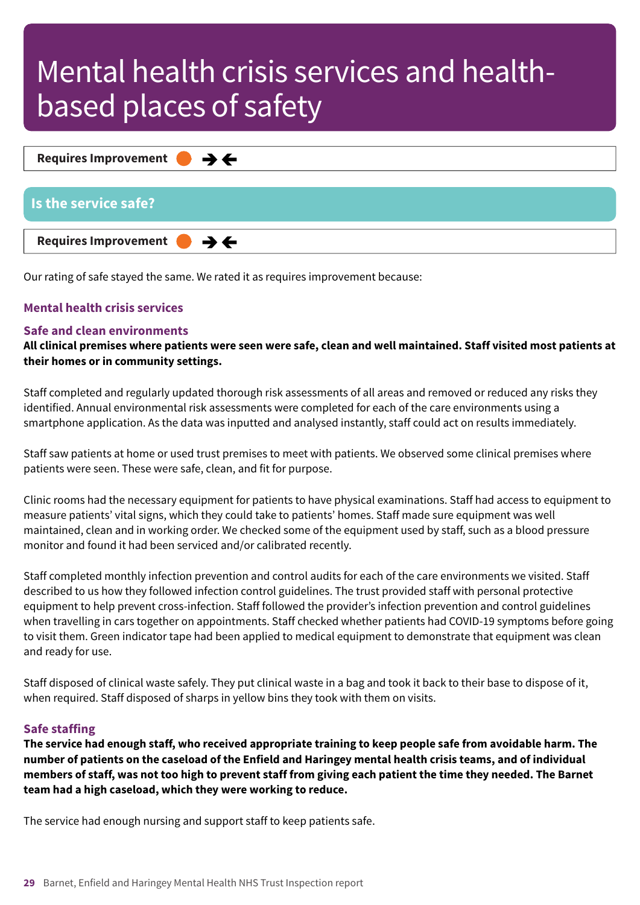# Mental health crisis services and health-based places of safety

**Requires Improvement** ● →←

## Is the service safe?

**Requires Improvement** ● →←

Our rating of safe stayed the same. We rated it as requires improvement because:

### Mental health crisis services

#### Safe and clean environments

**All clinical premises where patients were seen were safe, clean and well maintained. Staff visited most patients at their homes or in community settings.**

Staff completed and regularly updated thorough risk assessments of all areas and removed or reduced any risks they identified. Annual environmental risk assessments were completed for each of the care environments using a smartphone application. As the data was inputted and analysed instantly, staff could act on results immediately.

Staff saw patients at home or used trust premises to meet with patients. We observed some clinical premises where patients were seen. These were safe, clean, and fit for purpose.

Clinic rooms had the necessary equipment for patients to have physical examinations. Staff had access to equipment to measure patients' vital signs, which they could take to patients' homes. Staff made sure equipment was well maintained, clean and in working order. We checked some of the equipment used by staff, such as a blood pressure monitor and found it had been serviced and/or calibrated recently.

Staff completed monthly infection prevention and control audits for each of the care environments we visited. Staff described to us how they followed infection control guidelines. The trust provided staff with personal protective equipment to help prevent cross-infection. Staff followed the provider's infection prevention and control guidelines when travelling in cars together on appointments. Staff checked whether patients had COVID-19 symptoms before going to visit them. Green indicator tape had been applied to medical equipment to demonstrate that equipment was clean and ready for use.

Staff disposed of clinical waste safely. They put clinical waste in a bag and took it back to their base to dispose of it, when required. Staff disposed of sharps in yellow bins they took with them on visits.

#### Safe staffing

**The service had enough staff, who received appropriate training to keep people safe from avoidable harm. The number of patients on the caseload of the Enfield and Haringey mental health crisis teams, and of individual members of staff, was not too high to prevent staff from giving each patient the time they needed. The Barnet team had a high caseload, which they were working to reduce.**

The service had enough nursing and support staff to keep patients safe.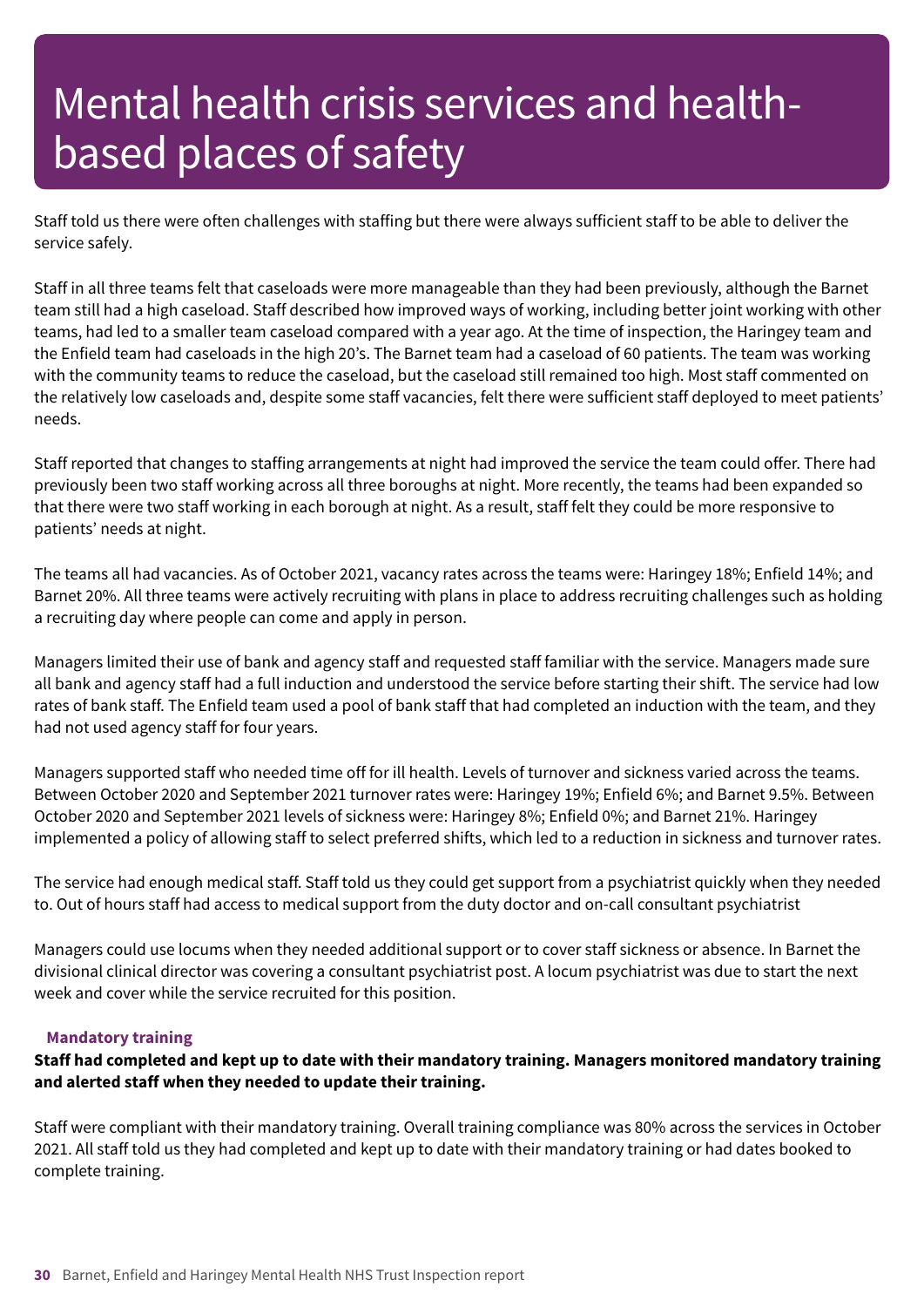# Mental health crisis services and health-based places of safety

Staff told us there were often challenges with staffing but there were always sufficient staff to be able to deliver the service safely.

Staff in all three teams felt that caseloads were more manageable than they had been previously, although the Barnet team still had a high caseload. Staff described how improved ways of working, including better joint working with other teams, had led to a smaller team caseload compared with a year ago. At the time of inspection, the Haringey team and the Enfield team had caseloads in the high 20's. The Barnet team had a caseload of 60 patients. The team was working with the community teams to reduce the caseload, but the caseload still remained too high. Most staff commented on the relatively low caseloads and, despite some staff vacancies, felt there were sufficient staff deployed to meet patients' needs.

Staff reported that changes to staffing arrangements at night had improved the service the team could offer. There had previously been two staff working across all three boroughs at night. More recently, the teams had been expanded so that there were two staff working in each borough at night. As a result, staff felt they could be more responsive to patients' needs at night.

The teams all had vacancies. As of October 2021, vacancy rates across the teams were: Haringey 18%; Enfield 14%; and Barnet 20%. All three teams were actively recruiting with plans in place to address recruiting challenges such as holding a recruiting day where people can come and apply in person.

Managers limited their use of bank and agency staff and requested staff familiar with the service. Managers made sure all bank and agency staff had a full induction and understood the service before starting their shift. The service had low rates of bank staff. The Enfield team used a pool of bank staff that had completed an induction with the team, and they had not used agency staff for four years.

Managers supported staff who needed time off for ill health. Levels of turnover and sickness varied across the teams. Between October 2020 and September 2021 turnover rates were: Haringey 19%; Enfield 6%; and Barnet 9.5%. Between October 2020 and September 2021 levels of sickness were: Haringey 8%; Enfield 0%; and Barnet 21%. Haringey implemented a policy of allowing staff to select preferred shifts, which led to a reduction in sickness and turnover rates.

The service had enough medical staff. Staff told us they could get support from a psychiatrist quickly when they needed to. Out of hours staff had access to medical support from the duty doctor and on-call consultant psychiatrist

Managers could use locums when they needed additional support or to cover staff sickness or absence. In Barnet the divisional clinical director was covering a consultant psychiatrist post. A locum psychiatrist was due to start the next week and cover while the service recruited for this position.

### Mandatory training

**Staff had completed and kept up to date with their mandatory training. Managers monitored mandatory training and alerted staff when they needed to update their training.**

Staff were compliant with their mandatory training. Overall training compliance was 80% across the services in October 2021. All staff told us they had completed and kept up to date with their mandatory training or had dates booked to complete training.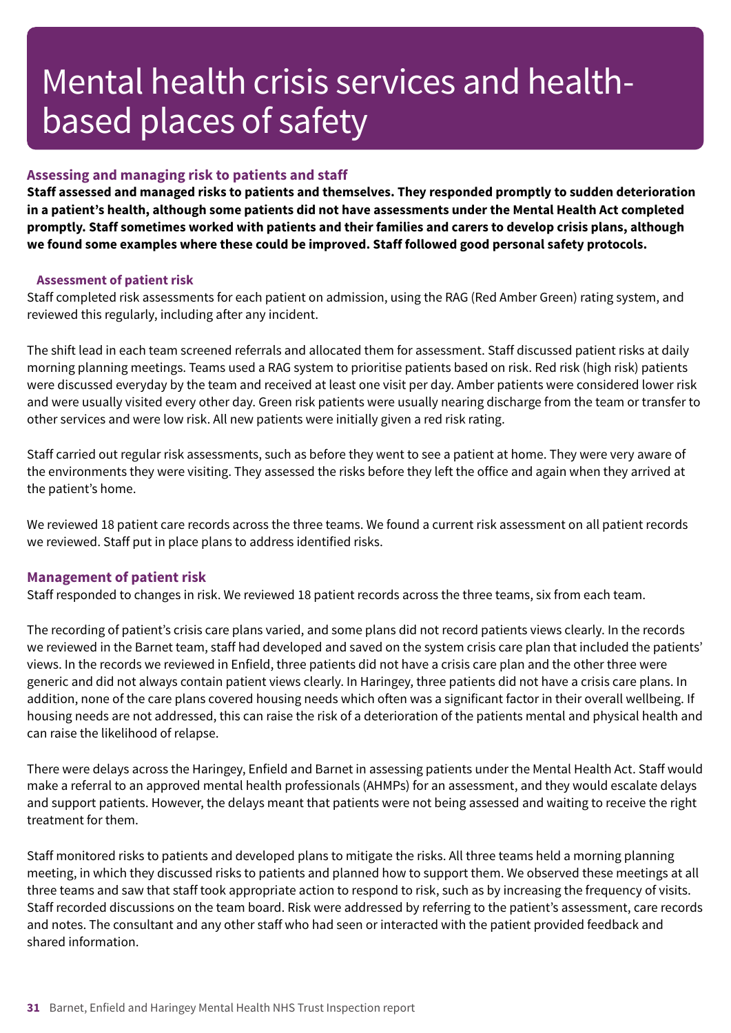# Mental health crisis services and health-based places of safety

### Assessing and managing risk to patients and staff

**Staff assessed and managed risks to patients and themselves. They responded promptly to sudden deterioration in a patient's health, although some patients did not have assessments under the Mental Health Act completed promptly. Staff sometimes worked with patients and their families and carers to develop crisis plans, although we found some examples where these could be improved. Staff followed good personal safety protocols.**

#### Assessment of patient risk

Staff completed risk assessments for each patient on admission, using the RAG (Red Amber Green) rating system, and reviewed this regularly, including after any incident.

The shift lead in each team screened referrals and allocated them for assessment. Staff discussed patient risks at daily morning planning meetings. Teams used a RAG system to prioritise patients based on risk. Red risk (high risk) patients were discussed everyday by the team and received at least one visit per day. Amber patients were considered lower risk and were usually visited every other day. Green risk patients were usually nearing discharge from the team or transfer to other services and were low risk. All new patients were initially given a red risk rating.

Staff carried out regular risk assessments, such as before they went to see a patient at home. They were very aware of the environments they were visiting. They assessed the risks before they left the office and again when they arrived at the patient's home.

We reviewed 18 patient care records across the three teams. We found a current risk assessment on all patient records we reviewed. Staff put in place plans to address identified risks.

### Management of patient risk

Staff responded to changes in risk. We reviewed 18 patient records across the three teams, six from each team.

The recording of patient's crisis care plans varied, and some plans did not record patients views clearly. In the records we reviewed in the Barnet team, staff had developed and saved on the system crisis care plan that included the patients' views. In the records we reviewed in Enfield, three patients did not have a crisis care plan and the other three were generic and did not always contain patient views clearly. In Haringey, three patients did not have a crisis care plans. In addition, none of the care plans covered housing needs which often was a significant factor in their overall wellbeing. If housing needs are not addressed, this can raise the risk of a deterioration of the patients mental and physical health and can raise the likelihood of relapse.

There were delays across the Haringey, Enfield and Barnet in assessing patients under the Mental Health Act. Staff would make a referral to an approved mental health professionals (AHMPs) for an assessment, and they would escalate delays and support patients. However, the delays meant that patients were not being assessed and waiting to receive the right treatment for them.

Staff monitored risks to patients and developed plans to mitigate the risks. All three teams held a morning planning meeting, in which they discussed risks to patients and planned how to support them. We observed these meetings at all three teams and saw that staff took appropriate action to respond to risk, such as by increasing the frequency of visits. Staff recorded discussions on the team board. Risk were addressed by referring to the patient's assessment, care records and notes. The consultant and any other staff who had seen or interacted with the patient provided feedback and shared information.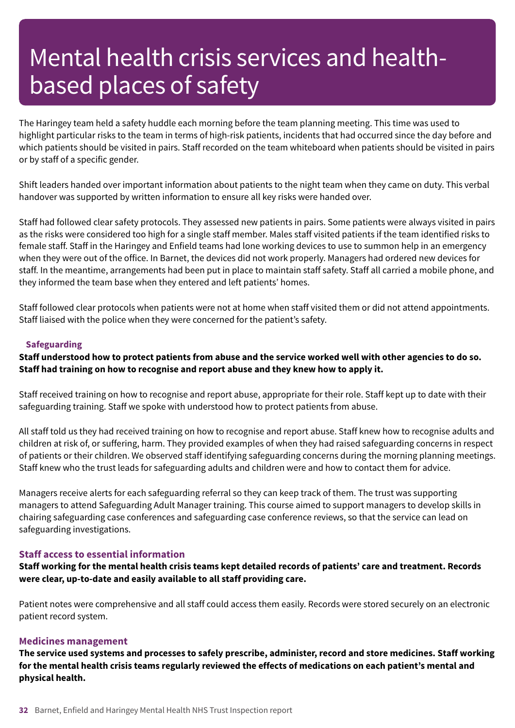# Mental health crisis services and health-based places of safety

The Haringey team held a safety huddle each morning before the team planning meeting. This time was used to highlight particular risks to the team in terms of high-risk patients, incidents that had occurred since the day before and which patients should be visited in pairs. Staff recorded on the team whiteboard when patients should be visited in pairs or by staff of a specific gender.

Shift leaders handed over important information about patients to the night team when they came on duty. This verbal handover was supported by written information to ensure all key risks were handed over.

Staff had followed clear safety protocols. They assessed new patients in pairs. Some patients were always visited in pairs as the risks were considered too high for a single staff member. Males staff visited patients if the team identified risks to female staff. Staff in the Haringey and Enfield teams had lone working devices to use to summon help in an emergency when they were out of the office. In Barnet, the devices did not work properly. Managers had ordered new devices for staff. In the meantime, arrangements had been put in place to maintain staff safety. Staff all carried a mobile phone, and they informed the team base when they entered and left patients' homes.

Staff followed clear protocols when patients were not at home when staff visited them or did not attend appointments. Staff liaised with the police when they were concerned for the patient's safety.

### Safeguarding

**Staff understood how to protect patients from abuse and the service worked well with other agencies to do so. Staff had training on how to recognise and report abuse and they knew how to apply it.**

Staff received training on how to recognise and report abuse, appropriate for their role. Staff kept up to date with their safeguarding training. Staff we spoke with understood how to protect patients from abuse.

All staff told us they had received training on how to recognise and report abuse. Staff knew how to recognise adults and children at risk of, or suffering, harm. They provided examples of when they had raised safeguarding concerns in respect of patients or their children. We observed staff identifying safeguarding concerns during the morning planning meetings. Staff knew who the trust leads for safeguarding adults and children were and how to contact them for advice.

Managers receive alerts for each safeguarding referral so they can keep track of them. The trust was supporting managers to attend Safeguarding Adult Manager training. This course aimed to support managers to develop skills in chairing safeguarding case conferences and safeguarding case conference reviews, so that the service can lead on safeguarding investigations.

### Staff access to essential information

**Staff working for the mental health crisis teams kept detailed records of patients' care and treatment. Records were clear, up-to-date and easily available to all staff providing care.**

Patient notes were comprehensive and all staff could access them easily. Records were stored securely on an electronic patient record system.

### Medicines management

**The service used systems and processes to safely prescribe, administer, record and store medicines. Staff working for the mental health crisis teams regularly reviewed the effects of medications on each patient's mental and physical health.**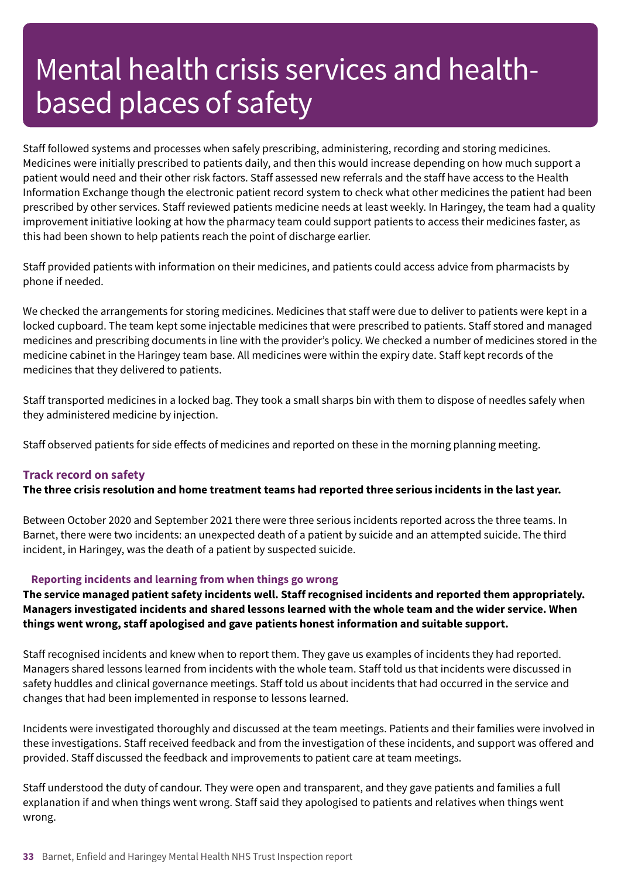# Mental health crisis services and health-based places of safety

Staff followed systems and processes when safely prescribing, administering, recording and storing medicines. Medicines were initially prescribed to patients daily, and then this would increase depending on how much support a patient would need and their other risk factors. Staff assessed new referrals and the staff have access to the Health Information Exchange though the electronic patient record system to check what other medicines the patient had been prescribed by other services. Staff reviewed patients medicine needs at least weekly. In Haringey, the team had a quality improvement initiative looking at how the pharmacy team could support patients to access their medicines faster, as this had been shown to help patients reach the point of discharge earlier.

Staff provided patients with information on their medicines, and patients could access advice from pharmacists by phone if needed.

We checked the arrangements for storing medicines. Medicines that staff were due to deliver to patients were kept in a locked cupboard. The team kept some injectable medicines that were prescribed to patients. Staff stored and managed medicines and prescribing documents in line with the provider's policy. We checked a number of medicines stored in the medicine cabinet in the Haringey team base. All medicines were within the expiry date. Staff kept records of the medicines that they delivered to patients.

Staff transported medicines in a locked bag. They took a small sharps bin with them to dispose of needles safely when they administered medicine by injection.

Staff observed patients for side effects of medicines and reported on these in the morning planning meeting.

### Track record on safety

**The three crisis resolution and home treatment teams had reported three serious incidents in the last year.**

Between October 2020 and September 2021 there were three serious incidents reported across the three teams. In Barnet, there were two incidents: an unexpected death of a patient by suicide and an attempted suicide. The third incident, in Haringey, was the death of a patient by suspected suicide.

### Reporting incidents and learning from when things go wrong

**The service managed patient safety incidents well. Staff recognised incidents and reported them appropriately. Managers investigated incidents and shared lessons learned with the whole team and the wider service. When things went wrong, staff apologised and gave patients honest information and suitable support.**

Staff recognised incidents and knew when to report them. They gave us examples of incidents they had reported. Managers shared lessons learned from incidents with the whole team. Staff told us that incidents were discussed in safety huddles and clinical governance meetings. Staff told us about incidents that had occurred in the service and changes that had been implemented in response to lessons learned.

Incidents were investigated thoroughly and discussed at the team meetings. Patients and their families were involved in these investigations. Staff received feedback and from the investigation of these incidents, and support was offered and provided. Staff discussed the feedback and improvements to patient care at team meetings.

Staff understood the duty of candour. They were open and transparent, and they gave patients and families a full explanation if and when things went wrong. Staff said they apologised to patients and relatives when things went wrong.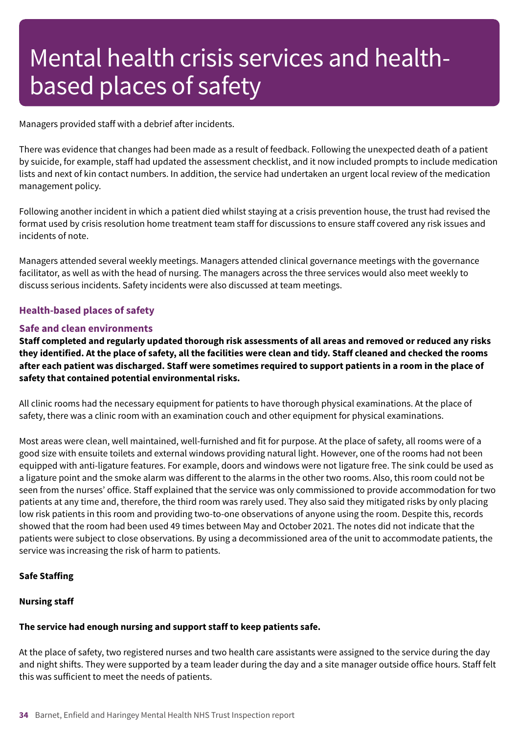# Mental health crisis services and health-based places of safety

Managers provided staff with a debrief after incidents.

There was evidence that changes had been made as a result of feedback. Following the unexpected death of a patient by suicide, for example, staff had updated the assessment checklist, and it now included prompts to include medication lists and next of kin contact numbers. In addition, the service had undertaken an urgent local review of the medication management policy.

Following another incident in which a patient died whilst staying at a crisis prevention house, the trust had revised the format used by crisis resolution home treatment team staff for discussions to ensure staff covered any risk issues and incidents of note.

Managers attended several weekly meetings. Managers attended clinical governance meetings with the governance facilitator, as well as with the head of nursing. The managers across the three services would also meet weekly to discuss serious incidents. Safety incidents were also discussed at team meetings.

## Health-based places of safety

### Safe and clean environments

**Staff completed and regularly updated thorough risk assessments of all areas and removed or reduced any risks they identified. At the place of safety, all the facilities were clean and tidy. Staff cleaned and checked the rooms after each patient was discharged. Staff were sometimes required to support patients in a room in the place of safety that contained potential environmental risks.**

All clinic rooms had the necessary equipment for patients to have thorough physical examinations. At the place of safety, there was a clinic room with an examination couch and other equipment for physical examinations.

Most areas were clean, well maintained, well-furnished and fit for purpose. At the place of safety, all rooms were of a good size with ensuite toilets and external windows providing natural light. However, one of the rooms had not been equipped with anti-ligature features. For example, doors and windows were not ligature free. The sink could be used as a ligature point and the smoke alarm was different to the alarms in the other two rooms. Also, this room could not be seen from the nurses' office. Staff explained that the service was only commissioned to provide accommodation for two patients at any time and, therefore, the third room was rarely used. They also said they mitigated risks by only placing low risk patients in this room and providing two-to-one observations of anyone using the room. Despite this, records showed that the room had been used 49 times between May and October 2021. The notes did not indicate that the patients were subject to close observations. By using a decommissioned area of the unit to accommodate patients, the service was increasing the risk of harm to patients.

**Safe Staffing**

**Nursing staff**

**The service had enough nursing and support staff to keep patients safe.**

At the place of safety, two registered nurses and two health care assistants were assigned to the service during the day and night shifts. They were supported by a team leader during the day and a site manager outside office hours. Staff felt this was sufficient to meet the needs of patients.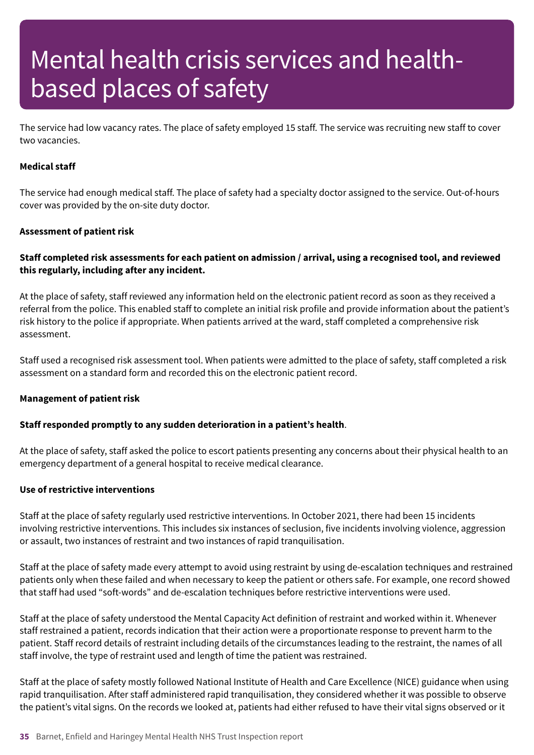# Mental health crisis services and health-based places of safety

The service had low vacancy rates. The place of safety employed 15 staff. The service was recruiting new staff to cover two vacancies.

**Medical staff**

The service had enough medical staff. The place of safety had a specialty doctor assigned to the service. Out-of-hours cover was provided by the on-site duty doctor.

**Assessment of patient risk**

**Staff completed risk assessments for each patient on admission / arrival, using a recognised tool, and reviewed this regularly, including after any incident.**

At the place of safety, staff reviewed any information held on the electronic patient record as soon as they received a referral from the police. This enabled staff to complete an initial risk profile and provide information about the patient's risk history to the police if appropriate. When patients arrived at the ward, staff completed a comprehensive risk assessment.

Staff used a recognised risk assessment tool. When patients were admitted to the place of safety, staff completed a risk assessment on a standard form and recorded this on the electronic patient record.

**Management of patient risk**

**Staff responded promptly to any sudden deterioration in a patient's health**.

At the place of safety, staff asked the police to escort patients presenting any concerns about their physical health to an emergency department of a general hospital to receive medical clearance.

**Use of restrictive interventions**

Staff at the place of safety regularly used restrictive interventions. In October 2021, there had been 15 incidents involving restrictive interventions. This includes six instances of seclusion, five incidents involving violence, aggression or assault, two instances of restraint and two instances of rapid tranquilisation.

Staff at the place of safety made every attempt to avoid using restraint by using de-escalation techniques and restrained patients only when these failed and when necessary to keep the patient or others safe. For example, one record showed that staff had used "soft-words" and de-escalation techniques before restrictive interventions were used.

Staff at the place of safety understood the Mental Capacity Act definition of restraint and worked within it. Whenever staff restrained a patient, records indication that their action were a proportionate response to prevent harm to the patient. Staff record details of restraint including details of the circumstances leading to the restraint, the names of all staff involve, the type of restraint used and length of time the patient was restrained.

Staff at the place of safety mostly followed National Institute of Health and Care Excellence (NICE) guidance when using rapid tranquilisation. After staff administered rapid tranquilisation, they considered whether it was possible to observe the patient's vital signs. On the records we looked at, patients had either refused to have their vital signs observed or it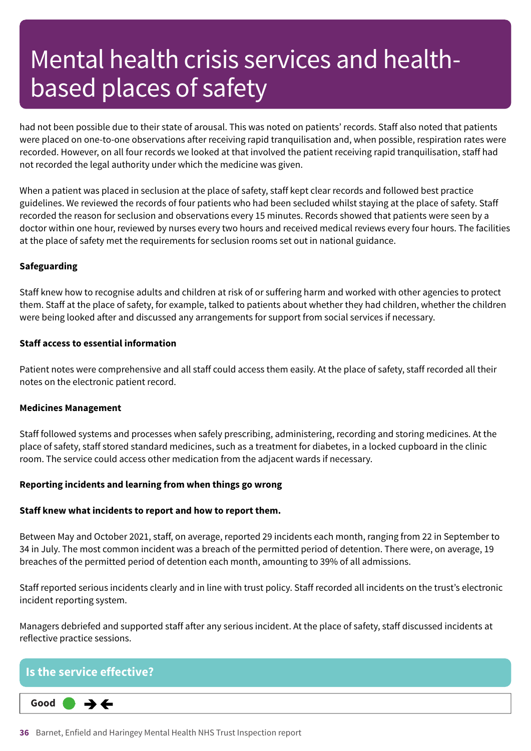# Mental health crisis services and health-based places of safety

had not been possible due to their state of arousal. This was noted on patients' records. Staff also noted that patients were placed on one-to-one observations after receiving rapid tranquilisation and, when possible, respiration rates were recorded. However, on all four records we looked at that involved the patient receiving rapid tranquilisation, staff had not recorded the legal authority under which the medicine was given.

When a patient was placed in seclusion at the place of safety, staff kept clear records and followed best practice guidelines. We reviewed the records of four patients who had been secluded whilst staying at the place of safety. Staff recorded the reason for seclusion and observations every 15 minutes. Records showed that patients were seen by a doctor within one hour, reviewed by nurses every two hours and received medical reviews every four hours. The facilities at the place of safety met the requirements for seclusion rooms set out in national guidance.

**Safeguarding**

Staff knew how to recognise adults and children at risk of or suffering harm and worked with other agencies to protect them. Staff at the place of safety, for example, talked to patients about whether they had children, whether the children were being looked after and discussed any arrangements for support from social services if necessary.

**Staff access to essential information**

Patient notes were comprehensive and all staff could access them easily. At the place of safety, staff recorded all their notes on the electronic patient record.

**Medicines Management**

Staff followed systems and processes when safely prescribing, administering, recording and storing medicines. At the place of safety, staff stored standard medicines, such as a treatment for diabetes, in a locked cupboard in the clinic room. The service could access other medication from the adjacent wards if necessary.

**Reporting incidents and learning from when things go wrong**

**Staff knew what incidents to report and how to report them.**

Between May and October 2021, staff, on average, reported 29 incidents each month, ranging from 22 in September to 34 in July. The most common incident was a breach of the permitted period of detention. There were, on average, 19 breaches of the permitted period of detention each month, amounting to 39% of all admissions.

Staff reported serious incidents clearly and in line with trust policy. Staff recorded all incidents on the trust's electronic incident reporting system.

Managers debriefed and supported staff after any serious incident. At the place of safety, staff discussed incidents at reflective practice sessions.

## Is the service effective?

**Good** ➔🡐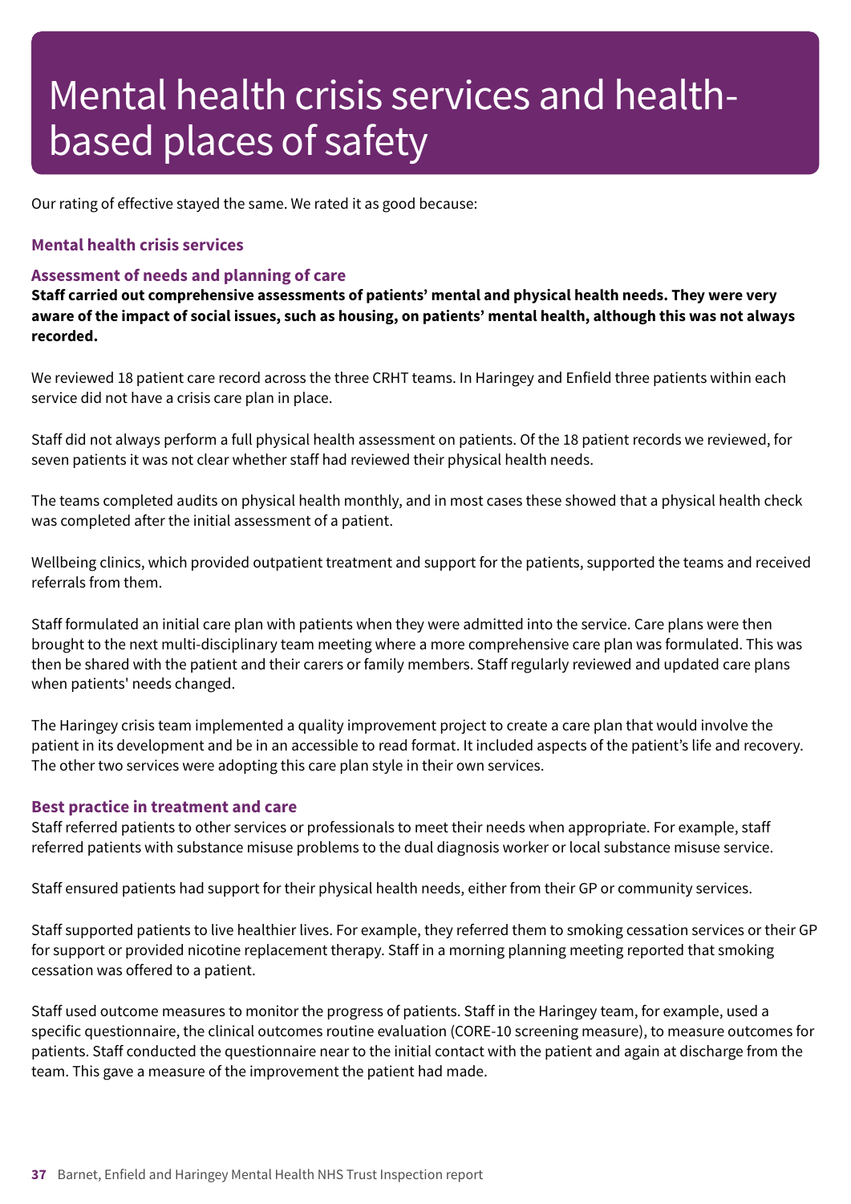# Mental health crisis services and health-based places of safety

Our rating of effective stayed the same. We rated it as good because:

### Mental health crisis services

### Assessment of needs and planning of care

**Staff carried out comprehensive assessments of patients' mental and physical health needs. They were very aware of the impact of social issues, such as housing, on patients' mental health, although this was not always recorded.**

We reviewed 18 patient care record across the three CRHT teams. In Haringey and Enfield three patients within each service did not have a crisis care plan in place.

Staff did not always perform a full physical health assessment on patients. Of the 18 patient records we reviewed, for seven patients it was not clear whether staff had reviewed their physical health needs.

The teams completed audits on physical health monthly, and in most cases these showed that a physical health check was completed after the initial assessment of a patient.

Wellbeing clinics, which provided outpatient treatment and support for the patients, supported the teams and received referrals from them.

Staff formulated an initial care plan with patients when they were admitted into the service. Care plans were then brought to the next multi-disciplinary team meeting where a more comprehensive care plan was formulated. This was then be shared with the patient and their carers or family members. Staff regularly reviewed and updated care plans when patients' needs changed.

The Haringey crisis team implemented a quality improvement project to create a care plan that would involve the patient in its development and be in an accessible to read format. It included aspects of the patient's life and recovery. The other two services were adopting this care plan style in their own services.

### Best practice in treatment and care

Staff referred patients to other services or professionals to meet their needs when appropriate. For example, staff referred patients with substance misuse problems to the dual diagnosis worker or local substance misuse service.

Staff ensured patients had support for their physical health needs, either from their GP or community services.

Staff supported patients to live healthier lives. For example, they referred them to smoking cessation services or their GP for support or provided nicotine replacement therapy. Staff in a morning planning meeting reported that smoking cessation was offered to a patient.

Staff used outcome measures to monitor the progress of patients. Staff in the Haringey team, for example, used a specific questionnaire, the clinical outcomes routine evaluation (CORE-10 screening measure), to measure outcomes for patients. Staff conducted the questionnaire near to the initial contact with the patient and again at discharge from the team. This gave a measure of the improvement the patient had made.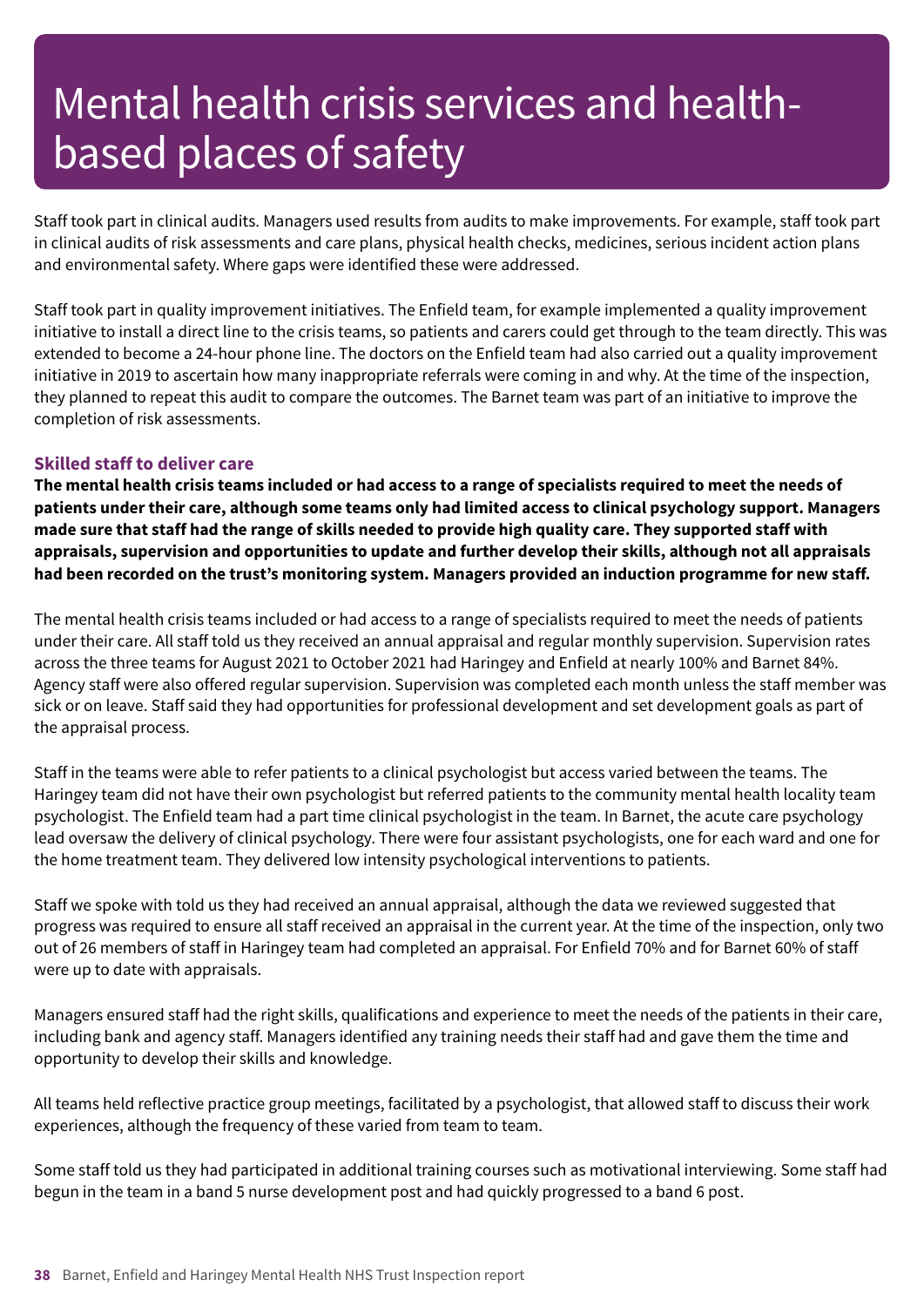# Mental health crisis services and health-based places of safety

Staff took part in clinical audits. Managers used results from audits to make improvements. For example, staff took part in clinical audits of risk assessments and care plans, physical health checks, medicines, serious incident action plans and environmental safety. Where gaps were identified these were addressed.

Staff took part in quality improvement initiatives. The Enfield team, for example implemented a quality improvement initiative to install a direct line to the crisis teams, so patients and carers could get through to the team directly. This was extended to become a 24-hour phone line. The doctors on the Enfield team had also carried out a quality improvement initiative in 2019 to ascertain how many inappropriate referrals were coming in and why. At the time of the inspection, they planned to repeat this audit to compare the outcomes. The Barnet team was part of an initiative to improve the completion of risk assessments.

### Skilled staff to deliver care

**The mental health crisis teams included or had access to a range of specialists required to meet the needs of patients under their care, although some teams only had limited access to clinical psychology support. Managers made sure that staff had the range of skills needed to provide high quality care. They supported staff with appraisals, supervision and opportunities to update and further develop their skills, although not all appraisals had been recorded on the trust's monitoring system. Managers provided an induction programme for new staff.**

The mental health crisis teams included or had access to a range of specialists required to meet the needs of patients under their care. All staff told us they received an annual appraisal and regular monthly supervision. Supervision rates across the three teams for August 2021 to October 2021 had Haringey and Enfield at nearly 100% and Barnet 84%. Agency staff were also offered regular supervision. Supervision was completed each month unless the staff member was sick or on leave. Staff said they had opportunities for professional development and set development goals as part of the appraisal process.

Staff in the teams were able to refer patients to a clinical psychologist but access varied between the teams. The Haringey team did not have their own psychologist but referred patients to the community mental health locality team psychologist. The Enfield team had a part time clinical psychologist in the team. In Barnet, the acute care psychology lead oversaw the delivery of clinical psychology. There were four assistant psychologists, one for each ward and one for the home treatment team. They delivered low intensity psychological interventions to patients.

Staff we spoke with told us they had received an annual appraisal, although the data we reviewed suggested that progress was required to ensure all staff received an appraisal in the current year. At the time of the inspection, only two out of 26 members of staff in Haringey team had completed an appraisal. For Enfield 70% and for Barnet 60% of staff were up to date with appraisals.

Managers ensured staff had the right skills, qualifications and experience to meet the needs of the patients in their care, including bank and agency staff. Managers identified any training needs their staff had and gave them the time and opportunity to develop their skills and knowledge.

All teams held reflective practice group meetings, facilitated by a psychologist, that allowed staff to discuss their work experiences, although the frequency of these varied from team to team.

Some staff told us they had participated in additional training courses such as motivational interviewing. Some staff had begun in the team in a band 5 nurse development post and had quickly progressed to a band 6 post.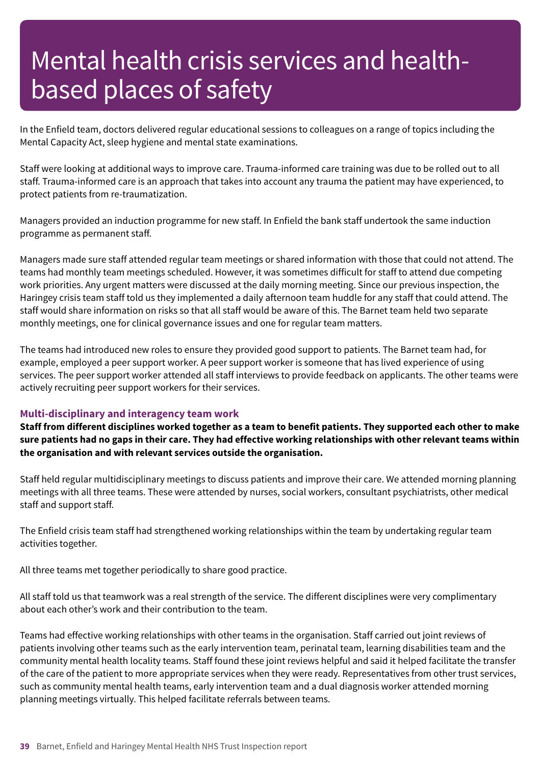# Mental health crisis services and health-based places of safety

In the Enfield team, doctors delivered regular educational sessions to colleagues on a range of topics including the Mental Capacity Act, sleep hygiene and mental state examinations.

Staff were looking at additional ways to improve care. Trauma-informed care training was due to be rolled out to all staff. Trauma-informed care is an approach that takes into account any trauma the patient may have experienced, to protect patients from re-traumatization.

Managers provided an induction programme for new staff. In Enfield the bank staff undertook the same induction programme as permanent staff.

Managers made sure staff attended regular team meetings or shared information with those that could not attend. The teams had monthly team meetings scheduled. However, it was sometimes difficult for staff to attend due competing work priorities. Any urgent matters were discussed at the daily morning meeting. Since our previous inspection, the Haringey crisis team staff told us they implemented a daily afternoon team huddle for any staff that could attend. The staff would share information on risks so that all staff would be aware of this. The Barnet team held two separate monthly meetings, one for clinical governance issues and one for regular team matters.

The teams had introduced new roles to ensure they provided good support to patients. The Barnet team had, for example, employed a peer support worker. A peer support worker is someone that has lived experience of using services. The peer support worker attended all staff interviews to provide feedback on applicants. The other teams were actively recruiting peer support workers for their services.

### Multi-disciplinary and interagency team work

**Staff from different disciplines worked together as a team to benefit patients. They supported each other to make sure patients had no gaps in their care. They had effective working relationships with other relevant teams within the organisation and with relevant services outside the organisation.**

Staff held regular multidisciplinary meetings to discuss patients and improve their care. We attended morning planning meetings with all three teams. These were attended by nurses, social workers, consultant psychiatrists, other medical staff and support staff.

The Enfield crisis team staff had strengthened working relationships within the team by undertaking regular team activities together.

All three teams met together periodically to share good practice.

All staff told us that teamwork was a real strength of the service. The different disciplines were very complimentary about each other's work and their contribution to the team.

Teams had effective working relationships with other teams in the organisation. Staff carried out joint reviews of patients involving other teams such as the early intervention team, perinatal team, learning disabilities team and the community mental health locality teams. Staff found these joint reviews helpful and said it helped facilitate the transfer of the care of the patient to more appropriate services when they were ready. Representatives from other trust services, such as community mental health teams, early intervention team and a dual diagnosis worker attended morning planning meetings virtually. This helped facilitate referrals between teams.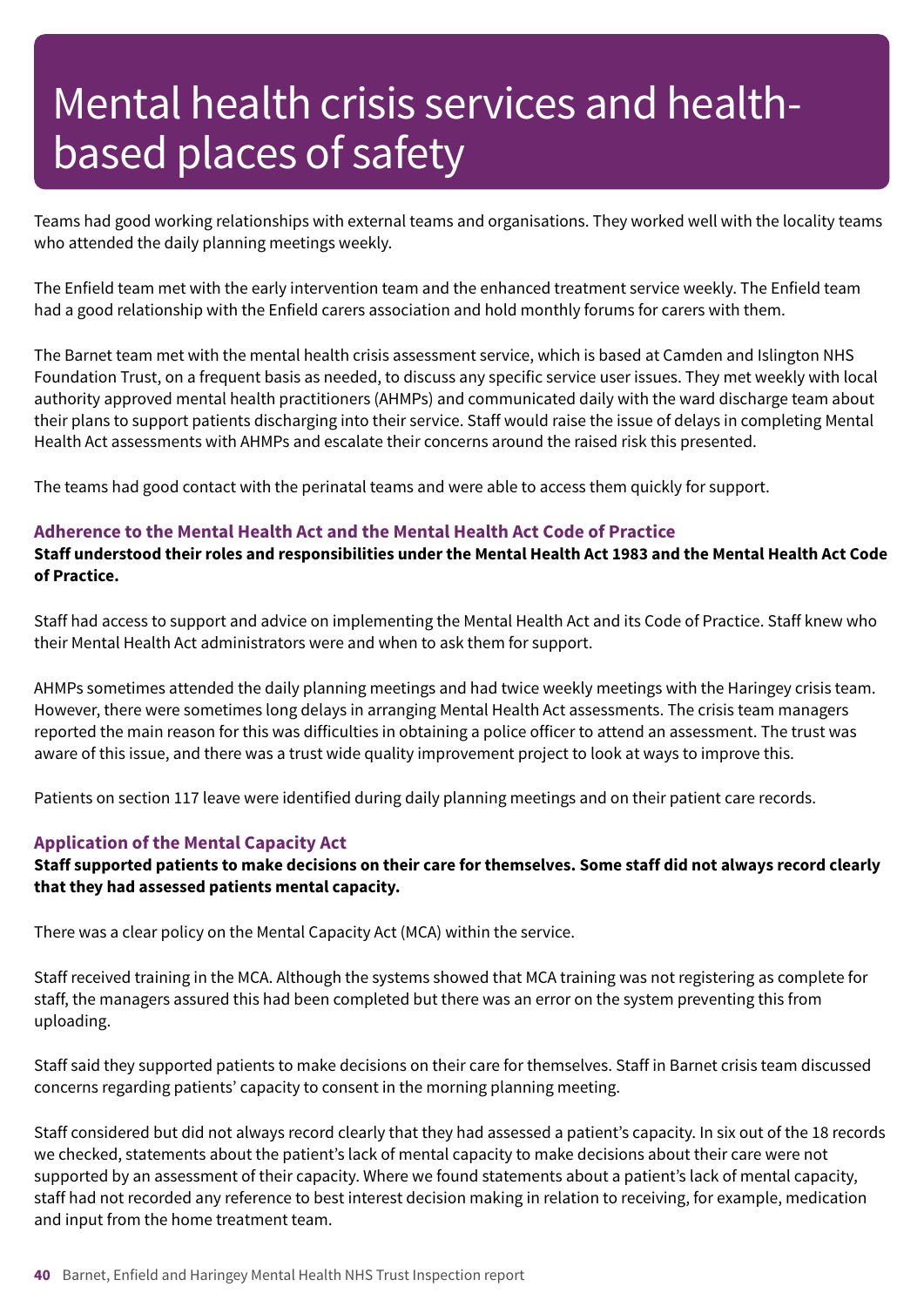# Mental health crisis services and health-based places of safety

Teams had good working relationships with external teams and organisations. They worked well with the locality teams who attended the daily planning meetings weekly.

The Enfield team met with the early intervention team and the enhanced treatment service weekly. The Enfield team had a good relationship with the Enfield carers association and hold monthly forums for carers with them.

The Barnet team met with the mental health crisis assessment service, which is based at Camden and Islington NHS Foundation Trust, on a frequent basis as needed, to discuss any specific service user issues. They met weekly with local authority approved mental health practitioners (AHMPs) and communicated daily with the ward discharge team about their plans to support patients discharging into their service. Staff would raise the issue of delays in completing Mental Health Act assessments with AHMPs and escalate their concerns around the raised risk this presented.

The teams had good contact with the perinatal teams and were able to access them quickly for support.

### Adherence to the Mental Health Act and the Mental Health Act Code of Practice

**Staff understood their roles and responsibilities under the Mental Health Act 1983 and the Mental Health Act Code of Practice.**

Staff had access to support and advice on implementing the Mental Health Act and its Code of Practice. Staff knew who their Mental Health Act administrators were and when to ask them for support.

AHMPs sometimes attended the daily planning meetings and had twice weekly meetings with the Haringey crisis team. However, there were sometimes long delays in arranging Mental Health Act assessments. The crisis team managers reported the main reason for this was difficulties in obtaining a police officer to attend an assessment. The trust was aware of this issue, and there was a trust wide quality improvement project to look at ways to improve this.

Patients on section 117 leave were identified during daily planning meetings and on their patient care records.

### Application of the Mental Capacity Act

**Staff supported patients to make decisions on their care for themselves. Some staff did not always record clearly that they had assessed patients mental capacity.**

There was a clear policy on the Mental Capacity Act (MCA) within the service.

Staff received training in the MCA. Although the systems showed that MCA training was not registering as complete for staff, the managers assured this had been completed but there was an error on the system preventing this from uploading.

Staff said they supported patients to make decisions on their care for themselves. Staff in Barnet crisis team discussed concerns regarding patients' capacity to consent in the morning planning meeting.

Staff considered but did not always record clearly that they had assessed a patient's capacity. In six out of the 18 records we checked, statements about the patient's lack of mental capacity to make decisions about their care were not supported by an assessment of their capacity. Where we found statements about a patient's lack of mental capacity, staff had not recorded any reference to best interest decision making in relation to receiving, for example, medication and input from the home treatment team.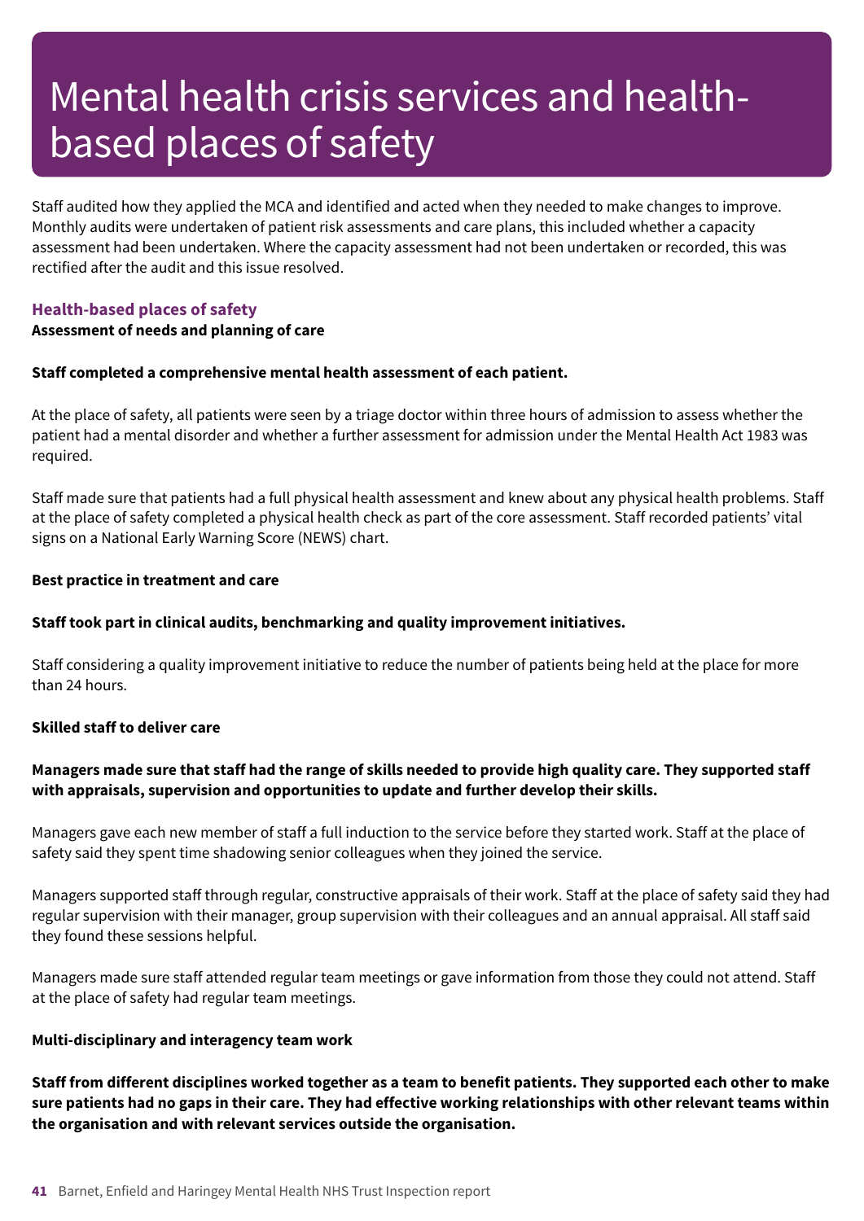# Mental health crisis services and health-based places of safety

Staff audited how they applied the MCA and identified and acted when they needed to make changes to improve. Monthly audits were undertaken of patient risk assessments and care plans, this included whether a capacity assessment had been undertaken. Where the capacity assessment had not been undertaken or recorded, this was rectified after the audit and this issue resolved.

## Health-based places of safety

**Assessment of needs and planning of care**

**Staff completed a comprehensive mental health assessment of each patient.**

At the place of safety, all patients were seen by a triage doctor within three hours of admission to assess whether the patient had a mental disorder and whether a further assessment for admission under the Mental Health Act 1983 was required.

Staff made sure that patients had a full physical health assessment and knew about any physical health problems. Staff at the place of safety completed a physical health check as part of the core assessment. Staff recorded patients' vital signs on a National Early Warning Score (NEWS) chart.

**Best practice in treatment and care**

**Staff took part in clinical audits, benchmarking and quality improvement initiatives.**

Staff considering a quality improvement initiative to reduce the number of patients being held at the place for more than 24 hours.

**Skilled staff to deliver care**

**Managers made sure that staff had the range of skills needed to provide high quality care. They supported staff with appraisals, supervision and opportunities to update and further develop their skills.**

Managers gave each new member of staff a full induction to the service before they started work. Staff at the place of safety said they spent time shadowing senior colleagues when they joined the service.

Managers supported staff through regular, constructive appraisals of their work. Staff at the place of safety said they had regular supervision with their manager, group supervision with their colleagues and an annual appraisal. All staff said they found these sessions helpful.

Managers made sure staff attended regular team meetings or gave information from those they could not attend. Staff at the place of safety had regular team meetings.

**Multi-disciplinary and interagency team work**

**Staff from different disciplines worked together as a team to benefit patients. They supported each other to make sure patients had no gaps in their care. They had effective working relationships with other relevant teams within the organisation and with relevant services outside the organisation.**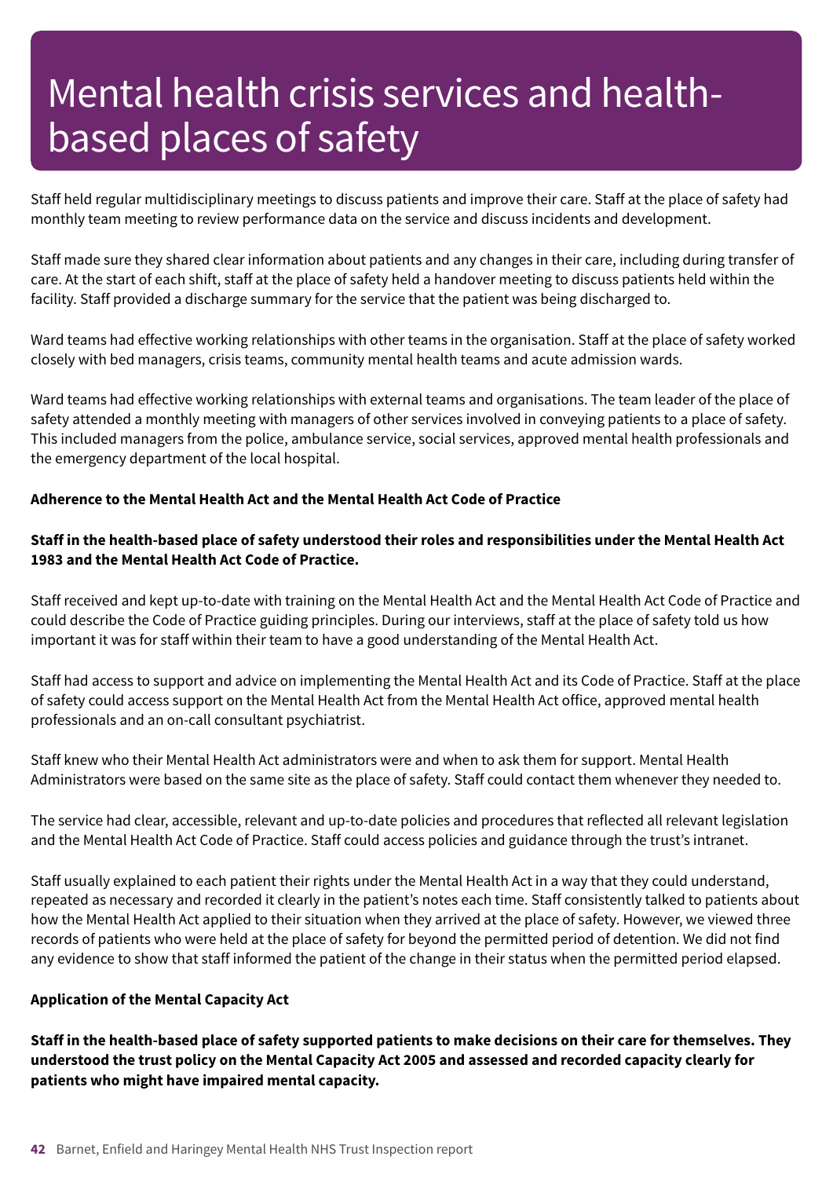# Mental health crisis services and health-based places of safety

Staff held regular multidisciplinary meetings to discuss patients and improve their care. Staff at the place of safety had monthly team meeting to review performance data on the service and discuss incidents and development.

Staff made sure they shared clear information about patients and any changes in their care, including during transfer of care. At the start of each shift, staff at the place of safety held a handover meeting to discuss patients held within the facility. Staff provided a discharge summary for the service that the patient was being discharged to.

Ward teams had effective working relationships with other teams in the organisation. Staff at the place of safety worked closely with bed managers, crisis teams, community mental health teams and acute admission wards.

Ward teams had effective working relationships with external teams and organisations. The team leader of the place of safety attended a monthly meeting with managers of other services involved in conveying patients to a place of safety. This included managers from the police, ambulance service, social services, approved mental health professionals and the emergency department of the local hospital.

**Adherence to the Mental Health Act and the Mental Health Act Code of Practice**

**Staff in the health-based place of safety understood their roles and responsibilities under the Mental Health Act 1983 and the Mental Health Act Code of Practice.**

Staff received and kept up-to-date with training on the Mental Health Act and the Mental Health Act Code of Practice and could describe the Code of Practice guiding principles. During our interviews, staff at the place of safety told us how important it was for staff within their team to have a good understanding of the Mental Health Act.

Staff had access to support and advice on implementing the Mental Health Act and its Code of Practice. Staff at the place of safety could access support on the Mental Health Act from the Mental Health Act office, approved mental health professionals and an on-call consultant psychiatrist.

Staff knew who their Mental Health Act administrators were and when to ask them for support. Mental Health Administrators were based on the same site as the place of safety. Staff could contact them whenever they needed to.

The service had clear, accessible, relevant and up-to-date policies and procedures that reflected all relevant legislation and the Mental Health Act Code of Practice. Staff could access policies and guidance through the trust's intranet.

Staff usually explained to each patient their rights under the Mental Health Act in a way that they could understand, repeated as necessary and recorded it clearly in the patient's notes each time. Staff consistently talked to patients about how the Mental Health Act applied to their situation when they arrived at the place of safety. However, we viewed three records of patients who were held at the place of safety for beyond the permitted period of detention. We did not find any evidence to show that staff informed the patient of the change in their status when the permitted period elapsed.

**Application of the Mental Capacity Act**

**Staff in the health-based place of safety supported patients to make decisions on their care for themselves. They understood the trust policy on the Mental Capacity Act 2005 and assessed and recorded capacity clearly for patients who might have impaired mental capacity.**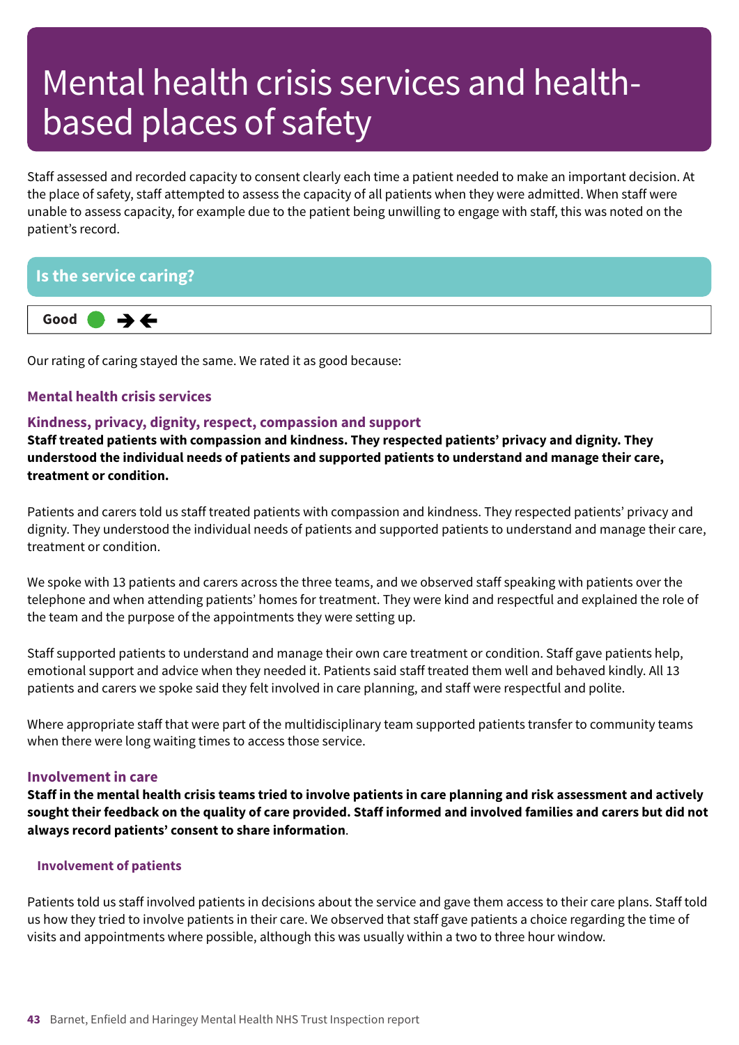# Mental health crisis services and health-based places of safety

Staff assessed and recorded capacity to consent clearly each time a patient needed to make an important decision. At the place of safety, staff attempted to assess the capacity of all patients when they were admitted. When staff were unable to assess capacity, for example due to the patient being unwilling to engage with staff, this was noted on the patient's record.

## Is the service caring?

**Good** ➔➔

Our rating of caring stayed the same. We rated it as good because:

### Mental health crisis services

#### Kindness, privacy, dignity, respect, compassion and support

**Staff treated patients with compassion and kindness. They respected patients' privacy and dignity. They understood the individual needs of patients and supported patients to understand and manage their care, treatment or condition.**

Patients and carers told us staff treated patients with compassion and kindness. They respected patients' privacy and dignity. They understood the individual needs of patients and supported patients to understand and manage their care, treatment or condition.

We spoke with 13 patients and carers across the three teams, and we observed staff speaking with patients over the telephone and when attending patients' homes for treatment. They were kind and respectful and explained the role of the team and the purpose of the appointments they were setting up.

Staff supported patients to understand and manage their own care treatment or condition. Staff gave patients help, emotional support and advice when they needed it. Patients said staff treated them well and behaved kindly. All 13 patients and carers we spoke said they felt involved in care planning, and staff were respectful and polite.

Where appropriate staff that were part of the multidisciplinary team supported patients transfer to community teams when there were long waiting times to access those service.

#### Involvement in care

**Staff in the mental health crisis teams tried to involve patients in care planning and risk assessment and actively sought their feedback on the quality of care provided. Staff informed and involved families and carers but did not always record patients' consent to share information**.

##### Involvement of patients

Patients told us staff involved patients in decisions about the service and gave them access to their care plans. Staff told us how they tried to involve patients in their care. We observed that staff gave patients a choice regarding the time of visits and appointments where possible, although this was usually within a two to three hour window.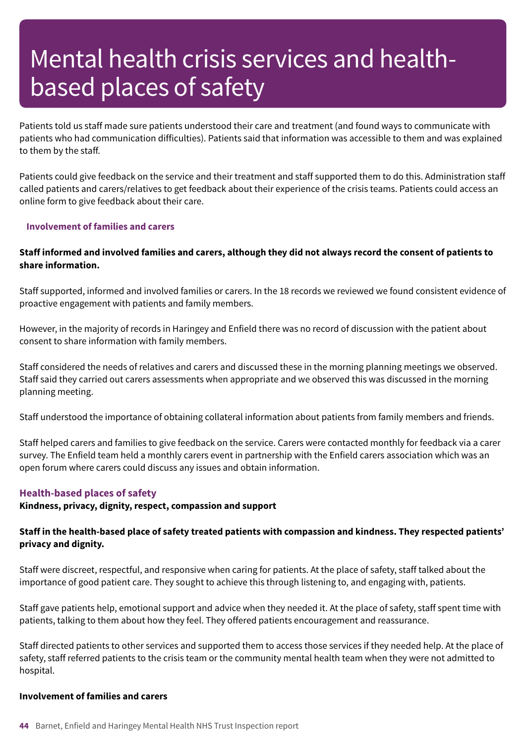# Mental health crisis services and health-based places of safety

Patients told us staff made sure patients understood their care and treatment (and found ways to communicate with patients who had communication difficulties). Patients said that information was accessible to them and was explained to them by the staff.

Patients could give feedback on the service and their treatment and staff supported them to do this. Administration staff called patients and carers/relatives to get feedback about their experience of the crisis teams. Patients could access an online form to give feedback about their care.

### Involvement of families and carers

**Staff informed and involved families and carers, although they did not always record the consent of patients to share information.**

Staff supported, informed and involved families or carers. In the 18 records we reviewed we found consistent evidence of proactive engagement with patients and family members.

However, in the majority of records in Haringey and Enfield there was no record of discussion with the patient about consent to share information with family members.

Staff considered the needs of relatives and carers and discussed these in the morning planning meetings we observed. Staff said they carried out carers assessments when appropriate and we observed this was discussed in the morning planning meeting.

Staff understood the importance of obtaining collateral information about patients from family members and friends.

Staff helped carers and families to give feedback on the service. Carers were contacted monthly for feedback via a carer survey. The Enfield team held a monthly carers event in partnership with the Enfield carers association which was an open forum where carers could discuss any issues and obtain information.

## Health-based places of safety

**Kindness, privacy, dignity, respect, compassion and support**

**Staff in the health-based place of safety treated patients with compassion and kindness. They respected patients' privacy and dignity.**

Staff were discreet, respectful, and responsive when caring for patients. At the place of safety, staff talked about the importance of good patient care. They sought to achieve this through listening to, and engaging with, patients.

Staff gave patients help, emotional support and advice when they needed it. At the place of safety, staff spent time with patients, talking to them about how they feel. They offered patients encouragement and reassurance.

Staff directed patients to other services and supported them to access those services if they needed help. At the place of safety, staff referred patients to the crisis team or the community mental health team when they were not admitted to hospital.

**Involvement of families and carers**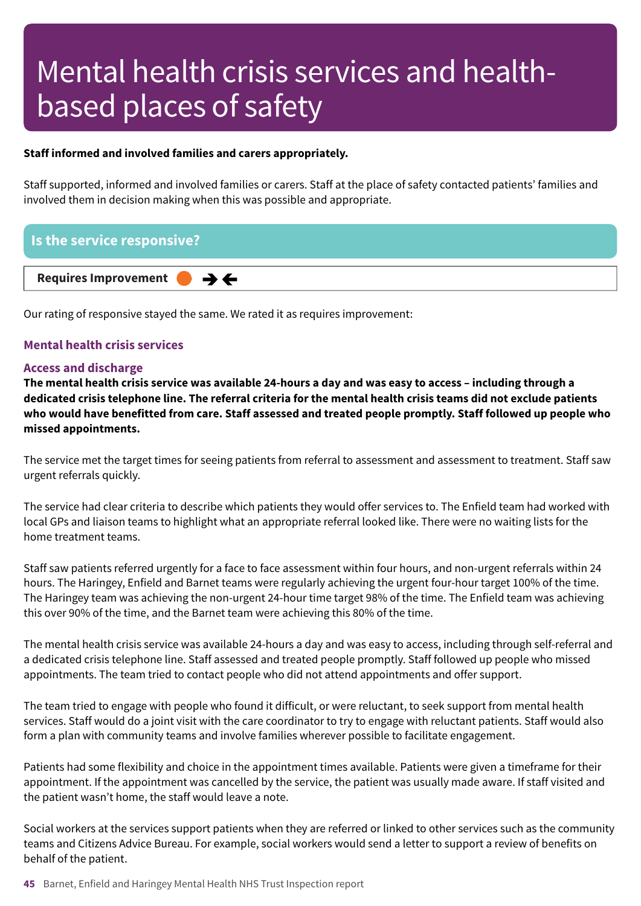# Mental health crisis services and health-based places of safety

**Staff informed and involved families and carers appropriately.**

Staff supported, informed and involved families or carers. Staff at the place of safety contacted patients' families and involved them in decision making when this was possible and appropriate.

## Is the service responsive?

**Requires Improvement** ➔➔

Our rating of responsive stayed the same. We rated it as requires improvement:

### Mental health crisis services

#### Access and discharge

**The mental health crisis service was available 24-hours a day and was easy to access – including through a dedicated crisis telephone line. The referral criteria for the mental health crisis teams did not exclude patients who would have benefitted from care. Staff assessed and treated people promptly. Staff followed up people who missed appointments.**

The service met the target times for seeing patients from referral to assessment and assessment to treatment. Staff saw urgent referrals quickly.

The service had clear criteria to describe which patients they would offer services to. The Enfield team had worked with local GPs and liaison teams to highlight what an appropriate referral looked like. There were no waiting lists for the home treatment teams.

Staff saw patients referred urgently for a face to face assessment within four hours, and non-urgent referrals within 24 hours. The Haringey, Enfield and Barnet teams were regularly achieving the urgent four-hour target 100% of the time. The Haringey team was achieving the non-urgent 24-hour time target 98% of the time. The Enfield team was achieving this over 90% of the time, and the Barnet team were achieving this 80% of the time.

The mental health crisis service was available 24-hours a day and was easy to access, including through self-referral and a dedicated crisis telephone line. Staff assessed and treated people promptly. Staff followed up people who missed appointments. The team tried to contact people who did not attend appointments and offer support.

The team tried to engage with people who found it difficult, or were reluctant, to seek support from mental health services. Staff would do a joint visit with the care coordinator to try to engage with reluctant patients. Staff would also form a plan with community teams and involve families wherever possible to facilitate engagement.

Patients had some flexibility and choice in the appointment times available. Patients were given a timeframe for their appointment. If the appointment was cancelled by the service, the patient was usually made aware. If staff visited and the patient wasn't home, the staff would leave a note.

Social workers at the services support patients when they are referred or linked to other services such as the community teams and Citizens Advice Bureau. For example, social workers would send a letter to support a review of benefits on behalf of the patient.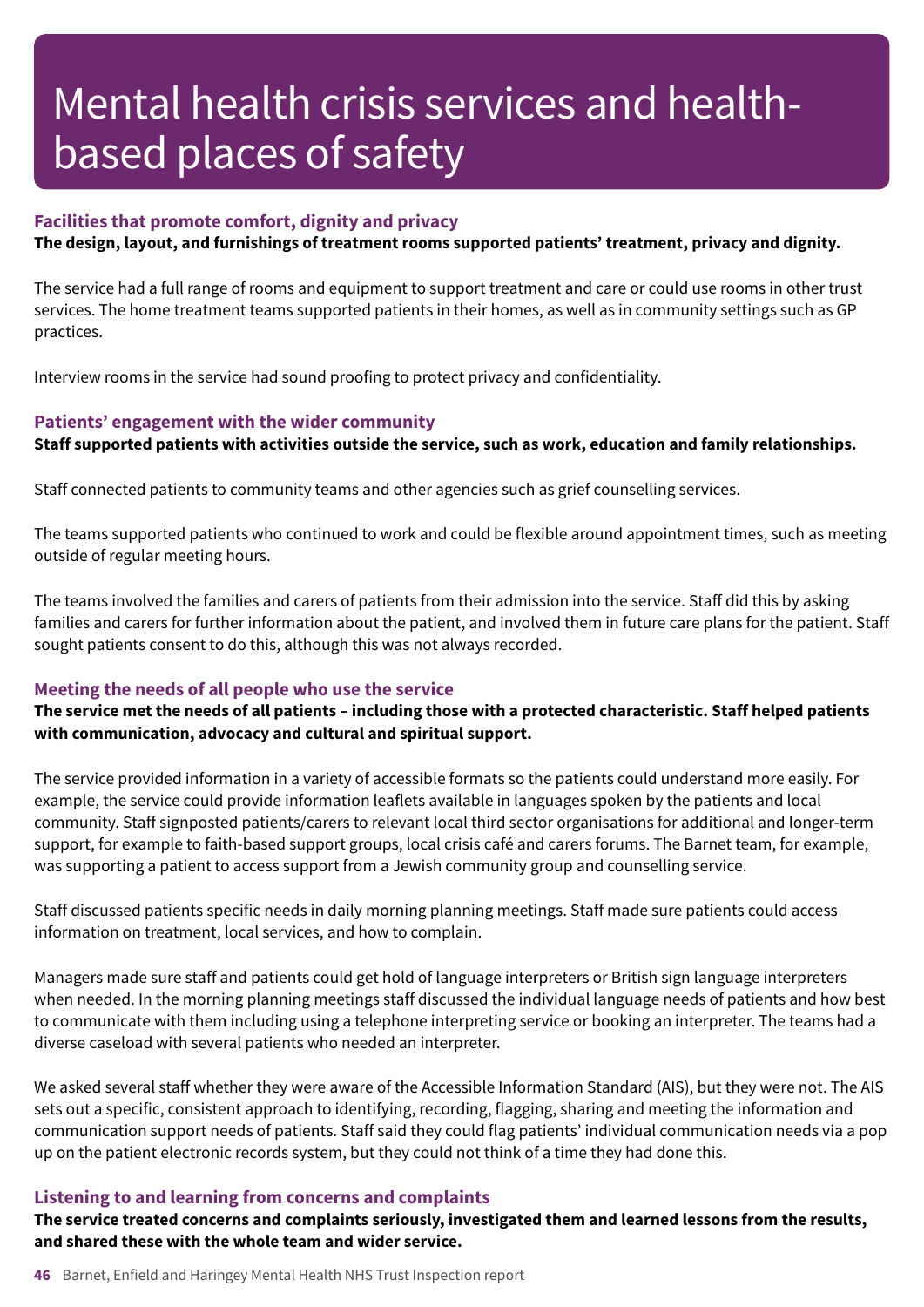# Mental health crisis services and health-based places of safety

### Facilities that promote comfort, dignity and privacy

**The design, layout, and furnishings of treatment rooms supported patients' treatment, privacy and dignity.**

The service had a full range of rooms and equipment to support treatment and care or could use rooms in other trust services. The home treatment teams supported patients in their homes, as well as in community settings such as GP practices.

Interview rooms in the service had sound proofing to protect privacy and confidentiality.

### Patients' engagement with the wider community

**Staff supported patients with activities outside the service, such as work, education and family relationships.**

Staff connected patients to community teams and other agencies such as grief counselling services.

The teams supported patients who continued to work and could be flexible around appointment times, such as meeting outside of regular meeting hours.

The teams involved the families and carers of patients from their admission into the service. Staff did this by asking families and carers for further information about the patient, and involved them in future care plans for the patient. Staff sought patients consent to do this, although this was not always recorded.

### Meeting the needs of all people who use the service

**The service met the needs of all patients – including those with a protected characteristic. Staff helped patients with communication, advocacy and cultural and spiritual support.**

The service provided information in a variety of accessible formats so the patients could understand more easily. For example, the service could provide information leaflets available in languages spoken by the patients and local community. Staff signposted patients/carers to relevant local third sector organisations for additional and longer-term support, for example to faith-based support groups, local crisis café and carers forums. The Barnet team, for example, was supporting a patient to access support from a Jewish community group and counselling service.

Staff discussed patients specific needs in daily morning planning meetings. Staff made sure patients could access information on treatment, local services, and how to complain.

Managers made sure staff and patients could get hold of language interpreters or British sign language interpreters when needed. In the morning planning meetings staff discussed the individual language needs of patients and how best to communicate with them including using a telephone interpreting service or booking an interpreter. The teams had a diverse caseload with several patients who needed an interpreter.

We asked several staff whether they were aware of the Accessible Information Standard (AIS), but they were not. The AIS sets out a specific, consistent approach to identifying, recording, flagging, sharing and meeting the information and communication support needs of patients. Staff said they could flag patients' individual communication needs via a pop up on the patient electronic records system, but they could not think of a time they had done this.

### Listening to and learning from concerns and complaints

**The service treated concerns and complaints seriously, investigated them and learned lessons from the results, and shared these with the whole team and wider service.**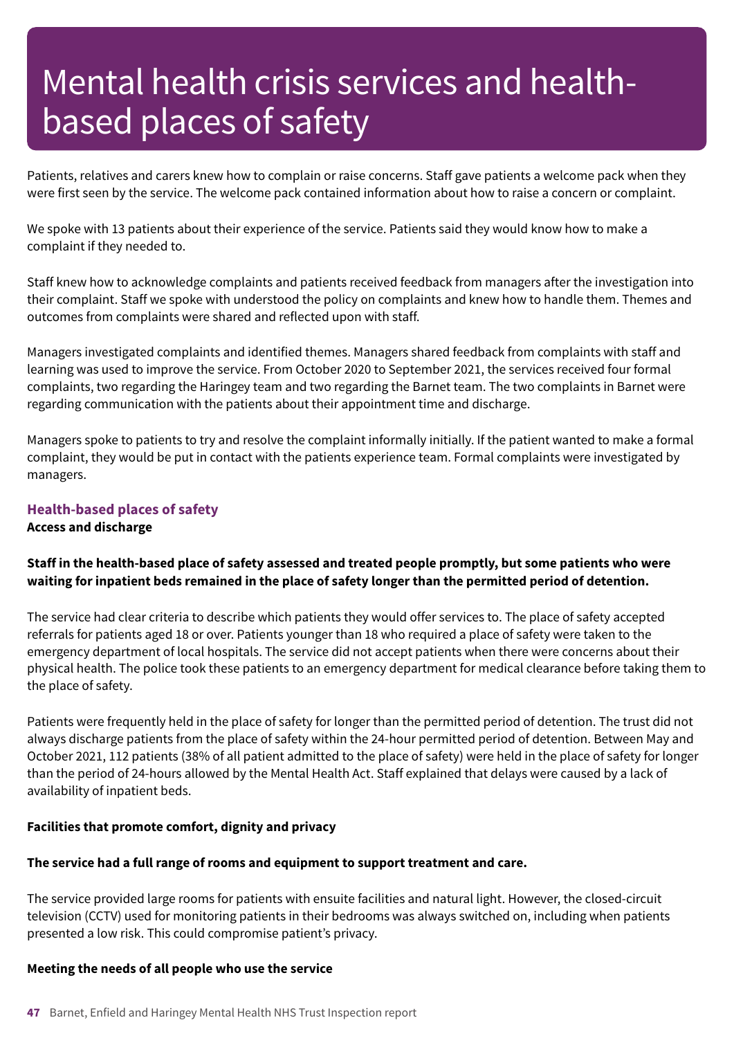# Mental health crisis services and health-based places of safety

Patients, relatives and carers knew how to complain or raise concerns. Staff gave patients a welcome pack when they were first seen by the service. The welcome pack contained information about how to raise a concern or complaint.

We spoke with 13 patients about their experience of the service. Patients said they would know how to make a complaint if they needed to.

Staff knew how to acknowledge complaints and patients received feedback from managers after the investigation into their complaint. Staff we spoke with understood the policy on complaints and knew how to handle them. Themes and outcomes from complaints were shared and reflected upon with staff.

Managers investigated complaints and identified themes. Managers shared feedback from complaints with staff and learning was used to improve the service. From October 2020 to September 2021, the services received four formal complaints, two regarding the Haringey team and two regarding the Barnet team. The two complaints in Barnet were regarding communication with the patients about their appointment time and discharge.

Managers spoke to patients to try and resolve the complaint informally initially. If the patient wanted to make a formal complaint, they would be put in contact with the patients experience team. Formal complaints were investigated by managers.

### Health-based places of safety

**Access and discharge**

**Staff in the health-based place of safety assessed and treated people promptly, but some patients who were waiting for inpatient beds remained in the place of safety longer than the permitted period of detention.**

The service had clear criteria to describe which patients they would offer services to. The place of safety accepted referrals for patients aged 18 or over. Patients younger than 18 who required a place of safety were taken to the emergency department of local hospitals. The service did not accept patients when there were concerns about their physical health. The police took these patients to an emergency department for medical clearance before taking them to the place of safety.

Patients were frequently held in the place of safety for longer than the permitted period of detention. The trust did not always discharge patients from the place of safety within the 24-hour permitted period of detention. Between May and October 2021, 112 patients (38% of all patient admitted to the place of safety) were held in the place of safety for longer than the period of 24-hours allowed by the Mental Health Act. Staff explained that delays were caused by a lack of availability of inpatient beds.

**Facilities that promote comfort, dignity and privacy**

**The service had a full range of rooms and equipment to support treatment and care.**

The service provided large rooms for patients with ensuite facilities and natural light. However, the closed-circuit television (CCTV) used for monitoring patients in their bedrooms was always switched on, including when patients presented a low risk. This could compromise patient's privacy.

**Meeting the needs of all people who use the service**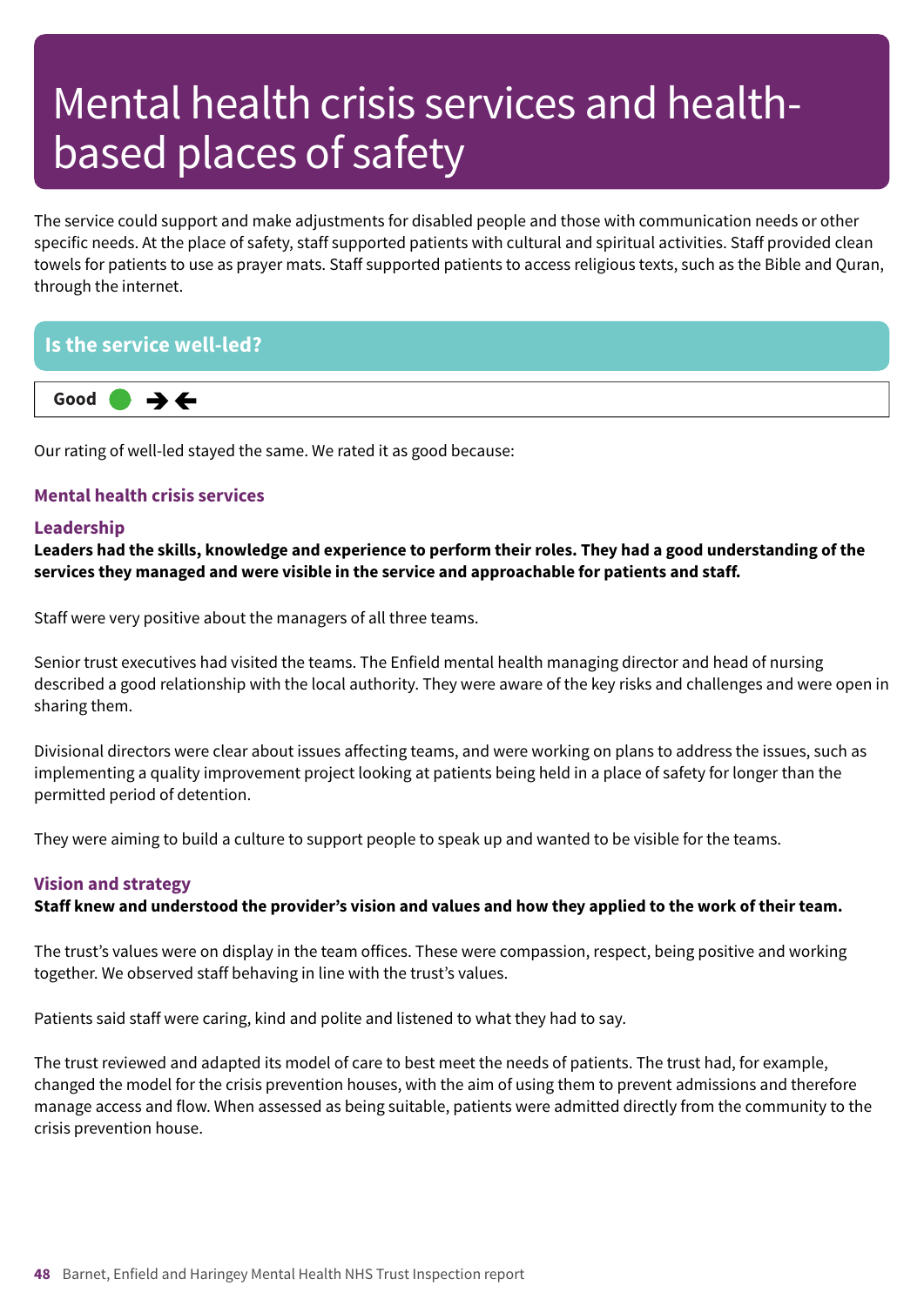# Mental health crisis services and health-based places of safety

The service could support and make adjustments for disabled people and those with communication needs or other specific needs. At the place of safety, staff supported patients with cultural and spiritual activities. Staff provided clean towels for patients to use as prayer mats. Staff supported patients to access religious texts, such as the Bible and Quran, through the internet.

## Is the service well-led?

**Good** ● →←

Our rating of well-led stayed the same. We rated it as good because:

### Mental health crisis services

#### Leadership

**Leaders had the skills, knowledge and experience to perform their roles. They had a good understanding of the services they managed and were visible in the service and approachable for patients and staff.**

Staff were very positive about the managers of all three teams.

Senior trust executives had visited the teams. The Enfield mental health managing director and head of nursing described a good relationship with the local authority. They were aware of the key risks and challenges and were open in sharing them.

Divisional directors were clear about issues affecting teams, and were working on plans to address the issues, such as implementing a quality improvement project looking at patients being held in a place of safety for longer than the permitted period of detention.

They were aiming to build a culture to support people to speak up and wanted to be visible for the teams.

#### Vision and strategy

**Staff knew and understood the provider's vision and values and how they applied to the work of their team.**

The trust's values were on display in the team offices. These were compassion, respect, being positive and working together. We observed staff behaving in line with the trust's values.

Patients said staff were caring, kind and polite and listened to what they had to say.

The trust reviewed and adapted its model of care to best meet the needs of patients. The trust had, for example, changed the model for the crisis prevention houses, with the aim of using them to prevent admissions and therefore manage access and flow. When assessed as being suitable, patients were admitted directly from the community to the crisis prevention house.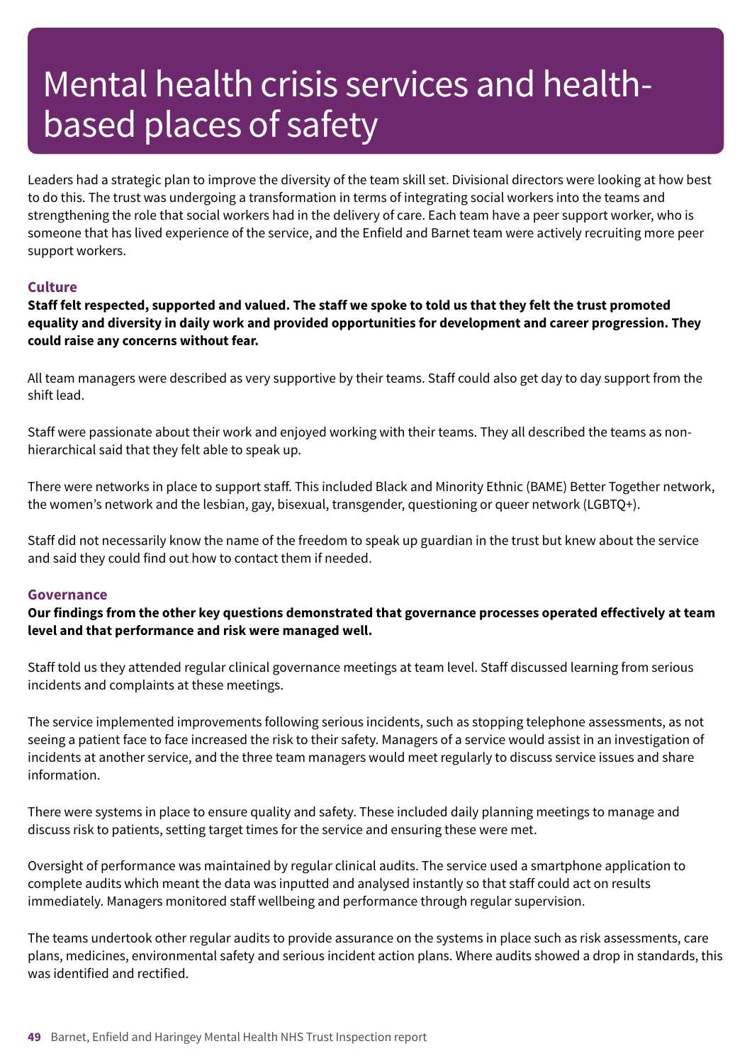# Mental health crisis services and health-based places of safety

Leaders had a strategic plan to improve the diversity of the team skill set. Divisional directors were looking at how best to do this. The trust was undergoing a transformation in terms of integrating social workers into the teams and strengthening the role that social workers had in the delivery of care. Each team have a peer support worker, who is someone that has lived experience of the service, and the Enfield and Barnet team were actively recruiting more peer support workers.

### Culture

**Staff felt respected, supported and valued. The staff we spoke to told us that they felt the trust promoted equality and diversity in daily work and provided opportunities for development and career progression. They could raise any concerns without fear.**

All team managers were described as very supportive by their teams. Staff could also get day to day support from the shift lead.

Staff were passionate about their work and enjoyed working with their teams. They all described the teams as non-hierarchical said that they felt able to speak up.

There were networks in place to support staff. This included Black and Minority Ethnic (BAME) Better Together network, the women's network and the lesbian, gay, bisexual, transgender, questioning or queer network (LGBTQ+).

Staff did not necessarily know the name of the freedom to speak up guardian in the trust but knew about the service and said they could find out how to contact them if needed.

### Governance

**Our findings from the other key questions demonstrated that governance processes operated effectively at team level and that performance and risk were managed well.**

Staff told us they attended regular clinical governance meetings at team level. Staff discussed learning from serious incidents and complaints at these meetings.

The service implemented improvements following serious incidents, such as stopping telephone assessments, as not seeing a patient face to face increased the risk to their safety. Managers of a service would assist in an investigation of incidents at another service, and the three team managers would meet regularly to discuss service issues and share information.

There were systems in place to ensure quality and safety. These included daily planning meetings to manage and discuss risk to patients, setting target times for the service and ensuring these were met.

Oversight of performance was maintained by regular clinical audits. The service used a smartphone application to complete audits which meant the data was inputted and analysed instantly so that staff could act on results immediately. Managers monitored staff wellbeing and performance through regular supervision.

The teams undertook other regular audits to provide assurance on the systems in place such as risk assessments, care plans, medicines, environmental safety and serious incident action plans. Where audits showed a drop in standards, this was identified and rectified.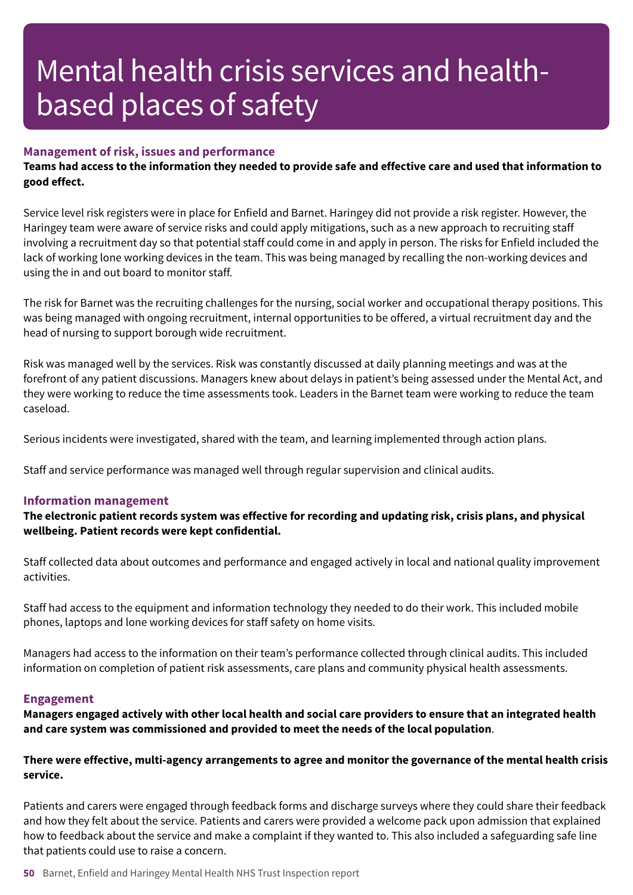# Mental health crisis services and health-based places of safety

### Management of risk, issues and performance

**Teams had access to the information they needed to provide safe and effective care and used that information to good effect.**

Service level risk registers were in place for Enfield and Barnet. Haringey did not provide a risk register. However, the Haringey team were aware of service risks and could apply mitigations, such as a new approach to recruiting staff involving a recruitment day so that potential staff could come in and apply in person. The risks for Enfield included the lack of working lone working devices in the team. This was being managed by recalling the non-working devices and using the in and out board to monitor staff.

The risk for Barnet was the recruiting challenges for the nursing, social worker and occupational therapy positions. This was being managed with ongoing recruitment, internal opportunities to be offered, a virtual recruitment day and the head of nursing to support borough wide recruitment.

Risk was managed well by the services. Risk was constantly discussed at daily planning meetings and was at the forefront of any patient discussions. Managers knew about delays in patient's being assessed under the Mental Act, and they were working to reduce the time assessments took. Leaders in the Barnet team were working to reduce the team caseload.

Serious incidents were investigated, shared with the team, and learning implemented through action plans.

Staff and service performance was managed well through regular supervision and clinical audits.

### Information management

**The electronic patient records system was effective for recording and updating risk, crisis plans, and physical wellbeing. Patient records were kept confidential.**

Staff collected data about outcomes and performance and engaged actively in local and national quality improvement activities.

Staff had access to the equipment and information technology they needed to do their work. This included mobile phones, laptops and lone working devices for staff safety on home visits.

Managers had access to the information on their team's performance collected through clinical audits. This included information on completion of patient risk assessments, care plans and community physical health assessments.

### Engagement

**Managers engaged actively with other local health and social care providers to ensure that an integrated health and care system was commissioned and provided to meet the needs of the local population**.

**There were effective, multi-agency arrangements to agree and monitor the governance of the mental health crisis service.**

Patients and carers were engaged through feedback forms and discharge surveys where they could share their feedback and how they felt about the service. Patients and carers were provided a welcome pack upon admission that explained how to feedback about the service and make a complaint if they wanted to. This also included a safeguarding safe line that patients could use to raise a concern.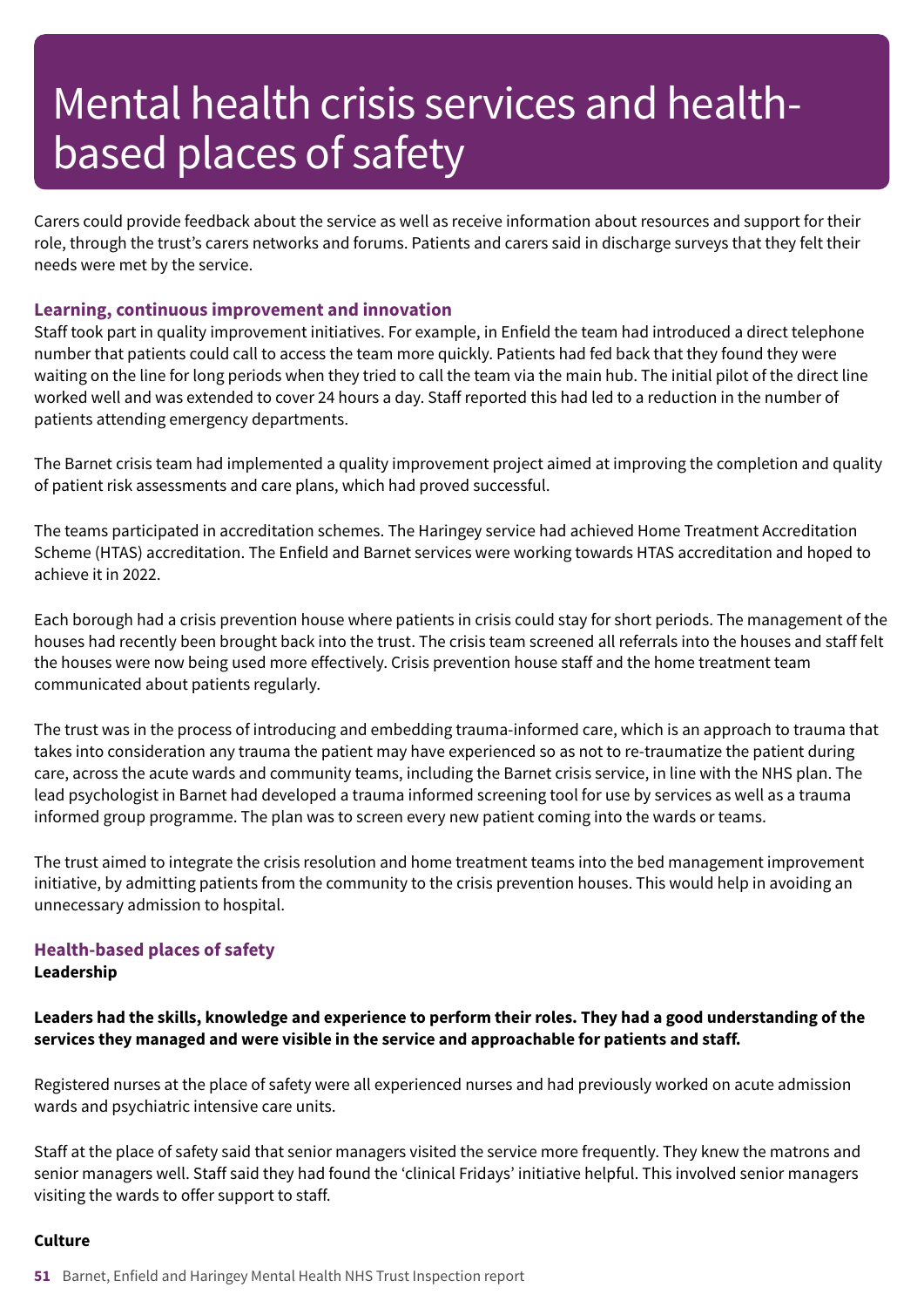# Mental health crisis services and health-based places of safety

Carers could provide feedback about the service as well as receive information about resources and support for their role, through the trust's carers networks and forums. Patients and carers said in discharge surveys that they felt their needs were met by the service.

### Learning, continuous improvement and innovation

Staff took part in quality improvement initiatives. For example, in Enfield the team had introduced a direct telephone number that patients could call to access the team more quickly. Patients had fed back that they found they were waiting on the line for long periods when they tried to call the team via the main hub. The initial pilot of the direct line worked well and was extended to cover 24 hours a day. Staff reported this had led to a reduction in the number of patients attending emergency departments.

The Barnet crisis team had implemented a quality improvement project aimed at improving the completion and quality of patient risk assessments and care plans, which had proved successful.

The teams participated in accreditation schemes. The Haringey service had achieved Home Treatment Accreditation Scheme (HTAS) accreditation. The Enfield and Barnet services were working towards HTAS accreditation and hoped to achieve it in 2022.

Each borough had a crisis prevention house where patients in crisis could stay for short periods. The management of the houses had recently been brought back into the trust. The crisis team screened all referrals into the houses and staff felt the houses were now being used more effectively. Crisis prevention house staff and the home treatment team communicated about patients regularly.

The trust was in the process of introducing and embedding trauma-informed care, which is an approach to trauma that takes into consideration any trauma the patient may have experienced so as not to re-traumatize the patient during care, across the acute wards and community teams, including the Barnet crisis service, in line with the NHS plan. The lead psychologist in Barnet had developed a trauma informed screening tool for use by services as well as a trauma informed group programme. The plan was to screen every new patient coming into the wards or teams.

The trust aimed to integrate the crisis resolution and home treatment teams into the bed management improvement initiative, by admitting patients from the community to the crisis prevention houses. This would help in avoiding an unnecessary admission to hospital.

### Health-based places of safety

**Leadership**

**Leaders had the skills, knowledge and experience to perform their roles. They had a good understanding of the services they managed and were visible in the service and approachable for patients and staff.**

Registered nurses at the place of safety were all experienced nurses and had previously worked on acute admission wards and psychiatric intensive care units.

Staff at the place of safety said that senior managers visited the service more frequently. They knew the matrons and senior managers well. Staff said they had found the 'clinical Fridays' initiative helpful. This involved senior managers visiting the wards to offer support to staff.

**Culture**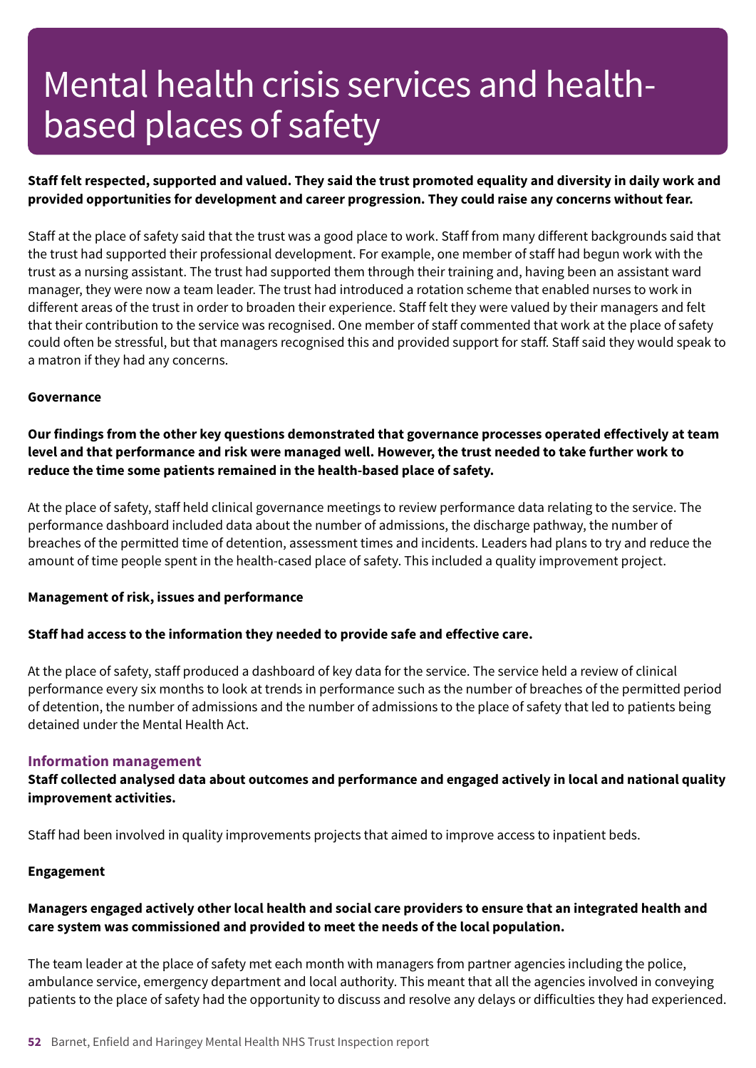# Mental health crisis services and health-based places of safety

**Staff felt respected, supported and valued. They said the trust promoted equality and diversity in daily work and provided opportunities for development and career progression. They could raise any concerns without fear.**

Staff at the place of safety said that the trust was a good place to work. Staff from many different backgrounds said that the trust had supported their professional development. For example, one member of staff had begun work with the trust as a nursing assistant. The trust had supported them through their training and, having been an assistant ward manager, they were now a team leader. The trust had introduced a rotation scheme that enabled nurses to work in different areas of the trust in order to broaden their experience. Staff felt they were valued by their managers and felt that their contribution to the service was recognised. One member of staff commented that work at the place of safety could often be stressful, but that managers recognised this and provided support for staff. Staff said they would speak to a matron if they had any concerns.

**Governance**

**Our findings from the other key questions demonstrated that governance processes operated effectively at team level and that performance and risk were managed well. However, the trust needed to take further work to reduce the time some patients remained in the health-based place of safety.**

At the place of safety, staff held clinical governance meetings to review performance data relating to the service. The performance dashboard included data about the number of admissions, the discharge pathway, the number of breaches of the permitted time of detention, assessment times and incidents. Leaders had plans to try and reduce the amount of time people spent in the health-cased place of safety. This included a quality improvement project.

**Management of risk, issues and performance**

**Staff had access to the information they needed to provide safe and effective care.**

At the place of safety, staff produced a dashboard of key data for the service. The service held a review of clinical performance every six months to look at trends in performance such as the number of breaches of the permitted period of detention, the number of admissions and the number of admissions to the place of safety that led to patients being detained under the Mental Health Act.

### Information management

**Staff collected analysed data about outcomes and performance and engaged actively in local and national quality improvement activities.**

Staff had been involved in quality improvements projects that aimed to improve access to inpatient beds.

**Engagement**

**Managers engaged actively other local health and social care providers to ensure that an integrated health and care system was commissioned and provided to meet the needs of the local population.**

The team leader at the place of safety met each month with managers from partner agencies including the police, ambulance service, emergency department and local authority. This meant that all the agencies involved in conveying patients to the place of safety had the opportunity to discuss and resolve any delays or difficulties they had experienced.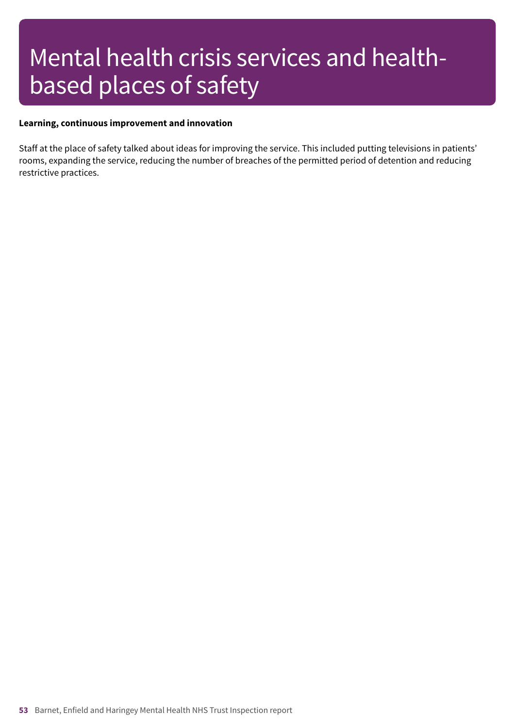# Mental health crisis services and health-based places of safety

**Learning, continuous improvement and innovation**

Staff at the place of safety talked about ideas for improving the service. This included putting televisions in patients' rooms, expanding the service, reducing the number of breaches of the permitted period of detention and reducing restrictive practices.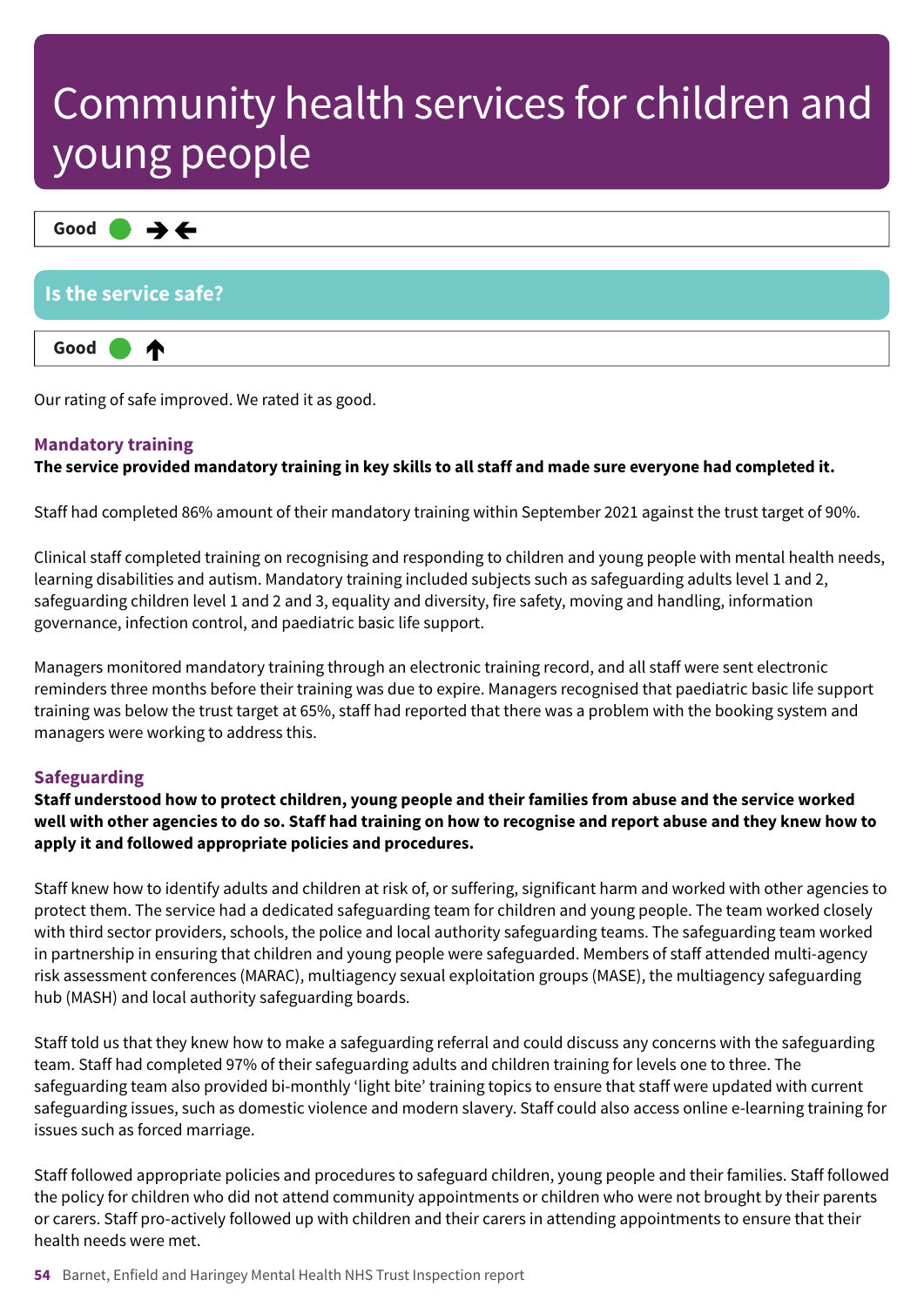# Community health services for children and young people

**Good** ● →←

## Is the service safe?

**Good** ● ↑

Our rating of safe improved. We rated it as good.

### Mandatory training

**The service provided mandatory training in key skills to all staff and made sure everyone had completed it.**

Staff had completed 86% amount of their mandatory training within September 2021 against the trust target of 90%.

Clinical staff completed training on recognising and responding to children and young people with mental health needs, learning disabilities and autism. Mandatory training included subjects such as safeguarding adults level 1 and 2, safeguarding children level 1 and 2 and 3, equality and diversity, fire safety, moving and handling, information governance, infection control, and paediatric basic life support.

Managers monitored mandatory training through an electronic training record, and all staff were sent electronic reminders three months before their training was due to expire. Managers recognised that paediatric basic life support training was below the trust target at 65%, staff had reported that there was a problem with the booking system and managers were working to address this.

### Safeguarding

**Staff understood how to protect children, young people and their families from abuse and the service worked well with other agencies to do so. Staff had training on how to recognise and report abuse and they knew how to apply it and followed appropriate policies and procedures.**

Staff knew how to identify adults and children at risk of, or suffering, significant harm and worked with other agencies to protect them. The service had a dedicated safeguarding team for children and young people. The team worked closely with third sector providers, schools, the police and local authority safeguarding teams. The safeguarding team worked in partnership in ensuring that children and young people were safeguarded. Members of staff attended multi-agency risk assessment conferences (MARAC), multiagency sexual exploitation groups (MASE), the multiagency safeguarding hub (MASH) and local authority safeguarding boards.

Staff told us that they knew how to make a safeguarding referral and could discuss any concerns with the safeguarding team. Staff had completed 97% of their safeguarding adults and children training for levels one to three. The safeguarding team also provided bi-monthly 'light bite' training topics to ensure that staff were updated with current safeguarding issues, such as domestic violence and modern slavery. Staff could also access online e-learning training for issues such as forced marriage.

Staff followed appropriate policies and procedures to safeguard children, young people and their families. Staff followed the policy for children who did not attend community appointments or children who were not brought by their parents or carers. Staff pro-actively followed up with children and their carers in attending appointments to ensure that their health needs were met.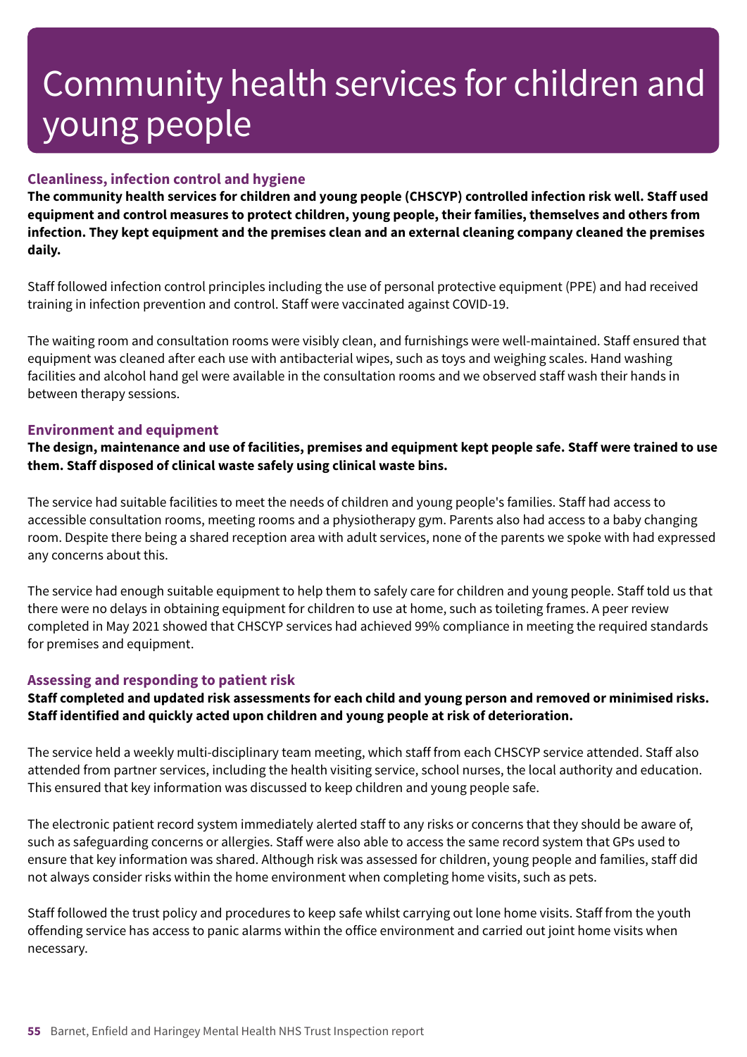# Community health services for children and young people

### Cleanliness, infection control and hygiene

**The community health services for children and young people (CHSCYP) controlled infection risk well. Staff used equipment and control measures to protect children, young people, their families, themselves and others from infection. They kept equipment and the premises clean and an external cleaning company cleaned the premises daily.**

Staff followed infection control principles including the use of personal protective equipment (PPE) and had received training in infection prevention and control. Staff were vaccinated against COVID-19.

The waiting room and consultation rooms were visibly clean, and furnishings were well-maintained. Staff ensured that equipment was cleaned after each use with antibacterial wipes, such as toys and weighing scales. Hand washing facilities and alcohol hand gel were available in the consultation rooms and we observed staff wash their hands in between therapy sessions.

### Environment and equipment

**The design, maintenance and use of facilities, premises and equipment kept people safe. Staff were trained to use them. Staff disposed of clinical waste safely using clinical waste bins.**

The service had suitable facilities to meet the needs of children and young people's families. Staff had access to accessible consultation rooms, meeting rooms and a physiotherapy gym. Parents also had access to a baby changing room. Despite there being a shared reception area with adult services, none of the parents we spoke with had expressed any concerns about this.

The service had enough suitable equipment to help them to safely care for children and young people. Staff told us that there were no delays in obtaining equipment for children to use at home, such as toileting frames. A peer review completed in May 2021 showed that CHSCYP services had achieved 99% compliance in meeting the required standards for premises and equipment.

### Assessing and responding to patient risk

**Staff completed and updated risk assessments for each child and young person and removed or minimised risks. Staff identified and quickly acted upon children and young people at risk of deterioration.**

The service held a weekly multi-disciplinary team meeting, which staff from each CHSCYP service attended. Staff also attended from partner services, including the health visiting service, school nurses, the local authority and education. This ensured that key information was discussed to keep children and young people safe.

The electronic patient record system immediately alerted staff to any risks or concerns that they should be aware of, such as safeguarding concerns or allergies. Staff were also able to access the same record system that GPs used to ensure that key information was shared. Although risk was assessed for children, young people and families, staff did not always consider risks within the home environment when completing home visits, such as pets.

Staff followed the trust policy and procedures to keep safe whilst carrying out lone home visits. Staff from the youth offending service has access to panic alarms within the office environment and carried out joint home visits when necessary.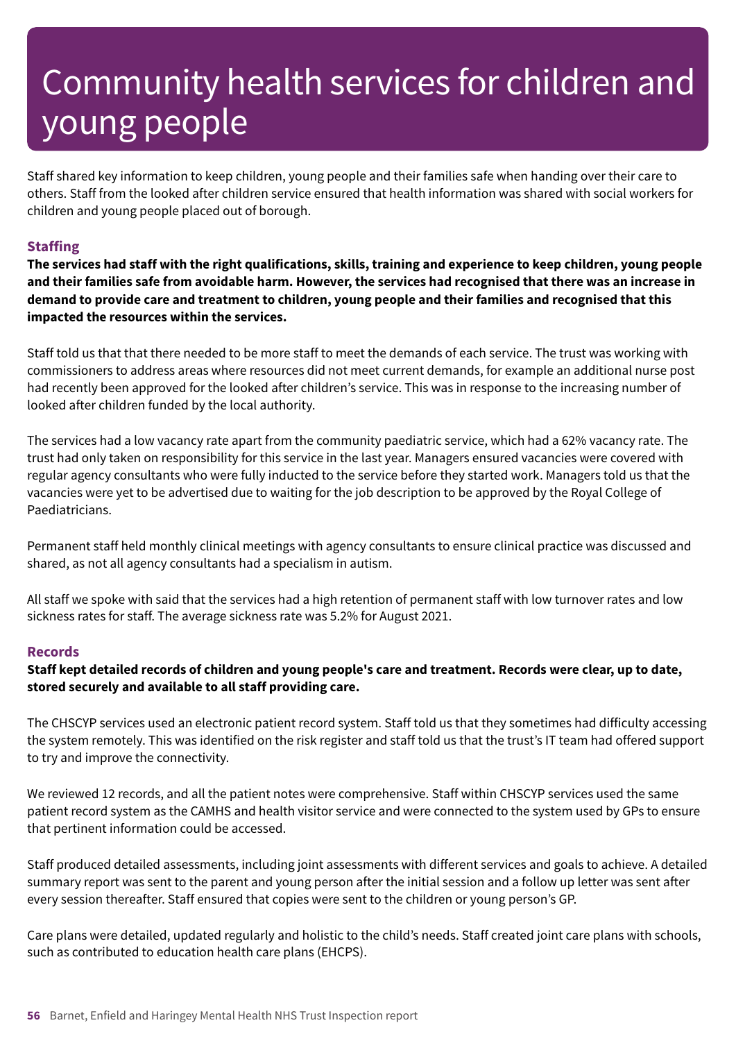# Community health services for children and young people

Staff shared key information to keep children, young people and their families safe when handing over their care to others. Staff from the looked after children service ensured that health information was shared with social workers for children and young people placed out of borough.

### Staffing

**The services had staff with the right qualifications, skills, training and experience to keep children, young people and their families safe from avoidable harm. However, the services had recognised that there was an increase in demand to provide care and treatment to children, young people and their families and recognised that this impacted the resources within the services.**

Staff told us that that there needed to be more staff to meet the demands of each service. The trust was working with commissioners to address areas where resources did not meet current demands, for example an additional nurse post had recently been approved for the looked after children's service. This was in response to the increasing number of looked after children funded by the local authority.

The services had a low vacancy rate apart from the community paediatric service, which had a 62% vacancy rate. The trust had only taken on responsibility for this service in the last year. Managers ensured vacancies were covered with regular agency consultants who were fully inducted to the service before they started work. Managers told us that the vacancies were yet to be advertised due to waiting for the job description to be approved by the Royal College of Paediatricians.

Permanent staff held monthly clinical meetings with agency consultants to ensure clinical practice was discussed and shared, as not all agency consultants had a specialism in autism.

All staff we spoke with said that the services had a high retention of permanent staff with low turnover rates and low sickness rates for staff. The average sickness rate was 5.2% for August 2021.

### Records

**Staff kept detailed records of children and young people's care and treatment. Records were clear, up to date, stored securely and available to all staff providing care.**

The CHSCYP services used an electronic patient record system. Staff told us that they sometimes had difficulty accessing the system remotely. This was identified on the risk register and staff told us that the trust's IT team had offered support to try and improve the connectivity.

We reviewed 12 records, and all the patient notes were comprehensive. Staff within CHSCYP services used the same patient record system as the CAMHS and health visitor service and were connected to the system used by GPs to ensure that pertinent information could be accessed.

Staff produced detailed assessments, including joint assessments with different services and goals to achieve. A detailed summary report was sent to the parent and young person after the initial session and a follow up letter was sent after every session thereafter. Staff ensured that copies were sent to the children or young person's GP.

Care plans were detailed, updated regularly and holistic to the child's needs. Staff created joint care plans with schools, such as contributed to education health care plans (EHCPS).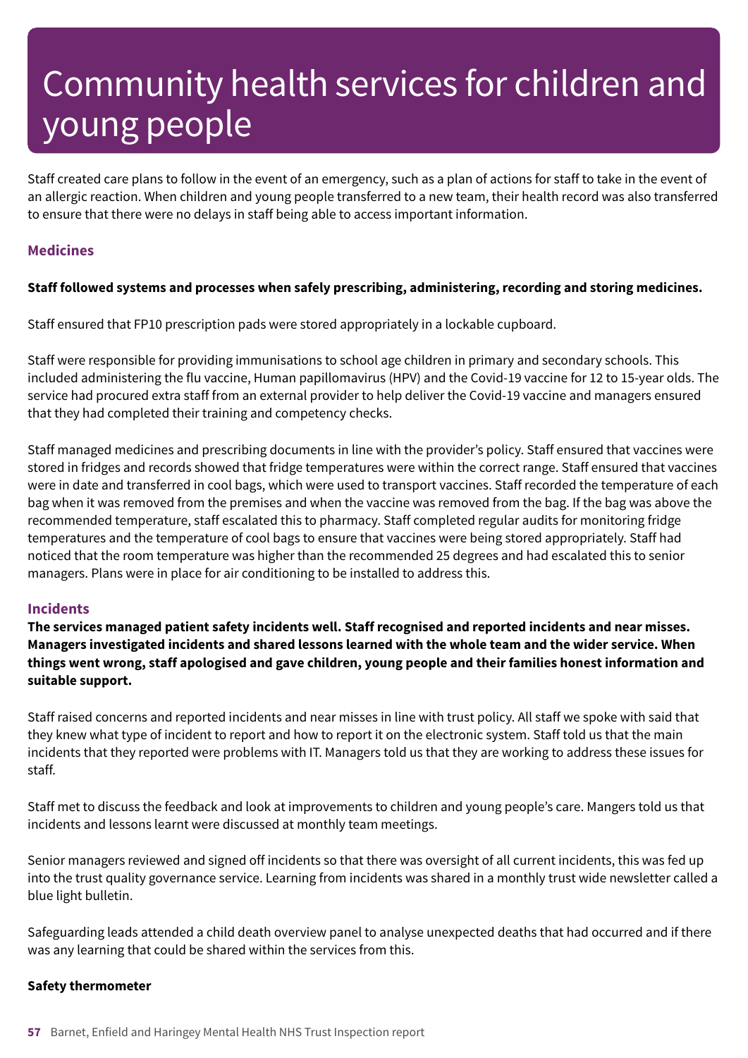# Community health services for children and young people

Staff created care plans to follow in the event of an emergency, such as a plan of actions for staff to take in the event of an allergic reaction. When children and young people transferred to a new team, their health record was also transferred to ensure that there were no delays in staff being able to access important information.

## Medicines

**Staff followed systems and processes when safely prescribing, administering, recording and storing medicines.**

Staff ensured that FP10 prescription pads were stored appropriately in a lockable cupboard.

Staff were responsible for providing immunisations to school age children in primary and secondary schools. This included administering the flu vaccine, Human papillomavirus (HPV) and the Covid-19 vaccine for 12 to 15-year olds. The service had procured extra staff from an external provider to help deliver the Covid-19 vaccine and managers ensured that they had completed their training and competency checks.

Staff managed medicines and prescribing documents in line with the provider's policy. Staff ensured that vaccines were stored in fridges and records showed that fridge temperatures were within the correct range. Staff ensured that vaccines were in date and transferred in cool bags, which were used to transport vaccines. Staff recorded the temperature of each bag when it was removed from the premises and when the vaccine was removed from the bag. If the bag was above the recommended temperature, staff escalated this to pharmacy. Staff completed regular audits for monitoring fridge temperatures and the temperature of cool bags to ensure that vaccines were being stored appropriately. Staff had noticed that the room temperature was higher than the recommended 25 degrees and had escalated this to senior managers. Plans were in place for air conditioning to be installed to address this.

## Incidents

**The services managed patient safety incidents well. Staff recognised and reported incidents and near misses. Managers investigated incidents and shared lessons learned with the whole team and the wider service. When things went wrong, staff apologised and gave children, young people and their families honest information and suitable support.**

Staff raised concerns and reported incidents and near misses in line with trust policy. All staff we spoke with said that they knew what type of incident to report and how to report it on the electronic system. Staff told us that the main incidents that they reported were problems with IT. Managers told us that they are working to address these issues for staff.

Staff met to discuss the feedback and look at improvements to children and young people's care. Mangers told us that incidents and lessons learnt were discussed at monthly team meetings.

Senior managers reviewed and signed off incidents so that there was oversight of all current incidents, this was fed up into the trust quality governance service. Learning from incidents was shared in a monthly trust wide newsletter called a blue light bulletin.

Safeguarding leads attended a child death overview panel to analyse unexpected deaths that had occurred and if there was any learning that could be shared within the services from this.

**Safety thermometer**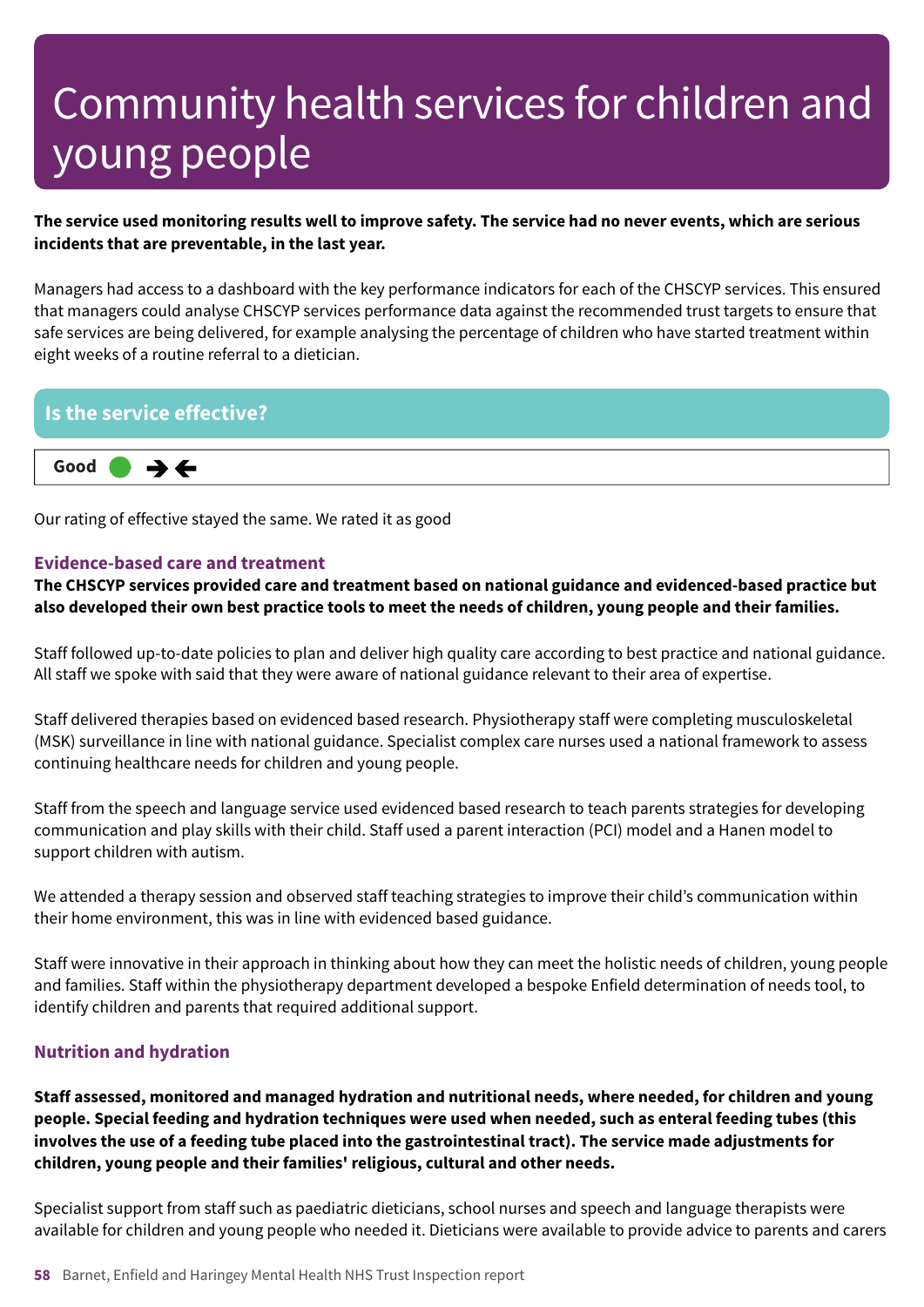# Community health services for children and young people

**The service used monitoring results well to improve safety. The service had no never events, which are serious incidents that are preventable, in the last year.**

Managers had access to a dashboard with the key performance indicators for each of the CHSCYP services. This ensured that managers could analyse CHSCYP services performance data against the recommended trust targets to ensure that safe services are being delivered, for example analysing the percentage of children who have started treatment within eight weeks of a routine referral to a dietician.

## Is the service effective?

**Good** ● →←

Our rating of effective stayed the same. We rated it as good

### Evidence-based care and treatment

**The CHSCYP services provided care and treatment based on national guidance and evidenced-based practice but also developed their own best practice tools to meet the needs of children, young people and their families.**

Staff followed up-to-date policies to plan and deliver high quality care according to best practice and national guidance. All staff we spoke with said that they were aware of national guidance relevant to their area of expertise.

Staff delivered therapies based on evidenced based research. Physiotherapy staff were completing musculoskeletal (MSK) surveillance in line with national guidance. Specialist complex care nurses used a national framework to assess continuing healthcare needs for children and young people.

Staff from the speech and language service used evidenced based research to teach parents strategies for developing communication and play skills with their child. Staff used a parent interaction (PCI) model and a Hanen model to support children with autism.

We attended a therapy session and observed staff teaching strategies to improve their child's communication within their home environment, this was in line with evidenced based guidance.

Staff were innovative in their approach in thinking about how they can meet the holistic needs of children, young people and families. Staff within the physiotherapy department developed a bespoke Enfield determination of needs tool, to identify children and parents that required additional support.

### Nutrition and hydration

**Staff assessed, monitored and managed hydration and nutritional needs, where needed, for children and young people. Special feeding and hydration techniques were used when needed, such as enteral feeding tubes (this involves the use of a feeding tube placed into the gastrointestinal tract). The service made adjustments for children, young people and their families' religious, cultural and other needs.**

Specialist support from staff such as paediatric dieticians, school nurses and speech and language therapists were available for children and young people who needed it. Dieticians were available to provide advice to parents and carers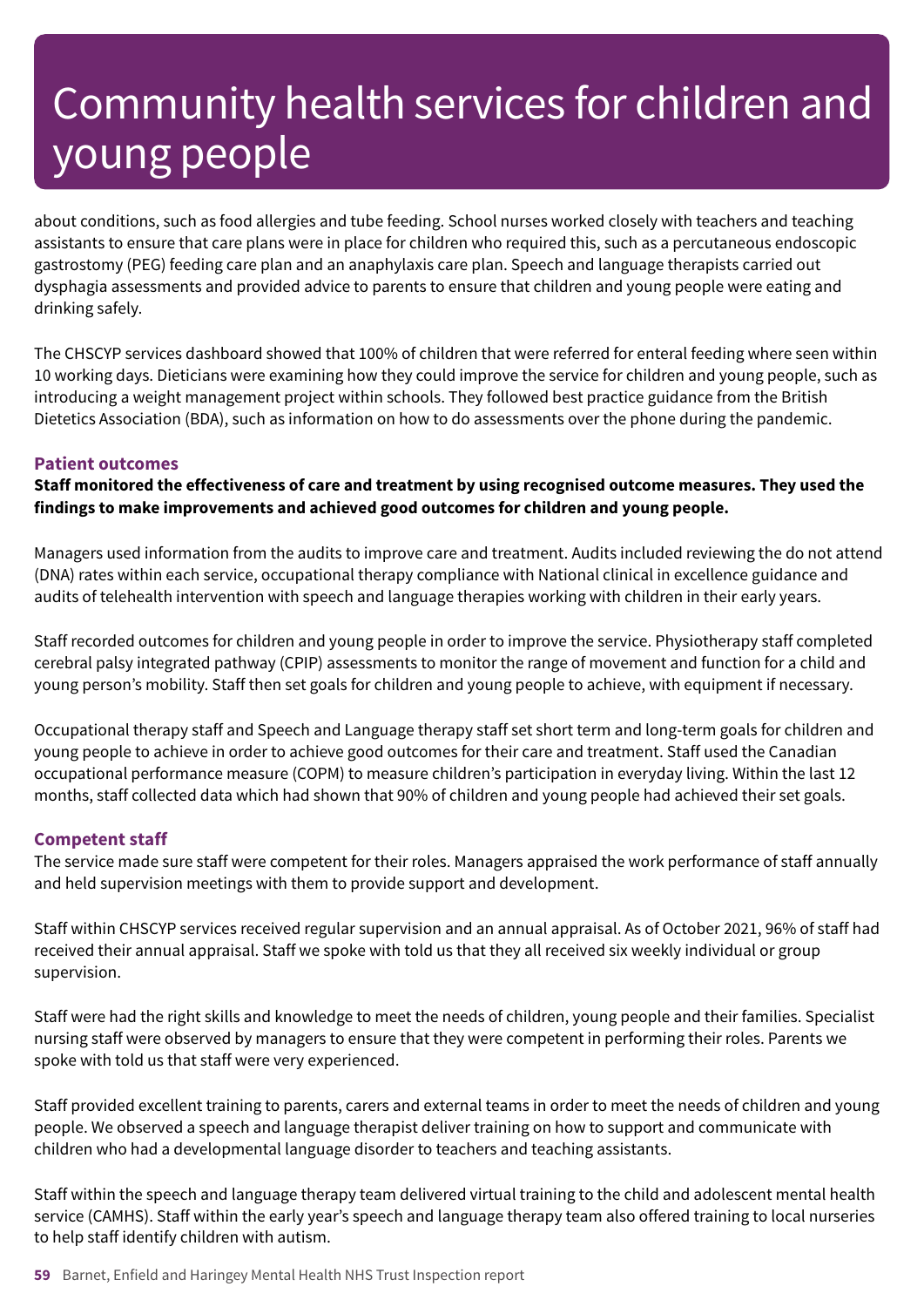about conditions, such as food allergies and tube feeding. School nurses worked closely with teachers and teaching assistants to ensure that care plans were in place for children who required this, such as a percutaneous endoscopic gastrostomy (PEG) feeding care plan and an anaphylaxis care plan. Speech and language therapists carried out dysphagia assessments and provided advice to parents to ensure that children and young people were eating and drinking safely.

The CHSCYP services dashboard showed that 100% of children that were referred for enteral feeding where seen within 10 working days. Dieticians were examining how they could improve the service for children and young people, such as introducing a weight management project within schools. They followed best practice guidance from the British Dietetics Association (BDA), such as information on how to do assessments over the phone during the pandemic.

### Patient outcomes

**Staff monitored the effectiveness of care and treatment by using recognised outcome measures. They used the findings to make improvements and achieved good outcomes for children and young people.**

Managers used information from the audits to improve care and treatment. Audits included reviewing the do not attend (DNA) rates within each service, occupational therapy compliance with National clinical in excellence guidance and audits of telehealth intervention with speech and language therapies working with children in their early years.

Staff recorded outcomes for children and young people in order to improve the service. Physiotherapy staff completed cerebral palsy integrated pathway (CPIP) assessments to monitor the range of movement and function for a child and young person's mobility. Staff then set goals for children and young people to achieve, with equipment if necessary.

Occupational therapy staff and Speech and Language therapy staff set short term and long-term goals for children and young people to achieve in order to achieve good outcomes for their care and treatment. Staff used the Canadian occupational performance measure (COPM) to measure children's participation in everyday living. Within the last 12 months, staff collected data which had shown that 90% of children and young people had achieved their set goals.

### Competent staff

The service made sure staff were competent for their roles. Managers appraised the work performance of staff annually and held supervision meetings with them to provide support and development.

Staff within CHSCYP services received regular supervision and an annual appraisal. As of October 2021, 96% of staff had received their annual appraisal. Staff we spoke with told us that they all received six weekly individual or group supervision.

Staff were had the right skills and knowledge to meet the needs of children, young people and their families. Specialist nursing staff were observed by managers to ensure that they were competent in performing their roles. Parents we spoke with told us that staff were very experienced.

Staff provided excellent training to parents, carers and external teams in order to meet the needs of children and young people. We observed a speech and language therapist deliver training on how to support and communicate with children who had a developmental language disorder to teachers and teaching assistants.

Staff within the speech and language therapy team delivered virtual training to the child and adolescent mental health service (CAMHS). Staff within the early year's speech and language therapy team also offered training to local nurseries to help staff identify children with autism.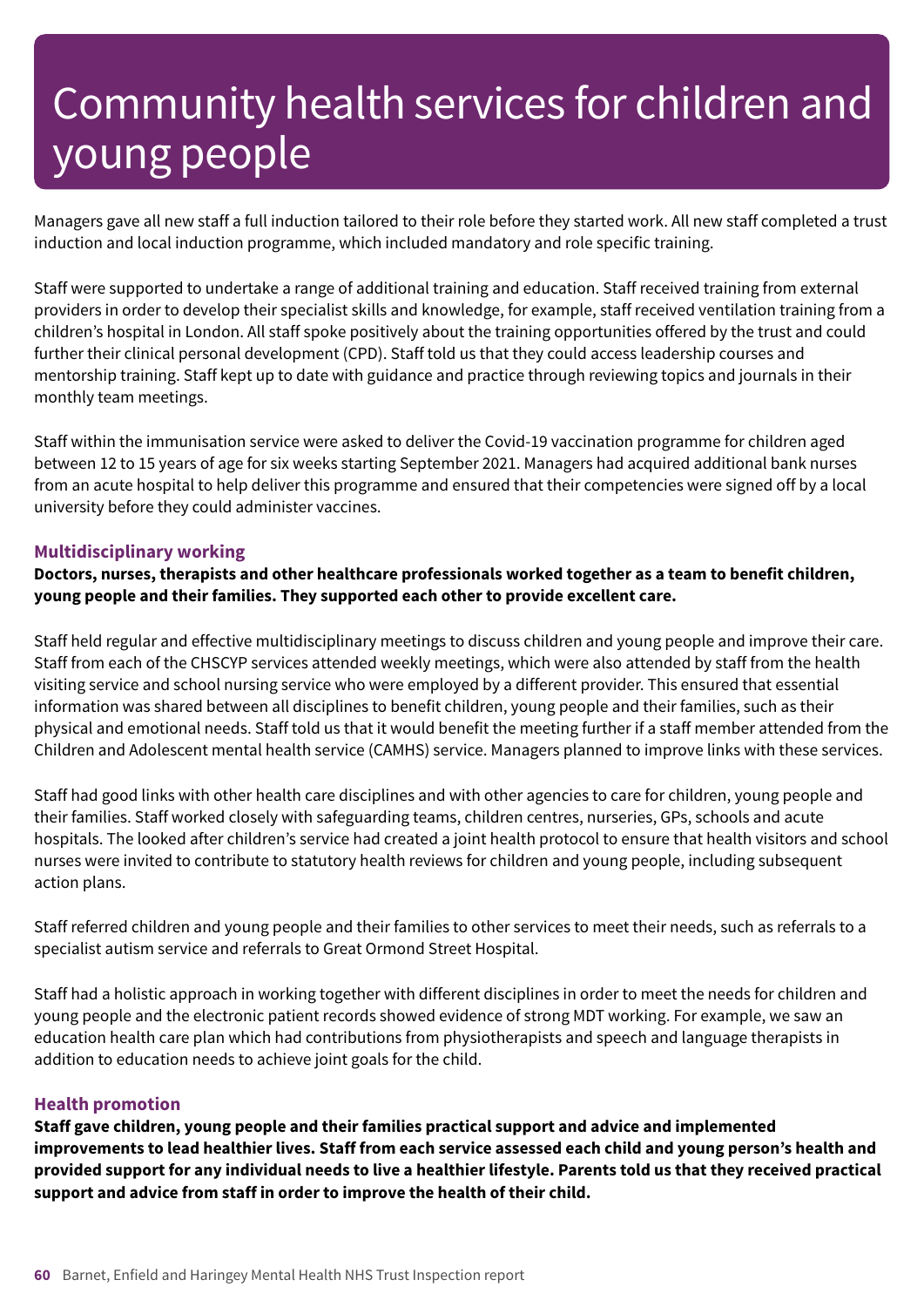# Community health services for children and young people

Managers gave all new staff a full induction tailored to their role before they started work. All new staff completed a trust induction and local induction programme, which included mandatory and role specific training.

Staff were supported to undertake a range of additional training and education. Staff received training from external providers in order to develop their specialist skills and knowledge, for example, staff received ventilation training from a children's hospital in London. All staff spoke positively about the training opportunities offered by the trust and could further their clinical personal development (CPD). Staff told us that they could access leadership courses and mentorship training. Staff kept up to date with guidance and practice through reviewing topics and journals in their monthly team meetings.

Staff within the immunisation service were asked to deliver the Covid-19 vaccination programme for children aged between 12 to 15 years of age for six weeks starting September 2021. Managers had acquired additional bank nurses from an acute hospital to help deliver this programme and ensured that their competencies were signed off by a local university before they could administer vaccines.

### Multidisciplinary working

**Doctors, nurses, therapists and other healthcare professionals worked together as a team to benefit children, young people and their families. They supported each other to provide excellent care.**

Staff held regular and effective multidisciplinary meetings to discuss children and young people and improve their care. Staff from each of the CHSCYP services attended weekly meetings, which were also attended by staff from the health visiting service and school nursing service who were employed by a different provider. This ensured that essential information was shared between all disciplines to benefit children, young people and their families, such as their physical and emotional needs. Staff told us that it would benefit the meeting further if a staff member attended from the Children and Adolescent mental health service (CAMHS) service. Managers planned to improve links with these services.

Staff had good links with other health care disciplines and with other agencies to care for children, young people and their families. Staff worked closely with safeguarding teams, children centres, nurseries, GPs, schools and acute hospitals. The looked after children's service had created a joint health protocol to ensure that health visitors and school nurses were invited to contribute to statutory health reviews for children and young people, including subsequent action plans.

Staff referred children and young people and their families to other services to meet their needs, such as referrals to a specialist autism service and referrals to Great Ormond Street Hospital.

Staff had a holistic approach in working together with different disciplines in order to meet the needs for children and young people and the electronic patient records showed evidence of strong MDT working. For example, we saw an education health care plan which had contributions from physiotherapists and speech and language therapists in addition to education needs to achieve joint goals for the child.

### Health promotion

**Staff gave children, young people and their families practical support and advice and implemented improvements to lead healthier lives. Staff from each service assessed each child and young person's health and provided support for any individual needs to live a healthier lifestyle. Parents told us that they received practical support and advice from staff in order to improve the health of their child.**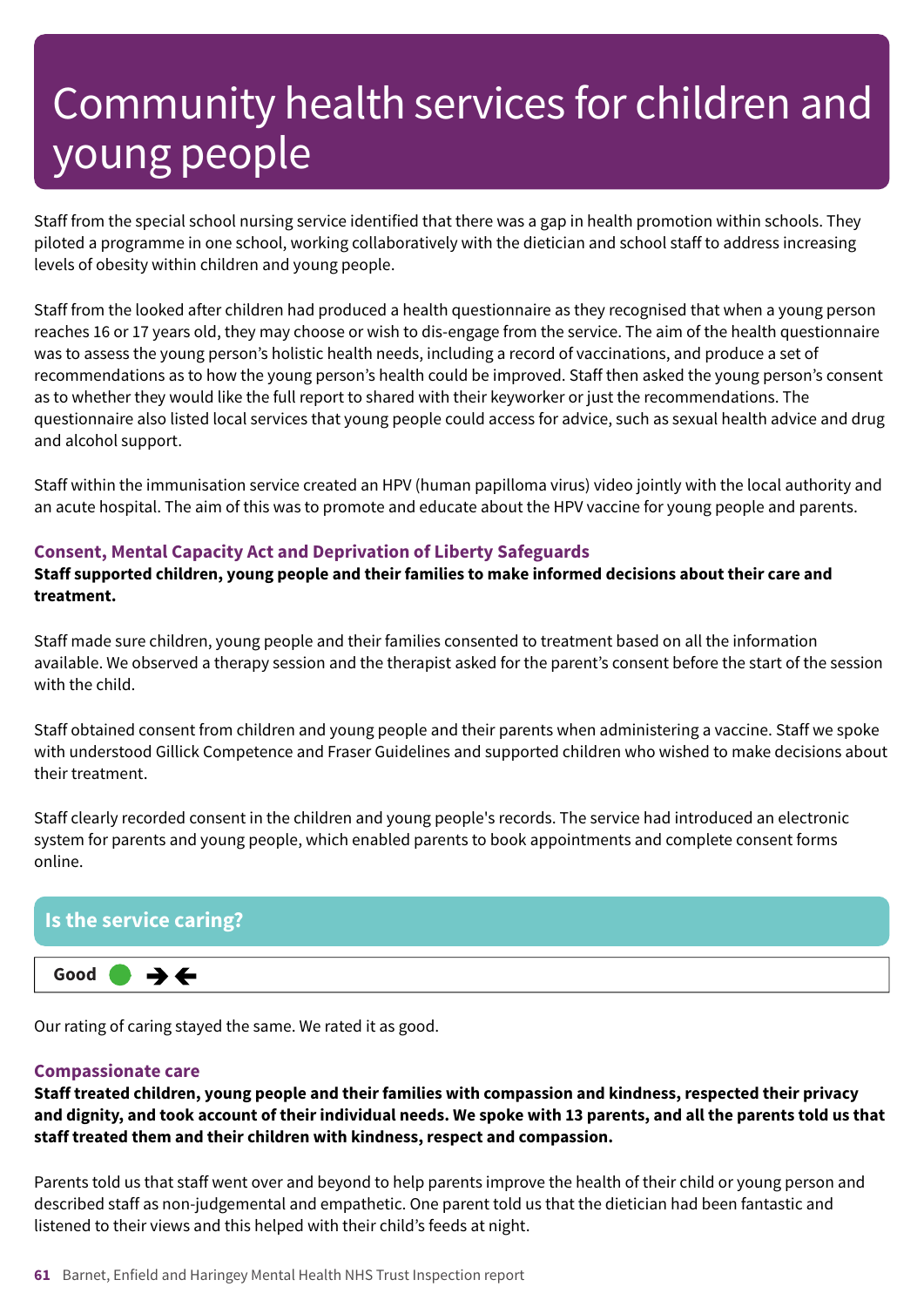# Community health services for children and young people

Staff from the special school nursing service identified that there was a gap in health promotion within schools. They piloted a programme in one school, working collaboratively with the dietician and school staff to address increasing levels of obesity within children and young people.

Staff from the looked after children had produced a health questionnaire as they recognised that when a young person reaches 16 or 17 years old, they may choose or wish to dis-engage from the service. The aim of the health questionnaire was to assess the young person's holistic health needs, including a record of vaccinations, and produce a set of recommendations as to how the young person's health could be improved. Staff then asked the young person's consent as to whether they would like the full report to shared with their keyworker or just the recommendations. The questionnaire also listed local services that young people could access for advice, such as sexual health advice and drug and alcohol support.

Staff within the immunisation service created an HPV (human papilloma virus) video jointly with the local authority and an acute hospital. The aim of this was to promote and educate about the HPV vaccine for young people and parents.

### Consent, Mental Capacity Act and Deprivation of Liberty Safeguards

**Staff supported children, young people and their families to make informed decisions about their care and treatment.**

Staff made sure children, young people and their families consented to treatment based on all the information available. We observed a therapy session and the therapist asked for the parent's consent before the start of the session with the child.

Staff obtained consent from children and young people and their parents when administering a vaccine. Staff we spoke with understood Gillick Competence and Fraser Guidelines and supported children who wished to make decisions about their treatment.

Staff clearly recorded consent in the children and young people's records. The service had introduced an electronic system for parents and young people, which enabled parents to book appointments and complete consent forms online.

## Is the service caring?

**Good** ● ➔ ←

Our rating of caring stayed the same. We rated it as good.

### Compassionate care

**Staff treated children, young people and their families with compassion and kindness, respected their privacy and dignity, and took account of their individual needs. We spoke with 13 parents, and all the parents told us that staff treated them and their children with kindness, respect and compassion.**

Parents told us that staff went over and beyond to help parents improve the health of their child or young person and described staff as non-judgemental and empathetic. One parent told us that the dietician had been fantastic and listened to their views and this helped with their child's feeds at night.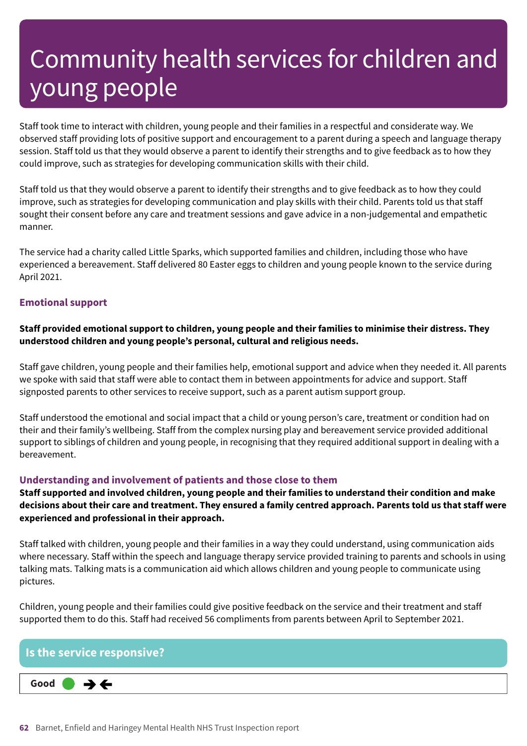# Community health services for children and young people

Staff took time to interact with children, young people and their families in a respectful and considerate way. We observed staff providing lots of positive support and encouragement to a parent during a speech and language therapy session. Staff told us that they would observe a parent to identify their strengths and to give feedback as to how they could improve, such as strategies for developing communication skills with their child.

Staff told us that they would observe a parent to identify their strengths and to give feedback as to how they could improve, such as strategies for developing communication and play skills with their child. Parents told us that staff sought their consent before any care and treatment sessions and gave advice in a non-judgemental and empathetic manner.

The service had a charity called Little Sparks, which supported families and children, including those who have experienced a bereavement. Staff delivered 80 Easter eggs to children and young people known to the service during April 2021.

### Emotional support

**Staff provided emotional support to children, young people and their families to minimise their distress. They understood children and young people's personal, cultural and religious needs.**

Staff gave children, young people and their families help, emotional support and advice when they needed it. All parents we spoke with said that staff were able to contact them in between appointments for advice and support. Staff signposted parents to other services to receive support, such as a parent autism support group.

Staff understood the emotional and social impact that a child or young person's care, treatment or condition had on their and their family's wellbeing. Staff from the complex nursing play and bereavement service provided additional support to siblings of children and young people, in recognising that they required additional support in dealing with a bereavement.

### Understanding and involvement of patients and those close to them

**Staff supported and involved children, young people and their families to understand their condition and make decisions about their care and treatment. They ensured a family centred approach. Parents told us that staff were experienced and professional in their approach.**

Staff talked with children, young people and their families in a way they could understand, using communication aids where necessary. Staff within the speech and language therapy service provided training to parents and schools in using talking mats. Talking mats is a communication aid which allows children and young people to communicate using pictures.

Children, young people and their families could give positive feedback on the service and their treatment and staff supported them to do this. Staff had received 56 compliments from parents between April to September 2021.

## Is the service responsive?

**Good** ● → ←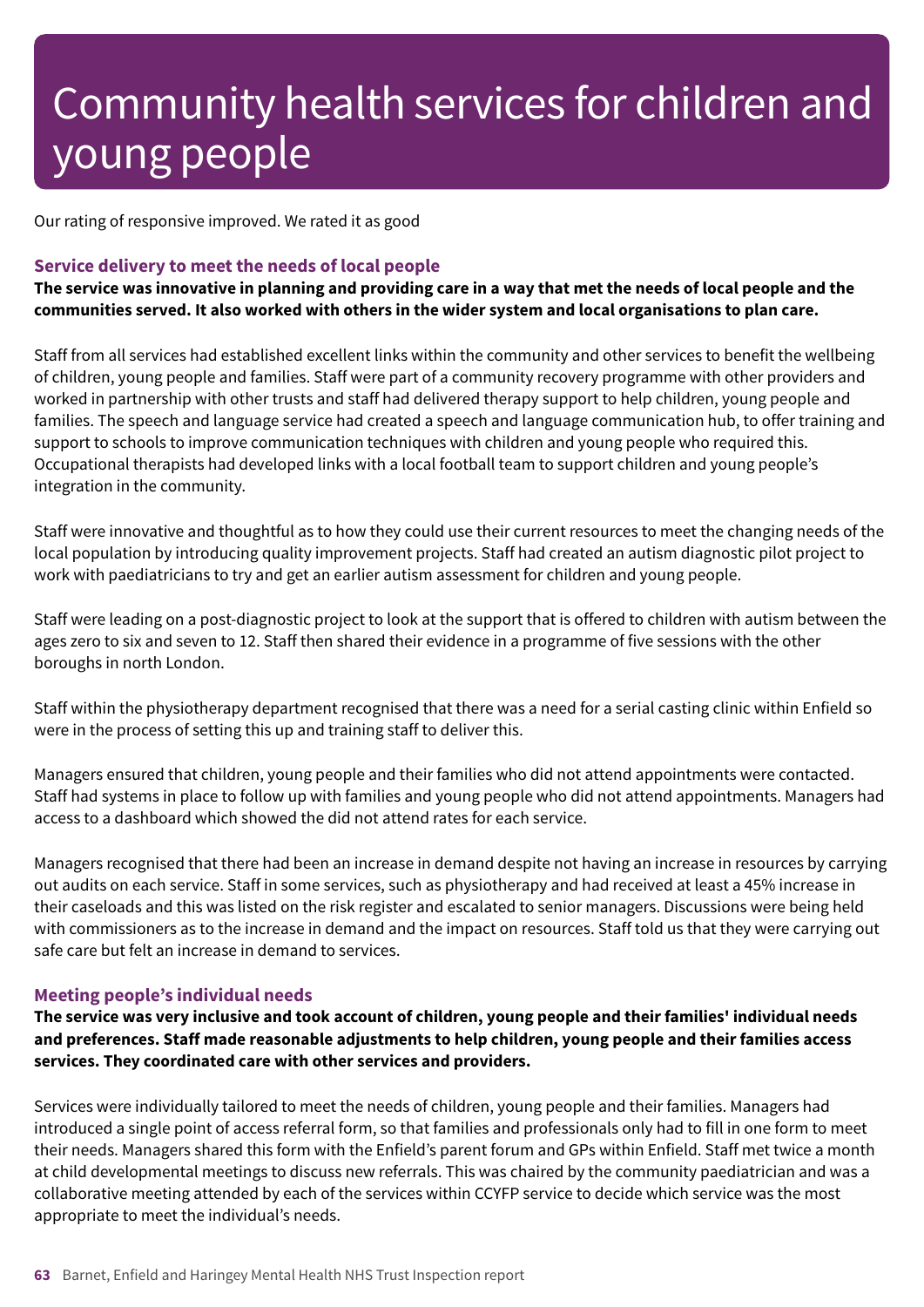# Community health services for children and young people

Our rating of responsive improved. We rated it as good

### Service delivery to meet the needs of local people

**The service was innovative in planning and providing care in a way that met the needs of local people and the communities served. It also worked with others in the wider system and local organisations to plan care.**

Staff from all services had established excellent links within the community and other services to benefit the wellbeing of children, young people and families. Staff were part of a community recovery programme with other providers and worked in partnership with other trusts and staff had delivered therapy support to help children, young people and families. The speech and language service had created a speech and language communication hub, to offer training and support to schools to improve communication techniques with children and young people who required this. Occupational therapists had developed links with a local football team to support children and young people's integration in the community.

Staff were innovative and thoughtful as to how they could use their current resources to meet the changing needs of the local population by introducing quality improvement projects. Staff had created an autism diagnostic pilot project to work with paediatricians to try and get an earlier autism assessment for children and young people.

Staff were leading on a post-diagnostic project to look at the support that is offered to children with autism between the ages zero to six and seven to 12. Staff then shared their evidence in a programme of five sessions with the other boroughs in north London.

Staff within the physiotherapy department recognised that there was a need for a serial casting clinic within Enfield so were in the process of setting this up and training staff to deliver this.

Managers ensured that children, young people and their families who did not attend appointments were contacted. Staff had systems in place to follow up with families and young people who did not attend appointments. Managers had access to a dashboard which showed the did not attend rates for each service.

Managers recognised that there had been an increase in demand despite not having an increase in resources by carrying out audits on each service. Staff in some services, such as physiotherapy and had received at least a 45% increase in their caseloads and this was listed on the risk register and escalated to senior managers. Discussions were being held with commissioners as to the increase in demand and the impact on resources. Staff told us that they were carrying out safe care but felt an increase in demand to services.

### Meeting people's individual needs

**The service was very inclusive and took account of children, young people and their families' individual needs and preferences. Staff made reasonable adjustments to help children, young people and their families access services. They coordinated care with other services and providers.**

Services were individually tailored to meet the needs of children, young people and their families. Managers had introduced a single point of access referral form, so that families and professionals only had to fill in one form to meet their needs. Managers shared this form with the Enfield's parent forum and GPs within Enfield. Staff met twice a month at child developmental meetings to discuss new referrals. This was chaired by the community paediatrician and was a collaborative meeting attended by each of the services within CCYFP service to decide which service was the most appropriate to meet the individual's needs.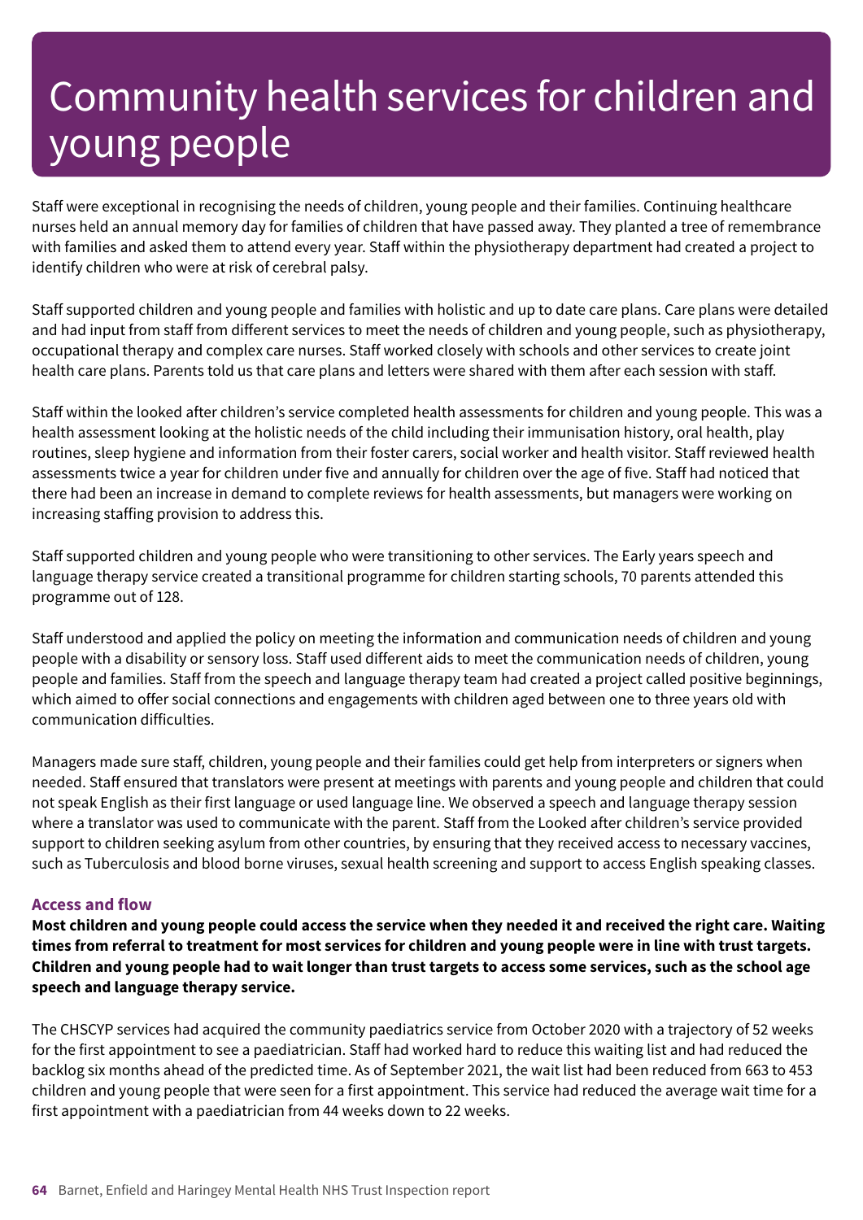# Community health services for children and young people

Staff were exceptional in recognising the needs of children, young people and their families. Continuing healthcare nurses held an annual memory day for families of children that have passed away. They planted a tree of remembrance with families and asked them to attend every year. Staff within the physiotherapy department had created a project to identify children who were at risk of cerebral palsy.

Staff supported children and young people and families with holistic and up to date care plans. Care plans were detailed and had input from staff from different services to meet the needs of children and young people, such as physiotherapy, occupational therapy and complex care nurses. Staff worked closely with schools and other services to create joint health care plans. Parents told us that care plans and letters were shared with them after each session with staff.

Staff within the looked after children's service completed health assessments for children and young people. This was a health assessment looking at the holistic needs of the child including their immunisation history, oral health, play routines, sleep hygiene and information from their foster carers, social worker and health visitor. Staff reviewed health assessments twice a year for children under five and annually for children over the age of five. Staff had noticed that there had been an increase in demand to complete reviews for health assessments, but managers were working on increasing staffing provision to address this.

Staff supported children and young people who were transitioning to other services. The Early years speech and language therapy service created a transitional programme for children starting schools, 70 parents attended this programme out of 128.

Staff understood and applied the policy on meeting the information and communication needs of children and young people with a disability or sensory loss. Staff used different aids to meet the communication needs of children, young people and families. Staff from the speech and language therapy team had created a project called positive beginnings, which aimed to offer social connections and engagements with children aged between one to three years old with communication difficulties.

Managers made sure staff, children, young people and their families could get help from interpreters or signers when needed. Staff ensured that translators were present at meetings with parents and young people and children that could not speak English as their first language or used language line. We observed a speech and language therapy session where a translator was used to communicate with the parent. Staff from the Looked after children's service provided support to children seeking asylum from other countries, by ensuring that they received access to necessary vaccines, such as Tuberculosis and blood borne viruses, sexual health screening and support to access English speaking classes.

### Access and flow

**Most children and young people could access the service when they needed it and received the right care. Waiting times from referral to treatment for most services for children and young people were in line with trust targets. Children and young people had to wait longer than trust targets to access some services, such as the school age speech and language therapy service.**

The CHSCYP services had acquired the community paediatrics service from October 2020 with a trajectory of 52 weeks for the first appointment to see a paediatrician. Staff had worked hard to reduce this waiting list and had reduced the backlog six months ahead of the predicted time. As of September 2021, the wait list had been reduced from 663 to 453 children and young people that were seen for a first appointment. This service had reduced the average wait time for a first appointment with a paediatrician from 44 weeks down to 22 weeks.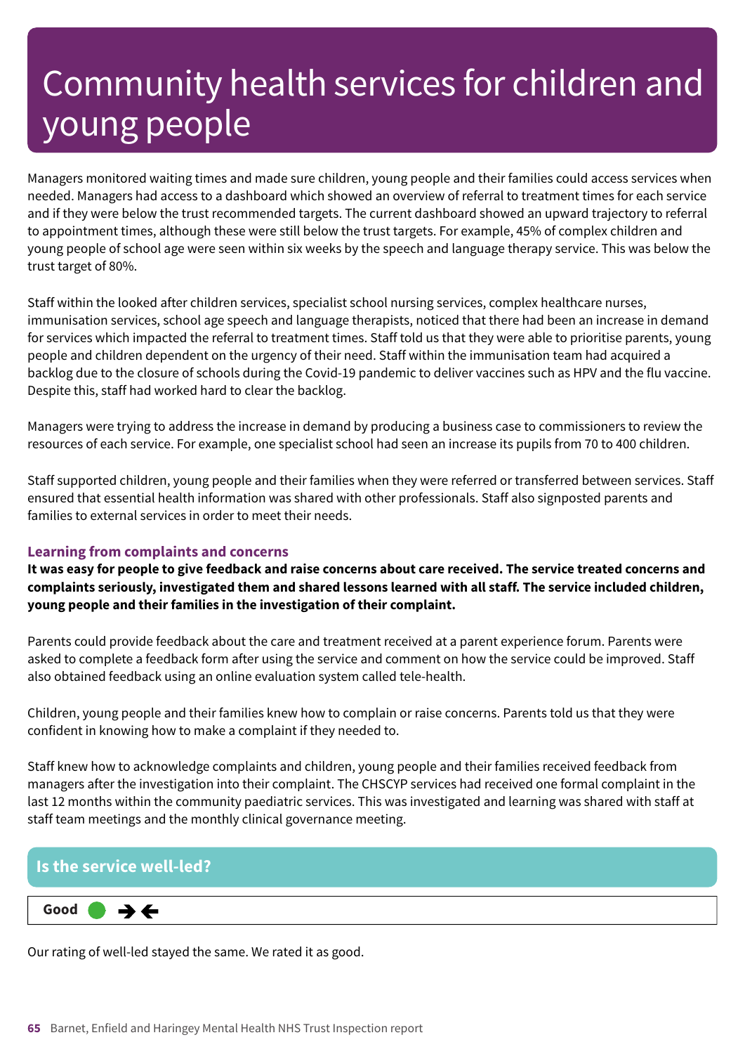# Community health services for children and young people

Managers monitored waiting times and made sure children, young people and their families could access services when needed. Managers had access to a dashboard which showed an overview of referral to treatment times for each service and if they were below the trust recommended targets. The current dashboard showed an upward trajectory to referral to appointment times, although these were still below the trust targets. For example, 45% of complex children and young people of school age were seen within six weeks by the speech and language therapy service. This was below the trust target of 80%.

Staff within the looked after children services, specialist school nursing services, complex healthcare nurses, immunisation services, school age speech and language therapists, noticed that there had been an increase in demand for services which impacted the referral to treatment times. Staff told us that they were able to prioritise parents, young people and children dependent on the urgency of their need. Staff within the immunisation team had acquired a backlog due to the closure of schools during the Covid-19 pandemic to deliver vaccines such as HPV and the flu vaccine. Despite this, staff had worked hard to clear the backlog.

Managers were trying to address the increase in demand by producing a business case to commissioners to review the resources of each service. For example, one specialist school had seen an increase its pupils from 70 to 400 children.

Staff supported children, young people and their families when they were referred or transferred between services. Staff ensured that essential health information was shared with other professionals. Staff also signposted parents and families to external services in order to meet their needs.

### Learning from complaints and concerns

**It was easy for people to give feedback and raise concerns about care received. The service treated concerns and complaints seriously, investigated them and shared lessons learned with all staff. The service included children, young people and their families in the investigation of their complaint.**

Parents could provide feedback about the care and treatment received at a parent experience forum. Parents were asked to complete a feedback form after using the service and comment on how the service could be improved. Staff also obtained feedback using an online evaluation system called tele-health.

Children, young people and their families knew how to complain or raise concerns. Parents told us that they were confident in knowing how to make a complaint if they needed to.

Staff knew how to acknowledge complaints and children, young people and their families received feedback from managers after the investigation into their complaint. The CHSCYP services had received one formal complaint in the last 12 months within the community paediatric services. This was investigated and learning was shared with staff at staff team meetings and the monthly clinical governance meeting.

## Is the service well-led?

**Good** ● →←

Our rating of well-led stayed the same. We rated it as good.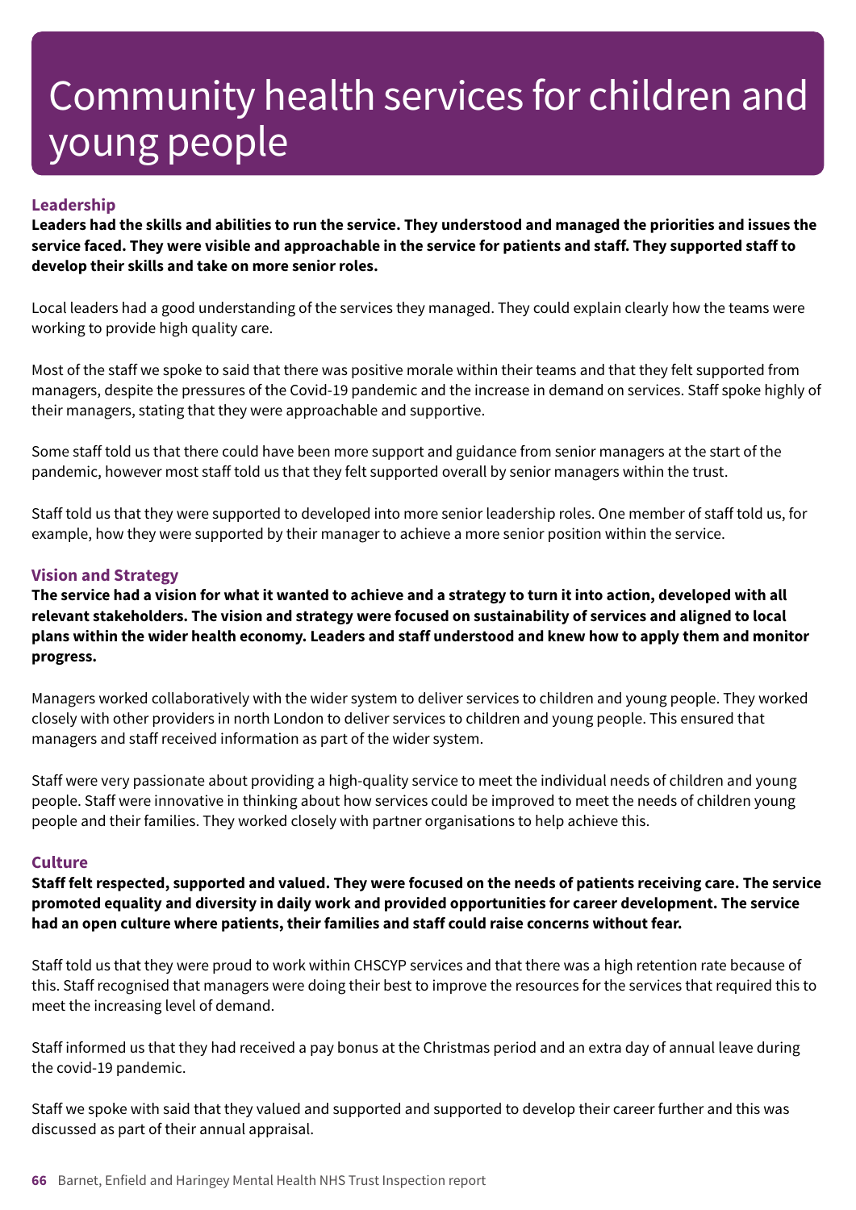# Community health services for children and young people

### Leadership

**Leaders had the skills and abilities to run the service. They understood and managed the priorities and issues the service faced. They were visible and approachable in the service for patients and staff. They supported staff to develop their skills and take on more senior roles.**

Local leaders had a good understanding of the services they managed. They could explain clearly how the teams were working to provide high quality care.

Most of the staff we spoke to said that there was positive morale within their teams and that they felt supported from managers, despite the pressures of the Covid-19 pandemic and the increase in demand on services. Staff spoke highly of their managers, stating that they were approachable and supportive.

Some staff told us that there could have been more support and guidance from senior managers at the start of the pandemic, however most staff told us that they felt supported overall by senior managers within the trust.

Staff told us that they were supported to developed into more senior leadership roles. One member of staff told us, for example, how they were supported by their manager to achieve a more senior position within the service.

### Vision and Strategy

**The service had a vision for what it wanted to achieve and a strategy to turn it into action, developed with all relevant stakeholders. The vision and strategy were focused on sustainability of services and aligned to local plans within the wider health economy. Leaders and staff understood and knew how to apply them and monitor progress.**

Managers worked collaboratively with the wider system to deliver services to children and young people. They worked closely with other providers in north London to deliver services to children and young people. This ensured that managers and staff received information as part of the wider system.

Staff were very passionate about providing a high-quality service to meet the individual needs of children and young people. Staff were innovative in thinking about how services could be improved to meet the needs of children young people and their families. They worked closely with partner organisations to help achieve this.

### Culture

**Staff felt respected, supported and valued. They were focused on the needs of patients receiving care. The service promoted equality and diversity in daily work and provided opportunities for career development. The service had an open culture where patients, their families and staff could raise concerns without fear.**

Staff told us that they were proud to work within CHSCYP services and that there was a high retention rate because of this. Staff recognised that managers were doing their best to improve the resources for the services that required this to meet the increasing level of demand.

Staff informed us that they had received a pay bonus at the Christmas period and an extra day of annual leave during the covid-19 pandemic.

Staff we spoke with said that they valued and supported and supported to develop their career further and this was discussed as part of their annual appraisal.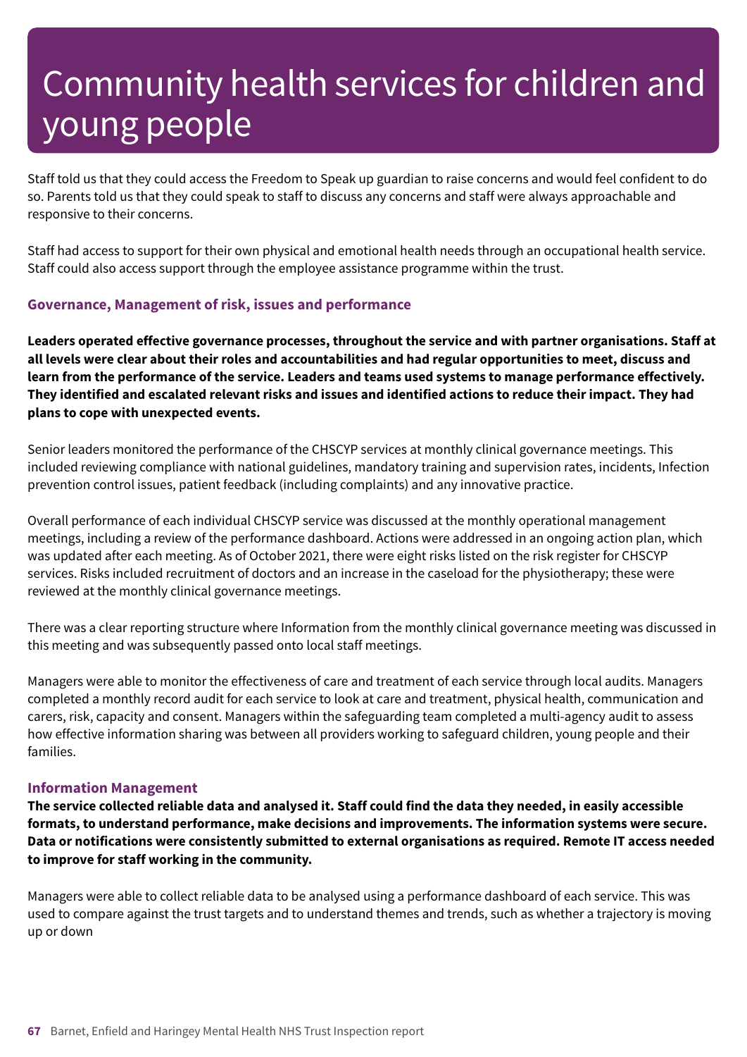# Community health services for children and young people

Staff told us that they could access the Freedom to Speak up guardian to raise concerns and would feel confident to do so. Parents told us that they could speak to staff to discuss any concerns and staff were always approachable and responsive to their concerns.

Staff had access to support for their own physical and emotional health needs through an occupational health service. Staff could also access support through the employee assistance programme within the trust.

### Governance, Management of risk, issues and performance

**Leaders operated effective governance processes, throughout the service and with partner organisations. Staff at all levels were clear about their roles and accountabilities and had regular opportunities to meet, discuss and learn from the performance of the service. Leaders and teams used systems to manage performance effectively. They identified and escalated relevant risks and issues and identified actions to reduce their impact. They had plans to cope with unexpected events.**

Senior leaders monitored the performance of the CHSCYP services at monthly clinical governance meetings. This included reviewing compliance with national guidelines, mandatory training and supervision rates, incidents, Infection prevention control issues, patient feedback (including complaints) and any innovative practice.

Overall performance of each individual CHSCYP service was discussed at the monthly operational management meetings, including a review of the performance dashboard. Actions were addressed in an ongoing action plan, which was updated after each meeting. As of October 2021, there were eight risks listed on the risk register for CHSCYP services. Risks included recruitment of doctors and an increase in the caseload for the physiotherapy; these were reviewed at the monthly clinical governance meetings.

There was a clear reporting structure where Information from the monthly clinical governance meeting was discussed in this meeting and was subsequently passed onto local staff meetings.

Managers were able to monitor the effectiveness of care and treatment of each service through local audits. Managers completed a monthly record audit for each service to look at care and treatment, physical health, communication and carers, risk, capacity and consent. Managers within the safeguarding team completed a multi-agency audit to assess how effective information sharing was between all providers working to safeguard children, young people and their families.

### Information Management

**The service collected reliable data and analysed it. Staff could find the data they needed, in easily accessible formats, to understand performance, make decisions and improvements. The information systems were secure. Data or notifications were consistently submitted to external organisations as required. Remote IT access needed to improve for staff working in the community.**

Managers were able to collect reliable data to be analysed using a performance dashboard of each service. This was used to compare against the trust targets and to understand themes and trends, such as whether a trajectory is moving up or down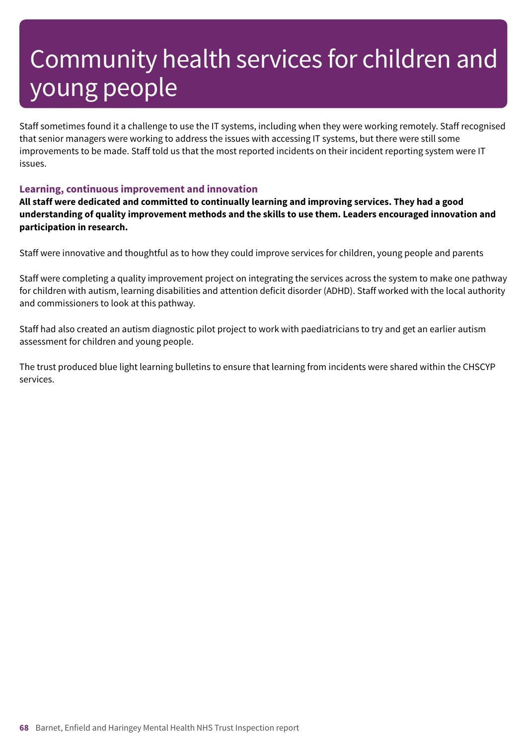# Community health services for children and young people

Staff sometimes found it a challenge to use the IT systems, including when they were working remotely. Staff recognised that senior managers were working to address the issues with accessing IT systems, but there were still some improvements to be made. Staff told us that the most reported incidents on their incident reporting system were IT issues.

### Learning, continuous improvement and innovation

**All staff were dedicated and committed to continually learning and improving services. They had a good understanding of quality improvement methods and the skills to use them. Leaders encouraged innovation and participation in research.**

Staff were innovative and thoughtful as to how they could improve services for children, young people and parents

Staff were completing a quality improvement project on integrating the services across the system to make one pathway for children with autism, learning disabilities and attention deficit disorder (ADHD). Staff worked with the local authority and commissioners to look at this pathway.

Staff had also created an autism diagnostic pilot project to work with paediatricians to try and get an earlier autism assessment for children and young people.

The trust produced blue light learning bulletins to ensure that learning from incidents were shared within the CHSCYP services.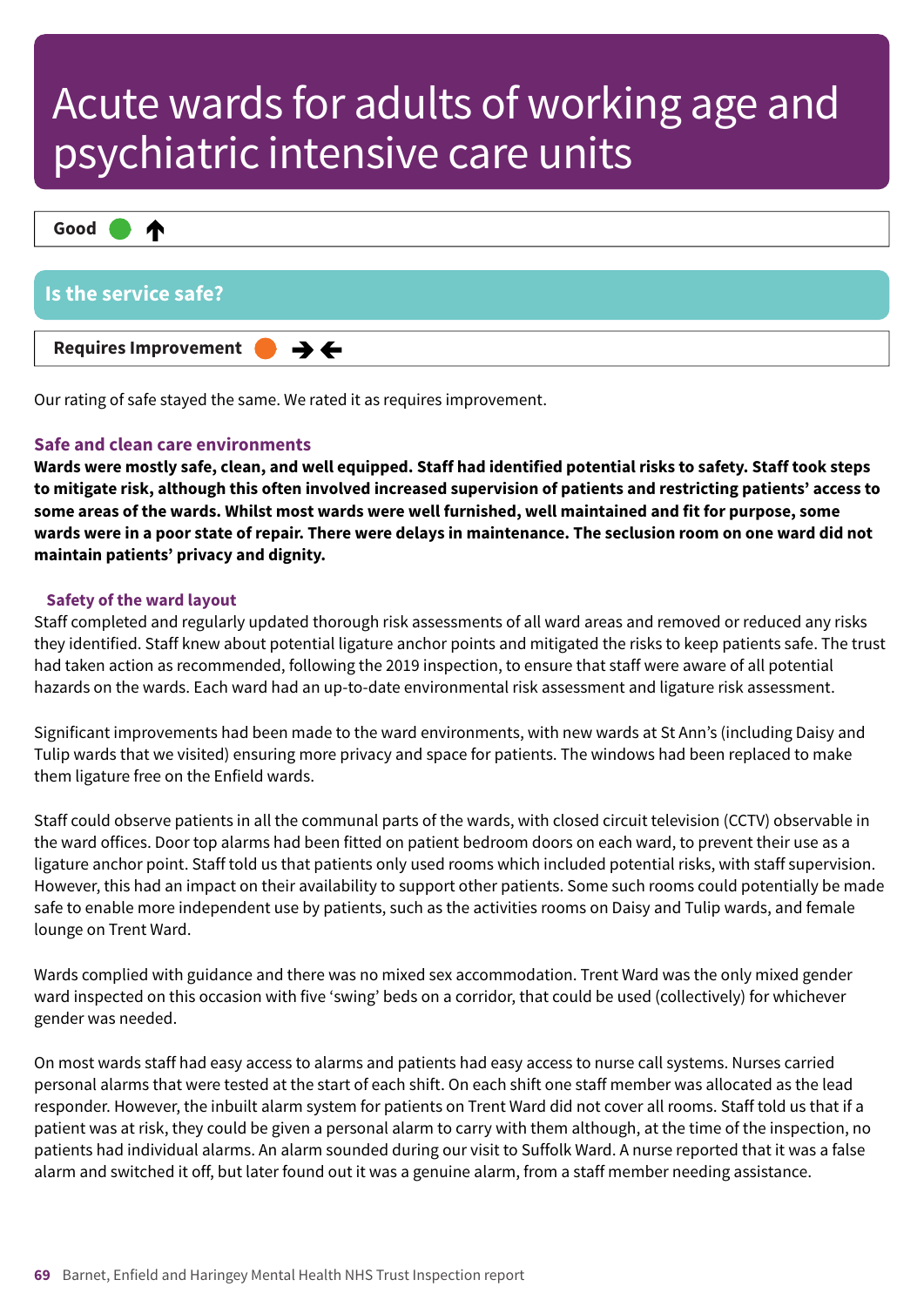# Acute wards for adults of working age and psychiatric intensive care units

**Good** ↑

## Is the service safe?

**Requires Improvement** →←

Our rating of safe stayed the same. We rated it as requires improvement.

### Safe and clean care environments

**Wards were mostly safe, clean, and well equipped. Staff had identified potential risks to safety. Staff took steps to mitigate risk, although this often involved increased supervision of patients and restricting patients' access to some areas of the wards. Whilst most wards were well furnished, well maintained and fit for purpose, some wards were in a poor state of repair. There were delays in maintenance. The seclusion room on one ward did not maintain patients' privacy and dignity.**

#### Safety of the ward layout

Staff completed and regularly updated thorough risk assessments of all ward areas and removed or reduced any risks they identified. Staff knew about potential ligature anchor points and mitigated the risks to keep patients safe. The trust had taken action as recommended, following the 2019 inspection, to ensure that staff were aware of all potential hazards on the wards. Each ward had an up-to-date environmental risk assessment and ligature risk assessment.

Significant improvements had been made to the ward environments, with new wards at St Ann's (including Daisy and Tulip wards that we visited) ensuring more privacy and space for patients. The windows had been replaced to make them ligature free on the Enfield wards.

Staff could observe patients in all the communal parts of the wards, with closed circuit television (CCTV) observable in the ward offices. Door top alarms had been fitted on patient bedroom doors on each ward, to prevent their use as a ligature anchor point. Staff told us that patients only used rooms which included potential risks, with staff supervision. However, this had an impact on their availability to support other patients. Some such rooms could potentially be made safe to enable more independent use by patients, such as the activities rooms on Daisy and Tulip wards, and female lounge on Trent Ward.

Wards complied with guidance and there was no mixed sex accommodation. Trent Ward was the only mixed gender ward inspected on this occasion with five 'swing' beds on a corridor, that could be used (collectively) for whichever gender was needed.

On most wards staff had easy access to alarms and patients had easy access to nurse call systems. Nurses carried personal alarms that were tested at the start of each shift. On each shift one staff member was allocated as the lead responder. However, the inbuilt alarm system for patients on Trent Ward did not cover all rooms. Staff told us that if a patient was at risk, they could be given a personal alarm to carry with them although, at the time of the inspection, no patients had individual alarms. An alarm sounded during our visit to Suffolk Ward. A nurse reported that it was a false alarm and switched it off, but later found out it was a genuine alarm, from a staff member needing assistance.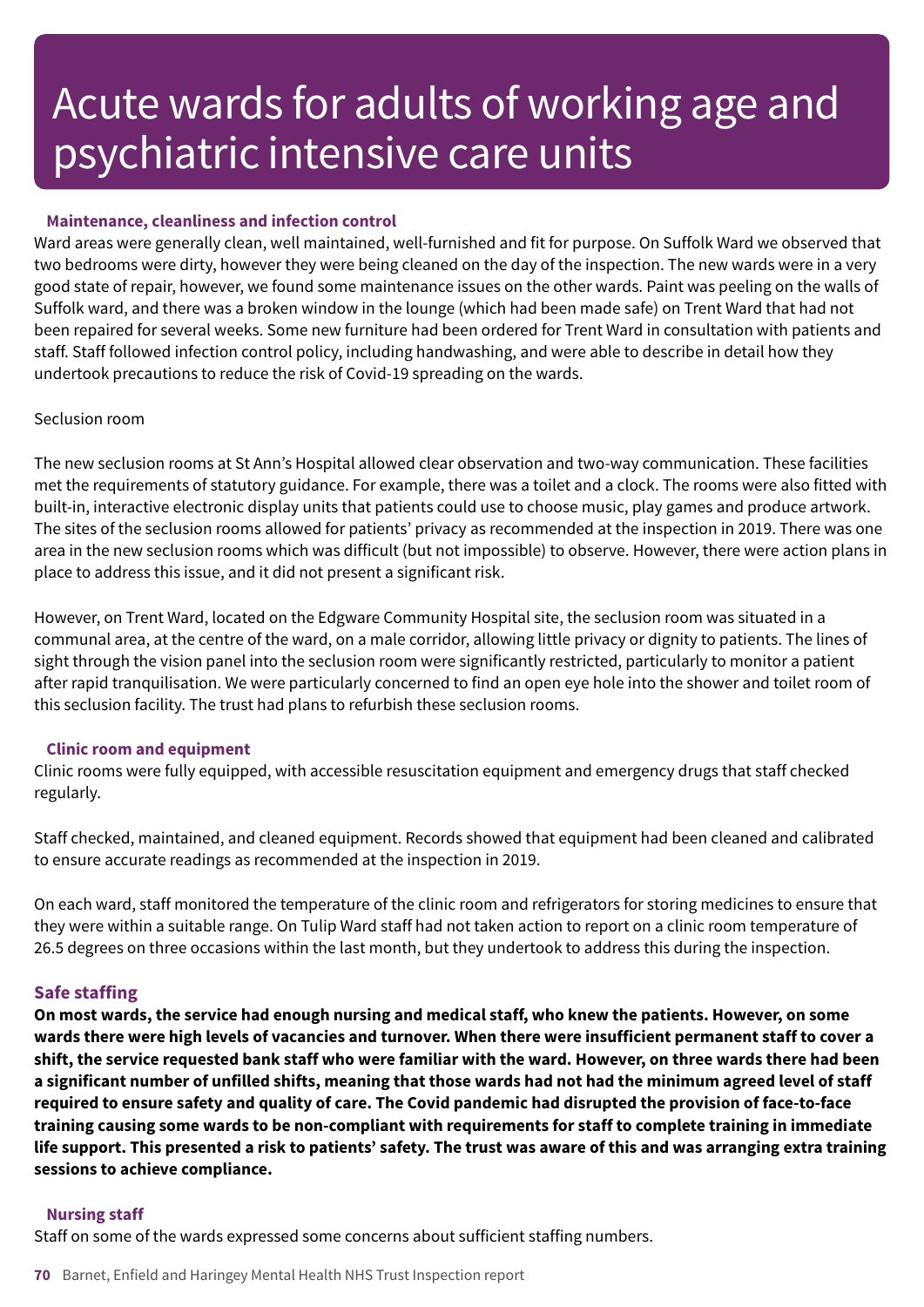# Acute wards for adults of working age and psychiatric intensive care units

### Maintenance, cleanliness and infection control

Ward areas were generally clean, well maintained, well-furnished and fit for purpose. On Suffolk Ward we observed that two bedrooms were dirty, however they were being cleaned on the day of the inspection. The new wards were in a very good state of repair, however, we found some maintenance issues on the other wards. Paint was peeling on the walls of Suffolk ward, and there was a broken window in the lounge (which had been made safe) on Trent Ward that had not been repaired for several weeks. Some new furniture had been ordered for Trent Ward in consultation with patients and staff. Staff followed infection control policy, including handwashing, and were able to describe in detail how they undertook precautions to reduce the risk of Covid-19 spreading on the wards.

Seclusion room

The new seclusion rooms at St Ann's Hospital allowed clear observation and two-way communication. These facilities met the requirements of statutory guidance. For example, there was a toilet and a clock. The rooms were also fitted with built-in, interactive electronic display units that patients could use to choose music, play games and produce artwork. The sites of the seclusion rooms allowed for patients' privacy as recommended at the inspection in 2019. There was one area in the new seclusion rooms which was difficult (but not impossible) to observe. However, there were action plans in place to address this issue, and it did not present a significant risk.

However, on Trent Ward, located on the Edgware Community Hospital site, the seclusion room was situated in a communal area, at the centre of the ward, on a male corridor, allowing little privacy or dignity to patients. The lines of sight through the vision panel into the seclusion room were significantly restricted, particularly to monitor a patient after rapid tranquilisation. We were particularly concerned to find an open eye hole into the shower and toilet room of this seclusion facility. The trust had plans to refurbish these seclusion rooms.

### Clinic room and equipment

Clinic rooms were fully equipped, with accessible resuscitation equipment and emergency drugs that staff checked regularly.

Staff checked, maintained, and cleaned equipment. Records showed that equipment had been cleaned and calibrated to ensure accurate readings as recommended at the inspection in 2019.

On each ward, staff monitored the temperature of the clinic room and refrigerators for storing medicines to ensure that they were within a suitable range. On Tulip Ward staff had not taken action to report on a clinic room temperature of 26.5 degrees on three occasions within the last month, but they undertook to address this during the inspection.

## Safe staffing

**On most wards, the service had enough nursing and medical staff, who knew the patients. However, on some wards there were high levels of vacancies and turnover. When there were insufficient permanent staff to cover a shift, the service requested bank staff who were familiar with the ward. However, on three wards there had been a significant number of unfilled shifts, meaning that those wards had not had the minimum agreed level of staff required to ensure safety and quality of care. The Covid pandemic had disrupted the provision of face-to-face training causing some wards to be non-compliant with requirements for staff to complete training in immediate life support. This presented a risk to patients' safety. The trust was aware of this and was arranging extra training sessions to achieve compliance.**

### Nursing staff

Staff on some of the wards expressed some concerns about sufficient staffing numbers.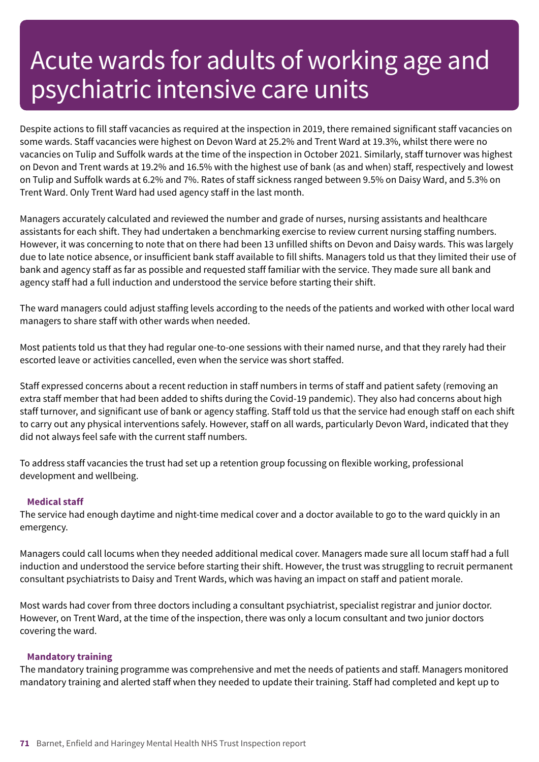# Acute wards for adults of working age and psychiatric intensive care units

Despite actions to fill staff vacancies as required at the inspection in 2019, there remained significant staff vacancies on some wards. Staff vacancies were highest on Devon Ward at 25.2% and Trent Ward at 19.3%, whilst there were no vacancies on Tulip and Suffolk wards at the time of the inspection in October 2021. Similarly, staff turnover was highest on Devon and Trent wards at 19.2% and 16.5% with the highest use of bank (as and when) staff, respectively and lowest on Tulip and Suffolk wards at 6.2% and 7%. Rates of staff sickness ranged between 9.5% on Daisy Ward, and 5.3% on Trent Ward. Only Trent Ward had used agency staff in the last month.

Managers accurately calculated and reviewed the number and grade of nurses, nursing assistants and healthcare assistants for each shift. They had undertaken a benchmarking exercise to review current nursing staffing numbers. However, it was concerning to note that on there had been 13 unfilled shifts on Devon and Daisy wards. This was largely due to late notice absence, or insufficient bank staff available to fill shifts. Managers told us that they limited their use of bank and agency staff as far as possible and requested staff familiar with the service. They made sure all bank and agency staff had a full induction and understood the service before starting their shift.

The ward managers could adjust staffing levels according to the needs of the patients and worked with other local ward managers to share staff with other wards when needed.

Most patients told us that they had regular one-to-one sessions with their named nurse, and that they rarely had their escorted leave or activities cancelled, even when the service was short staffed.

Staff expressed concerns about a recent reduction in staff numbers in terms of staff and patient safety (removing an extra staff member that had been added to shifts during the Covid-19 pandemic). They also had concerns about high staff turnover, and significant use of bank or agency staffing. Staff told us that the service had enough staff on each shift to carry out any physical interventions safely. However, staff on all wards, particularly Devon Ward, indicated that they did not always feel safe with the current staff numbers.

To address staff vacancies the trust had set up a retention group focussing on flexible working, professional development and wellbeing.

**Medical staff**

The service had enough daytime and night-time medical cover and a doctor available to go to the ward quickly in an emergency.

Managers could call locums when they needed additional medical cover. Managers made sure all locum staff had a full induction and understood the service before starting their shift. However, the trust was struggling to recruit permanent consultant psychiatrists to Daisy and Trent Wards, which was having an impact on staff and patient morale.

Most wards had cover from three doctors including a consultant psychiatrist, specialist registrar and junior doctor. However, on Trent Ward, at the time of the inspection, there was only a locum consultant and two junior doctors covering the ward.

**Mandatory training**

The mandatory training programme was comprehensive and met the needs of patients and staff. Managers monitored mandatory training and alerted staff when they needed to update their training. Staff had completed and kept up to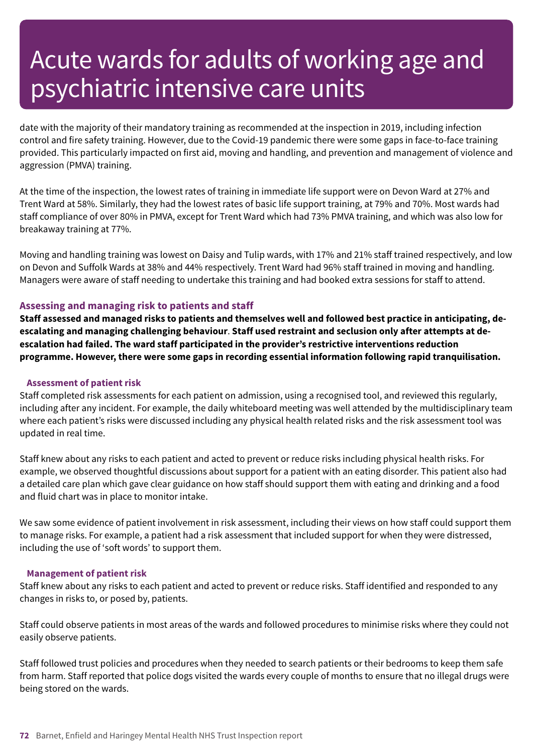date with the majority of their mandatory training as recommended at the inspection in 2019, including infection control and fire safety training. However, due to the Covid-19 pandemic there were some gaps in face-to-face training provided. This particularly impacted on first aid, moving and handling, and prevention and management of violence and aggression (PMVA) training.

At the time of the inspection, the lowest rates of training in immediate life support were on Devon Ward at 27% and Trent Ward at 58%. Similarly, they had the lowest rates of basic life support training, at 79% and 70%. Most wards had staff compliance of over 80% in PMVA, except for Trent Ward which had 73% PMVA training, and which was also low for breakaway training at 77%.

Moving and handling training was lowest on Daisy and Tulip wards, with 17% and 21% staff trained respectively, and low on Devon and Suffolk Wards at 38% and 44% respectively. Trent Ward had 96% staff trained in moving and handling. Managers were aware of staff needing to undertake this training and had booked extra sessions for staff to attend.

### Assessing and managing risk to patients and staff

**Staff assessed and managed risks to patients and themselves well and followed best practice in anticipating, de-escalating and managing challenging behaviour. Staff used restraint and seclusion only after attempts at de-escalation had failed. The ward staff participated in the provider's restrictive interventions reduction programme. However, there were some gaps in recording essential information following rapid tranquilisation.**

#### Assessment of patient risk

Staff completed risk assessments for each patient on admission, using a recognised tool, and reviewed this regularly, including after any incident. For example, the daily whiteboard meeting was well attended by the multidisciplinary team where each patient's risks were discussed including any physical health related risks and the risk assessment tool was updated in real time.

Staff knew about any risks to each patient and acted to prevent or reduce risks including physical health risks. For example, we observed thoughtful discussions about support for a patient with an eating disorder. This patient also had a detailed care plan which gave clear guidance on how staff should support them with eating and drinking and a food and fluid chart was in place to monitor intake.

We saw some evidence of patient involvement in risk assessment, including their views on how staff could support them to manage risks. For example, a patient had a risk assessment that included support for when they were distressed, including the use of 'soft words' to support them.

#### Management of patient risk

Staff knew about any risks to each patient and acted to prevent or reduce risks. Staff identified and responded to any changes in risks to, or posed by, patients.

Staff could observe patients in most areas of the wards and followed procedures to minimise risks where they could not easily observe patients.

Staff followed trust policies and procedures when they needed to search patients or their bedrooms to keep them safe from harm. Staff reported that police dogs visited the wards every couple of months to ensure that no illegal drugs were being stored on the wards.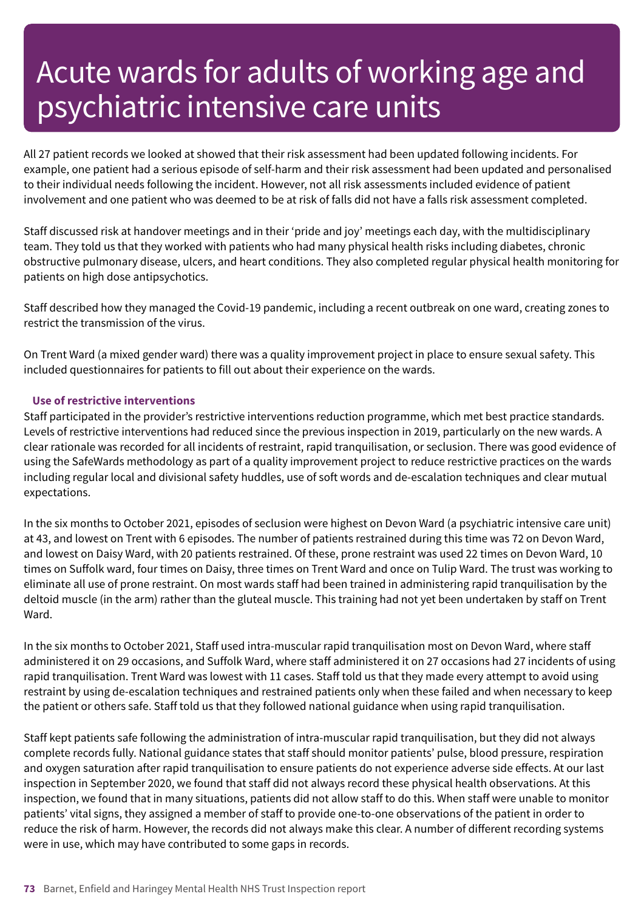# Acute wards for adults of working age and psychiatric intensive care units

All 27 patient records we looked at showed that their risk assessment had been updated following incidents. For example, one patient had a serious episode of self-harm and their risk assessment had been updated and personalised to their individual needs following the incident. However, not all risk assessments included evidence of patient involvement and one patient who was deemed to be at risk of falls did not have a falls risk assessment completed.

Staff discussed risk at handover meetings and in their 'pride and joy' meetings each day, with the multidisciplinary team. They told us that they worked with patients who had many physical health risks including diabetes, chronic obstructive pulmonary disease, ulcers, and heart conditions. They also completed regular physical health monitoring for patients on high dose antipsychotics.

Staff described how they managed the Covid-19 pandemic, including a recent outbreak on one ward, creating zones to restrict the transmission of the virus.

On Trent Ward (a mixed gender ward) there was a quality improvement project in place to ensure sexual safety. This included questionnaires for patients to fill out about their experience on the wards.

**Use of restrictive interventions**

Staff participated in the provider's restrictive interventions reduction programme, which met best practice standards. Levels of restrictive interventions had reduced since the previous inspection in 2019, particularly on the new wards. A clear rationale was recorded for all incidents of restraint, rapid tranquilisation, or seclusion. There was good evidence of using the SafeWards methodology as part of a quality improvement project to reduce restrictive practices on the wards including regular local and divisional safety huddles, use of soft words and de-escalation techniques and clear mutual expectations.

In the six months to October 2021, episodes of seclusion were highest on Devon Ward (a psychiatric intensive care unit) at 43, and lowest on Trent with 6 episodes. The number of patients restrained during this time was 72 on Devon Ward, and lowest on Daisy Ward, with 20 patients restrained. Of these, prone restraint was used 22 times on Devon Ward, 10 times on Suffolk ward, four times on Daisy, three times on Trent Ward and once on Tulip Ward. The trust was working to eliminate all use of prone restraint. On most wards staff had been trained in administering rapid tranquilisation by the deltoid muscle (in the arm) rather than the gluteal muscle. This training had not yet been undertaken by staff on Trent Ward.

In the six months to October 2021, Staff used intra-muscular rapid tranquilisation most on Devon Ward, where staff administered it on 29 occasions, and Suffolk Ward, where staff administered it on 27 occasions had 27 incidents of using rapid tranquilisation. Trent Ward was lowest with 11 cases. Staff told us that they made every attempt to avoid using restraint by using de-escalation techniques and restrained patients only when these failed and when necessary to keep the patient or others safe. Staff told us that they followed national guidance when using rapid tranquilisation.

Staff kept patients safe following the administration of intra-muscular rapid tranquilisation, but they did not always complete records fully. National guidance states that staff should monitor patients' pulse, blood pressure, respiration and oxygen saturation after rapid tranquilisation to ensure patients do not experience adverse side effects. At our last inspection in September 2020, we found that staff did not always record these physical health observations. At this inspection, we found that in many situations, patients did not allow staff to do this. When staff were unable to monitor patients' vital signs, they assigned a member of staff to provide one-to-one observations of the patient in order to reduce the risk of harm. However, the records did not always make this clear. A number of different recording systems were in use, which may have contributed to some gaps in records.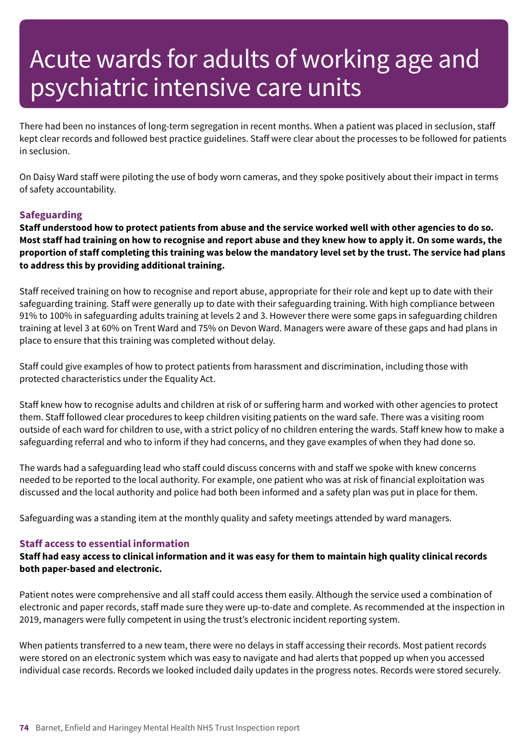# Acute wards for adults of working age and psychiatric intensive care units

There had been no instances of long-term segregation in recent months. When a patient was placed in seclusion, staff kept clear records and followed best practice guidelines. Staff were clear about the processes to be followed for patients in seclusion.

On Daisy Ward staff were piloting the use of body worn cameras, and they spoke positively about their impact in terms of safety accountability.

### Safeguarding

**Staff understood how to protect patients from abuse and the service worked well with other agencies to do so. Most staff had training on how to recognise and report abuse and they knew how to apply it. On some wards, the proportion of staff completing this training was below the mandatory level set by the trust. The service had plans to address this by providing additional training.**

Staff received training on how to recognise and report abuse, appropriate for their role and kept up to date with their safeguarding training. Staff were generally up to date with their safeguarding training. With high compliance between 91% to 100% in safeguarding adults training at levels 2 and 3. However there were some gaps in safeguarding children training at level 3 at 60% on Trent Ward and 75% on Devon Ward. Managers were aware of these gaps and had plans in place to ensure that this training was completed without delay.

Staff could give examples of how to protect patients from harassment and discrimination, including those with protected characteristics under the Equality Act.

Staff knew how to recognise adults and children at risk of or suffering harm and worked with other agencies to protect them. Staff followed clear procedures to keep children visiting patients on the ward safe. There was a visiting room outside of each ward for children to use, with a strict policy of no children entering the wards. Staff knew how to make a safeguarding referral and who to inform if they had concerns, and they gave examples of when they had done so.

The wards had a safeguarding lead who staff could discuss concerns with and staff we spoke with knew concerns needed to be reported to the local authority. For example, one patient who was at risk of financial exploitation was discussed and the local authority and police had both been informed and a safety plan was put in place for them.

Safeguarding was a standing item at the monthly quality and safety meetings attended by ward managers.

### Staff access to essential information

**Staff had easy access to clinical information and it was easy for them to maintain high quality clinical records both paper-based and electronic.**

Patient notes were comprehensive and all staff could access them easily. Although the service used a combination of electronic and paper records, staff made sure they were up-to-date and complete. As recommended at the inspection in 2019, managers were fully competent in using the trust's electronic incident reporting system.

When patients transferred to a new team, there were no delays in staff accessing their records. Most patient records were stored on an electronic system which was easy to navigate and had alerts that popped up when you accessed individual case records. Records we looked included daily updates in the progress notes. Records were stored securely.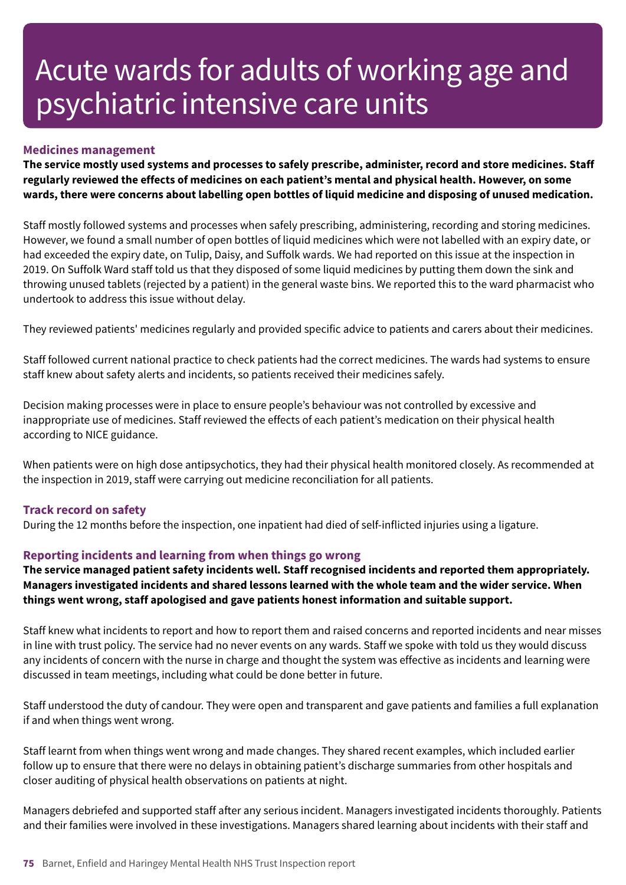# Acute wards for adults of working age and psychiatric intensive care units

### Medicines management

**The service mostly used systems and processes to safely prescribe, administer, record and store medicines. Staff regularly reviewed the effects of medicines on each patient's mental and physical health. However, on some wards, there were concerns about labelling open bottles of liquid medicine and disposing of unused medication.**

Staff mostly followed systems and processes when safely prescribing, administering, recording and storing medicines. However, we found a small number of open bottles of liquid medicines which were not labelled with an expiry date, or had exceeded the expiry date, on Tulip, Daisy, and Suffolk wards. We had reported on this issue at the inspection in 2019. On Suffolk Ward staff told us that they disposed of some liquid medicines by putting them down the sink and throwing unused tablets (rejected by a patient) in the general waste bins. We reported this to the ward pharmacist who undertook to address this issue without delay.

They reviewed patients' medicines regularly and provided specific advice to patients and carers about their medicines.

Staff followed current national practice to check patients had the correct medicines. The wards had systems to ensure staff knew about safety alerts and incidents, so patients received their medicines safely.

Decision making processes were in place to ensure people's behaviour was not controlled by excessive and inappropriate use of medicines. Staff reviewed the effects of each patient's medication on their physical health according to NICE guidance.

When patients were on high dose antipsychotics, they had their physical health monitored closely. As recommended at the inspection in 2019, staff were carrying out medicine reconciliation for all patients.

### Track record on safety

During the 12 months before the inspection, one inpatient had died of self-inflicted injuries using a ligature.

### Reporting incidents and learning from when things go wrong

**The service managed patient safety incidents well. Staff recognised incidents and reported them appropriately. Managers investigated incidents and shared lessons learned with the whole team and the wider service. When things went wrong, staff apologised and gave patients honest information and suitable support.**

Staff knew what incidents to report and how to report them and raised concerns and reported incidents and near misses in line with trust policy. The service had no never events on any wards. Staff we spoke with told us they would discuss any incidents of concern with the nurse in charge and thought the system was effective as incidents and learning were discussed in team meetings, including what could be done better in future.

Staff understood the duty of candour. They were open and transparent and gave patients and families a full explanation if and when things went wrong.

Staff learnt from when things went wrong and made changes. They shared recent examples, which included earlier follow up to ensure that there were no delays in obtaining patient's discharge summaries from other hospitals and closer auditing of physical health observations on patients at night.

Managers debriefed and supported staff after any serious incident. Managers investigated incidents thoroughly. Patients and their families were involved in these investigations. Managers shared learning about incidents with their staff and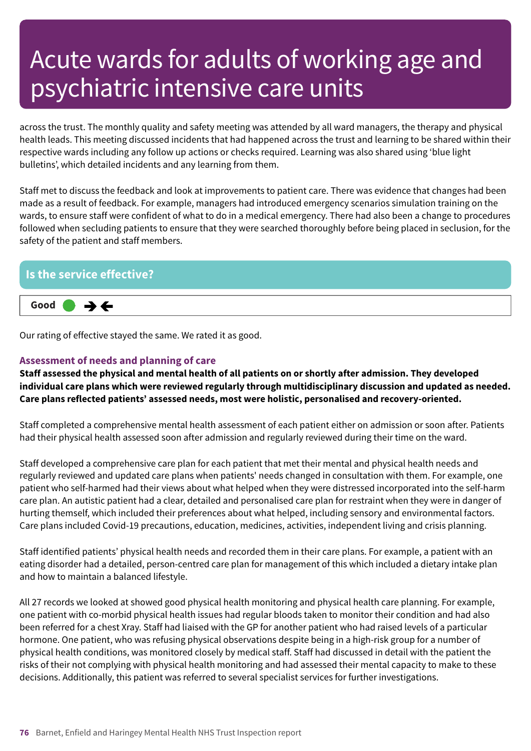# Acute wards for adults of working age and psychiatric intensive care units

across the trust. The monthly quality and safety meeting was attended by all ward managers, the therapy and physical health leads. This meeting discussed incidents that had happened across the trust and learning to be shared within their respective wards including any follow up actions or checks required. Learning was also shared using 'blue light bulletins', which detailed incidents and any learning from them.

Staff met to discuss the feedback and look at improvements to patient care. There was evidence that changes had been made as a result of feedback. For example, managers had introduced emergency scenarios simulation training on the wards, to ensure staff were confident of what to do in a medical emergency. There had also been a change to procedures followed when secluding patients to ensure that they were searched thoroughly before being placed in seclusion, for the safety of the patient and staff members.

## Is the service effective?

**Good** ● → ←

Our rating of effective stayed the same. We rated it as good.

### Assessment of needs and planning of care

**Staff assessed the physical and mental health of all patients on or shortly after admission. They developed individual care plans which were reviewed regularly through multidisciplinary discussion and updated as needed. Care plans reflected patients' assessed needs, most were holistic, personalised and recovery-oriented.**

Staff completed a comprehensive mental health assessment of each patient either on admission or soon after. Patients had their physical health assessed soon after admission and regularly reviewed during their time on the ward.

Staff developed a comprehensive care plan for each patient that met their mental and physical health needs and regularly reviewed and updated care plans when patients' needs changed in consultation with them. For example, one patient who self-harmed had their views about what helped when they were distressed incorporated into the self-harm care plan. An autistic patient had a clear, detailed and personalised care plan for restraint when they were in danger of hurting themself, which included their preferences about what helped, including sensory and environmental factors. Care plans included Covid-19 precautions, education, medicines, activities, independent living and crisis planning.

Staff identified patients' physical health needs and recorded them in their care plans. For example, a patient with an eating disorder had a detailed, person-centred care plan for management of this which included a dietary intake plan and how to maintain a balanced lifestyle.

All 27 records we looked at showed good physical health monitoring and physical health care planning. For example, one patient with co-morbid physical health issues had regular bloods taken to monitor their condition and had also been referred for a chest Xray. Staff had liaised with the GP for another patient who had raised levels of a particular hormone. One patient, who was refusing physical observations despite being in a high-risk group for a number of physical health conditions, was monitored closely by medical staff. Staff had discussed in detail with the patient the risks of their not complying with physical health monitoring and had assessed their mental capacity to make to these decisions. Additionally, this patient was referred to several specialist services for further investigations.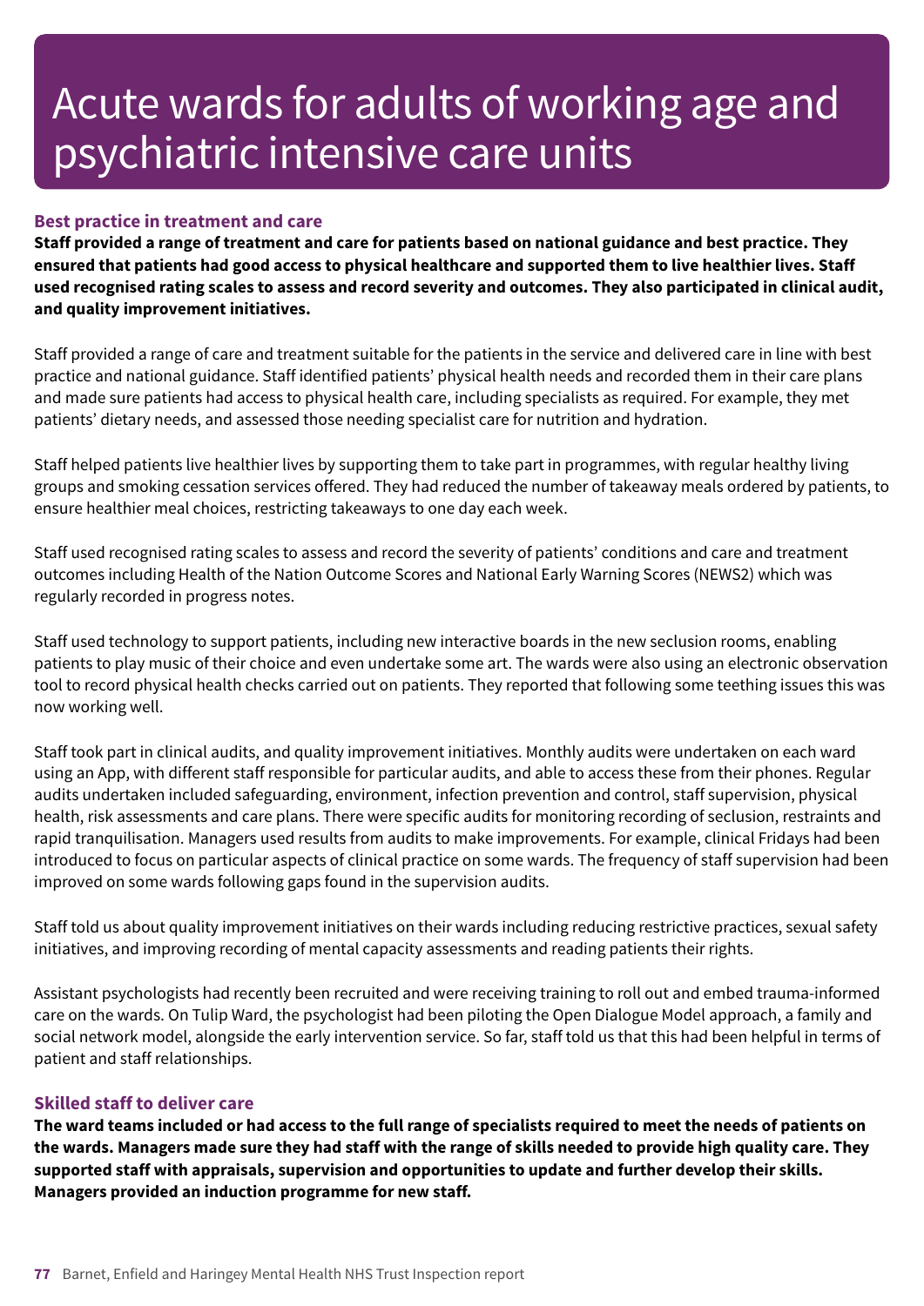# Acute wards for adults of working age and psychiatric intensive care units

### Best practice in treatment and care

**Staff provided a range of treatment and care for patients based on national guidance and best practice. They ensured that patients had good access to physical healthcare and supported them to live healthier lives. Staff used recognised rating scales to assess and record severity and outcomes. They also participated in clinical audit, and quality improvement initiatives.**

Staff provided a range of care and treatment suitable for the patients in the service and delivered care in line with best practice and national guidance. Staff identified patients' physical health needs and recorded them in their care plans and made sure patients had access to physical health care, including specialists as required. For example, they met patients' dietary needs, and assessed those needing specialist care for nutrition and hydration.

Staff helped patients live healthier lives by supporting them to take part in programmes, with regular healthy living groups and smoking cessation services offered. They had reduced the number of takeaway meals ordered by patients, to ensure healthier meal choices, restricting takeaways to one day each week.

Staff used recognised rating scales to assess and record the severity of patients' conditions and care and treatment outcomes including Health of the Nation Outcome Scores and National Early Warning Scores (NEWS2) which was regularly recorded in progress notes.

Staff used technology to support patients, including new interactive boards in the new seclusion rooms, enabling patients to play music of their choice and even undertake some art. The wards were also using an electronic observation tool to record physical health checks carried out on patients. They reported that following some teething issues this was now working well.

Staff took part in clinical audits, and quality improvement initiatives. Monthly audits were undertaken on each ward using an App, with different staff responsible for particular audits, and able to access these from their phones. Regular audits undertaken included safeguarding, environment, infection prevention and control, staff supervision, physical health, risk assessments and care plans. There were specific audits for monitoring recording of seclusion, restraints and rapid tranquilisation. Managers used results from audits to make improvements. For example, clinical Fridays had been introduced to focus on particular aspects of clinical practice on some wards. The frequency of staff supervision had been improved on some wards following gaps found in the supervision audits.

Staff told us about quality improvement initiatives on their wards including reducing restrictive practices, sexual safety initiatives, and improving recording of mental capacity assessments and reading patients their rights.

Assistant psychologists had recently been recruited and were receiving training to roll out and embed trauma-informed care on the wards. On Tulip Ward, the psychologist had been piloting the Open Dialogue Model approach, a family and social network model, alongside the early intervention service. So far, staff told us that this had been helpful in terms of patient and staff relationships.

### Skilled staff to deliver care

**The ward teams included or had access to the full range of specialists required to meet the needs of patients on the wards. Managers made sure they had staff with the range of skills needed to provide high quality care. They supported staff with appraisals, supervision and opportunities to update and further develop their skills. Managers provided an induction programme for new staff.**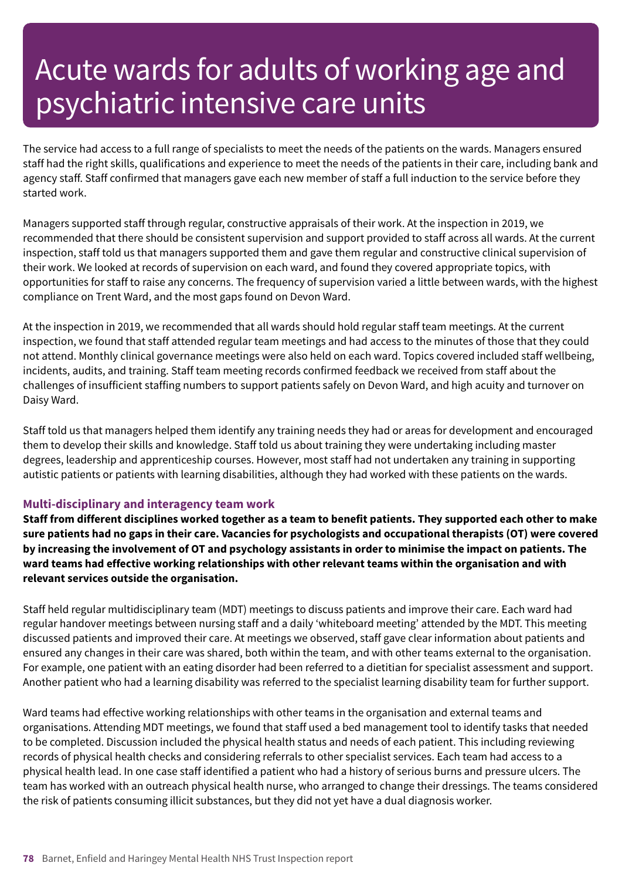# Acute wards for adults of working age and psychiatric intensive care units

The service had access to a full range of specialists to meet the needs of the patients on the wards. Managers ensured staff had the right skills, qualifications and experience to meet the needs of the patients in their care, including bank and agency staff. Staff confirmed that managers gave each new member of staff a full induction to the service before they started work.

Managers supported staff through regular, constructive appraisals of their work. At the inspection in 2019, we recommended that there should be consistent supervision and support provided to staff across all wards. At the current inspection, staff told us that managers supported them and gave them regular and constructive clinical supervision of their work. We looked at records of supervision on each ward, and found they covered appropriate topics, with opportunities for staff to raise any concerns. The frequency of supervision varied a little between wards, with the highest compliance on Trent Ward, and the most gaps found on Devon Ward.

At the inspection in 2019, we recommended that all wards should hold regular staff team meetings. At the current inspection, we found that staff attended regular team meetings and had access to the minutes of those that they could not attend. Monthly clinical governance meetings were also held on each ward. Topics covered included staff wellbeing, incidents, audits, and training. Staff team meeting records confirmed feedback we received from staff about the challenges of insufficient staffing numbers to support patients safely on Devon Ward, and high acuity and turnover on Daisy Ward.

Staff told us that managers helped them identify any training needs they had or areas for development and encouraged them to develop their skills and knowledge. Staff told us about training they were undertaking including master degrees, leadership and apprenticeship courses. However, most staff had not undertaken any training in supporting autistic patients or patients with learning disabilities, although they had worked with these patients on the wards.

### Multi-disciplinary and interagency team work

**Staff from different disciplines worked together as a team to benefit patients. They supported each other to make sure patients had no gaps in their care. Vacancies for psychologists and occupational therapists (OT) were covered by increasing the involvement of OT and psychology assistants in order to minimise the impact on patients. The ward teams had effective working relationships with other relevant teams within the organisation and with relevant services outside the organisation.**

Staff held regular multidisciplinary team (MDT) meetings to discuss patients and improve their care. Each ward had regular handover meetings between nursing staff and a daily 'whiteboard meeting' attended by the MDT. This meeting discussed patients and improved their care. At meetings we observed, staff gave clear information about patients and ensured any changes in their care was shared, both within the team, and with other teams external to the organisation. For example, one patient with an eating disorder had been referred to a dietitian for specialist assessment and support. Another patient who had a learning disability was referred to the specialist learning disability team for further support.

Ward teams had effective working relationships with other teams in the organisation and external teams and organisations. Attending MDT meetings, we found that staff used a bed management tool to identify tasks that needed to be completed. Discussion included the physical health status and needs of each patient. This including reviewing records of physical health checks and considering referrals to other specialist services. Each team had access to a physical health lead. In one case staff identified a patient who had a history of serious burns and pressure ulcers. The team has worked with an outreach physical health nurse, who arranged to change their dressings. The teams considered the risk of patients consuming illicit substances, but they did not yet have a dual diagnosis worker.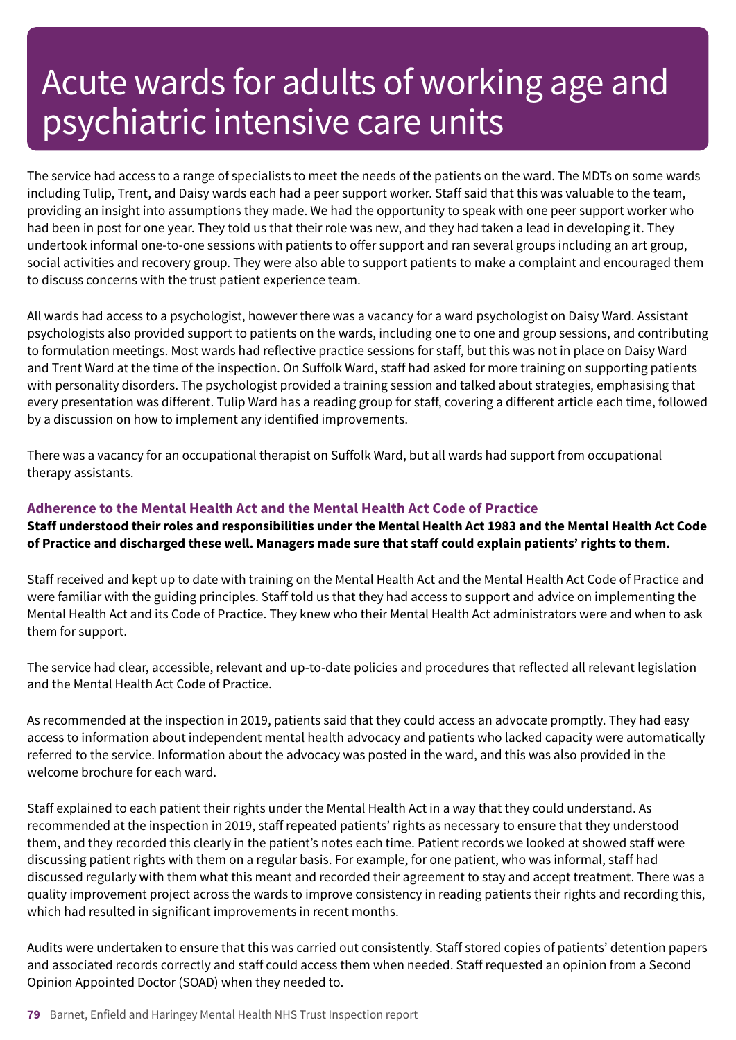# Acute wards for adults of working age and psychiatric intensive care units

The service had access to a range of specialists to meet the needs of the patients on the ward. The MDTs on some wards including Tulip, Trent, and Daisy wards each had a peer support worker. Staff said that this was valuable to the team, providing an insight into assumptions they made. We had the opportunity to speak with one peer support worker who had been in post for one year. They told us that their role was new, and they had taken a lead in developing it. They undertook informal one-to-one sessions with patients to offer support and ran several groups including an art group, social activities and recovery group. They were also able to support patients to make a complaint and encouraged them to discuss concerns with the trust patient experience team.

All wards had access to a psychologist, however there was a vacancy for a ward psychologist on Daisy Ward. Assistant psychologists also provided support to patients on the wards, including one to one and group sessions, and contributing to formulation meetings. Most wards had reflective practice sessions for staff, but this was not in place on Daisy Ward and Trent Ward at the time of the inspection. On Suffolk Ward, staff had asked for more training on supporting patients with personality disorders. The psychologist provided a training session and talked about strategies, emphasising that every presentation was different. Tulip Ward has a reading group for staff, covering a different article each time, followed by a discussion on how to implement any identified improvements.

There was a vacancy for an occupational therapist on Suffolk Ward, but all wards had support from occupational therapy assistants.

### Adherence to the Mental Health Act and the Mental Health Act Code of Practice

**Staff understood their roles and responsibilities under the Mental Health Act 1983 and the Mental Health Act Code of Practice and discharged these well. Managers made sure that staff could explain patients' rights to them.**

Staff received and kept up to date with training on the Mental Health Act and the Mental Health Act Code of Practice and were familiar with the guiding principles. Staff told us that they had access to support and advice on implementing the Mental Health Act and its Code of Practice. They knew who their Mental Health Act administrators were and when to ask them for support.

The service had clear, accessible, relevant and up-to-date policies and procedures that reflected all relevant legislation and the Mental Health Act Code of Practice.

As recommended at the inspection in 2019, patients said that they could access an advocate promptly. They had easy access to information about independent mental health advocacy and patients who lacked capacity were automatically referred to the service. Information about the advocacy was posted in the ward, and this was also provided in the welcome brochure for each ward.

Staff explained to each patient their rights under the Mental Health Act in a way that they could understand. As recommended at the inspection in 2019, staff repeated patients' rights as necessary to ensure that they understood them, and they recorded this clearly in the patient's notes each time. Patient records we looked at showed staff were discussing patient rights with them on a regular basis. For example, for one patient, who was informal, staff had discussed regularly with them what this meant and recorded their agreement to stay and accept treatment. There was a quality improvement project across the wards to improve consistency in reading patients their rights and recording this, which had resulted in significant improvements in recent months.

Audits were undertaken to ensure that this was carried out consistently. Staff stored copies of patients' detention papers and associated records correctly and staff could access them when needed. Staff requested an opinion from a Second Opinion Appointed Doctor (SOAD) when they needed to.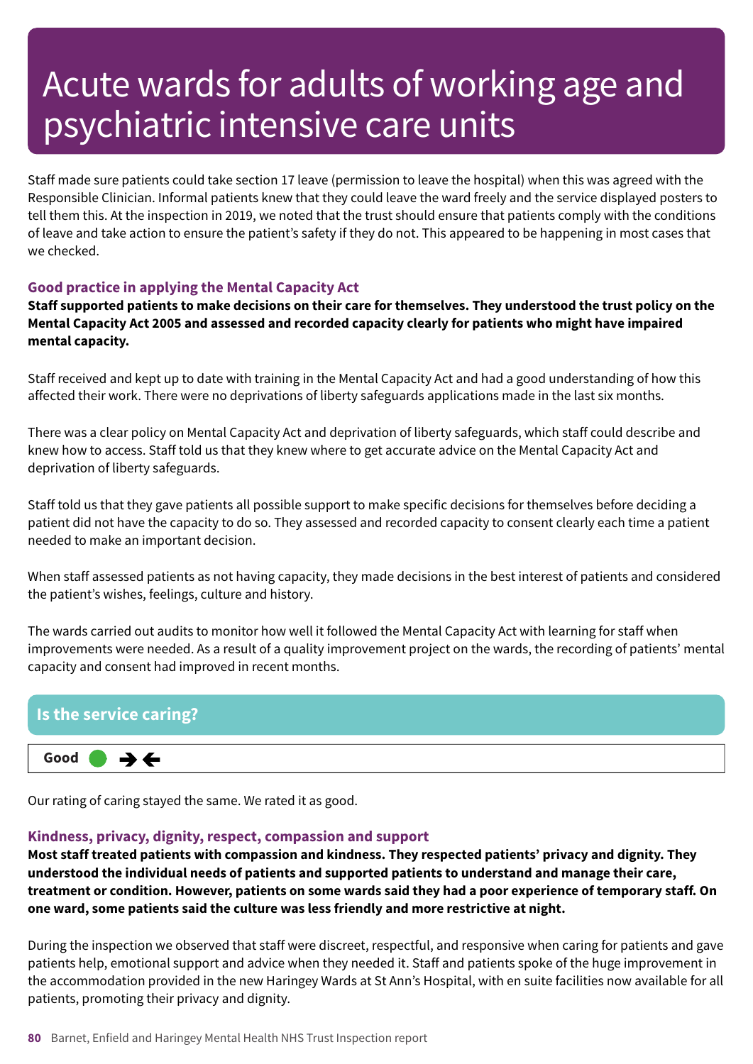# Acute wards for adults of working age and psychiatric intensive care units

Staff made sure patients could take section 17 leave (permission to leave the hospital) when this was agreed with the Responsible Clinician. Informal patients knew that they could leave the ward freely and the service displayed posters to tell them this. At the inspection in 2019, we noted that the trust should ensure that patients comply with the conditions of leave and take action to ensure the patient's safety if they do not. This appeared to be happening in most cases that we checked.

### Good practice in applying the Mental Capacity Act

**Staff supported patients to make decisions on their care for themselves. They understood the trust policy on the Mental Capacity Act 2005 and assessed and recorded capacity clearly for patients who might have impaired mental capacity.**

Staff received and kept up to date with training in the Mental Capacity Act and had a good understanding of how this affected their work. There were no deprivations of liberty safeguards applications made in the last six months.

There was a clear policy on Mental Capacity Act and deprivation of liberty safeguards, which staff could describe and knew how to access. Staff told us that they knew where to get accurate advice on the Mental Capacity Act and deprivation of liberty safeguards.

Staff told us that they gave patients all possible support to make specific decisions for themselves before deciding a patient did not have the capacity to do so. They assessed and recorded capacity to consent clearly each time a patient needed to make an important decision.

When staff assessed patients as not having capacity, they made decisions in the best interest of patients and considered the patient's wishes, feelings, culture and history.

The wards carried out audits to monitor how well it followed the Mental Capacity Act with learning for staff when improvements were needed. As a result of a quality improvement project on the wards, the recording of patients' mental capacity and consent had improved in recent months.

## Is the service caring?

**Good** ➔ ➔

Our rating of caring stayed the same. We rated it as good.

### Kindness, privacy, dignity, respect, compassion and support

**Most staff treated patients with compassion and kindness. They respected patients' privacy and dignity. They understood the individual needs of patients and supported patients to understand and manage their care, treatment or condition. However, patients on some wards said they had a poor experience of temporary staff. On one ward, some patients said the culture was less friendly and more restrictive at night.**

During the inspection we observed that staff were discreet, respectful, and responsive when caring for patients and gave patients help, emotional support and advice when they needed it. Staff and patients spoke of the huge improvement in the accommodation provided in the new Haringey Wards at St Ann's Hospital, with en suite facilities now available for all patients, promoting their privacy and dignity.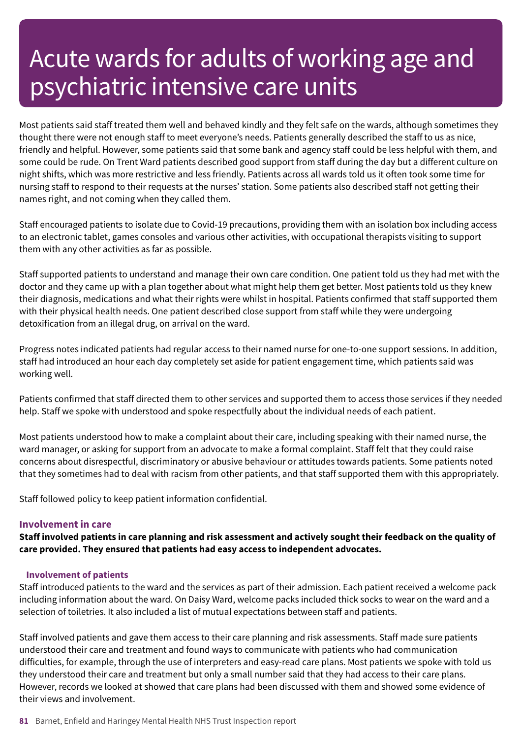# Acute wards for adults of working age and psychiatric intensive care units

Most patients said staff treated them well and behaved kindly and they felt safe on the wards, although sometimes they thought there were not enough staff to meet everyone's needs. Patients generally described the staff to us as nice, friendly and helpful. However, some patients said that some bank and agency staff could be less helpful with them, and some could be rude. On Trent Ward patients described good support from staff during the day but a different culture on night shifts, which was more restrictive and less friendly. Patients across all wards told us it often took some time for nursing staff to respond to their requests at the nurses' station. Some patients also described staff not getting their names right, and not coming when they called them.

Staff encouraged patients to isolate due to Covid-19 precautions, providing them with an isolation box including access to an electronic tablet, games consoles and various other activities, with occupational therapists visiting to support them with any other activities as far as possible.

Staff supported patients to understand and manage their own care condition. One patient told us they had met with the doctor and they came up with a plan together about what might help them get better. Most patients told us they knew their diagnosis, medications and what their rights were whilst in hospital. Patients confirmed that staff supported them with their physical health needs. One patient described close support from staff while they were undergoing detoxification from an illegal drug, on arrival on the ward.

Progress notes indicated patients had regular access to their named nurse for one-to-one support sessions. In addition, staff had introduced an hour each day completely set aside for patient engagement time, which patients said was working well.

Patients confirmed that staff directed them to other services and supported them to access those services if they needed help. Staff we spoke with understood and spoke respectfully about the individual needs of each patient.

Most patients understood how to make a complaint about their care, including speaking with their named nurse, the ward manager, or asking for support from an advocate to make a formal complaint. Staff felt that they could raise concerns about disrespectful, discriminatory or abusive behaviour or attitudes towards patients. Some patients noted that they sometimes had to deal with racism from other patients, and that staff supported them with this appropriately.

Staff followed policy to keep patient information confidential.

### Involvement in care

**Staff involved patients in care planning and risk assessment and actively sought their feedback on the quality of care provided. They ensured that patients had easy access to independent advocates.**

#### Involvement of patients

Staff introduced patients to the ward and the services as part of their admission. Each patient received a welcome pack including information about the ward. On Daisy Ward, welcome packs included thick socks to wear on the ward and a selection of toiletries. It also included a list of mutual expectations between staff and patients.

Staff involved patients and gave them access to their care planning and risk assessments. Staff made sure patients understood their care and treatment and found ways to communicate with patients who had communication difficulties, for example, through the use of interpreters and easy-read care plans. Most patients we spoke with told us they understood their care and treatment but only a small number said that they had access to their care plans. However, records we looked at showed that care plans had been discussed with them and showed some evidence of their views and involvement.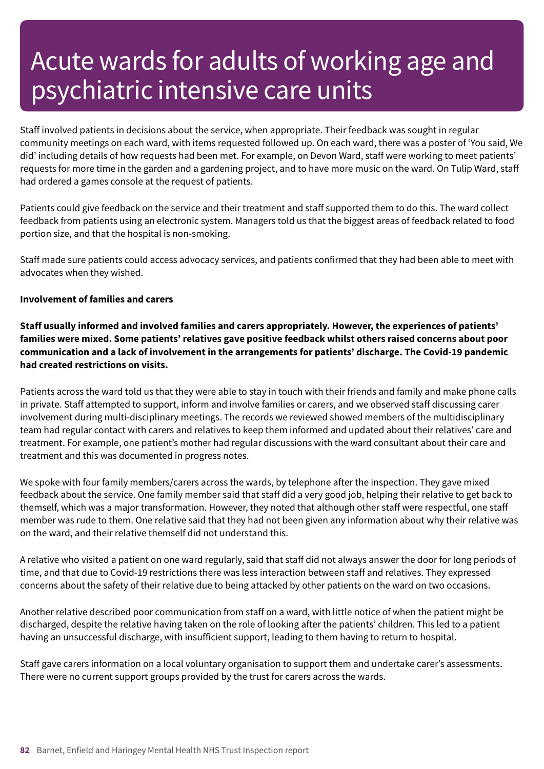# Acute wards for adults of working age and psychiatric intensive care units

Staff involved patients in decisions about the service, when appropriate. Their feedback was sought in regular community meetings on each ward, with items requested followed up. On each ward, there was a poster of 'You said, We did' including details of how requests had been met. For example, on Devon Ward, staff were working to meet patients' requests for more time in the garden and a gardening project, and to have more music on the ward. On Tulip Ward, staff had ordered a games console at the request of patients.

Patients could give feedback on the service and their treatment and staff supported them to do this. The ward collect feedback from patients using an electronic system. Managers told us that the biggest areas of feedback related to food portion size, and that the hospital is non-smoking.

Staff made sure patients could access advocacy services, and patients confirmed that they had been able to meet with advocates when they wished.

**Involvement of families and carers**

**Staff usually informed and involved families and carers appropriately. However, the experiences of patients' families were mixed. Some patients' relatives gave positive feedback whilst others raised concerns about poor communication and a lack of involvement in the arrangements for patients' discharge. The Covid-19 pandemic had created restrictions on visits.**

Patients across the ward told us that they were able to stay in touch with their friends and family and make phone calls in private. Staff attempted to support, inform and involve families or carers, and we observed staff discussing carer involvement during multi-disciplinary meetings. The records we reviewed showed members of the multidisciplinary team had regular contact with carers and relatives to keep them informed and updated about their relatives' care and treatment. For example, one patient's mother had regular discussions with the ward consultant about their care and treatment and this was documented in progress notes.

We spoke with four family members/carers across the wards, by telephone after the inspection. They gave mixed feedback about the service. One family member said that staff did a very good job, helping their relative to get back to themself, which was a major transformation. However, they noted that although other staff were respectful, one staff member was rude to them. One relative said that they had not been given any information about why their relative was on the ward, and their relative themself did not understand this.

A relative who visited a patient on one ward regularly, said that staff did not always answer the door for long periods of time, and that due to Covid-19 restrictions there was less interaction between staff and relatives. They expressed concerns about the safety of their relative due to being attacked by other patients on the ward on two occasions.

Another relative described poor communication from staff on a ward, with little notice of when the patient might be discharged, despite the relative having taken on the role of looking after the patients' children. This led to a patient having an unsuccessful discharge, with insufficient support, leading to them having to return to hospital.

Staff gave carers information on a local voluntary organisation to support them and undertake carer's assessments. There were no current support groups provided by the trust for carers across the wards.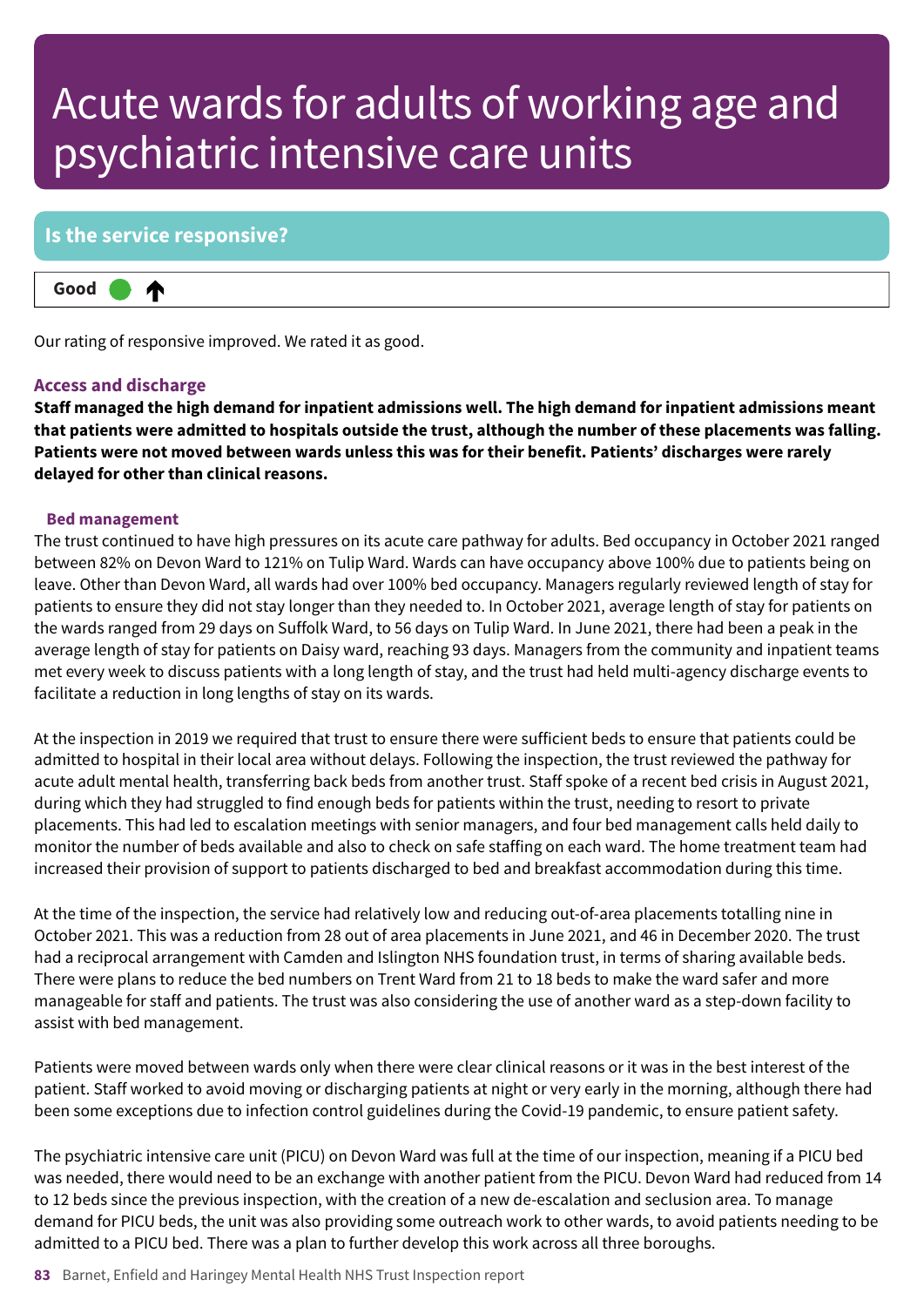# Acute wards for adults of working age and psychiatric intensive care units

## Is the service responsive?

**Good** ⬆

Our rating of responsive improved. We rated it as good.

### Access and discharge

**Staff managed the high demand for inpatient admissions well. The high demand for inpatient admissions meant that patients were admitted to hospitals outside the trust, although the number of these placements was falling. Patients were not moved between wards unless this was for their benefit. Patients' discharges were rarely delayed for other than clinical reasons.**

#### Bed management

The trust continued to have high pressures on its acute care pathway for adults. Bed occupancy in October 2021 ranged between 82% on Devon Ward to 121% on Tulip Ward. Wards can have occupancy above 100% due to patients being on leave. Other than Devon Ward, all wards had over 100% bed occupancy. Managers regularly reviewed length of stay for patients to ensure they did not stay longer than they needed to. In October 2021, average length of stay for patients on the wards ranged from 29 days on Suffolk Ward, to 56 days on Tulip Ward. In June 2021, there had been a peak in the average length of stay for patients on Daisy ward, reaching 93 days. Managers from the community and inpatient teams met every week to discuss patients with a long length of stay, and the trust had held multi-agency discharge events to facilitate a reduction in long lengths of stay on its wards.

At the inspection in 2019 we required that trust to ensure there were sufficient beds to ensure that patients could be admitted to hospital in their local area without delays. Following the inspection, the trust reviewed the pathway for acute adult mental health, transferring back beds from another trust. Staff spoke of a recent bed crisis in August 2021, during which they had struggled to find enough beds for patients within the trust, needing to resort to private placements. This had led to escalation meetings with senior managers, and four bed management calls held daily to monitor the number of beds available and also to check on safe staffing on each ward. The home treatment team had increased their provision of support to patients discharged to bed and breakfast accommodation during this time.

At the time of the inspection, the service had relatively low and reducing out-of-area placements totalling nine in October 2021. This was a reduction from 28 out of area placements in June 2021, and 46 in December 2020. The trust had a reciprocal arrangement with Camden and Islington NHS foundation trust, in terms of sharing available beds. There were plans to reduce the bed numbers on Trent Ward from 21 to 18 beds to make the ward safer and more manageable for staff and patients. The trust was also considering the use of another ward as a step-down facility to assist with bed management.

Patients were moved between wards only when there were clear clinical reasons or it was in the best interest of the patient. Staff worked to avoid moving or discharging patients at night or very early in the morning, although there had been some exceptions due to infection control guidelines during the Covid-19 pandemic, to ensure patient safety.

The psychiatric intensive care unit (PICU) on Devon Ward was full at the time of our inspection, meaning if a PICU bed was needed, there would need to be an exchange with another patient from the PICU. Devon Ward had reduced from 14 to 12 beds since the previous inspection, with the creation of a new de-escalation and seclusion area. To manage demand for PICU beds, the unit was also providing some outreach work to other wards, to avoid patients needing to be admitted to a PICU bed. There was a plan to further develop this work across all three boroughs.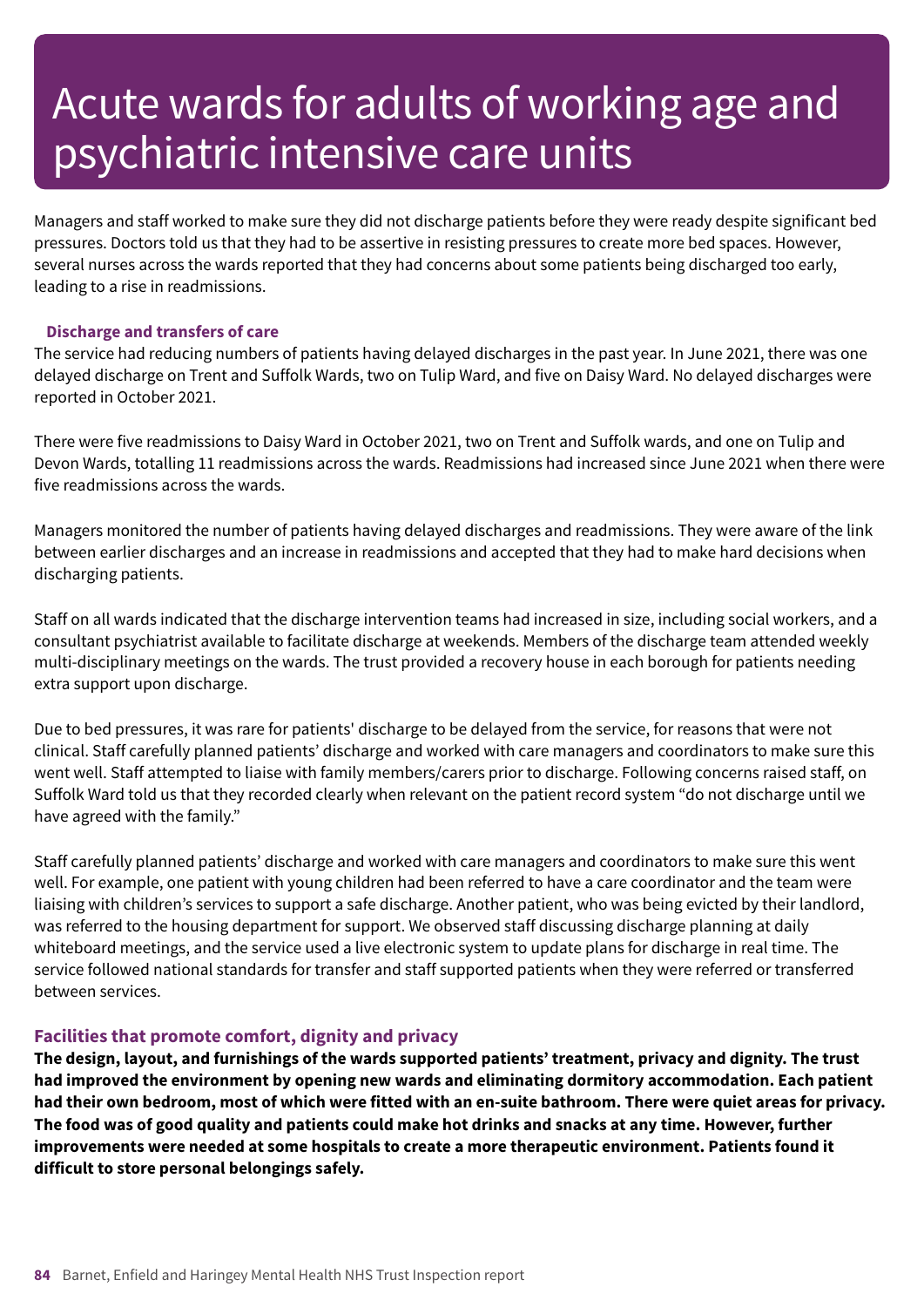# Acute wards for adults of working age and psychiatric intensive care units

Managers and staff worked to make sure they did not discharge patients before they were ready despite significant bed pressures. Doctors told us that they had to be assertive in resisting pressures to create more bed spaces. However, several nurses across the wards reported that they had concerns about some patients being discharged too early, leading to a rise in readmissions.

**Discharge and transfers of care**

The service had reducing numbers of patients having delayed discharges in the past year. In June 2021, there was one delayed discharge on Trent and Suffolk Wards, two on Tulip Ward, and five on Daisy Ward. No delayed discharges were reported in October 2021.

There were five readmissions to Daisy Ward in October 2021, two on Trent and Suffolk wards, and one on Tulip and Devon Wards, totalling 11 readmissions across the wards. Readmissions had increased since June 2021 when there were five readmissions across the wards.

Managers monitored the number of patients having delayed discharges and readmissions. They were aware of the link between earlier discharges and an increase in readmissions and accepted that they had to make hard decisions when discharging patients.

Staff on all wards indicated that the discharge intervention teams had increased in size, including social workers, and a consultant psychiatrist available to facilitate discharge at weekends. Members of the discharge team attended weekly multi-disciplinary meetings on the wards. The trust provided a recovery house in each borough for patients needing extra support upon discharge.

Due to bed pressures, it was rare for patients' discharge to be delayed from the service, for reasons that were not clinical. Staff carefully planned patients' discharge and worked with care managers and coordinators to make sure this went well. Staff attempted to liaise with family members/carers prior to discharge. Following concerns raised staff, on Suffolk Ward told us that they recorded clearly when relevant on the patient record system "do not discharge until we have agreed with the family."

Staff carefully planned patients' discharge and worked with care managers and coordinators to make sure this went well. For example, one patient with young children had been referred to have a care coordinator and the team were liaising with children's services to support a safe discharge. Another patient, who was being evicted by their landlord, was referred to the housing department for support. We observed staff discussing discharge planning at daily whiteboard meetings, and the service used a live electronic system to update plans for discharge in real time. The service followed national standards for transfer and staff supported patients when they were referred or transferred between services.

## Facilities that promote comfort, dignity and privacy

**The design, layout, and furnishings of the wards supported patients' treatment, privacy and dignity. The trust had improved the environment by opening new wards and eliminating dormitory accommodation. Each patient had their own bedroom, most of which were fitted with an en-suite bathroom. There were quiet areas for privacy. The food was of good quality and patients could make hot drinks and snacks at any time. However, further improvements were needed at some hospitals to create a more therapeutic environment. Patients found it difficult to store personal belongings safely.**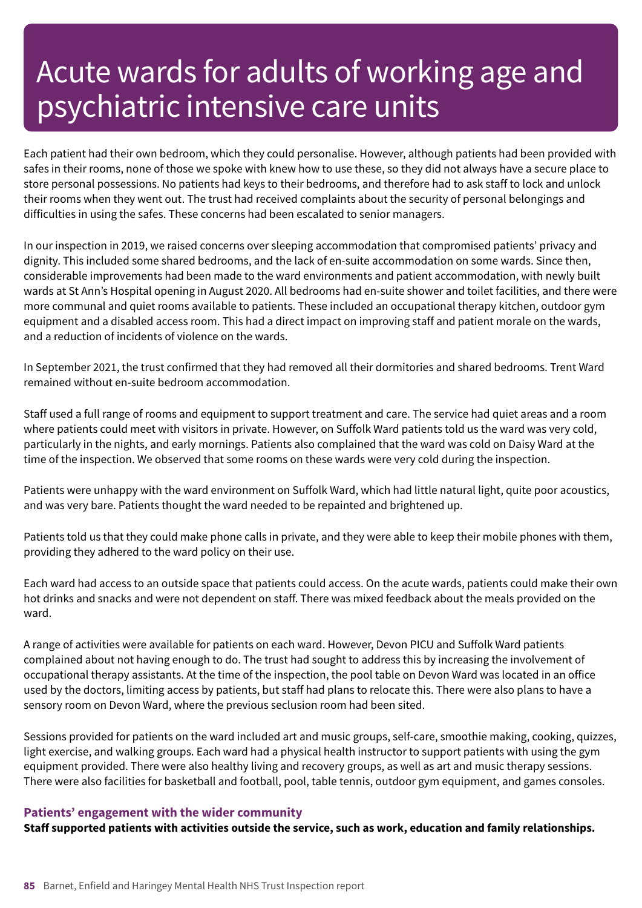# Acute wards for adults of working age and psychiatric intensive care units

Each patient had their own bedroom, which they could personalise. However, although patients had been provided with safes in their rooms, none of those we spoke with knew how to use these, so they did not always have a secure place to store personal possessions. No patients had keys to their bedrooms, and therefore had to ask staff to lock and unlock their rooms when they went out. The trust had received complaints about the security of personal belongings and difficulties in using the safes. These concerns had been escalated to senior managers.

In our inspection in 2019, we raised concerns over sleeping accommodation that compromised patients' privacy and dignity. This included some shared bedrooms, and the lack of en-suite accommodation on some wards. Since then, considerable improvements had been made to the ward environments and patient accommodation, with newly built wards at St Ann's Hospital opening in August 2020. All bedrooms had en-suite shower and toilet facilities, and there were more communal and quiet rooms available to patients. These included an occupational therapy kitchen, outdoor gym equipment and a disabled access room. This had a direct impact on improving staff and patient morale on the wards, and a reduction of incidents of violence on the wards.

In September 2021, the trust confirmed that they had removed all their dormitories and shared bedrooms. Trent Ward remained without en-suite bedroom accommodation.

Staff used a full range of rooms and equipment to support treatment and care. The service had quiet areas and a room where patients could meet with visitors in private. However, on Suffolk Ward patients told us the ward was very cold, particularly in the nights, and early mornings. Patients also complained that the ward was cold on Daisy Ward at the time of the inspection. We observed that some rooms on these wards were very cold during the inspection.

Patients were unhappy with the ward environment on Suffolk Ward, which had little natural light, quite poor acoustics, and was very bare. Patients thought the ward needed to be repainted and brightened up.

Patients told us that they could make phone calls in private, and they were able to keep their mobile phones with them, providing they adhered to the ward policy on their use.

Each ward had access to an outside space that patients could access. On the acute wards, patients could make their own hot drinks and snacks and were not dependent on staff. There was mixed feedback about the meals provided on the ward.

A range of activities were available for patients on each ward. However, Devon PICU and Suffolk Ward patients complained about not having enough to do. The trust had sought to address this by increasing the involvement of occupational therapy assistants. At the time of the inspection, the pool table on Devon Ward was located in an office used by the doctors, limiting access by patients, but staff had plans to relocate this. There were also plans to have a sensory room on Devon Ward, where the previous seclusion room had been sited.

Sessions provided for patients on the ward included art and music groups, self-care, smoothie making, cooking, quizzes, light exercise, and walking groups. Each ward had a physical health instructor to support patients with using the gym equipment provided. There were also healthy living and recovery groups, as well as art and music therapy sessions. There were also facilities for basketball and football, pool, table tennis, outdoor gym equipment, and games consoles.

### Patients' engagement with the wider community

**Staff supported patients with activities outside the service, such as work, education and family relationships.**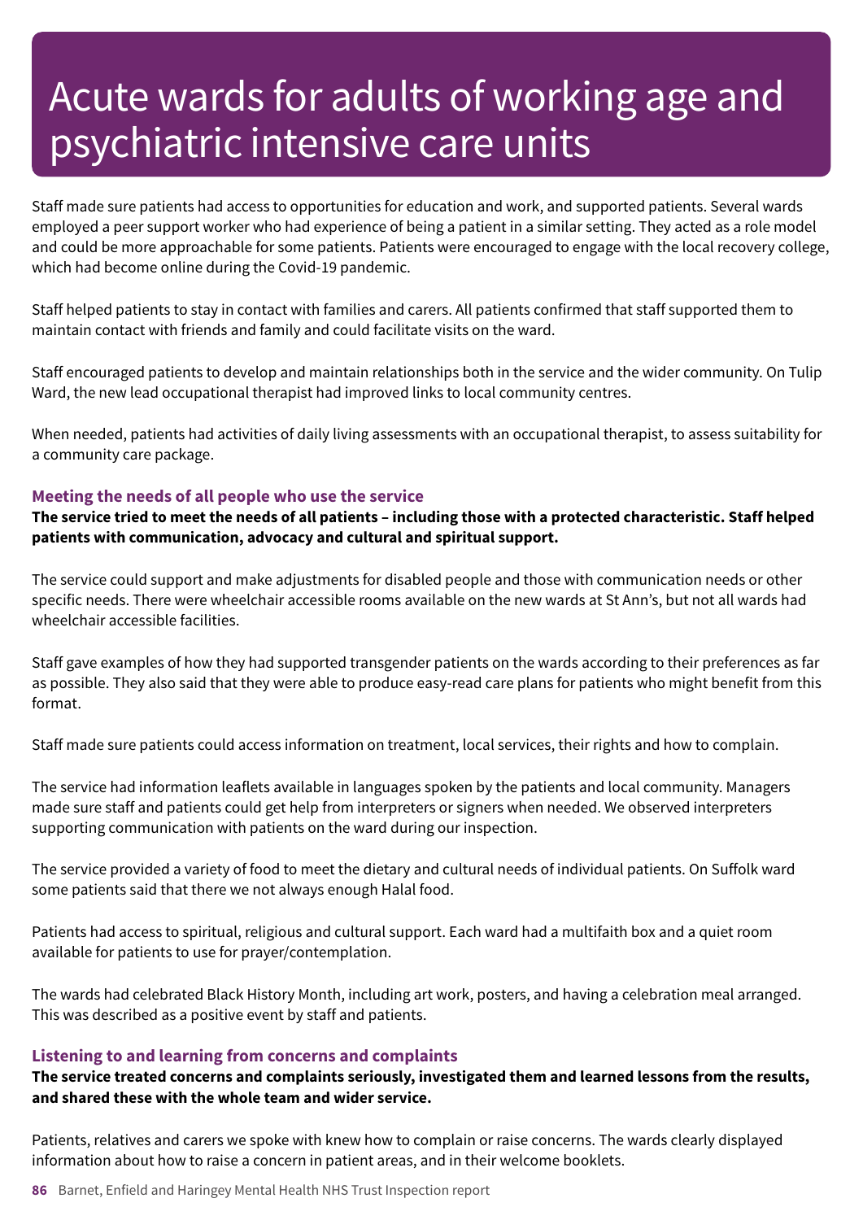# Acute wards for adults of working age and psychiatric intensive care units

Staff made sure patients had access to opportunities for education and work, and supported patients. Several wards employed a peer support worker who had experience of being a patient in a similar setting. They acted as a role model and could be more approachable for some patients. Patients were encouraged to engage with the local recovery college, which had become online during the Covid-19 pandemic.

Staff helped patients to stay in contact with families and carers. All patients confirmed that staff supported them to maintain contact with friends and family and could facilitate visits on the ward.

Staff encouraged patients to develop and maintain relationships both in the service and the wider community. On Tulip Ward, the new lead occupational therapist had improved links to local community centres.

When needed, patients had activities of daily living assessments with an occupational therapist, to assess suitability for a community care package.

### Meeting the needs of all people who use the service

**The service tried to meet the needs of all patients – including those with a protected characteristic. Staff helped patients with communication, advocacy and cultural and spiritual support.**

The service could support and make adjustments for disabled people and those with communication needs or other specific needs. There were wheelchair accessible rooms available on the new wards at St Ann's, but not all wards had wheelchair accessible facilities.

Staff gave examples of how they had supported transgender patients on the wards according to their preferences as far as possible. They also said that they were able to produce easy-read care plans for patients who might benefit from this format.

Staff made sure patients could access information on treatment, local services, their rights and how to complain.

The service had information leaflets available in languages spoken by the patients and local community. Managers made sure staff and patients could get help from interpreters or signers when needed. We observed interpreters supporting communication with patients on the ward during our inspection.

The service provided a variety of food to meet the dietary and cultural needs of individual patients. On Suffolk ward some patients said that there we not always enough Halal food.

Patients had access to spiritual, religious and cultural support. Each ward had a multifaith box and a quiet room available for patients to use for prayer/contemplation.

The wards had celebrated Black History Month, including art work, posters, and having a celebration meal arranged. This was described as a positive event by staff and patients.

### Listening to and learning from concerns and complaints

**The service treated concerns and complaints seriously, investigated them and learned lessons from the results, and shared these with the whole team and wider service.**

Patients, relatives and carers we spoke with knew how to complain or raise concerns. The wards clearly displayed information about how to raise a concern in patient areas, and in their welcome booklets.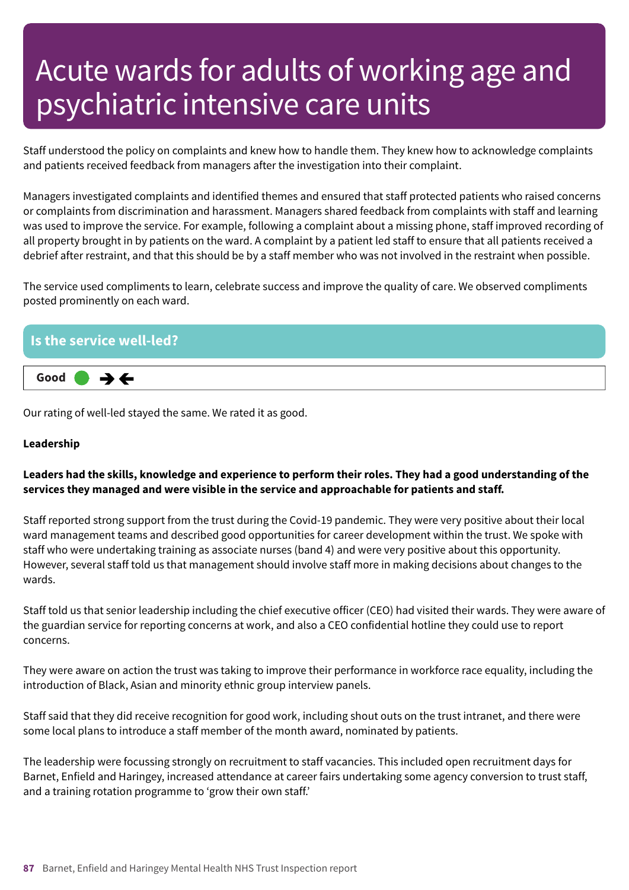# Acute wards for adults of working age and psychiatric intensive care units

Staff understood the policy on complaints and knew how to handle them. They knew how to acknowledge complaints and patients received feedback from managers after the investigation into their complaint.

Managers investigated complaints and identified themes and ensured that staff protected patients who raised concerns or complaints from discrimination and harassment. Managers shared feedback from complaints with staff and learning was used to improve the service. For example, following a complaint about a missing phone, staff improved recording of all property brought in by patients on the ward. A complaint by a patient led staff to ensure that all patients received a debrief after restraint, and that this should be by a staff member who was not involved in the restraint when possible.

The service used compliments to learn, celebrate success and improve the quality of care. We observed compliments posted prominently on each ward.

## Is the service well-led?

**Good** ● →←

Our rating of well-led stayed the same. We rated it as good.

**Leadership**

**Leaders had the skills, knowledge and experience to perform their roles. They had a good understanding of the services they managed and were visible in the service and approachable for patients and staff.**

Staff reported strong support from the trust during the Covid-19 pandemic. They were very positive about their local ward management teams and described good opportunities for career development within the trust. We spoke with staff who were undertaking training as associate nurses (band 4) and were very positive about this opportunity. However, several staff told us that management should involve staff more in making decisions about changes to the wards.

Staff told us that senior leadership including the chief executive officer (CEO) had visited their wards. They were aware of the guardian service for reporting concerns at work, and also a CEO confidential hotline they could use to report concerns.

They were aware on action the trust was taking to improve their performance in workforce race equality, including the introduction of Black, Asian and minority ethnic group interview panels.

Staff said that they did receive recognition for good work, including shout outs on the trust intranet, and there were some local plans to introduce a staff member of the month award, nominated by patients.

The leadership were focussing strongly on recruitment to staff vacancies. This included open recruitment days for Barnet, Enfield and Haringey, increased attendance at career fairs undertaking some agency conversion to trust staff, and a training rotation programme to 'grow their own staff.'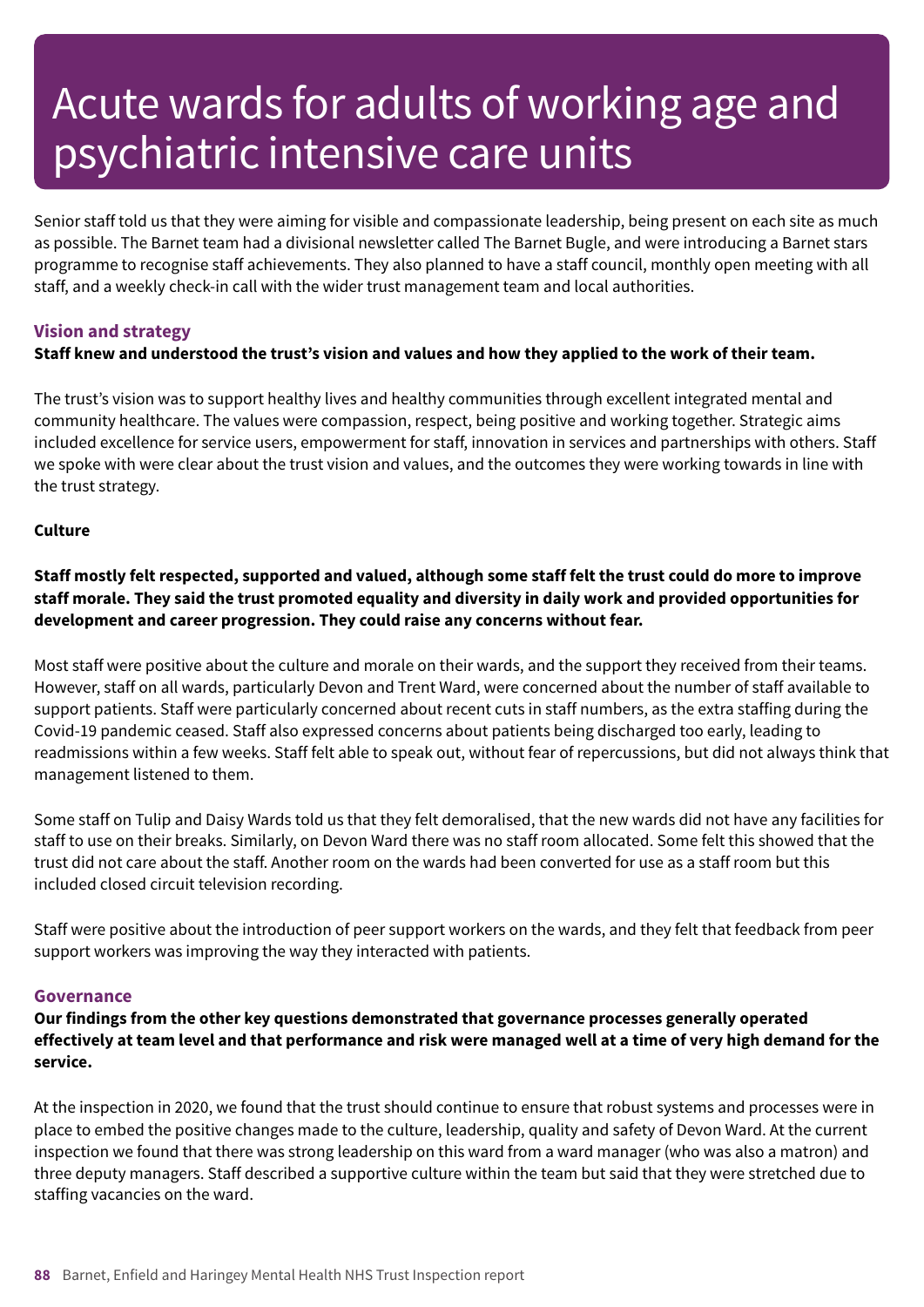# Acute wards for adults of working age and psychiatric intensive care units

Senior staff told us that they were aiming for visible and compassionate leadership, being present on each site as much as possible. The Barnet team had a divisional newsletter called The Barnet Bugle, and were introducing a Barnet stars programme to recognise staff achievements. They also planned to have a staff council, monthly open meeting with all staff, and a weekly check-in call with the wider trust management team and local authorities.

## Vision and strategy

**Staff knew and understood the trust's vision and values and how they applied to the work of their team.**

The trust's vision was to support healthy lives and healthy communities through excellent integrated mental and community healthcare. The values were compassion, respect, being positive and working together. Strategic aims included excellence for service users, empowerment for staff, innovation in services and partnerships with others. Staff we spoke with were clear about the trust vision and values, and the outcomes they were working towards in line with the trust strategy.

## Culture

**Staff mostly felt respected, supported and valued, although some staff felt the trust could do more to improve staff morale. They said the trust promoted equality and diversity in daily work and provided opportunities for development and career progression. They could raise any concerns without fear.**

Most staff were positive about the culture and morale on their wards, and the support they received from their teams. However, staff on all wards, particularly Devon and Trent Ward, were concerned about the number of staff available to support patients. Staff were particularly concerned about recent cuts in staff numbers, as the extra staffing during the Covid-19 pandemic ceased. Staff also expressed concerns about patients being discharged too early, leading to readmissions within a few weeks. Staff felt able to speak out, without fear of repercussions, but did not always think that management listened to them.

Some staff on Tulip and Daisy Wards told us that they felt demoralised, that the new wards did not have any facilities for staff to use on their breaks. Similarly, on Devon Ward there was no staff room allocated. Some felt this showed that the trust did not care about the staff. Another room on the wards had been converted for use as a staff room but this included closed circuit television recording.

Staff were positive about the introduction of peer support workers on the wards, and they felt that feedback from peer support workers was improving the way they interacted with patients.

## Governance

**Our findings from the other key questions demonstrated that governance processes generally operated effectively at team level and that performance and risk were managed well at a time of very high demand for the service.**

At the inspection in 2020, we found that the trust should continue to ensure that robust systems and processes were in place to embed the positive changes made to the culture, leadership, quality and safety of Devon Ward. At the current inspection we found that there was strong leadership on this ward from a ward manager (who was also a matron) and three deputy managers. Staff described a supportive culture within the team but said that they were stretched due to staffing vacancies on the ward.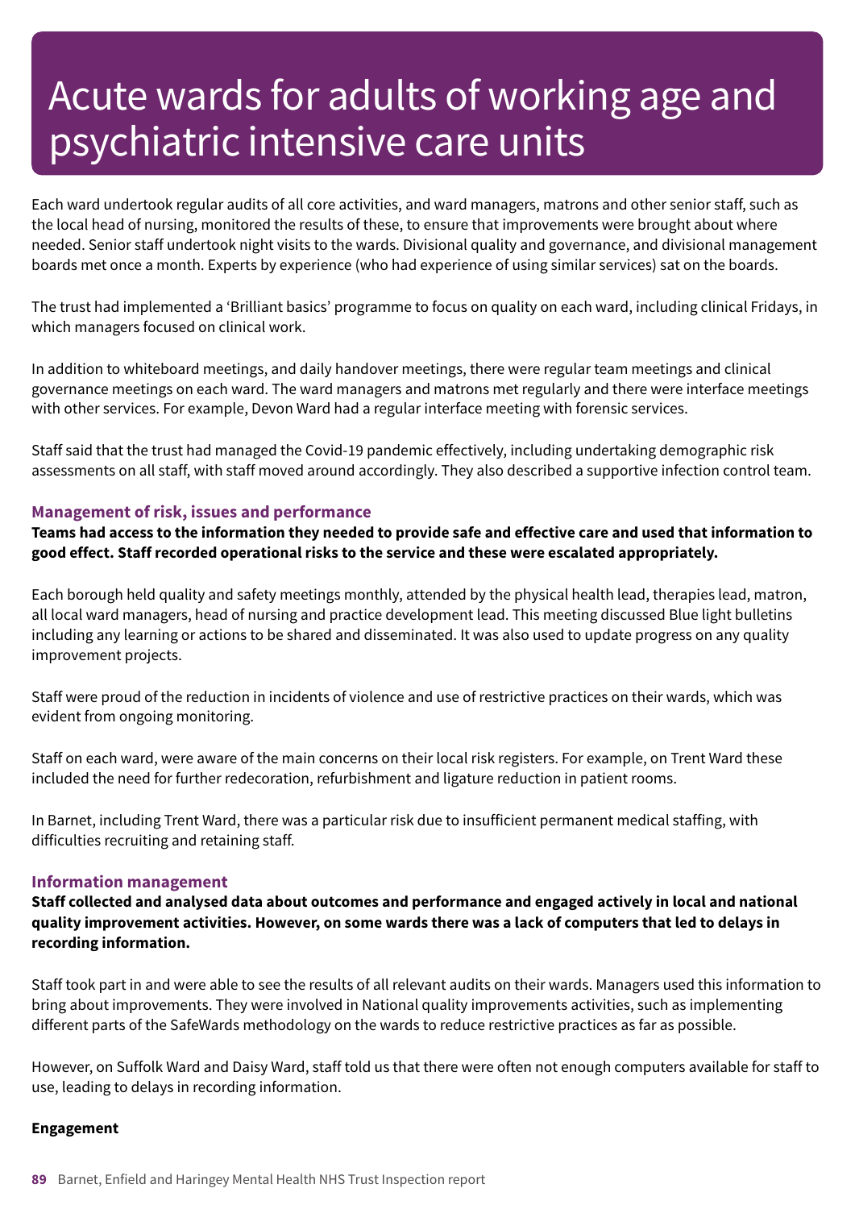# Acute wards for adults of working age and psychiatric intensive care units

Each ward undertook regular audits of all core activities, and ward managers, matrons and other senior staff, such as the local head of nursing, monitored the results of these, to ensure that improvements were brought about where needed. Senior staff undertook night visits to the wards. Divisional quality and governance, and divisional management boards met once a month. Experts by experience (who had experience of using similar services) sat on the boards.

The trust had implemented a 'Brilliant basics' programme to focus on quality on each ward, including clinical Fridays, in which managers focused on clinical work.

In addition to whiteboard meetings, and daily handover meetings, there were regular team meetings and clinical governance meetings on each ward. The ward managers and matrons met regularly and there were interface meetings with other services. For example, Devon Ward had a regular interface meeting with forensic services.

Staff said that the trust had managed the Covid-19 pandemic effectively, including undertaking demographic risk assessments on all staff, with staff moved around accordingly. They also described a supportive infection control team.

### Management of risk, issues and performance

**Teams had access to the information they needed to provide safe and effective care and used that information to good effect. Staff recorded operational risks to the service and these were escalated appropriately.**

Each borough held quality and safety meetings monthly, attended by the physical health lead, therapies lead, matron, all local ward managers, head of nursing and practice development lead. This meeting discussed Blue light bulletins including any learning or actions to be shared and disseminated. It was also used to update progress on any quality improvement projects.

Staff were proud of the reduction in incidents of violence and use of restrictive practices on their wards, which was evident from ongoing monitoring.

Staff on each ward, were aware of the main concerns on their local risk registers. For example, on Trent Ward these included the need for further redecoration, refurbishment and ligature reduction in patient rooms.

In Barnet, including Trent Ward, there was a particular risk due to insufficient permanent medical staffing, with difficulties recruiting and retaining staff.

### Information management

**Staff collected and analysed data about outcomes and performance and engaged actively in local and national quality improvement activities. However, on some wards there was a lack of computers that led to delays in recording information.**

Staff took part in and were able to see the results of all relevant audits on their wards. Managers used this information to bring about improvements. They were involved in National quality improvements activities, such as implementing different parts of the SafeWards methodology on the wards to reduce restrictive practices as far as possible.

However, on Suffolk Ward and Daisy Ward, staff told us that there were often not enough computers available for staff to use, leading to delays in recording information.

**Engagement**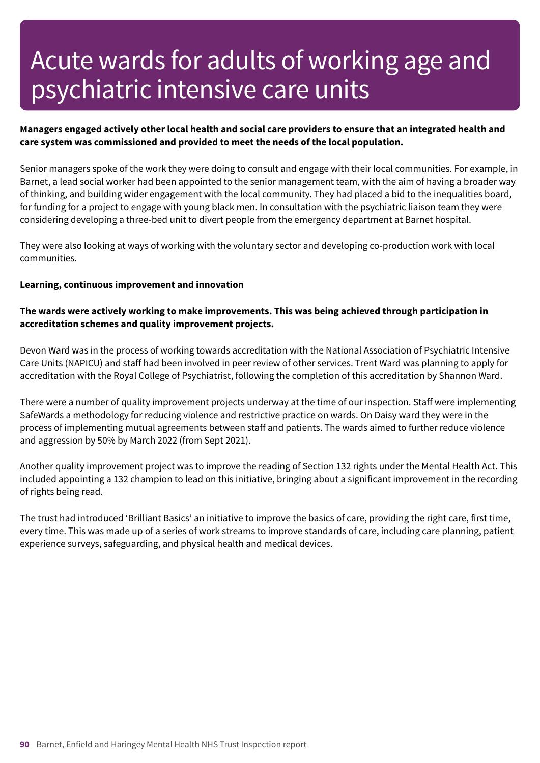# Acute wards for adults of working age and psychiatric intensive care units

**Managers engaged actively other local health and social care providers to ensure that an integrated health and care system was commissioned and provided to meet the needs of the local population.**

Senior managers spoke of the work they were doing to consult and engage with their local communities. For example, in Barnet, a lead social worker had been appointed to the senior management team, with the aim of having a broader way of thinking, and building wider engagement with the local community. They had placed a bid to the inequalities board, for funding for a project to engage with young black men. In consultation with the psychiatric liaison team they were considering developing a three-bed unit to divert people from the emergency department at Barnet hospital.

They were also looking at ways of working with the voluntary sector and developing co-production work with local communities.

**Learning, continuous improvement and innovation**

**The wards were actively working to make improvements. This was being achieved through participation in accreditation schemes and quality improvement projects.**

Devon Ward was in the process of working towards accreditation with the National Association of Psychiatric Intensive Care Units (NAPICU) and staff had been involved in peer review of other services. Trent Ward was planning to apply for accreditation with the Royal College of Psychiatrist, following the completion of this accreditation by Shannon Ward.

There were a number of quality improvement projects underway at the time of our inspection. Staff were implementing SafeWards a methodology for reducing violence and restrictive practice on wards. On Daisy ward they were in the process of implementing mutual agreements between staff and patients. The wards aimed to further reduce violence and aggression by 50% by March 2022 (from Sept 2021).

Another quality improvement project was to improve the reading of Section 132 rights under the Mental Health Act. This included appointing a 132 champion to lead on this initiative, bringing about a significant improvement in the recording of rights being read.

The trust had introduced 'Brilliant Basics' an initiative to improve the basics of care, providing the right care, first time, every time. This was made up of a series of work streams to improve standards of care, including care planning, patient experience surveys, safeguarding, and physical health and medical devices.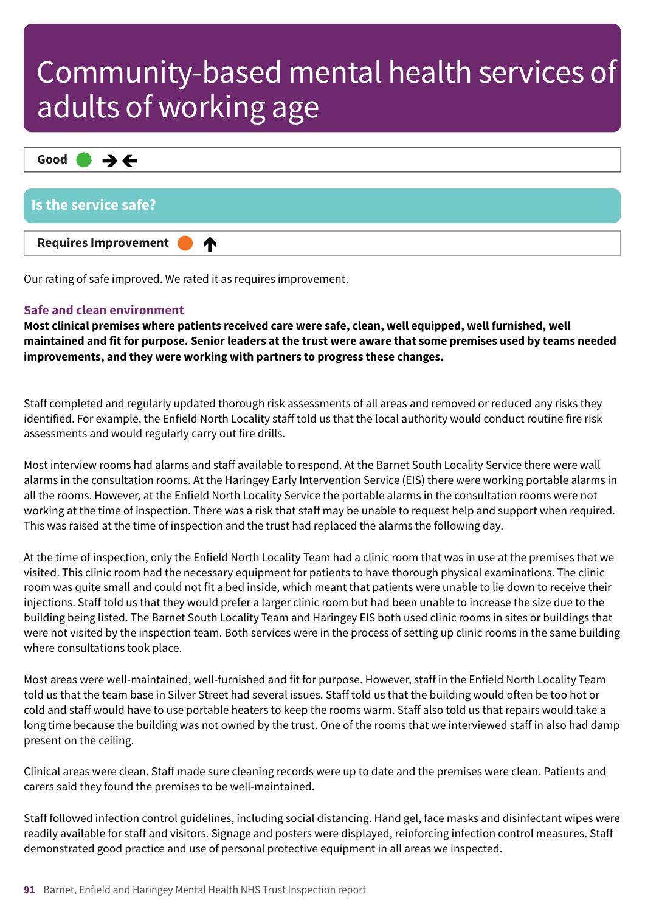# Community-based mental health services of adults of working age

**Good** ● → ←

## Is the service safe?

**Requires Improvement** ● ↑

Our rating of safe improved. We rated it as requires improvement.

### Safe and clean environment

**Most clinical premises where patients received care were safe, clean, well equipped, well furnished, well maintained and fit for purpose. Senior leaders at the trust were aware that some premises used by teams needed improvements, and they were working with partners to progress these changes.**

Staff completed and regularly updated thorough risk assessments of all areas and removed or reduced any risks they identified. For example, the Enfield North Locality staff told us that the local authority would conduct routine fire risk assessments and would regularly carry out fire drills.

Most interview rooms had alarms and staff available to respond. At the Barnet South Locality Service there were wall alarms in the consultation rooms. At the Haringey Early Intervention Service (EIS) there were working portable alarms in all the rooms. However, at the Enfield North Locality Service the portable alarms in the consultation rooms were not working at the time of inspection. There was a risk that staff may be unable to request help and support when required. This was raised at the time of inspection and the trust had replaced the alarms the following day.

At the time of inspection, only the Enfield North Locality Team had a clinic room that was in use at the premises that we visited. This clinic room had the necessary equipment for patients to have thorough physical examinations. The clinic room was quite small and could not fit a bed inside, which meant that patients were unable to lie down to receive their injections. Staff told us that they would prefer a larger clinic room but had been unable to increase the size due to the building being listed. The Barnet South Locality Team and Haringey EIS both used clinic rooms in sites or buildings that were not visited by the inspection team. Both services were in the process of setting up clinic rooms in the same building where consultations took place.

Most areas were well-maintained, well-furnished and fit for purpose. However, staff in the Enfield North Locality Team told us that the team base in Silver Street had several issues. Staff told us that the building would often be too hot or cold and staff would have to use portable heaters to keep the rooms warm. Staff also told us that repairs would take a long time because the building was not owned by the trust. One of the rooms that we interviewed staff in also had damp present on the ceiling.

Clinical areas were clean. Staff made sure cleaning records were up to date and the premises were clean. Patients and carers said they found the premises to be well-maintained.

Staff followed infection control guidelines, including social distancing. Hand gel, face masks and disinfectant wipes were readily available for staff and visitors. Signage and posters were displayed, reinforcing infection control measures. Staff demonstrated good practice and use of personal protective equipment in all areas we inspected.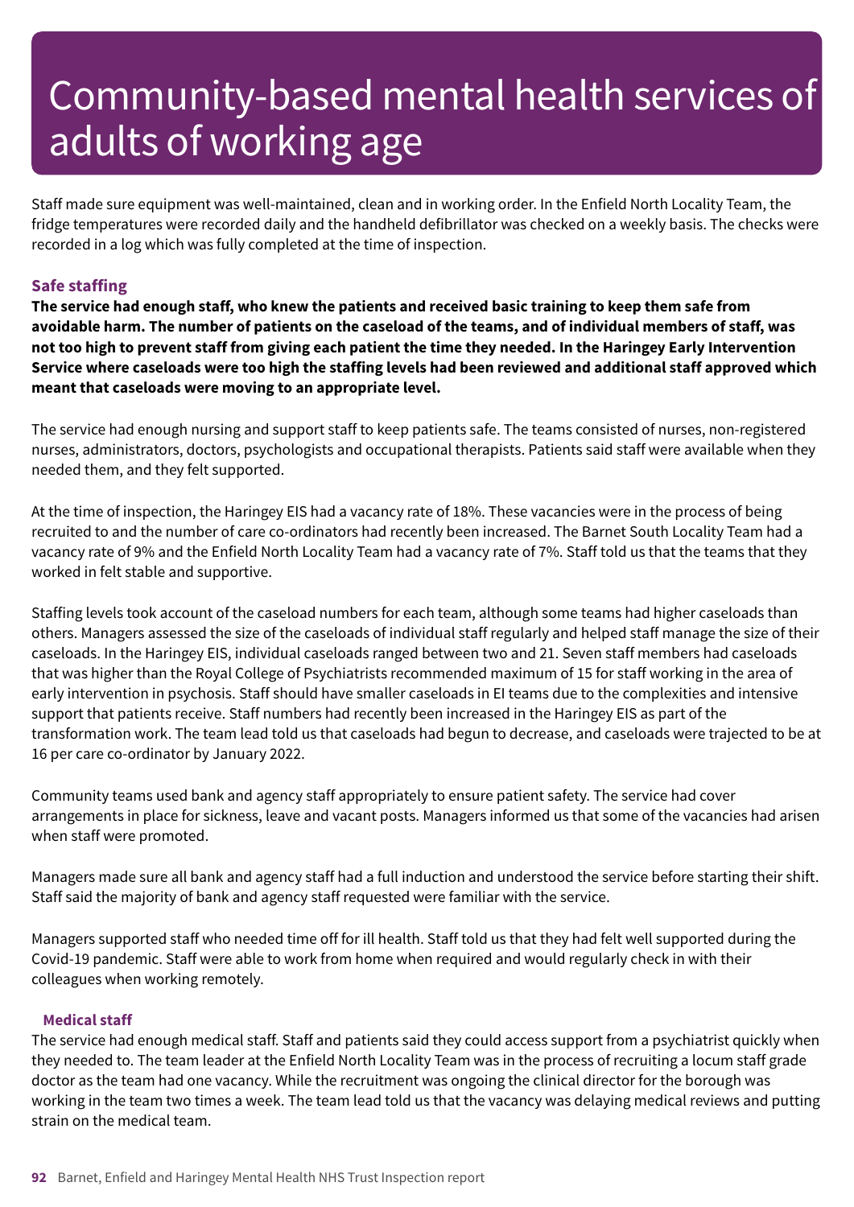# Community-based mental health services of adults of working age

Staff made sure equipment was well-maintained, clean and in working order. In the Enfield North Locality Team, the fridge temperatures were recorded daily and the handheld defibrillator was checked on a weekly basis. The checks were recorded in a log which was fully completed at the time of inspection.

### Safe staffing

**The service had enough staff, who knew the patients and received basic training to keep them safe from avoidable harm. The number of patients on the caseload of the teams, and of individual members of staff, was not too high to prevent staff from giving each patient the time they needed. In the Haringey Early Intervention Service where caseloads were too high the staffing levels had been reviewed and additional staff approved which meant that caseloads were moving to an appropriate level.**

The service had enough nursing and support staff to keep patients safe. The teams consisted of nurses, non-registered nurses, administrators, doctors, psychologists and occupational therapists. Patients said staff were available when they needed them, and they felt supported.

At the time of inspection, the Haringey EIS had a vacancy rate of 18%. These vacancies were in the process of being recruited to and the number of care co-ordinators had recently been increased. The Barnet South Locality Team had a vacancy rate of 9% and the Enfield North Locality Team had a vacancy rate of 7%. Staff told us that the teams that they worked in felt stable and supportive.

Staffing levels took account of the caseload numbers for each team, although some teams had higher caseloads than others. Managers assessed the size of the caseloads of individual staff regularly and helped staff manage the size of their caseloads. In the Haringey EIS, individual caseloads ranged between two and 21. Seven staff members had caseloads that was higher than the Royal College of Psychiatrists recommended maximum of 15 for staff working in the area of early intervention in psychosis. Staff should have smaller caseloads in EI teams due to the complexities and intensive support that patients receive. Staff numbers had recently been increased in the Haringey EIS as part of the transformation work. The team lead told us that caseloads had begun to decrease, and caseloads were trajected to be at 16 per care co-ordinator by January 2022.

Community teams used bank and agency staff appropriately to ensure patient safety. The service had cover arrangements in place for sickness, leave and vacant posts. Managers informed us that some of the vacancies had arisen when staff were promoted.

Managers made sure all bank and agency staff had a full induction and understood the service before starting their shift. Staff said the majority of bank and agency staff requested were familiar with the service.

Managers supported staff who needed time off for ill health. Staff told us that they had felt well supported during the Covid-19 pandemic. Staff were able to work from home when required and would regularly check in with their colleagues when working remotely.

#### Medical staff

The service had enough medical staff. Staff and patients said they could access support from a psychiatrist quickly when they needed to. The team leader at the Enfield North Locality Team was in the process of recruiting a locum staff grade doctor as the team had one vacancy. While the recruitment was ongoing the clinical director for the borough was working in the team two times a week. The team lead told us that the vacancy was delaying medical reviews and putting strain on the medical team.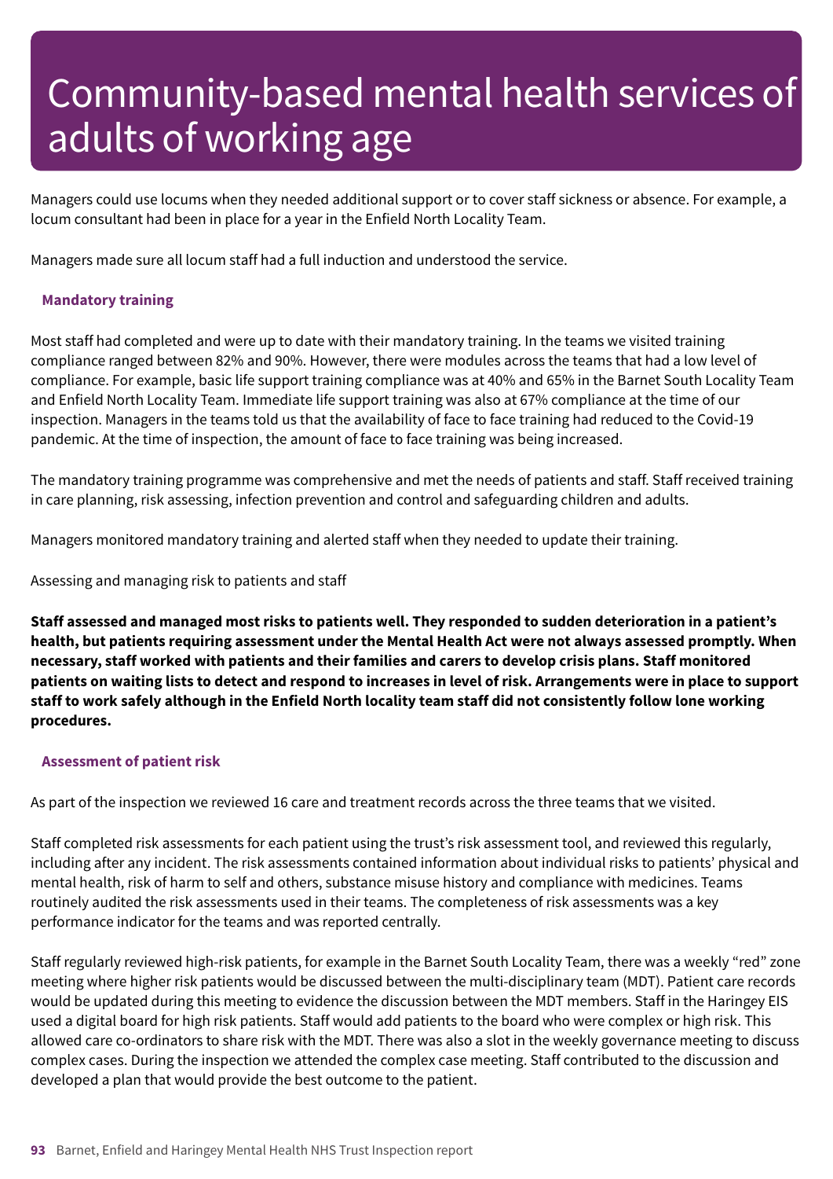# Community-based mental health services of adults of working age

Managers could use locums when they needed additional support or to cover staff sickness or absence. For example, a locum consultant had been in place for a year in the Enfield North Locality Team.

Managers made sure all locum staff had a full induction and understood the service.

### Mandatory training

Most staff had completed and were up to date with their mandatory training. In the teams we visited training compliance ranged between 82% and 90%. However, there were modules across the teams that had a low level of compliance. For example, basic life support training compliance was at 40% and 65% in the Barnet South Locality Team and Enfield North Locality Team. Immediate life support training was also at 67% compliance at the time of our inspection. Managers in the teams told us that the availability of face to face training had reduced to the Covid-19 pandemic. At the time of inspection, the amount of face to face training was being increased.

The mandatory training programme was comprehensive and met the needs of patients and staff. Staff received training in care planning, risk assessing, infection prevention and control and safeguarding children and adults.

Managers monitored mandatory training and alerted staff when they needed to update their training.

Assessing and managing risk to patients and staff

**Staff assessed and managed most risks to patients well. They responded to sudden deterioration in a patient's health, but patients requiring assessment under the Mental Health Act were not always assessed promptly. When necessary, staff worked with patients and their families and carers to develop crisis plans. Staff monitored patients on waiting lists to detect and respond to increases in level of risk. Arrangements were in place to support staff to work safely although in the Enfield North locality team staff did not consistently follow lone working procedures.**

### Assessment of patient risk

As part of the inspection we reviewed 16 care and treatment records across the three teams that we visited.

Staff completed risk assessments for each patient using the trust's risk assessment tool, and reviewed this regularly, including after any incident. The risk assessments contained information about individual risks to patients' physical and mental health, risk of harm to self and others, substance misuse history and compliance with medicines. Teams routinely audited the risk assessments used in their teams. The completeness of risk assessments was a key performance indicator for the teams and was reported centrally.

Staff regularly reviewed high-risk patients, for example in the Barnet South Locality Team, there was a weekly "red" zone meeting where higher risk patients would be discussed between the multi-disciplinary team (MDT). Patient care records would be updated during this meeting to evidence the discussion between the MDT members. Staff in the Haringey EIS used a digital board for high risk patients. Staff would add patients to the board who were complex or high risk. This allowed care co-ordinators to share risk with the MDT. There was also a slot in the weekly governance meeting to discuss complex cases. During the inspection we attended the complex case meeting. Staff contributed to the discussion and developed a plan that would provide the best outcome to the patient.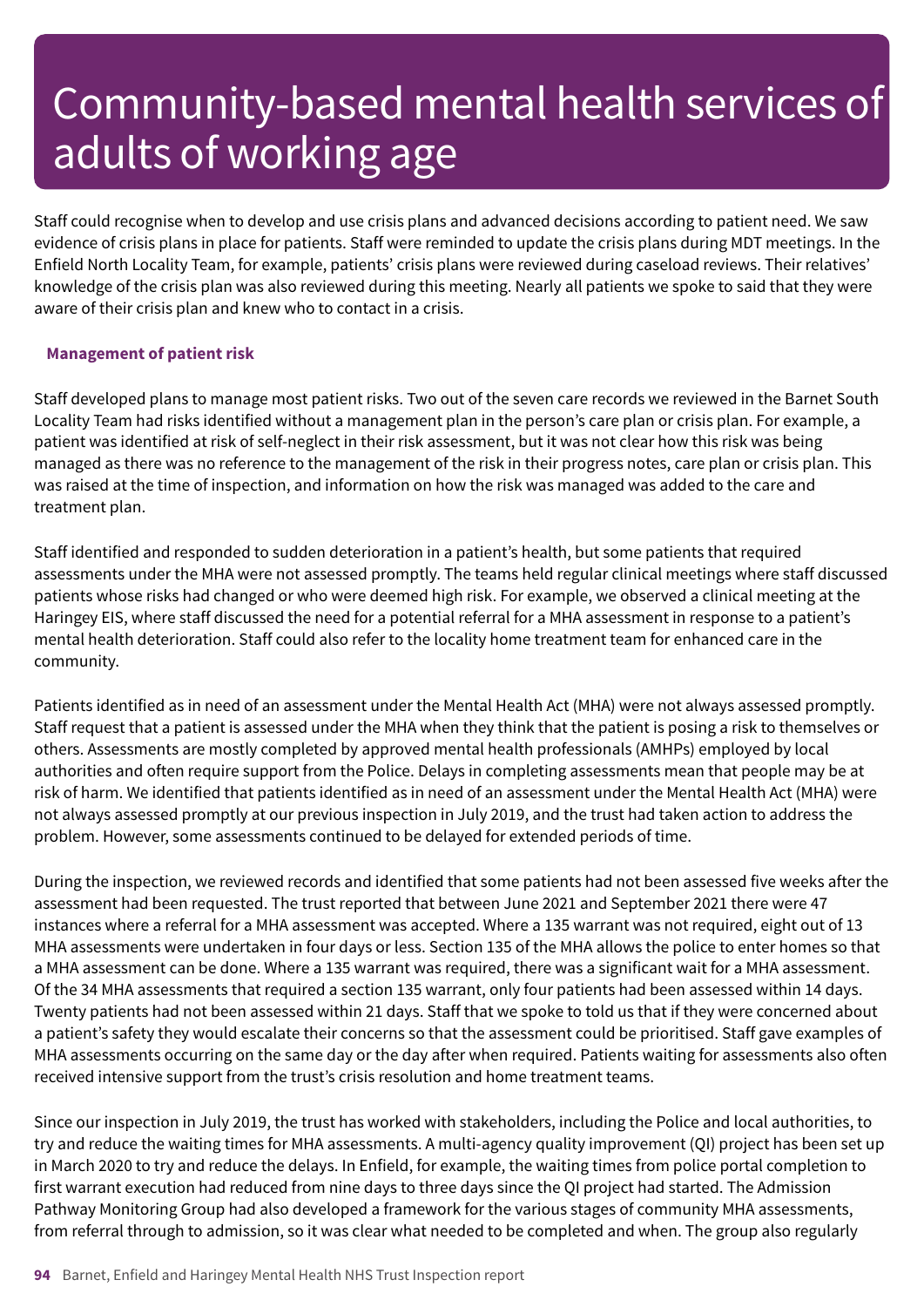// Note: Page footer "94 Barnet, Enfield and Haringey Mental Health NHS Trust Inspection report" omitted per rules.

# Community-based mental health services of adults of working age

Staff could recognise when to develop and use crisis plans and advanced decisions according to patient need. We saw evidence of crisis plans in place for patients. Staff were reminded to update the crisis plans during MDT meetings. In the Enfield North Locality Team, for example, patients' crisis plans were reviewed during caseload reviews. Their relatives' knowledge of the crisis plan was also reviewed during this meeting. Nearly all patients we spoke to said that they were aware of their crisis plan and knew who to contact in a crisis.

**Management of patient risk**

Staff developed plans to manage most patient risks. Two out of the seven care records we reviewed in the Barnet South Locality Team had risks identified without a management plan in the person's care plan or crisis plan. For example, a patient was identified at risk of self-neglect in their risk assessment, but it was not clear how this risk was being managed as there was no reference to the management of the risk in their progress notes, care plan or crisis plan. This was raised at the time of inspection, and information on how the risk was managed was added to the care and treatment plan.

Staff identified and responded to sudden deterioration in a patient's health, but some patients that required assessments under the MHA were not assessed promptly. The teams held regular clinical meetings where staff discussed patients whose risks had changed or who were deemed high risk. For example, we observed a clinical meeting at the Haringey EIS, where staff discussed the need for a potential referral for a MHA assessment in response to a patient's mental health deterioration. Staff could also refer to the locality home treatment team for enhanced care in the community.

Patients identified as in need of an assessment under the Mental Health Act (MHA) were not always assessed promptly. Staff request that a patient is assessed under the MHA when they think that the patient is posing a risk to themselves or others. Assessments are mostly completed by approved mental health professionals (AMHPs) employed by local authorities and often require support from the Police. Delays in completing assessments mean that people may be at risk of harm. We identified that patients identified as in need of an assessment under the Mental Health Act (MHA) were not always assessed promptly at our previous inspection in July 2019, and the trust had taken action to address the problem. However, some assessments continued to be delayed for extended periods of time.

During the inspection, we reviewed records and identified that some patients had not been assessed five weeks after the assessment had been requested. The trust reported that between June 2021 and September 2021 there were 47 instances where a referral for a MHA assessment was accepted. Where a 135 warrant was not required, eight out of 13 MHA assessments were undertaken in four days or less. Section 135 of the MHA allows the police to enter homes so that a MHA assessment can be done. Where a 135 warrant was required, there was a significant wait for a MHA assessment. Of the 34 MHA assessments that required a section 135 warrant, only four patients had been assessed within 14 days. Twenty patients had not been assessed within 21 days. Staff that we spoke to told us that if they were concerned about a patient's safety they would escalate their concerns so that the assessment could be prioritised. Staff gave examples of MHA assessments occurring on the same day or the day after when required. Patients waiting for assessments also often received intensive support from the trust's crisis resolution and home treatment teams.

Since our inspection in July 2019, the trust has worked with stakeholders, including the Police and local authorities, to try and reduce the waiting times for MHA assessments. A multi-agency quality improvement (QI) project has been set up in March 2020 to try and reduce the delays. In Enfield, for example, the waiting times from police portal completion to first warrant execution had reduced from nine days to three days since the QI project had started. The Admission Pathway Monitoring Group had also developed a framework for the various stages of community MHA assessments, from referral through to admission, so it was clear what needed to be completed and when. The group also regularly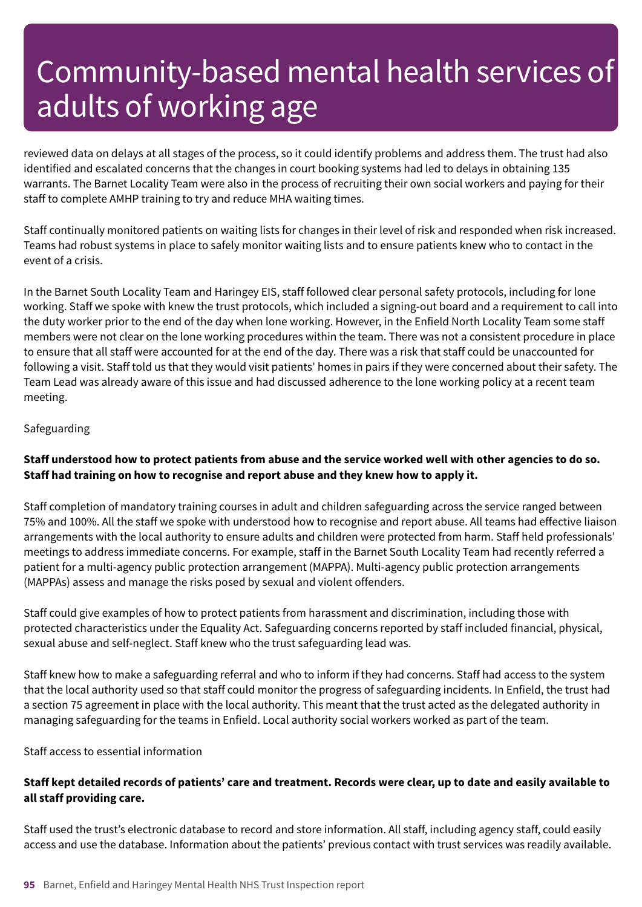# Community-based mental health services of adults of working age

reviewed data on delays at all stages of the process, so it could identify problems and address them. The trust had also identified and escalated concerns that the changes in court booking systems had led to delays in obtaining 135 warrants. The Barnet Locality Team were also in the process of recruiting their own social workers and paying for their staff to complete AMHP training to try and reduce MHA waiting times.

Staff continually monitored patients on waiting lists for changes in their level of risk and responded when risk increased. Teams had robust systems in place to safely monitor waiting lists and to ensure patients knew who to contact in the event of a crisis.

In the Barnet South Locality Team and Haringey EIS, staff followed clear personal safety protocols, including for lone working. Staff we spoke with knew the trust protocols, which included a signing-out board and a requirement to call into the duty worker prior to the end of the day when lone working. However, in the Enfield North Locality Team some staff members were not clear on the lone working procedures within the team. There was not a consistent procedure in place to ensure that all staff were accounted for at the end of the day. There was a risk that staff could be unaccounted for following a visit. Staff told us that they would visit patients' homes in pairs if they were concerned about their safety. The Team Lead was already aware of this issue and had discussed adherence to the lone working policy at a recent team meeting.

Safeguarding

**Staff understood how to protect patients from abuse and the service worked well with other agencies to do so. Staff had training on how to recognise and report abuse and they knew how to apply it.**

Staff completion of mandatory training courses in adult and children safeguarding across the service ranged between 75% and 100%. All the staff we spoke with understood how to recognise and report abuse. All teams had effective liaison arrangements with the local authority to ensure adults and children were protected from harm. Staff held professionals' meetings to address immediate concerns. For example, staff in the Barnet South Locality Team had recently referred a patient for a multi-agency public protection arrangement (MAPPA). Multi-agency public protection arrangements (MAPPAs) assess and manage the risks posed by sexual and violent offenders.

Staff could give examples of how to protect patients from harassment and discrimination, including those with protected characteristics under the Equality Act. Safeguarding concerns reported by staff included financial, physical, sexual abuse and self-neglect. Staff knew who the trust safeguarding lead was.

Staff knew how to make a safeguarding referral and who to inform if they had concerns. Staff had access to the system that the local authority used so that staff could monitor the progress of safeguarding incidents. In Enfield, the trust had a section 75 agreement in place with the local authority. This meant that the trust acted as the delegated authority in managing safeguarding for the teams in Enfield. Local authority social workers worked as part of the team.

Staff access to essential information

**Staff kept detailed records of patients' care and treatment. Records were clear, up to date and easily available to all staff providing care.**

Staff used the trust's electronic database to record and store information. All staff, including agency staff, could easily access and use the database. Information about the patients' previous contact with trust services was readily available.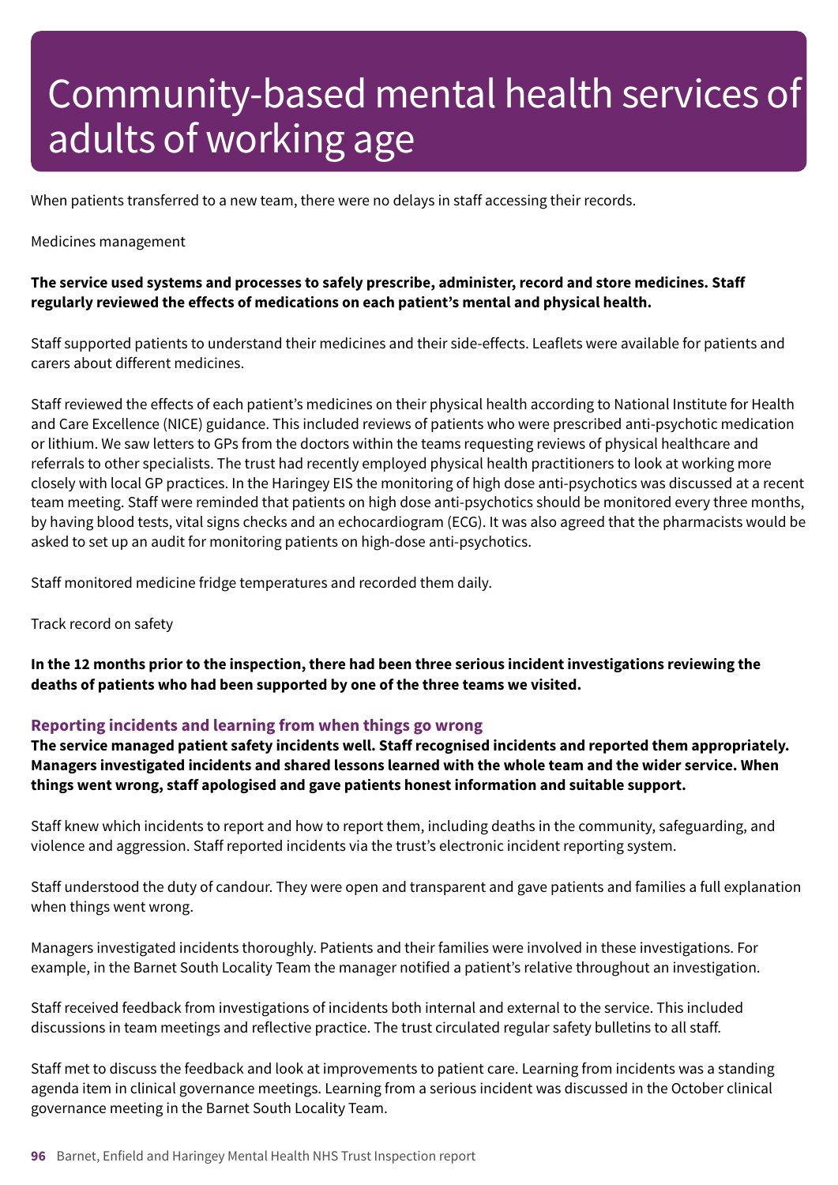# Community-based mental health services of adults of working age

When patients transferred to a new team, there were no delays in staff accessing their records.

Medicines management

**The service used systems and processes to safely prescribe, administer, record and store medicines. Staff regularly reviewed the effects of medications on each patient's mental and physical health.**

Staff supported patients to understand their medicines and their side-effects. Leaflets were available for patients and carers about different medicines.

Staff reviewed the effects of each patient's medicines on their physical health according to National Institute for Health and Care Excellence (NICE) guidance. This included reviews of patients who were prescribed anti-psychotic medication or lithium. We saw letters to GPs from the doctors within the teams requesting reviews of physical healthcare and referrals to other specialists. The trust had recently employed physical health practitioners to look at working more closely with local GP practices. In the Haringey EIS the monitoring of high dose anti-psychotics was discussed at a recent team meeting. Staff were reminded that patients on high dose anti-psychotics should be monitored every three months, by having blood tests, vital signs checks and an echocardiogram (ECG). It was also agreed that the pharmacists would be asked to set up an audit for monitoring patients on high-dose anti-psychotics.

Staff monitored medicine fridge temperatures and recorded them daily.

Track record on safety

**In the 12 months prior to the inspection, there had been three serious incident investigations reviewing the deaths of patients who had been supported by one of the three teams we visited.**

### Reporting incidents and learning from when things go wrong

**The service managed patient safety incidents well. Staff recognised incidents and reported them appropriately. Managers investigated incidents and shared lessons learned with the whole team and the wider service. When things went wrong, staff apologised and gave patients honest information and suitable support.**

Staff knew which incidents to report and how to report them, including deaths in the community, safeguarding, and violence and aggression. Staff reported incidents via the trust's electronic incident reporting system.

Staff understood the duty of candour. They were open and transparent and gave patients and families a full explanation when things went wrong.

Managers investigated incidents thoroughly. Patients and their families were involved in these investigations. For example, in the Barnet South Locality Team the manager notified a patient's relative throughout an investigation.

Staff received feedback from investigations of incidents both internal and external to the service. This included discussions in team meetings and reflective practice. The trust circulated regular safety bulletins to all staff.

Staff met to discuss the feedback and look at improvements to patient care. Learning from incidents was a standing agenda item in clinical governance meetings. Learning from a serious incident was discussed in the October clinical governance meeting in the Barnet South Locality Team.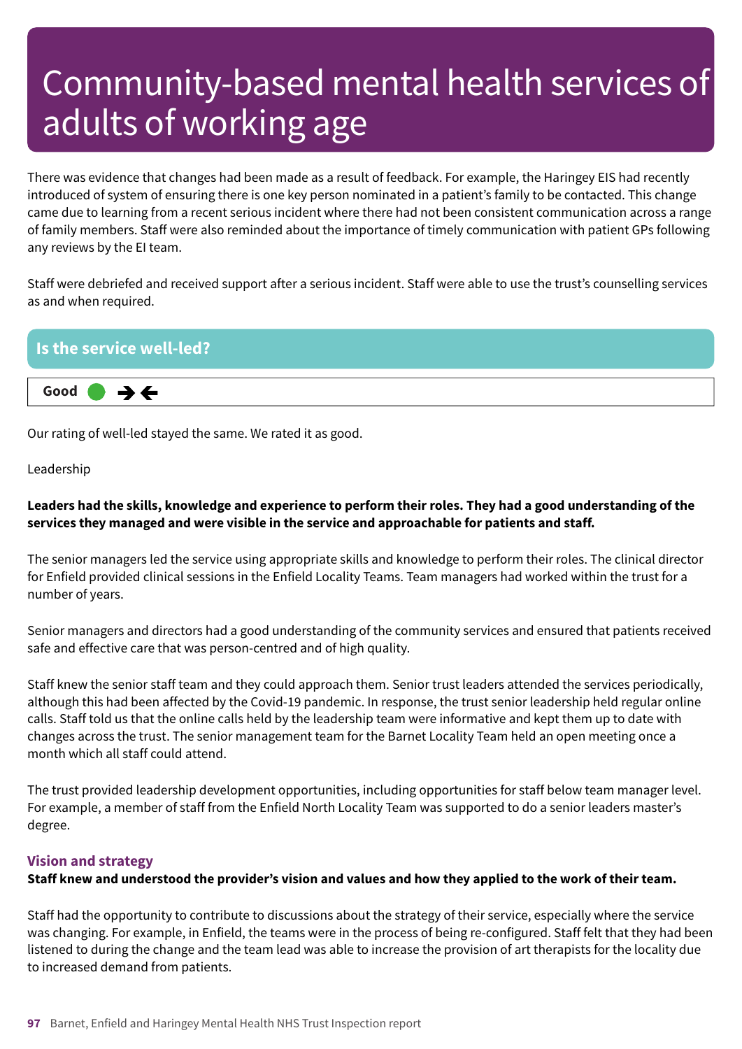# Community-based mental health services of adults of working age

There was evidence that changes had been made as a result of feedback. For example, the Haringey EIS had recently introduced of system of ensuring there is one key person nominated in a patient's family to be contacted. This change came due to learning from a recent serious incident where there had not been consistent communication across a range of family members. Staff were also reminded about the importance of timely communication with patient GPs following any reviews by the EI team.

Staff were debriefed and received support after a serious incident. Staff were able to use the trust's counselling services as and when required.

## Is the service well-led?

**Good** ➔ ➔

Our rating of well-led stayed the same. We rated it as good.

Leadership

**Leaders had the skills, knowledge and experience to perform their roles. They had a good understanding of the services they managed and were visible in the service and approachable for patients and staff.**

The senior managers led the service using appropriate skills and knowledge to perform their roles. The clinical director for Enfield provided clinical sessions in the Enfield Locality Teams. Team managers had worked within the trust for a number of years.

Senior managers and directors had a good understanding of the community services and ensured that patients received safe and effective care that was person-centred and of high quality.

Staff knew the senior staff team and they could approach them. Senior trust leaders attended the services periodically, although this had been affected by the Covid-19 pandemic. In response, the trust senior leadership held regular online calls. Staff told us that the online calls held by the leadership team were informative and kept them up to date with changes across the trust. The senior management team for the Barnet Locality Team held an open meeting once a month which all staff could attend.

The trust provided leadership development opportunities, including opportunities for staff below team manager level. For example, a member of staff from the Enfield North Locality Team was supported to do a senior leaders master's degree.

### Vision and strategy

**Staff knew and understood the provider's vision and values and how they applied to the work of their team.**

Staff had the opportunity to contribute to discussions about the strategy of their service, especially where the service was changing. For example, in Enfield, the teams were in the process of being re-configured. Staff felt that they had been listened to during the change and the team lead was able to increase the provision of art therapists for the locality due to increased demand from patients.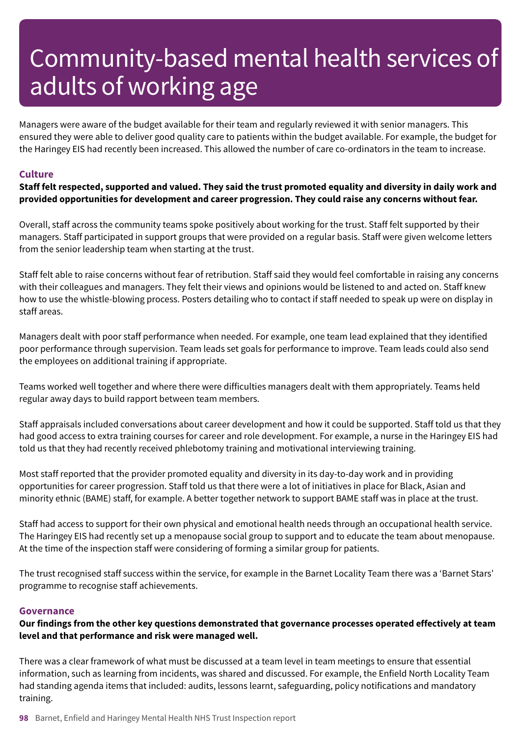# Community-based mental health services of adults of working age

Managers were aware of the budget available for their team and regularly reviewed it with senior managers. This ensured they were able to deliver good quality care to patients within the budget available. For example, the budget for the Haringey EIS had recently been increased. This allowed the number of care co-ordinators in the team to increase.

### Culture

**Staff felt respected, supported and valued. They said the trust promoted equality and diversity in daily work and provided opportunities for development and career progression. They could raise any concerns without fear.**

Overall, staff across the community teams spoke positively about working for the trust. Staff felt supported by their managers. Staff participated in support groups that were provided on a regular basis. Staff were given welcome letters from the senior leadership team when starting at the trust.

Staff felt able to raise concerns without fear of retribution. Staff said they would feel comfortable in raising any concerns with their colleagues and managers. They felt their views and opinions would be listened to and acted on. Staff knew how to use the whistle-blowing process. Posters detailing who to contact if staff needed to speak up were on display in staff areas.

Managers dealt with poor staff performance when needed. For example, one team lead explained that they identified poor performance through supervision. Team leads set goals for performance to improve. Team leads could also send the employees on additional training if appropriate.

Teams worked well together and where there were difficulties managers dealt with them appropriately. Teams held regular away days to build rapport between team members.

Staff appraisals included conversations about career development and how it could be supported. Staff told us that they had good access to extra training courses for career and role development. For example, a nurse in the Haringey EIS had told us that they had recently received phlebotomy training and motivational interviewing training.

Most staff reported that the provider promoted equality and diversity in its day-to-day work and in providing opportunities for career progression. Staff told us that there were a lot of initiatives in place for Black, Asian and minority ethnic (BAME) staff, for example. A better together network to support BAME staff was in place at the trust.

Staff had access to support for their own physical and emotional health needs through an occupational health service. The Haringey EIS had recently set up a menopause social group to support and to educate the team about menopause. At the time of the inspection staff were considering of forming a similar group for patients.

The trust recognised staff success within the service, for example in the Barnet Locality Team there was a 'Barnet Stars' programme to recognise staff achievements.

### Governance

**Our findings from the other key questions demonstrated that governance processes operated effectively at team level and that performance and risk were managed well.**

There was a clear framework of what must be discussed at a team level in team meetings to ensure that essential information, such as learning from incidents, was shared and discussed. For example, the Enfield North Locality Team had standing agenda items that included: audits, lessons learnt, safeguarding, policy notifications and mandatory training.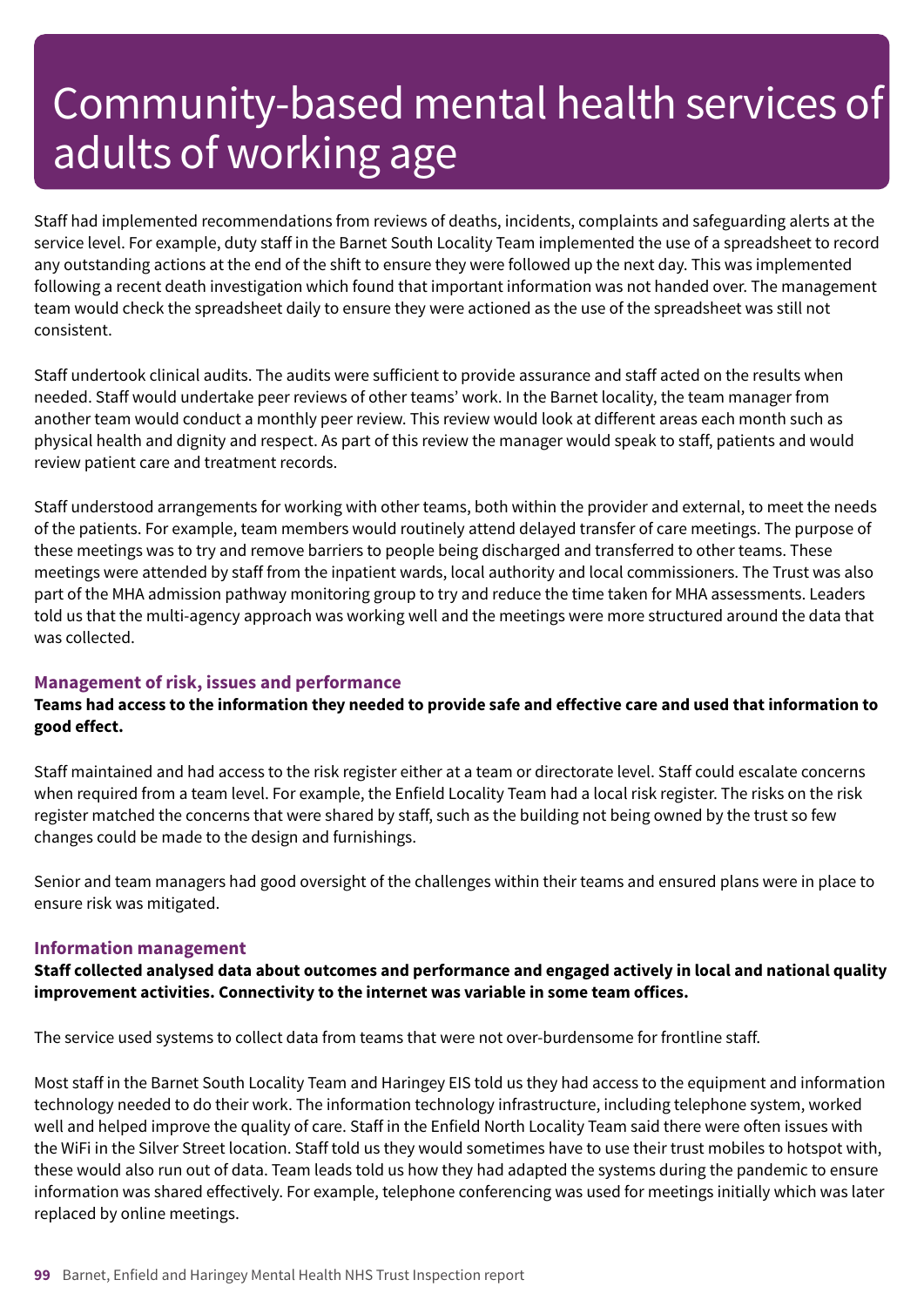# Community-based mental health services of adults of working age

Staff had implemented recommendations from reviews of deaths, incidents, complaints and safeguarding alerts at the service level. For example, duty staff in the Barnet South Locality Team implemented the use of a spreadsheet to record any outstanding actions at the end of the shift to ensure they were followed up the next day. This was implemented following a recent death investigation which found that important information was not handed over. The management team would check the spreadsheet daily to ensure they were actioned as the use of the spreadsheet was still not consistent.

Staff undertook clinical audits. The audits were sufficient to provide assurance and staff acted on the results when needed. Staff would undertake peer reviews of other teams' work. In the Barnet locality, the team manager from another team would conduct a monthly peer review. This review would look at different areas each month such as physical health and dignity and respect. As part of this review the manager would speak to staff, patients and would review patient care and treatment records.

Staff understood arrangements for working with other teams, both within the provider and external, to meet the needs of the patients. For example, team members would routinely attend delayed transfer of care meetings. The purpose of these meetings was to try and remove barriers to people being discharged and transferred to other teams. These meetings were attended by staff from the inpatient wards, local authority and local commissioners. The Trust was also part of the MHA admission pathway monitoring group to try and reduce the time taken for MHA assessments. Leaders told us that the multi-agency approach was working well and the meetings were more structured around the data that was collected.

### Management of risk, issues and performance

**Teams had access to the information they needed to provide safe and effective care and used that information to good effect.**

Staff maintained and had access to the risk register either at a team or directorate level. Staff could escalate concerns when required from a team level. For example, the Enfield Locality Team had a local risk register. The risks on the risk register matched the concerns that were shared by staff, such as the building not being owned by the trust so few changes could be made to the design and furnishings.

Senior and team managers had good oversight of the challenges within their teams and ensured plans were in place to ensure risk was mitigated.

### Information management

**Staff collected analysed data about outcomes and performance and engaged actively in local and national quality improvement activities. Connectivity to the internet was variable in some team offices.**

The service used systems to collect data from teams that were not over-burdensome for frontline staff.

Most staff in the Barnet South Locality Team and Haringey EIS told us they had access to the equipment and information technology needed to do their work. The information technology infrastructure, including telephone system, worked well and helped improve the quality of care. Staff in the Enfield North Locality Team said there were often issues with the WiFi in the Silver Street location. Staff told us they would sometimes have to use their trust mobiles to hotspot with, these would also run out of data. Team leads told us how they had adapted the systems during the pandemic to ensure information was shared effectively. For example, telephone conferencing was used for meetings initially which was later replaced by online meetings.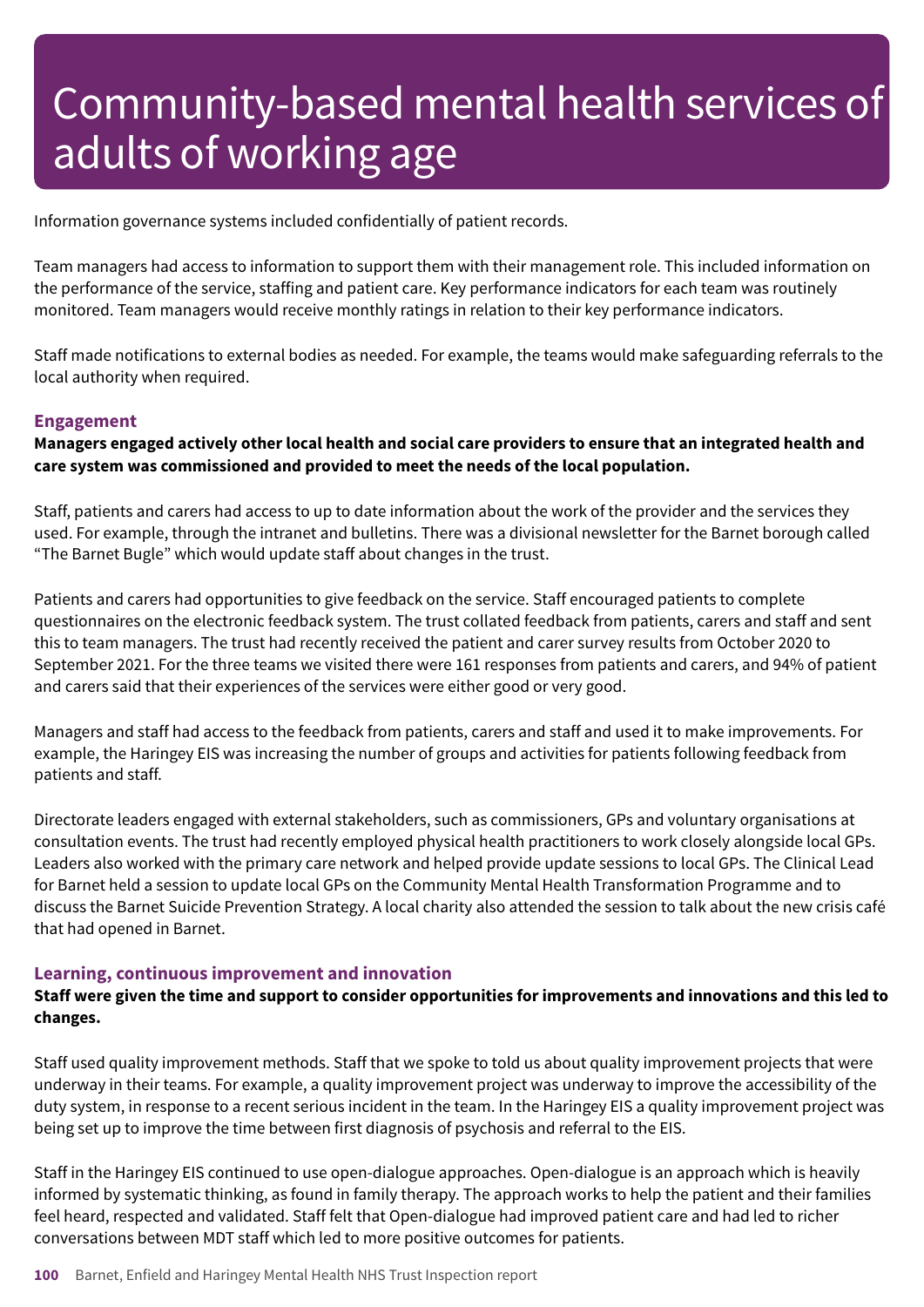# Community-based mental health services of adults of working age

Information governance systems included confidentially of patient records.

Team managers had access to information to support them with their management role. This included information on the performance of the service, staffing and patient care. Key performance indicators for each team was routinely monitored. Team managers would receive monthly ratings in relation to their key performance indicators.

Staff made notifications to external bodies as needed. For example, the teams would make safeguarding referrals to the local authority when required.

### Engagement

**Managers engaged actively other local health and social care providers to ensure that an integrated health and care system was commissioned and provided to meet the needs of the local population.**

Staff, patients and carers had access to up to date information about the work of the provider and the services they used. For example, through the intranet and bulletins. There was a divisional newsletter for the Barnet borough called "The Barnet Bugle" which would update staff about changes in the trust.

Patients and carers had opportunities to give feedback on the service. Staff encouraged patients to complete questionnaires on the electronic feedback system. The trust collated feedback from patients, carers and staff and sent this to team managers. The trust had recently received the patient and carer survey results from October 2020 to September 2021. For the three teams we visited there were 161 responses from patients and carers, and 94% of patient and carers said that their experiences of the services were either good or very good.

Managers and staff had access to the feedback from patients, carers and staff and used it to make improvements. For example, the Haringey EIS was increasing the number of groups and activities for patients following feedback from patients and staff.

Directorate leaders engaged with external stakeholders, such as commissioners, GPs and voluntary organisations at consultation events. The trust had recently employed physical health practitioners to work closely alongside local GPs. Leaders also worked with the primary care network and helped provide update sessions to local GPs. The Clinical Lead for Barnet held a session to update local GPs on the Community Mental Health Transformation Programme and to discuss the Barnet Suicide Prevention Strategy. A local charity also attended the session to talk about the new crisis café that had opened in Barnet.

### Learning, continuous improvement and innovation

**Staff were given the time and support to consider opportunities for improvements and innovations and this led to changes.**

Staff used quality improvement methods. Staff that we spoke to told us about quality improvement projects that were underway in their teams. For example, a quality improvement project was underway to improve the accessibility of the duty system, in response to a recent serious incident in the team. In the Haringey EIS a quality improvement project was being set up to improve the time between first diagnosis of psychosis and referral to the EIS.

Staff in the Haringey EIS continued to use open-dialogue approaches. Open-dialogue is an approach which is heavily informed by systematic thinking, as found in family therapy. The approach works to help the patient and their families feel heard, respected and validated. Staff felt that Open-dialogue had improved patient care and had led to richer conversations between MDT staff which led to more positive outcomes for patients.